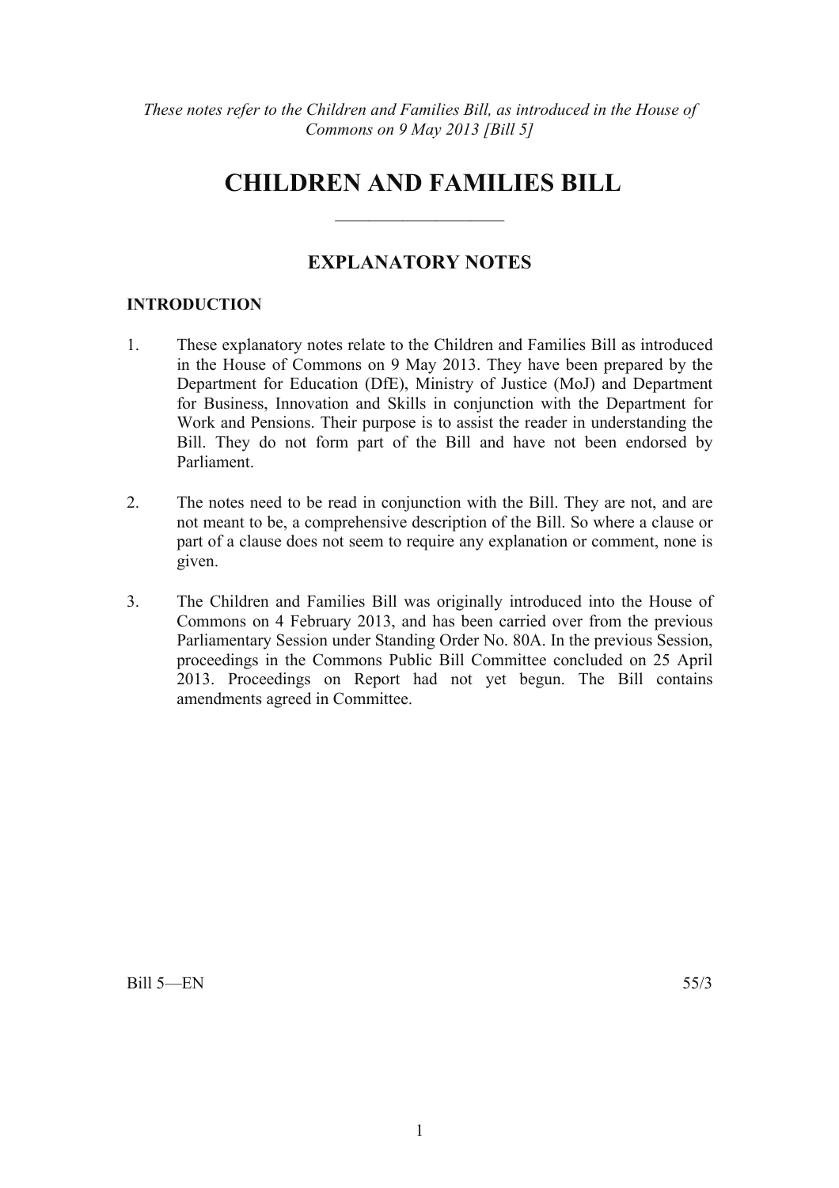*These notes refer to the Children and Families Bill, as introduced in the House of Commons on 9 May 2013 [Bill 5]*

# CHILDREN AND FAMILIES BILL

---

## EXPLANATORY NOTES

### INTRODUCTION

1. These explanatory notes relate to the Children and Families Bill as introduced in the House of Commons on 9 May 2013. They have been prepared by the Department for Education (DfE), Ministry of Justice (MoJ) and Department for Business, Innovation and Skills in conjunction with the Department for Work and Pensions. Their purpose is to assist the reader in understanding the Bill. They do not form part of the Bill and have not been endorsed by Parliament.

2. The notes need to be read in conjunction with the Bill. They are not, and are not meant to be, a comprehensive description of the Bill. So where a clause or part of a clause does not seem to require any explanation or comment, none is given.

3. The Children and Families Bill was originally introduced into the House of Commons on 4 February 2013, and has been carried over from the previous Parliamentary Session under Standing Order No. 80A. In the previous Session, proceedings in the Commons Public Bill Committee concluded on 25 April 2013. Proceedings on Report had not yet begun. The Bill contains amendments agreed in Committee.

Bill 5—EN 55/3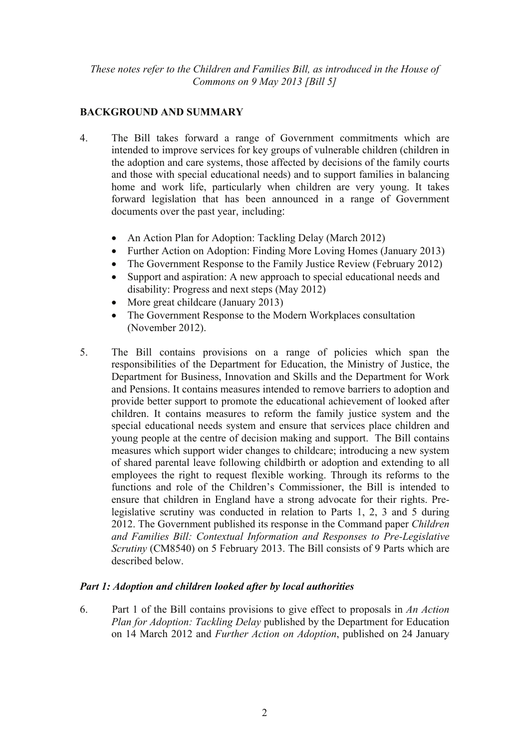*These notes refer to the Children and Families Bill, as introduced in the House of Commons on 9 May 2013 [Bill 5]*

## BACKGROUND AND SUMMARY

4. The Bill takes forward a range of Government commitments which are intended to improve services for key groups of vulnerable children (children in the adoption and care systems, those affected by decisions of the family courts and those with special educational needs) and to support families in balancing home and work life, particularly when children are very young. It takes forward legislation that has been announced in a range of Government documents over the past year, including:

   - An Action Plan for Adoption: Tackling Delay (March 2012)
   - Further Action on Adoption: Finding More Loving Homes (January 2013)
   - The Government Response to the Family Justice Review (February 2012)
   - Support and aspiration: A new approach to special educational needs and disability: Progress and next steps (May 2012)
   - More great childcare (January 2013)
   - The Government Response to the Modern Workplaces consultation (November 2012).

5. The Bill contains provisions on a range of policies which span the responsibilities of the Department for Education, the Ministry of Justice, the Department for Business, Innovation and Skills and the Department for Work and Pensions. It contains measures intended to remove barriers to adoption and provide better support to promote the educational achievement of looked after children. It contains measures to reform the family justice system and the special educational needs system and ensure that services place children and young people at the centre of decision making and support. The Bill contains measures which support wider changes to childcare; introducing a new system of shared parental leave following childbirth or adoption and extending to all employees the right to request flexible working. Through its reforms to the functions and role of the Children's Commissioner, the Bill is intended to ensure that children in England have a strong advocate for their rights. Pre-legislative scrutiny was conducted in relation to Parts 1, 2, 3 and 5 during 2012. The Government published its response in the Command paper *Children and Families Bill: Contextual Information and Responses to Pre-Legislative Scrutiny* (CM8540) on 5 February 2013. The Bill consists of 9 Parts which are described below.

### *Part 1: Adoption and children looked after by local authorities*

6. Part 1 of the Bill contains provisions to give effect to proposals in *An Action Plan for Adoption: Tackling Delay* published by the Department for Education on 14 March 2012 and *Further Action on Adoption*, published on 24 January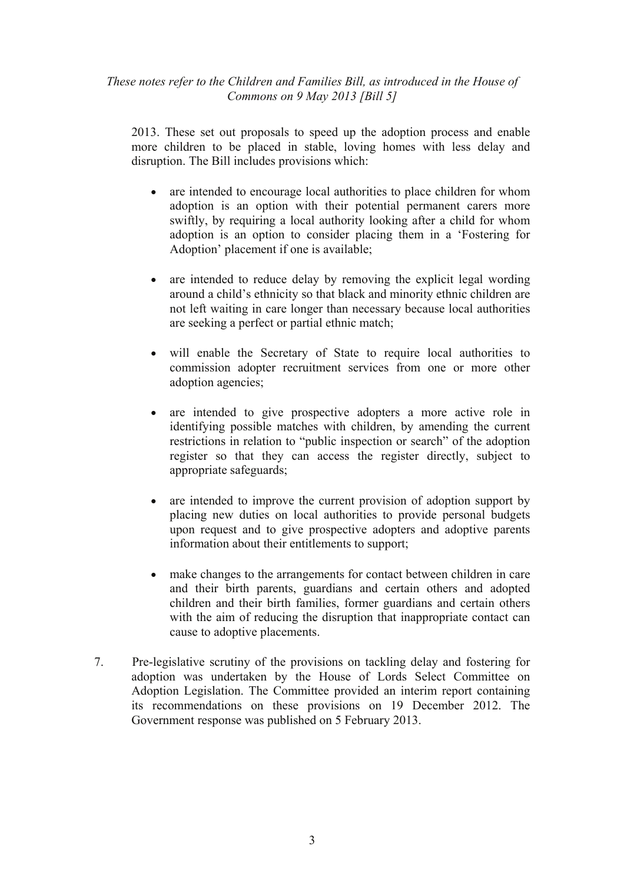2013. These set out proposals to speed up the adoption process and enable more children to be placed in stable, loving homes with less delay and disruption. The Bill includes provisions which:

- are intended to encourage local authorities to place children for whom adoption is an option with their potential permanent carers more swiftly, by requiring a local authority looking after a child for whom adoption is an option to consider placing them in a 'Fostering for Adoption' placement if one is available;

- are intended to reduce delay by removing the explicit legal wording around a child's ethnicity so that black and minority ethnic children are not left waiting in care longer than necessary because local authorities are seeking a perfect or partial ethnic match;

- will enable the Secretary of State to require local authorities to commission adopter recruitment services from one or more other adoption agencies;

- are intended to give prospective adopters a more active role in identifying possible matches with children, by amending the current restrictions in relation to "public inspection or search" of the adoption register so that they can access the register directly, subject to appropriate safeguards;

- are intended to improve the current provision of adoption support by placing new duties on local authorities to provide personal budgets upon request and to give prospective adopters and adoptive parents information about their entitlements to support;

- make changes to the arrangements for contact between children in care and their birth parents, guardians and certain others and adopted children and their birth families, former guardians and certain others with the aim of reducing the disruption that inappropriate contact can cause to adoptive placements.

7. Pre-legislative scrutiny of the provisions on tackling delay and fostering for adoption was undertaken by the House of Lords Select Committee on Adoption Legislation. The Committee provided an interim report containing its recommendations on these provisions on 19 December 2012. The Government response was published on 5 February 2013.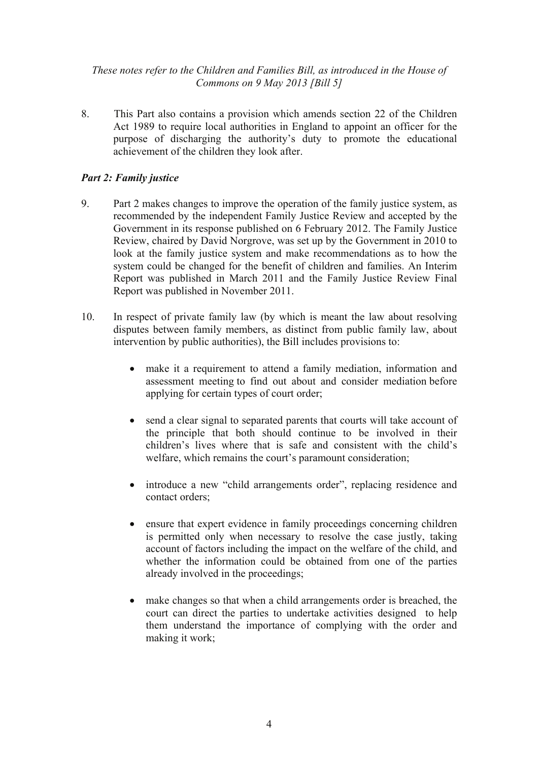8. This Part also contains a provision which amends section 22 of the Children Act 1989 to require local authorities in England to appoint an officer for the purpose of discharging the authority's duty to promote the educational achievement of the children they look after.

### *Part 2: Family justice*

9. Part 2 makes changes to improve the operation of the family justice system, as recommended by the independent Family Justice Review and accepted by the Government in its response published on 6 February 2012. The Family Justice Review, chaired by David Norgrove, was set up by the Government in 2010 to look at the family justice system and make recommendations as to how the system could be changed for the benefit of children and families. An Interim Report was published in March 2011 and the Family Justice Review Final Report was published in November 2011.

10. In respect of private family law (by which is meant the law about resolving disputes between family members, as distinct from public family law, about intervention by public authorities), the Bill includes provisions to:

   - make it a requirement to attend a family mediation, information and assessment meeting to find out about and consider mediation before applying for certain types of court order;
   - send a clear signal to separated parents that courts will take account of the principle that both should continue to be involved in their children's lives where that is safe and consistent with the child's welfare, which remains the court's paramount consideration;
   - introduce a new "child arrangements order", replacing residence and contact orders;
   - ensure that expert evidence in family proceedings concerning children is permitted only when necessary to resolve the case justly, taking account of factors including the impact on the welfare of the child, and whether the information could be obtained from one of the parties already involved in the proceedings;
   - make changes so that when a child arrangements order is breached, the court can direct the parties to undertake activities designed to help them understand the importance of complying with the order and making it work;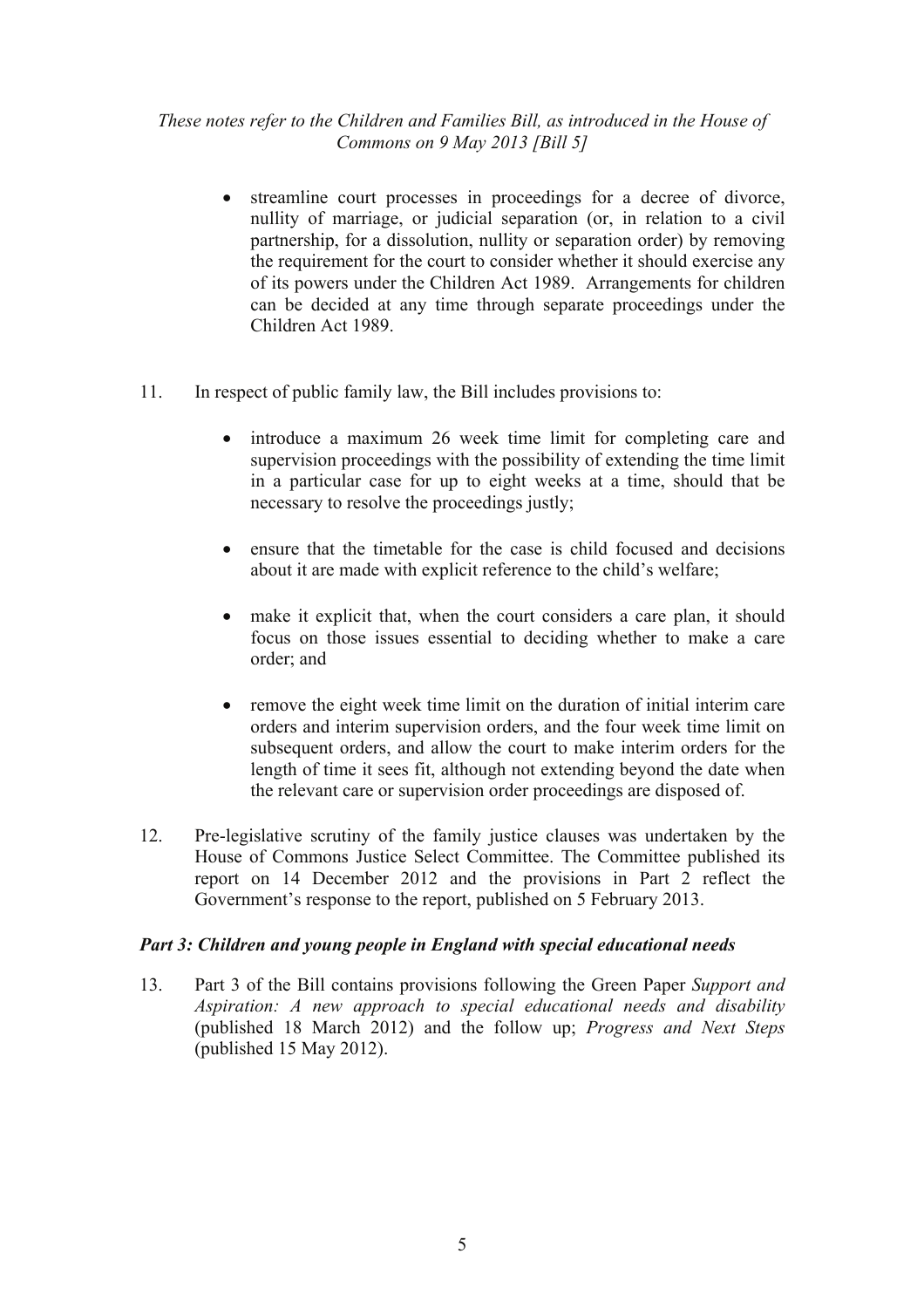- streamline court processes in proceedings for a decree of divorce, nullity of marriage, or judicial separation (or, in relation to a civil partnership, for a dissolution, nullity or separation order) by removing the requirement for the court to consider whether it should exercise any of its powers under the Children Act 1989. Arrangements for children can be decided at any time through separate proceedings under the Children Act 1989.

11. In respect of public family law, the Bill includes provisions to:

    - introduce a maximum 26 week time limit for completing care and supervision proceedings with the possibility of extending the time limit in a particular case for up to eight weeks at a time, should that be necessary to resolve the proceedings justly;

    - ensure that the timetable for the case is child focused and decisions about it are made with explicit reference to the child's welfare;

    - make it explicit that, when the court considers a care plan, it should focus on those issues essential to deciding whether to make a care order; and

    - remove the eight week time limit on the duration of initial interim care orders and interim supervision orders, and the four week time limit on subsequent orders, and allow the court to make interim orders for the length of time it sees fit, although not extending beyond the date when the relevant care or supervision order proceedings are disposed of.

12. Pre-legislative scrutiny of the family justice clauses was undertaken by the House of Commons Justice Select Committee. The Committee published its report on 14 December 2012 and the provisions in Part 2 reflect the Government's response to the report, published on 5 February 2013.

### *Part 3: Children and young people in England with special educational needs*

13. Part 3 of the Bill contains provisions following the Green Paper *Support and Aspiration: A new approach to special educational needs and disability* (published 18 March 2012) and the follow up; *Progress and Next Steps* (published 15 May 2012).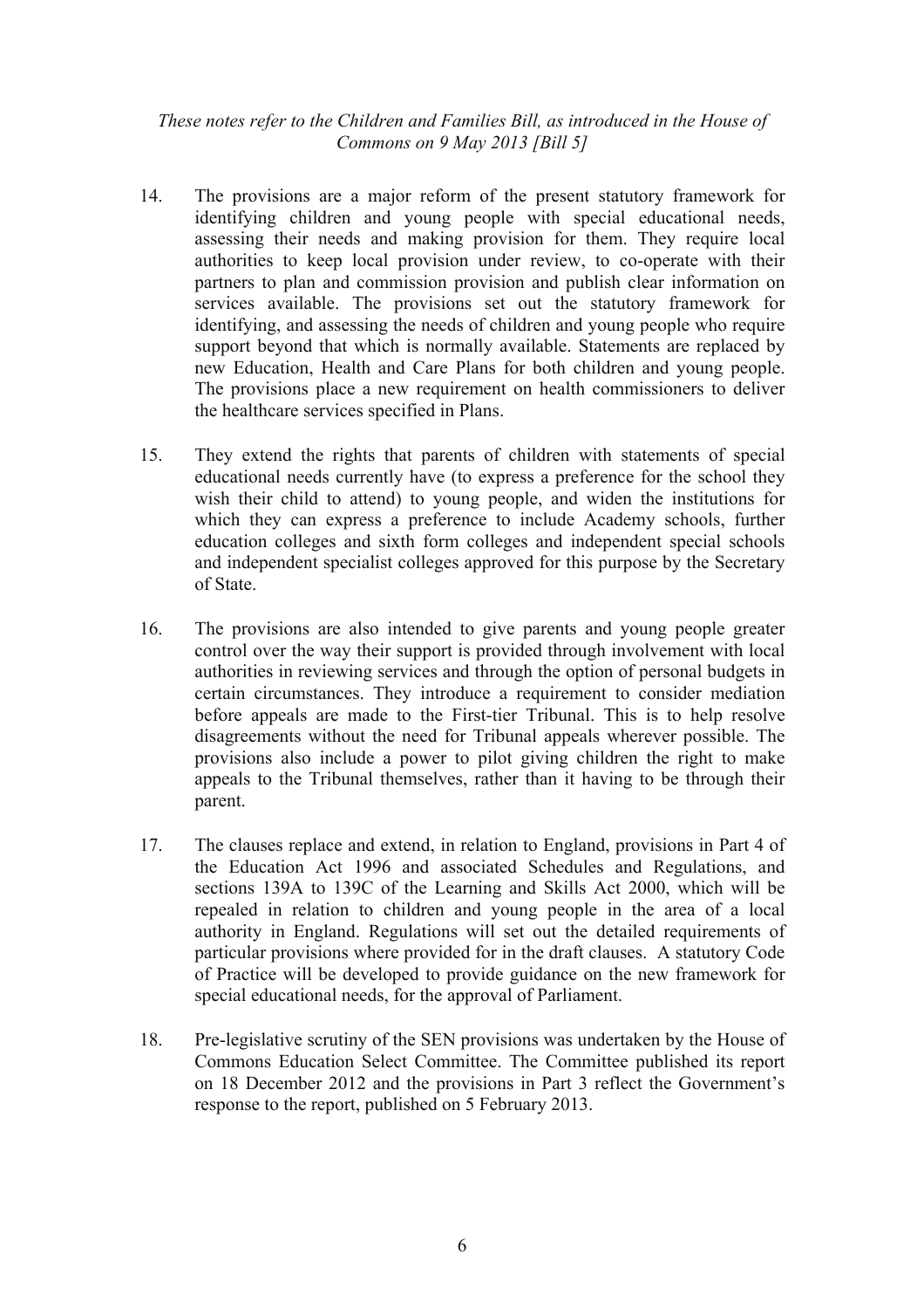14. The provisions are a major reform of the present statutory framework for identifying children and young people with special educational needs, assessing their needs and making provision for them. They require local authorities to keep local provision under review, to co-operate with their partners to plan and commission provision and publish clear information on services available. The provisions set out the statutory framework for identifying, and assessing the needs of children and young people who require support beyond that which is normally available. Statements are replaced by new Education, Health and Care Plans for both children and young people. The provisions place a new requirement on health commissioners to deliver the healthcare services specified in Plans.

15. They extend the rights that parents of children with statements of special educational needs currently have (to express a preference for the school they wish their child to attend) to young people, and widen the institutions for which they can express a preference to include Academy schools, further education colleges and sixth form colleges and independent special schools and independent specialist colleges approved for this purpose by the Secretary of State.

16. The provisions are also intended to give parents and young people greater control over the way their support is provided through involvement with local authorities in reviewing services and through the option of personal budgets in certain circumstances. They introduce a requirement to consider mediation before appeals are made to the First-tier Tribunal. This is to help resolve disagreements without the need for Tribunal appeals wherever possible. The provisions also include a power to pilot giving children the right to make appeals to the Tribunal themselves, rather than it having to be through their parent.

17. The clauses replace and extend, in relation to England, provisions in Part 4 of the Education Act 1996 and associated Schedules and Regulations, and sections 139A to 139C of the Learning and Skills Act 2000, which will be repealed in relation to children and young people in the area of a local authority in England. Regulations will set out the detailed requirements of particular provisions where provided for in the draft clauses. A statutory Code of Practice will be developed to provide guidance on the new framework for special educational needs, for the approval of Parliament.

18. Pre-legislative scrutiny of the SEN provisions was undertaken by the House of Commons Education Select Committee. The Committee published its report on 18 December 2012 and the provisions in Part 3 reflect the Government's response to the report, published on 5 February 2013.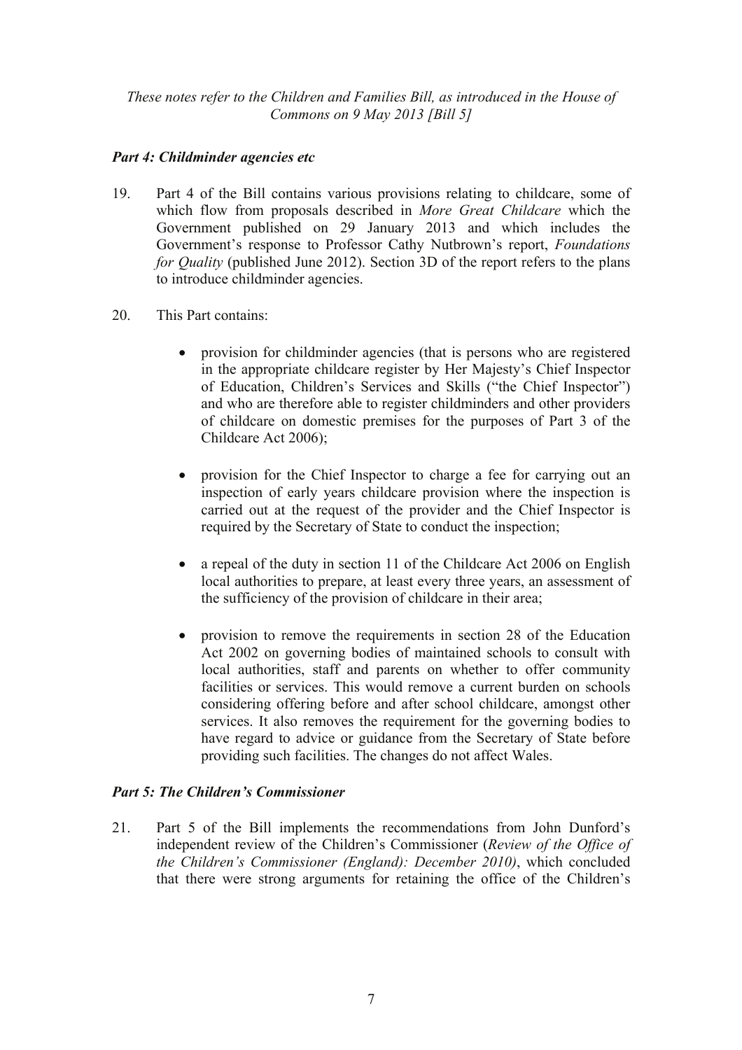*These notes refer to the Children and Families Bill, as introduced in the House of Commons on 9 May 2013 [Bill 5]*

### *Part 4: Childminder agencies etc*

19. Part 4 of the Bill contains various provisions relating to childcare, some of which flow from proposals described in *More Great Childcare* which the Government published on 29 January 2013 and which includes the Government's response to Professor Cathy Nutbrown's report, *Foundations for Quality* (published June 2012). Section 3D of the report refers to the plans to introduce childminder agencies.

20. This Part contains:

    - provision for childminder agencies (that is persons who are registered in the appropriate childcare register by Her Majesty's Chief Inspector of Education, Children's Services and Skills ("the Chief Inspector") and who are therefore able to register childminders and other providers of childcare on domestic premises for the purposes of Part 3 of the Childcare Act 2006);

    - provision for the Chief Inspector to charge a fee for carrying out an inspection of early years childcare provision where the inspection is carried out at the request of the provider and the Chief Inspector is required by the Secretary of State to conduct the inspection;

    - a repeal of the duty in section 11 of the Childcare Act 2006 on English local authorities to prepare, at least every three years, an assessment of the sufficiency of the provision of childcare in their area;

    - provision to remove the requirements in section 28 of the Education Act 2002 on governing bodies of maintained schools to consult with local authorities, staff and parents on whether to offer community facilities or services. This would remove a current burden on schools considering offering before and after school childcare, amongst other services. It also removes the requirement for the governing bodies to have regard to advice or guidance from the Secretary of State before providing such facilities. The changes do not affect Wales.

### *Part 5: The Children's Commissioner*

21. Part 5 of the Bill implements the recommendations from John Dunford's independent review of the Children's Commissioner (*Review of the Office of the Children's Commissioner (England): December 2010)*, which concluded that there were strong arguments for retaining the office of the Children's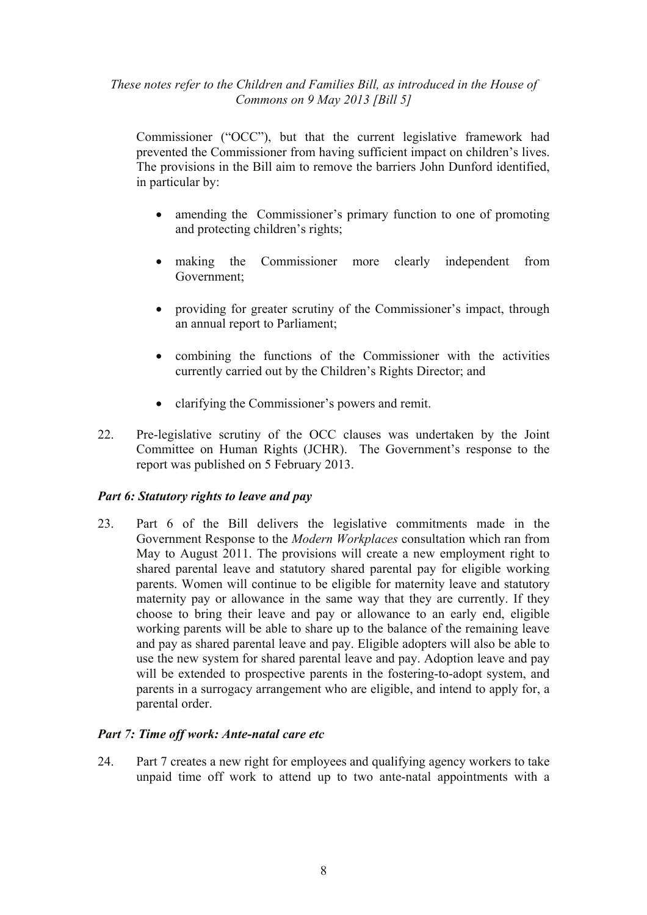Commissioner ("OCC"), but that the current legislative framework had prevented the Commissioner from having sufficient impact on children's lives. The provisions in the Bill aim to remove the barriers John Dunford identified, in particular by:

- amending the Commissioner's primary function to one of promoting and protecting children's rights;
- making the Commissioner more clearly independent from Government;
- providing for greater scrutiny of the Commissioner's impact, through an annual report to Parliament;
- combining the functions of the Commissioner with the activities currently carried out by the Children's Rights Director; and
- clarifying the Commissioner's powers and remit.

22. Pre-legislative scrutiny of the OCC clauses was undertaken by the Joint Committee on Human Rights (JCHR). The Government's response to the report was published on 5 February 2013.

### *Part 6: Statutory rights to leave and pay*

23. Part 6 of the Bill delivers the legislative commitments made in the Government Response to the *Modern Workplaces* consultation which ran from May to August 2011. The provisions will create a new employment right to shared parental leave and statutory shared parental pay for eligible working parents. Women will continue to be eligible for maternity leave and statutory maternity pay or allowance in the same way that they are currently. If they choose to bring their leave and pay or allowance to an early end, eligible working parents will be able to share up to the balance of the remaining leave and pay as shared parental leave and pay. Eligible adopters will also be able to use the new system for shared parental leave and pay. Adoption leave and pay will be extended to prospective parents in the fostering-to-adopt system, and parents in a surrogacy arrangement who are eligible, and intend to apply for, a parental order.

### *Part 7: Time off work: Ante-natal care etc*

24. Part 7 creates a new right for employees and qualifying agency workers to take unpaid time off work to attend up to two ante-natal appointments with a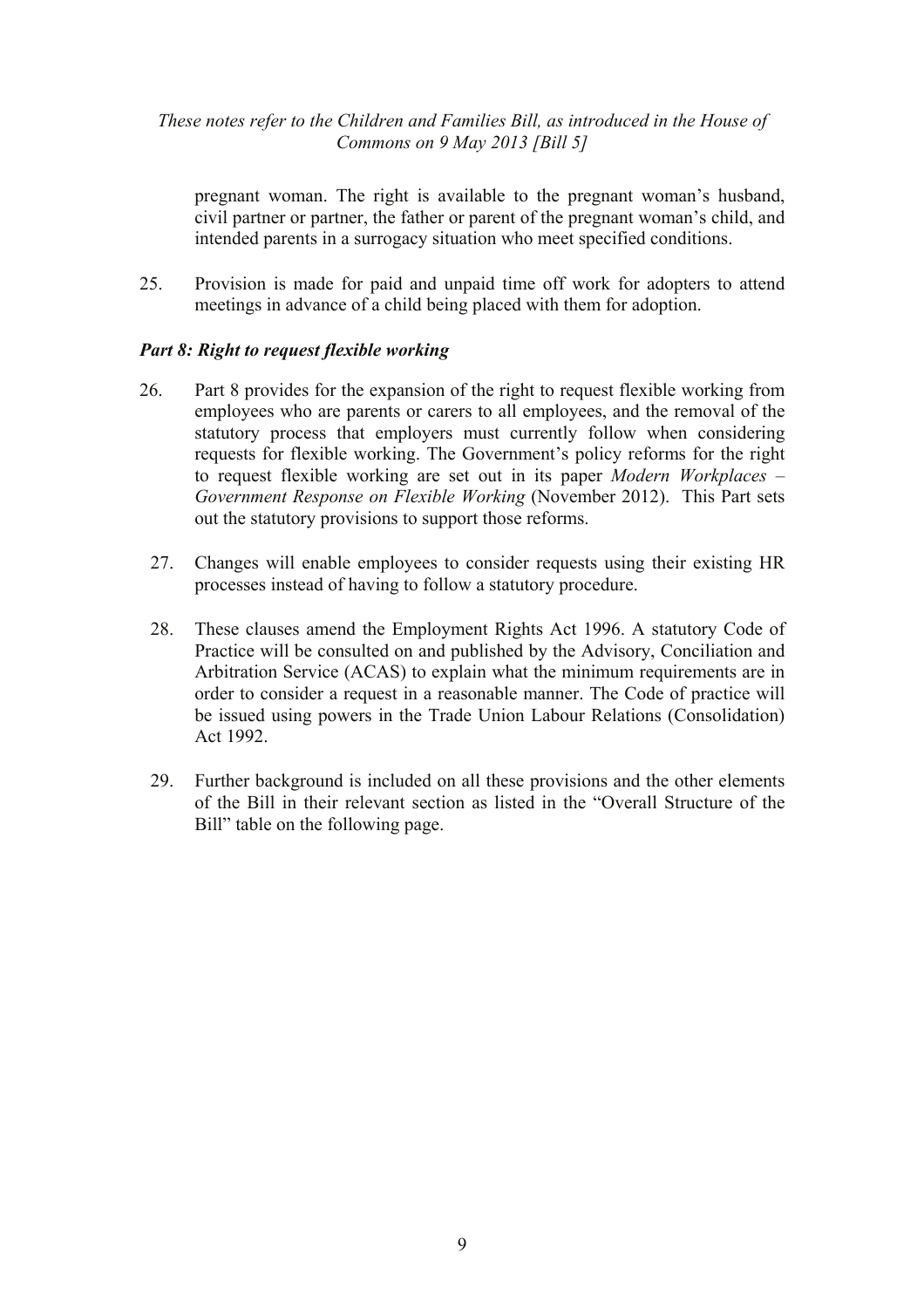pregnant woman. The right is available to the pregnant woman's husband, civil partner or partner, the father or parent of the pregnant woman's child, and intended parents in a surrogacy situation who meet specified conditions.

25. Provision is made for paid and unpaid time off work for adopters to attend meetings in advance of a child being placed with them for adoption.

### *Part 8: Right to request flexible working*

26. Part 8 provides for the expansion of the right to request flexible working from employees who are parents or carers to all employees, and the removal of the statutory process that employers must currently follow when considering requests for flexible working. The Government's policy reforms for the right to request flexible working are set out in its paper *Modern Workplaces – Government Response on Flexible Working* (November 2012). This Part sets out the statutory provisions to support those reforms.

27. Changes will enable employees to consider requests using their existing HR processes instead of having to follow a statutory procedure.

28. These clauses amend the Employment Rights Act 1996. A statutory Code of Practice will be consulted on and published by the Advisory, Conciliation and Arbitration Service (ACAS) to explain what the minimum requirements are in order to consider a request in a reasonable manner. The Code of practice will be issued using powers in the Trade Union Labour Relations (Consolidation) Act 1992.

29. Further background is included on all these provisions and the other elements of the Bill in their relevant section as listed in the "Overall Structure of the Bill" table on the following page.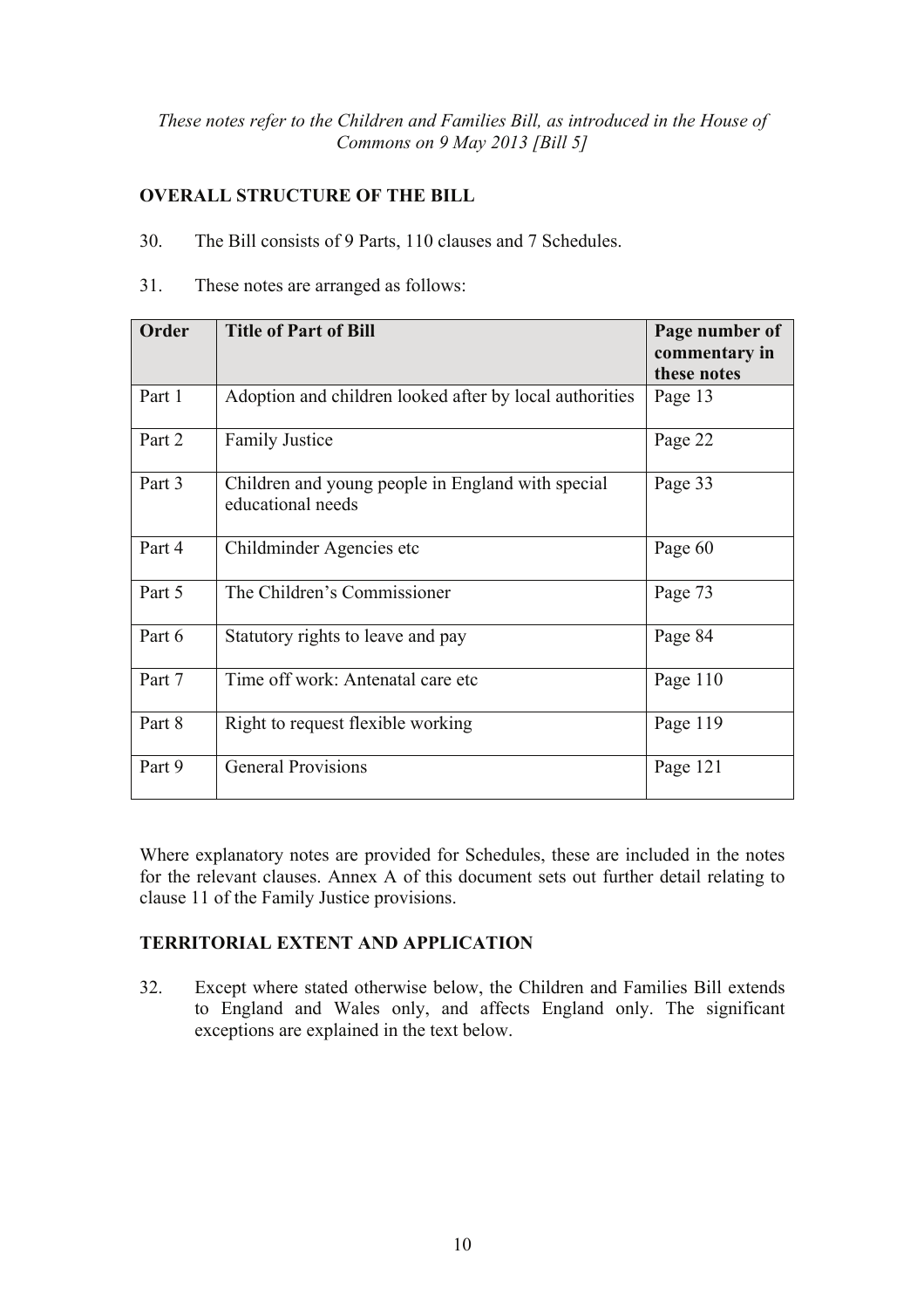*These notes refer to the Children and Families Bill, as introduced in the House of Commons on 9 May 2013 [Bill 5]*

## OVERALL STRUCTURE OF THE BILL

30. The Bill consists of 9 Parts, 110 clauses and 7 Schedules.

31. These notes are arranged as follows:

| Order | Title of Part of Bill | Page number of commentary in these notes |
|---|---|---|
| Part 1 | Adoption and children looked after by local authorities | Page 13 |
| Part 2 | Family Justice | Page 22 |
| Part 3 | Children and young people in England with special educational needs | Page 33 |
| Part 4 | Childminder Agencies etc | Page 60 |
| Part 5 | The Children's Commissioner | Page 73 |
| Part 6 | Statutory rights to leave and pay | Page 84 |
| Part 7 | Time off work: Antenatal care etc | Page 110 |
| Part 8 | Right to request flexible working | Page 119 |
| Part 9 | General Provisions | Page 121 |

Where explanatory notes are provided for Schedules, these are included in the notes for the relevant clauses. Annex A of this document sets out further detail relating to clause 11 of the Family Justice provisions.

## TERRITORIAL EXTENT AND APPLICATION

32. Except where stated otherwise below, the Children and Families Bill extends to England and Wales only, and affects England only. The significant exceptions are explained in the text below.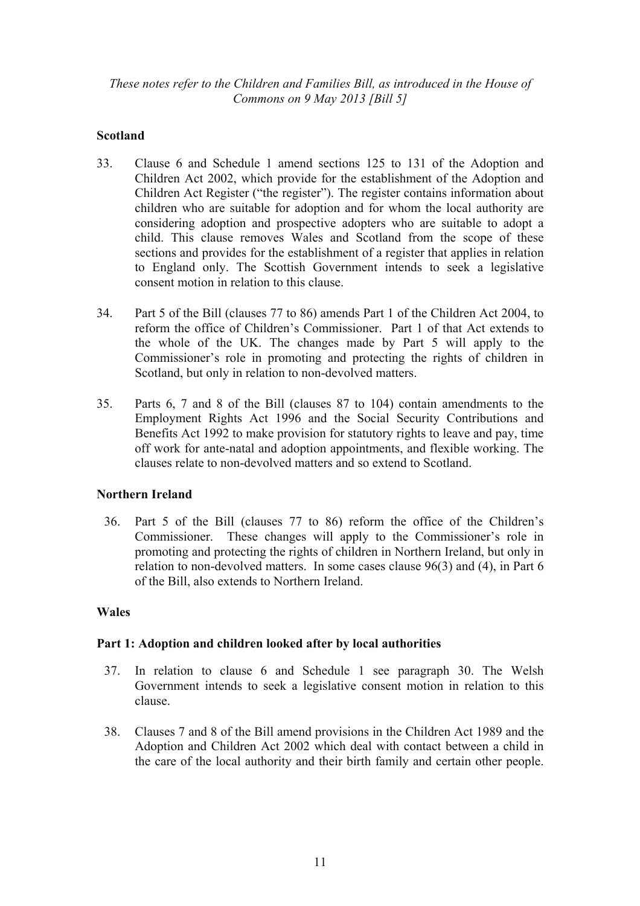*These notes refer to the Children and Families Bill, as introduced in the House of Commons on 9 May 2013 [Bill 5]*

**Scotland**

33. Clause 6 and Schedule 1 amend sections 125 to 131 of the Adoption and Children Act 2002, which provide for the establishment of the Adoption and Children Act Register ("the register"). The register contains information about children who are suitable for adoption and for whom the local authority are considering adoption and prospective adopters who are suitable to adopt a child. This clause removes Wales and Scotland from the scope of these sections and provides for the establishment of a register that applies in relation to England only. The Scottish Government intends to seek a legislative consent motion in relation to this clause.

34. Part 5 of the Bill (clauses 77 to 86) amends Part 1 of the Children Act 2004, to reform the office of Children's Commissioner. Part 1 of that Act extends to the whole of the UK. The changes made by Part 5 will apply to the Commissioner's role in promoting and protecting the rights of children in Scotland, but only in relation to non-devolved matters.

35. Parts 6, 7 and 8 of the Bill (clauses 87 to 104) contain amendments to the Employment Rights Act 1996 and the Social Security Contributions and Benefits Act 1992 to make provision for statutory rights to leave and pay, time off work for ante-natal and adoption appointments, and flexible working. The clauses relate to non-devolved matters and so extend to Scotland.

**Northern Ireland**

36. Part 5 of the Bill (clauses 77 to 86) reform the office of the Children's Commissioner. These changes will apply to the Commissioner's role in promoting and protecting the rights of children in Northern Ireland, but only in relation to non-devolved matters. In some cases clause 96(3) and (4), in Part 6 of the Bill, also extends to Northern Ireland.

**Wales**

**Part 1: Adoption and children looked after by local authorities**

37. In relation to clause 6 and Schedule 1 see paragraph 30. The Welsh Government intends to seek a legislative consent motion in relation to this clause.

38. Clauses 7 and 8 of the Bill amend provisions in the Children Act 1989 and the Adoption and Children Act 2002 which deal with contact between a child in the care of the local authority and their birth family and certain other people.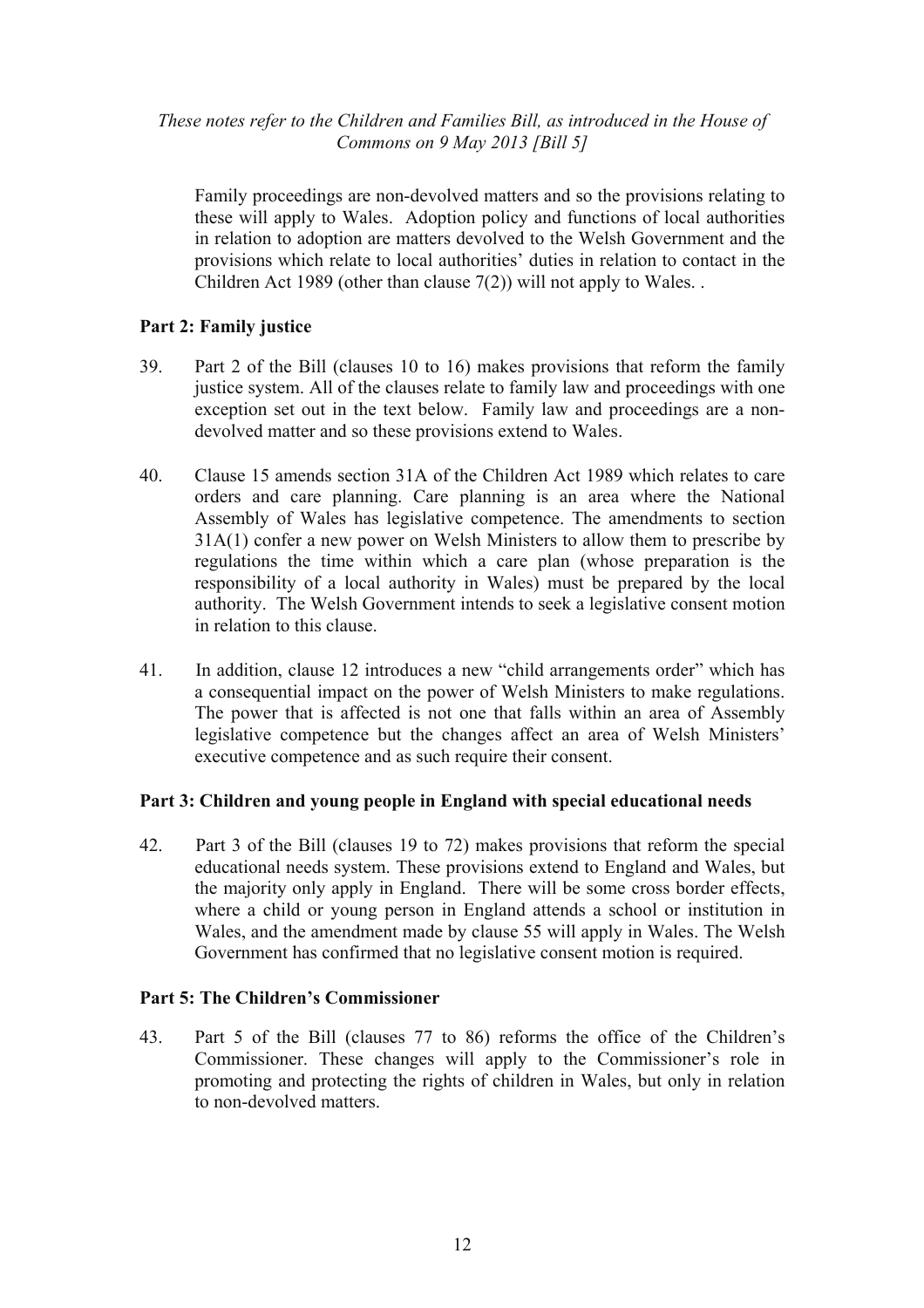Family proceedings are non-devolved matters and so the provisions relating to these will apply to Wales. Adoption policy and functions of local authorities in relation to adoption are matters devolved to the Welsh Government and the provisions which relate to local authorities' duties in relation to contact in the Children Act 1989 (other than clause 7(2)) will not apply to Wales. .

**Part 2: Family justice**

39. Part 2 of the Bill (clauses 10 to 16) makes provisions that reform the family justice system. All of the clauses relate to family law and proceedings with one exception set out in the text below. Family law and proceedings are a non-devolved matter and so these provisions extend to Wales.

40. Clause 15 amends section 31A of the Children Act 1989 which relates to care orders and care planning. Care planning is an area where the National Assembly of Wales has legislative competence. The amendments to section 31A(1) confer a new power on Welsh Ministers to allow them to prescribe by regulations the time within which a care plan (whose preparation is the responsibility of a local authority in Wales) must be prepared by the local authority. The Welsh Government intends to seek a legislative consent motion in relation to this clause.

41. In addition, clause 12 introduces a new "child arrangements order" which has a consequential impact on the power of Welsh Ministers to make regulations. The power that is affected is not one that falls within an area of Assembly legislative competence but the changes affect an area of Welsh Ministers' executive competence and as such require their consent.

**Part 3: Children and young people in England with special educational needs**

42. Part 3 of the Bill (clauses 19 to 72) makes provisions that reform the special educational needs system. These provisions extend to England and Wales, but the majority only apply in England. There will be some cross border effects, where a child or young person in England attends a school or institution in Wales, and the amendment made by clause 55 will apply in Wales. The Welsh Government has confirmed that no legislative consent motion is required.

**Part 5: The Children's Commissioner**

43. Part 5 of the Bill (clauses 77 to 86) reforms the office of the Children's Commissioner. These changes will apply to the Commissioner's role in promoting and protecting the rights of children in Wales, but only in relation to non-devolved matters.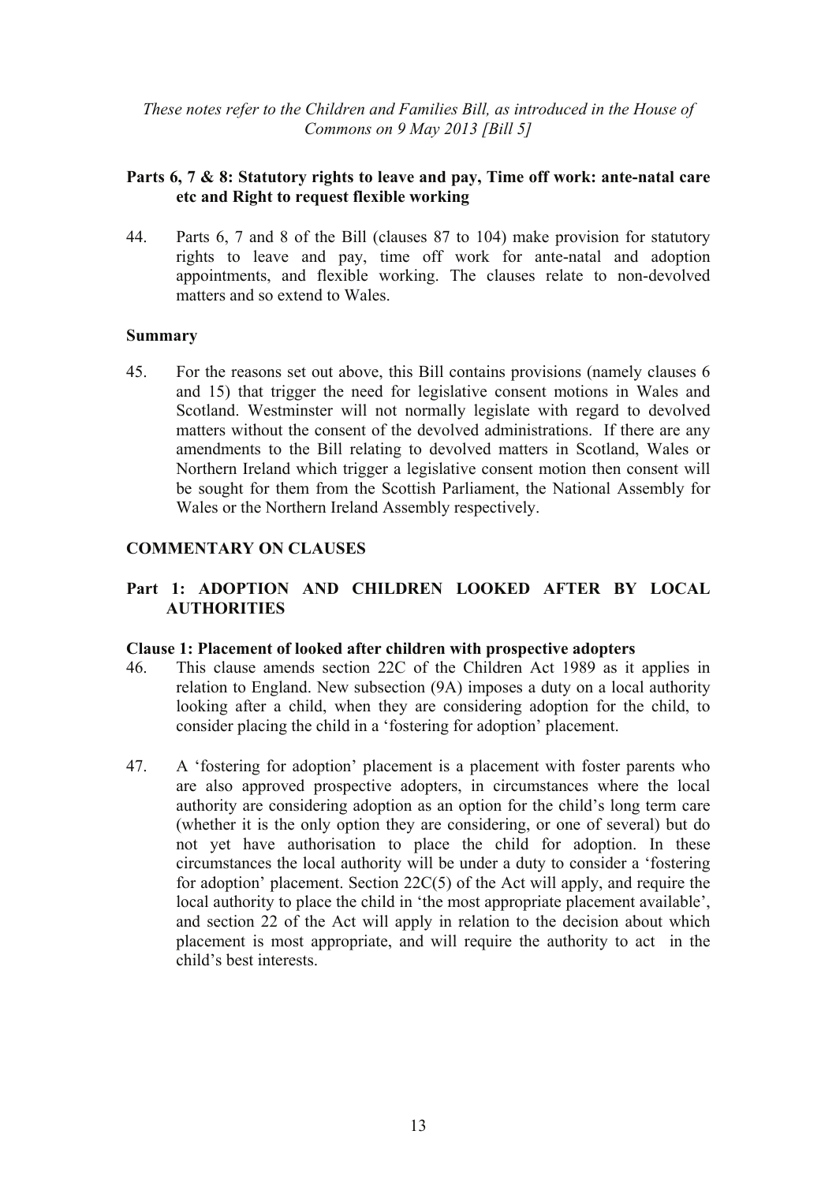*These notes refer to the Children and Families Bill, as introduced in the House of Commons on 9 May 2013 [Bill 5]*

### Parts 6, 7 & 8: Statutory rights to leave and pay, Time off work: ante-natal care etc and Right to request flexible working

44. Parts 6, 7 and 8 of the Bill (clauses 87 to 104) make provision for statutory rights to leave and pay, time off work for ante-natal and adoption appointments, and flexible working. The clauses relate to non-devolved matters and so extend to Wales.

### Summary

45. For the reasons set out above, this Bill contains provisions (namely clauses 6 and 15) that trigger the need for legislative consent motions in Wales and Scotland. Westminster will not normally legislate with regard to devolved matters without the consent of the devolved administrations. If there are any amendments to the Bill relating to devolved matters in Scotland, Wales or Northern Ireland which trigger a legislative consent motion then consent will be sought for them from the Scottish Parliament, the National Assembly for Wales or the Northern Ireland Assembly respectively.

## COMMENTARY ON CLAUSES

### Part 1: ADOPTION AND CHILDREN LOOKED AFTER BY LOCAL AUTHORITIES

#### Clause 1: Placement of looked after children with prospective adopters

46. This clause amends section 22C of the Children Act 1989 as it applies in relation to England. New subsection (9A) imposes a duty on a local authority looking after a child, when they are considering adoption for the child, to consider placing the child in a 'fostering for adoption' placement.

47. A 'fostering for adoption' placement is a placement with foster parents who are also approved prospective adopters, in circumstances where the local authority are considering adoption as an option for the child's long term care (whether it is the only option they are considering, or one of several) but do not yet have authorisation to place the child for adoption. In these circumstances the local authority will be under a duty to consider a 'fostering for adoption' placement. Section 22C(5) of the Act will apply, and require the local authority to place the child in 'the most appropriate placement available', and section 22 of the Act will apply in relation to the decision about which placement is most appropriate, and will require the authority to act in the child's best interests.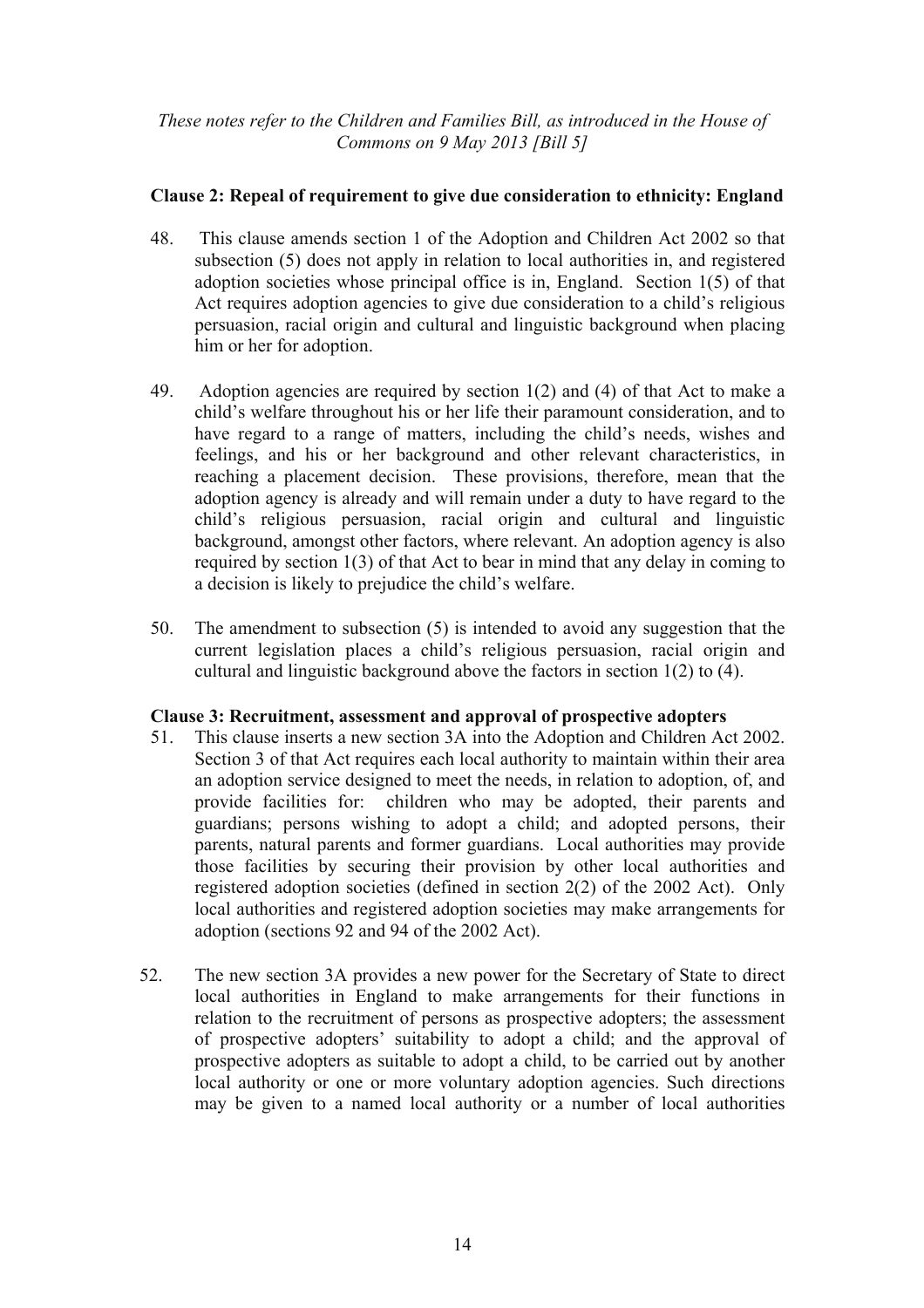**Clause 2: Repeal of requirement to give due consideration to ethnicity: England**

48. This clause amends section 1 of the Adoption and Children Act 2002 so that subsection (5) does not apply in relation to local authorities in, and registered adoption societies whose principal office is in, England. Section 1(5) of that Act requires adoption agencies to give due consideration to a child's religious persuasion, racial origin and cultural and linguistic background when placing him or her for adoption.

49. Adoption agencies are required by section 1(2) and (4) of that Act to make a child's welfare throughout his or her life their paramount consideration, and to have regard to a range of matters, including the child's needs, wishes and feelings, and his or her background and other relevant characteristics, in reaching a placement decision. These provisions, therefore, mean that the adoption agency is already and will remain under a duty to have regard to the child's religious persuasion, racial origin and cultural and linguistic background, amongst other factors, where relevant. An adoption agency is also required by section 1(3) of that Act to bear in mind that any delay in coming to a decision is likely to prejudice the child's welfare.

50. The amendment to subsection (5) is intended to avoid any suggestion that the current legislation places a child's religious persuasion, racial origin and cultural and linguistic background above the factors in section 1(2) to (4).

**Clause 3: Recruitment, assessment and approval of prospective adopters**

51. This clause inserts a new section 3A into the Adoption and Children Act 2002. Section 3 of that Act requires each local authority to maintain within their area an adoption service designed to meet the needs, in relation to adoption, of, and provide facilities for: children who may be adopted, their parents and guardians; persons wishing to adopt a child; and adopted persons, their parents, natural parents and former guardians. Local authorities may provide those facilities by securing their provision by other local authorities and registered adoption societies (defined in section 2(2) of the 2002 Act). Only local authorities and registered adoption societies may make arrangements for adoption (sections 92 and 94 of the 2002 Act).

52. The new section 3A provides a new power for the Secretary of State to direct local authorities in England to make arrangements for their functions in relation to the recruitment of persons as prospective adopters; the assessment of prospective adopters' suitability to adopt a child; and the approval of prospective adopters as suitable to adopt a child, to be carried out by another local authority or one or more voluntary adoption agencies. Such directions may be given to a named local authority or a number of local authorities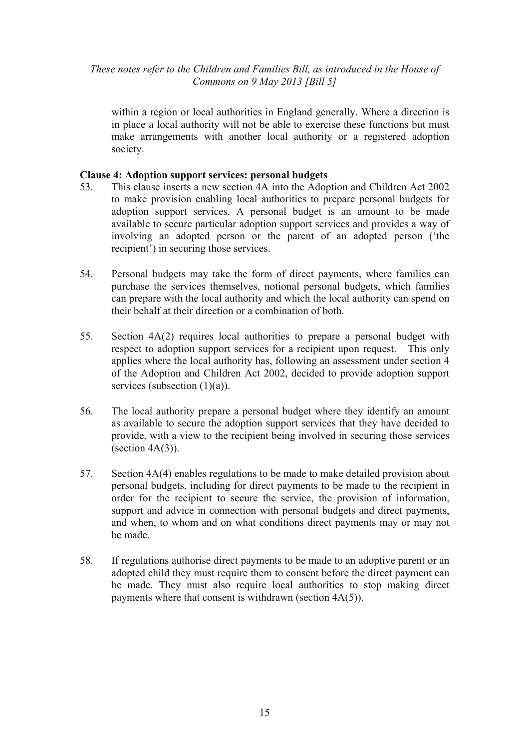within a region or local authorities in England generally. Where a direction is in place a local authority will not be able to exercise these functions but must make arrangements with another local authority or a registered adoption society.

**Clause 4: Adoption support services: personal budgets**

53. This clause inserts a new section 4A into the Adoption and Children Act 2002 to make provision enabling local authorities to prepare personal budgets for adoption support services. A personal budget is an amount to be made available to secure particular adoption support services and provides a way of involving an adopted person or the parent of an adopted person ('the recipient') in securing those services.

54. Personal budgets may take the form of direct payments, where families can purchase the services themselves, notional personal budgets, which families can prepare with the local authority and which the local authority can spend on their behalf at their direction or a combination of both.

55. Section 4A(2) requires local authorities to prepare a personal budget with respect to adoption support services for a recipient upon request. This only applies where the local authority has, following an assessment under section 4 of the Adoption and Children Act 2002, decided to provide adoption support services (subsection (1)(a)).

56. The local authority prepare a personal budget where they identify an amount as available to secure the adoption support services that they have decided to provide, with a view to the recipient being involved in securing those services (section 4A(3)).

57. Section 4A(4) enables regulations to be made to make detailed provision about personal budgets, including for direct payments to be made to the recipient in order for the recipient to secure the service, the provision of information, support and advice in connection with personal budgets and direct payments, and when, to whom and on what conditions direct payments may or may not be made.

58. If regulations authorise direct payments to be made to an adoptive parent or an adopted child they must require them to consent before the direct payment can be made. They must also require local authorities to stop making direct payments where that consent is withdrawn (section 4A(5)).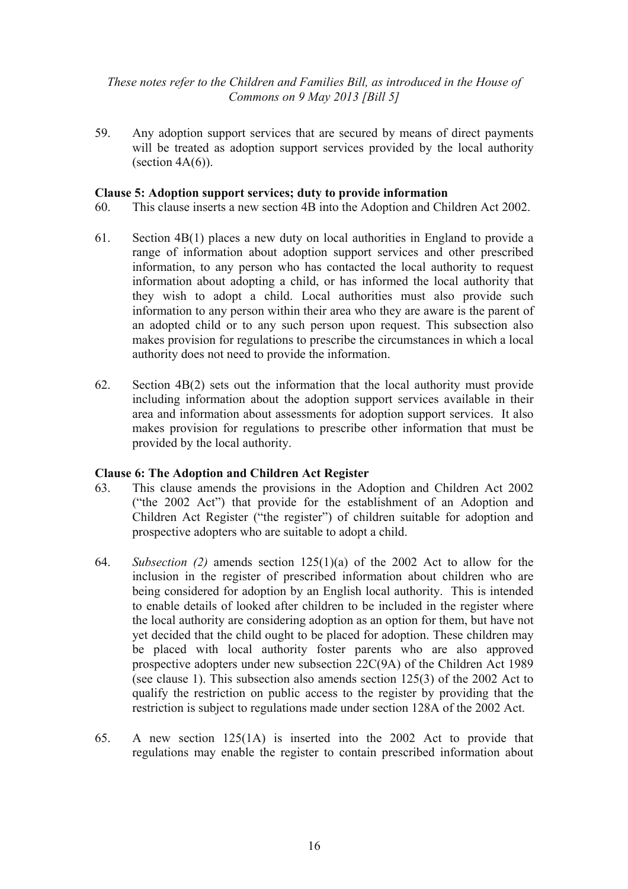59. Any adoption support services that are secured by means of direct payments will be treated as adoption support services provided by the local authority (section 4A(6)).

**Clause 5: Adoption support services; duty to provide information**

60. This clause inserts a new section 4B into the Adoption and Children Act 2002.

61. Section 4B(1) places a new duty on local authorities in England to provide a range of information about adoption support services and other prescribed information, to any person who has contacted the local authority to request information about adopting a child, or has informed the local authority that they wish to adopt a child. Local authorities must also provide such information to any person within their area who they are aware is the parent of an adopted child or to any such person upon request. This subsection also makes provision for regulations to prescribe the circumstances in which a local authority does not need to provide the information.

62. Section 4B(2) sets out the information that the local authority must provide including information about the adoption support services available in their area and information about assessments for adoption support services. It also makes provision for regulations to prescribe other information that must be provided by the local authority.

**Clause 6: The Adoption and Children Act Register**

63. This clause amends the provisions in the Adoption and Children Act 2002 ("the 2002 Act") that provide for the establishment of an Adoption and Children Act Register ("the register") of children suitable for adoption and prospective adopters who are suitable to adopt a child.

64. *Subsection (2)* amends section 125(1)(a) of the 2002 Act to allow for the inclusion in the register of prescribed information about children who are being considered for adoption by an English local authority. This is intended to enable details of looked after children to be included in the register where the local authority are considering adoption as an option for them, but have not yet decided that the child ought to be placed for adoption. These children may be placed with local authority foster parents who are also approved prospective adopters under new subsection 22C(9A) of the Children Act 1989 (see clause 1). This subsection also amends section 125(3) of the 2002 Act to qualify the restriction on public access to the register by providing that the restriction is subject to regulations made under section 128A of the 2002 Act.

65. A new section 125(1A) is inserted into the 2002 Act to provide that regulations may enable the register to contain prescribed information about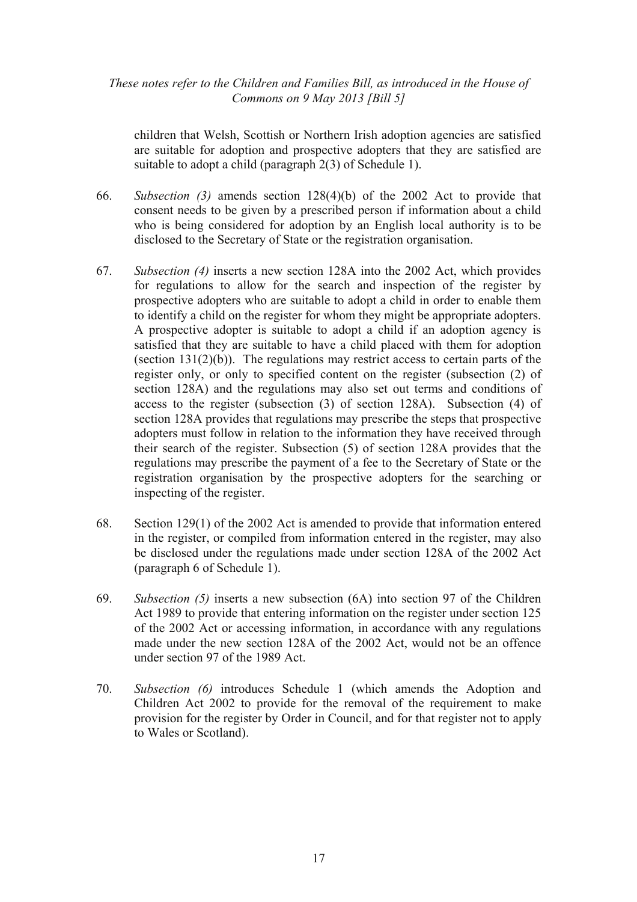children that Welsh, Scottish or Northern Irish adoption agencies are satisfied are suitable for adoption and prospective adopters that they are satisfied are suitable to adopt a child (paragraph 2(3) of Schedule 1).

66. *Subsection (3)* amends section 128(4)(b) of the 2002 Act to provide that consent needs to be given by a prescribed person if information about a child who is being considered for adoption by an English local authority is to be disclosed to the Secretary of State or the registration organisation.

67. *Subsection (4)* inserts a new section 128A into the 2002 Act, which provides for regulations to allow for the search and inspection of the register by prospective adopters who are suitable to adopt a child in order to enable them to identify a child on the register for whom they might be appropriate adopters. A prospective adopter is suitable to adopt a child if an adoption agency is satisfied that they are suitable to have a child placed with them for adoption (section 131(2)(b)). The regulations may restrict access to certain parts of the register only, or only to specified content on the register (subsection (2) of section 128A) and the regulations may also set out terms and conditions of access to the register (subsection (3) of section 128A). Subsection (4) of section 128A provides that regulations may prescribe the steps that prospective adopters must follow in relation to the information they have received through their search of the register. Subsection (5) of section 128A provides that the regulations may prescribe the payment of a fee to the Secretary of State or the registration organisation by the prospective adopters for the searching or inspecting of the register.

68. Section 129(1) of the 2002 Act is amended to provide that information entered in the register, or compiled from information entered in the register, may also be disclosed under the regulations made under section 128A of the 2002 Act (paragraph 6 of Schedule 1).

69. *Subsection (5)* inserts a new subsection (6A) into section 97 of the Children Act 1989 to provide that entering information on the register under section 125 of the 2002 Act or accessing information, in accordance with any regulations made under the new section 128A of the 2002 Act, would not be an offence under section 97 of the 1989 Act.

70. *Subsection (6)* introduces Schedule 1 (which amends the Adoption and Children Act 2002 to provide for the removal of the requirement to make provision for the register by Order in Council, and for that register not to apply to Wales or Scotland).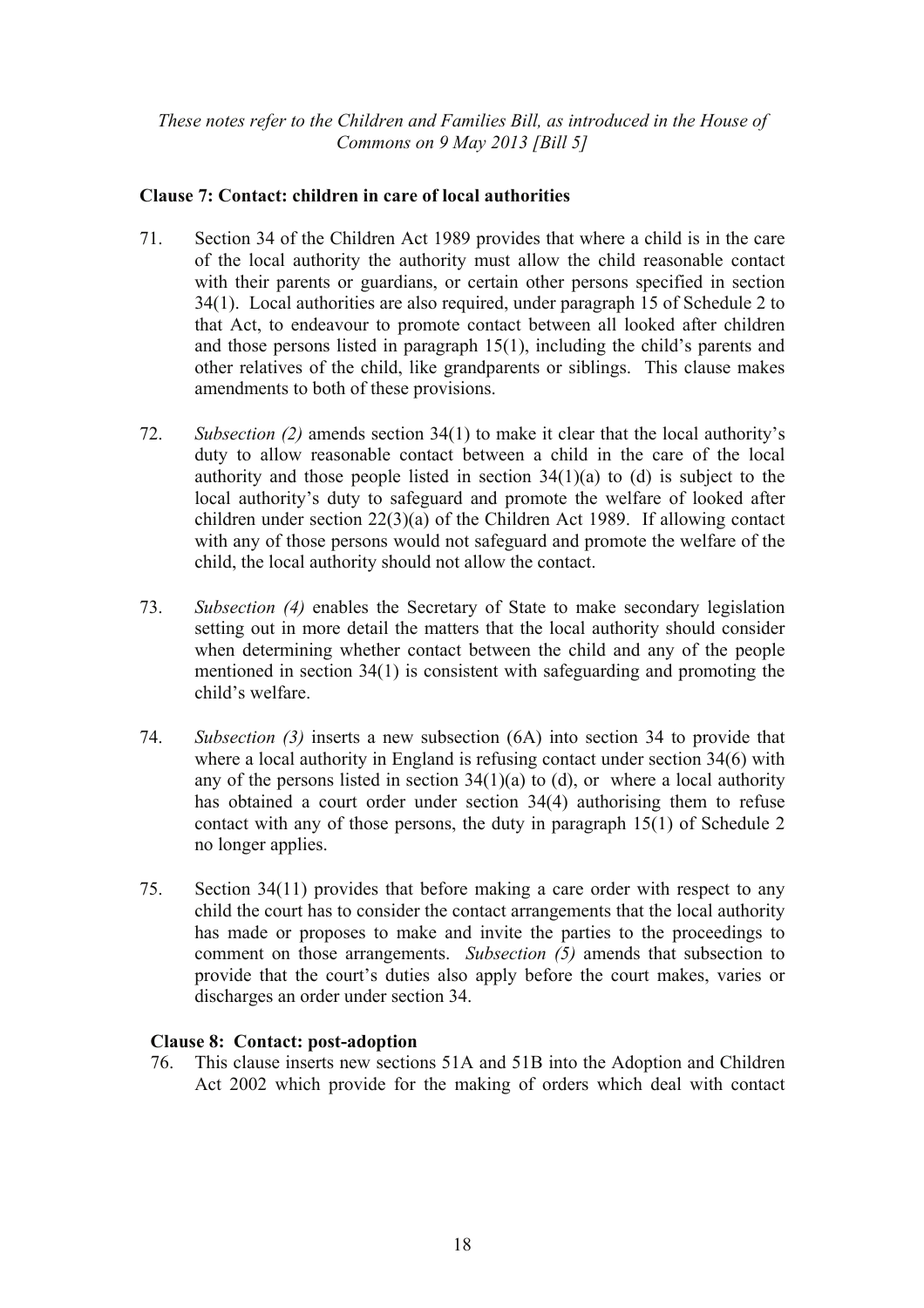*These notes refer to the Children and Families Bill, as introduced in the House of Commons on 9 May 2013 [Bill 5]*

**Clause 7: Contact: children in care of local authorities**

71. Section 34 of the Children Act 1989 provides that where a child is in the care of the local authority the authority must allow the child reasonable contact with their parents or guardians, or certain other persons specified in section 34(1). Local authorities are also required, under paragraph 15 of Schedule 2 to that Act, to endeavour to promote contact between all looked after children and those persons listed in paragraph 15(1), including the child's parents and other relatives of the child, like grandparents or siblings. This clause makes amendments to both of these provisions.

72. *Subsection (2)* amends section 34(1) to make it clear that the local authority's duty to allow reasonable contact between a child in the care of the local authority and those people listed in section 34(1)(a) to (d) is subject to the local authority's duty to safeguard and promote the welfare of looked after children under section 22(3)(a) of the Children Act 1989. If allowing contact with any of those persons would not safeguard and promote the welfare of the child, the local authority should not allow the contact.

73. *Subsection (4)* enables the Secretary of State to make secondary legislation setting out in more detail the matters that the local authority should consider when determining whether contact between the child and any of the people mentioned in section 34(1) is consistent with safeguarding and promoting the child's welfare.

74. *Subsection (3)* inserts a new subsection (6A) into section 34 to provide that where a local authority in England is refusing contact under section 34(6) with any of the persons listed in section 34(1)(a) to (d), or where a local authority has obtained a court order under section 34(4) authorising them to refuse contact with any of those persons, the duty in paragraph 15(1) of Schedule 2 no longer applies.

75. Section 34(11) provides that before making a care order with respect to any child the court has to consider the contact arrangements that the local authority has made or proposes to make and invite the parties to the proceedings to comment on those arrangements. *Subsection (5)* amends that subsection to provide that the court's duties also apply before the court makes, varies or discharges an order under section 34.

**Clause 8: Contact: post-adoption**

76. This clause inserts new sections 51A and 51B into the Adoption and Children Act 2002 which provide for the making of orders which deal with contact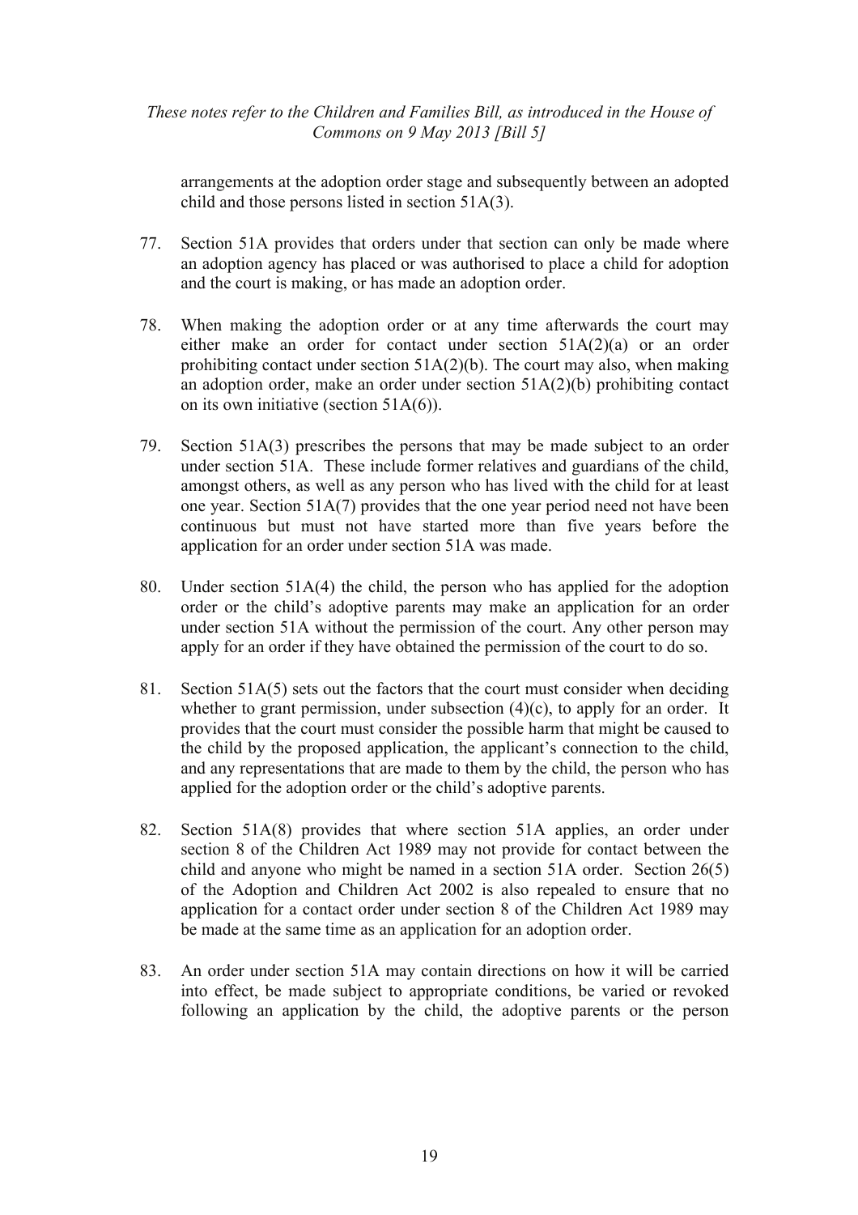arrangements at the adoption order stage and subsequently between an adopted child and those persons listed in section 51A(3).

77. Section 51A provides that orders under that section can only be made where an adoption agency has placed or was authorised to place a child for adoption and the court is making, or has made an adoption order.

78. When making the adoption order or at any time afterwards the court may either make an order for contact under section 51A(2)(a) or an order prohibiting contact under section 51A(2)(b). The court may also, when making an adoption order, make an order under section 51A(2)(b) prohibiting contact on its own initiative (section 51A(6)).

79. Section 51A(3) prescribes the persons that may be made subject to an order under section 51A. These include former relatives and guardians of the child, amongst others, as well as any person who has lived with the child for at least one year. Section 51A(7) provides that the one year period need not have been continuous but must not have started more than five years before the application for an order under section 51A was made.

80. Under section 51A(4) the child, the person who has applied for the adoption order or the child's adoptive parents may make an application for an order under section 51A without the permission of the court. Any other person may apply for an order if they have obtained the permission of the court to do so.

81. Section 51A(5) sets out the factors that the court must consider when deciding whether to grant permission, under subsection (4)(c), to apply for an order. It provides that the court must consider the possible harm that might be caused to the child by the proposed application, the applicant's connection to the child, and any representations that are made to them by the child, the person who has applied for the adoption order or the child's adoptive parents.

82. Section 51A(8) provides that where section 51A applies, an order under section 8 of the Children Act 1989 may not provide for contact between the child and anyone who might be named in a section 51A order. Section 26(5) of the Adoption and Children Act 2002 is also repealed to ensure that no application for a contact order under section 8 of the Children Act 1989 may be made at the same time as an application for an adoption order.

83. An order under section 51A may contain directions on how it will be carried into effect, be made subject to appropriate conditions, be varied or revoked following an application by the child, the adoptive parents or the person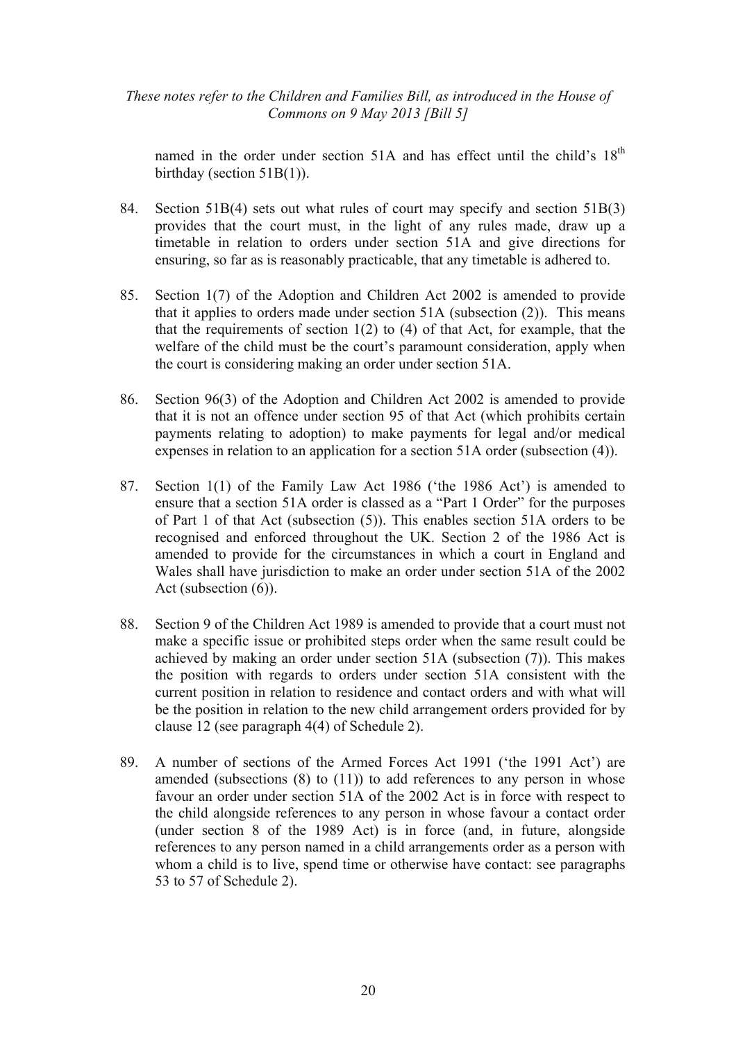named in the order under section 51A and has effect until the child's 18th birthday (section 51B(1)).

84. Section 51B(4) sets out what rules of court may specify and section 51B(3) provides that the court must, in the light of any rules made, draw up a timetable in relation to orders under section 51A and give directions for ensuring, so far as is reasonably practicable, that any timetable is adhered to.

85. Section 1(7) of the Adoption and Children Act 2002 is amended to provide that it applies to orders made under section 51A (subsection (2)). This means that the requirements of section 1(2) to (4) of that Act, for example, that the welfare of the child must be the court's paramount consideration, apply when the court is considering making an order under section 51A.

86. Section 96(3) of the Adoption and Children Act 2002 is amended to provide that it is not an offence under section 95 of that Act (which prohibits certain payments relating to adoption) to make payments for legal and/or medical expenses in relation to an application for a section 51A order (subsection (4)).

87. Section 1(1) of the Family Law Act 1986 ('the 1986 Act') is amended to ensure that a section 51A order is classed as a "Part 1 Order" for the purposes of Part 1 of that Act (subsection (5)). This enables section 51A orders to be recognised and enforced throughout the UK. Section 2 of the 1986 Act is amended to provide for the circumstances in which a court in England and Wales shall have jurisdiction to make an order under section 51A of the 2002 Act (subsection (6)).

88. Section 9 of the Children Act 1989 is amended to provide that a court must not make a specific issue or prohibited steps order when the same result could be achieved by making an order under section 51A (subsection (7)). This makes the position with regards to orders under section 51A consistent with the current position in relation to residence and contact orders and with what will be the position in relation to the new child arrangement orders provided for by clause 12 (see paragraph 4(4) of Schedule 2).

89. A number of sections of the Armed Forces Act 1991 ('the 1991 Act') are amended (subsections (8) to (11)) to add references to any person in whose favour an order under section 51A of the 2002 Act is in force with respect to the child alongside references to any person in whose favour a contact order (under section 8 of the 1989 Act) is in force (and, in future, alongside references to any person named in a child arrangements order as a person with whom a child is to live, spend time or otherwise have contact: see paragraphs 53 to 57 of Schedule 2).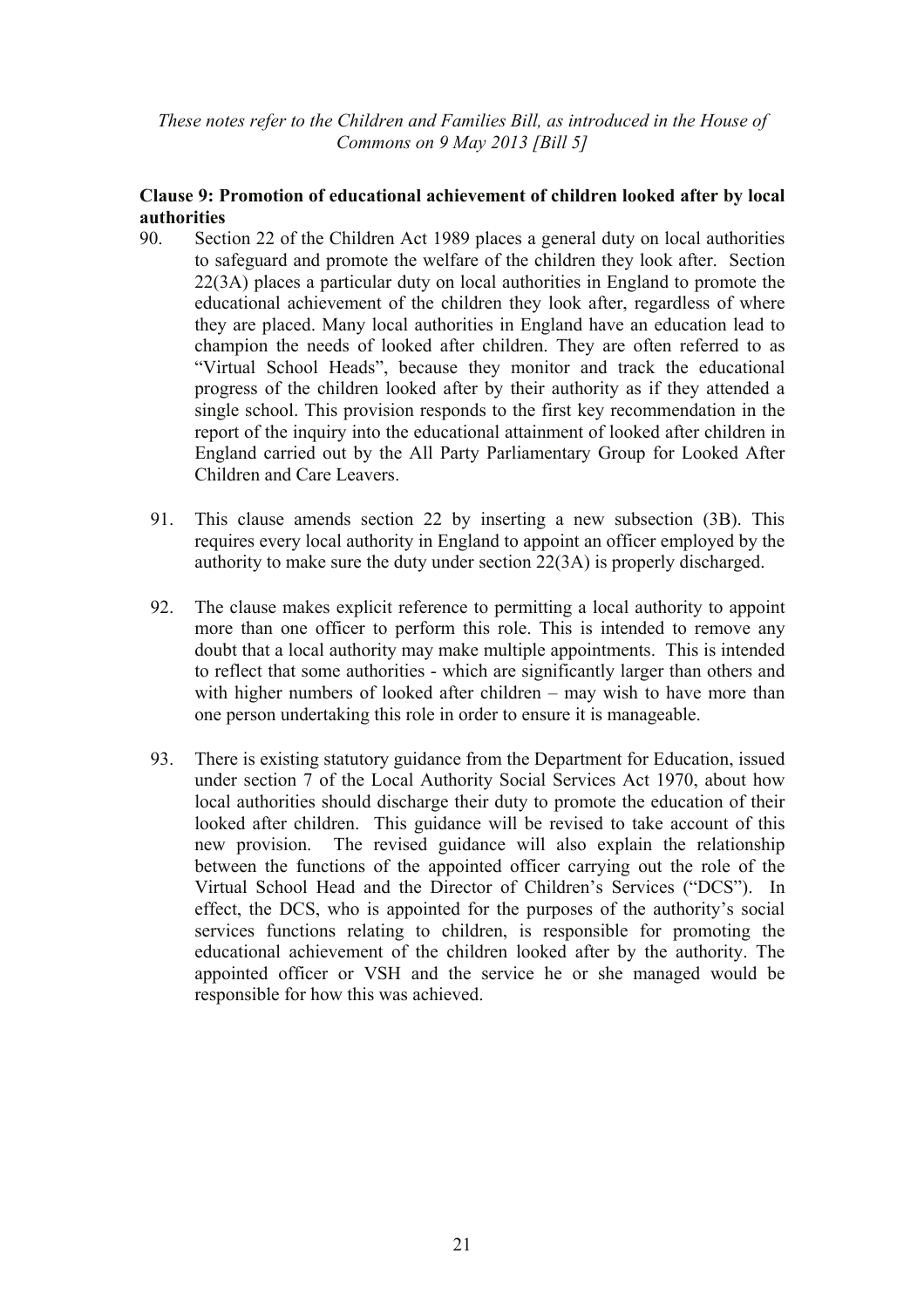*These notes refer to the Children and Families Bill, as introduced in the House of Commons on 9 May 2013 [Bill 5]*

**Clause 9: Promotion of educational achievement of children looked after by local authorities**

90. Section 22 of the Children Act 1989 places a general duty on local authorities to safeguard and promote the welfare of the children they look after. Section 22(3A) places a particular duty on local authorities in England to promote the educational achievement of the children they look after, regardless of where they are placed. Many local authorities in England have an education lead to champion the needs of looked after children. They are often referred to as "Virtual School Heads", because they monitor and track the educational progress of the children looked after by their authority as if they attended a single school. This provision responds to the first key recommendation in the report of the inquiry into the educational attainment of looked after children in England carried out by the All Party Parliamentary Group for Looked After Children and Care Leavers.

91. This clause amends section 22 by inserting a new subsection (3B). This requires every local authority in England to appoint an officer employed by the authority to make sure the duty under section 22(3A) is properly discharged.

92. The clause makes explicit reference to permitting a local authority to appoint more than one officer to perform this role. This is intended to remove any doubt that a local authority may make multiple appointments. This is intended to reflect that some authorities - which are significantly larger than others and with higher numbers of looked after children – may wish to have more than one person undertaking this role in order to ensure it is manageable.

93. There is existing statutory guidance from the Department for Education, issued under section 7 of the Local Authority Social Services Act 1970, about how local authorities should discharge their duty to promote the education of their looked after children. This guidance will be revised to take account of this new provision. The revised guidance will also explain the relationship between the functions of the appointed officer carrying out the role of the Virtual School Head and the Director of Children's Services ("DCS"). In effect, the DCS, who is appointed for the purposes of the authority's social services functions relating to children, is responsible for promoting the educational achievement of the children looked after by the authority. The appointed officer or VSH and the service he or she managed would be responsible for how this was achieved.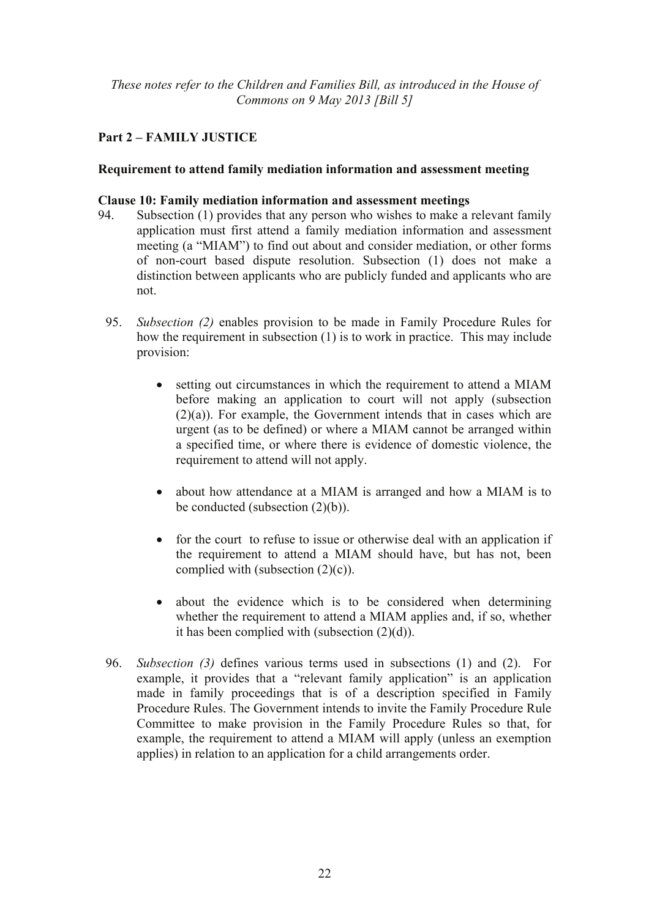*These notes refer to the Children and Families Bill, as introduced in the House of Commons on 9 May 2013 [Bill 5]*

## Part 2 – FAMILY JUSTICE

### Requirement to attend family mediation information and assessment meeting

**Clause 10: Family mediation information and assessment meetings**

94. Subsection (1) provides that any person who wishes to make a relevant family application must first attend a family mediation information and assessment meeting (a "MIAM") to find out about and consider mediation, or other forms of non-court based dispute resolution. Subsection (1) does not make a distinction between applicants who are publicly funded and applicants who are not.

95. *Subsection (2)* enables provision to be made in Family Procedure Rules for how the requirement in subsection (1) is to work in practice. This may include provision:

    - setting out circumstances in which the requirement to attend a MIAM before making an application to court will not apply (subsection (2)(a)). For example, the Government intends that in cases which are urgent (as to be defined) or where a MIAM cannot be arranged within a specified time, or where there is evidence of domestic violence, the requirement to attend will not apply.
    - about how attendance at a MIAM is arranged and how a MIAM is to be conducted (subsection (2)(b)).
    - for the court to refuse to issue or otherwise deal with an application if the requirement to attend a MIAM should have, but has not, been complied with (subsection (2)(c)).
    - about the evidence which is to be considered when determining whether the requirement to attend a MIAM applies and, if so, whether it has been complied with (subsection (2)(d)).

96. *Subsection (3)* defines various terms used in subsections (1) and (2). For example, it provides that a "relevant family application" is an application made in family proceedings that is of a description specified in Family Procedure Rules. The Government intends to invite the Family Procedure Rule Committee to make provision in the Family Procedure Rules so that, for example, the requirement to attend a MIAM will apply (unless an exemption applies) in relation to an application for a child arrangements order.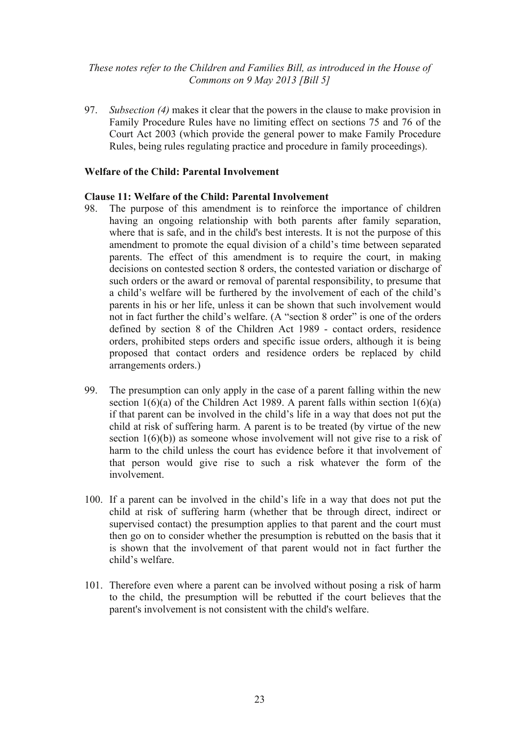97. *Subsection (4)* makes it clear that the powers in the clause to make provision in Family Procedure Rules have no limiting effect on sections 75 and 76 of the Court Act 2003 (which provide the general power to make Family Procedure Rules, being rules regulating practice and procedure in family proceedings).

**Welfare of the Child: Parental Involvement**

**Clause 11: Welfare of the Child: Parental Involvement**

98. The purpose of this amendment is to reinforce the importance of children having an ongoing relationship with both parents after family separation, where that is safe, and in the child's best interests. It is not the purpose of this amendment to promote the equal division of a child's time between separated parents. The effect of this amendment is to require the court, in making decisions on contested section 8 orders, the contested variation or discharge of such orders or the award or removal of parental responsibility, to presume that a child's welfare will be furthered by the involvement of each of the child's parents in his or her life, unless it can be shown that such involvement would not in fact further the child's welfare. (A "section 8 order" is one of the orders defined by section 8 of the Children Act 1989 - contact orders, residence orders, prohibited steps orders and specific issue orders, although it is being proposed that contact orders and residence orders be replaced by child arrangements orders.)

99. The presumption can only apply in the case of a parent falling within the new section 1(6)(a) of the Children Act 1989. A parent falls within section 1(6)(a) if that parent can be involved in the child's life in a way that does not put the child at risk of suffering harm. A parent is to be treated (by virtue of the new section 1(6)(b)) as someone whose involvement will not give rise to a risk of harm to the child unless the court has evidence before it that involvement of that person would give rise to such a risk whatever the form of the involvement.

100. If a parent can be involved in the child's life in a way that does not put the child at risk of suffering harm (whether that be through direct, indirect or supervised contact) the presumption applies to that parent and the court must then go on to consider whether the presumption is rebutted on the basis that it is shown that the involvement of that parent would not in fact further the child's welfare.

101. Therefore even where a parent can be involved without posing a risk of harm to the child, the presumption will be rebutted if the court believes that the parent's involvement is not consistent with the child's welfare.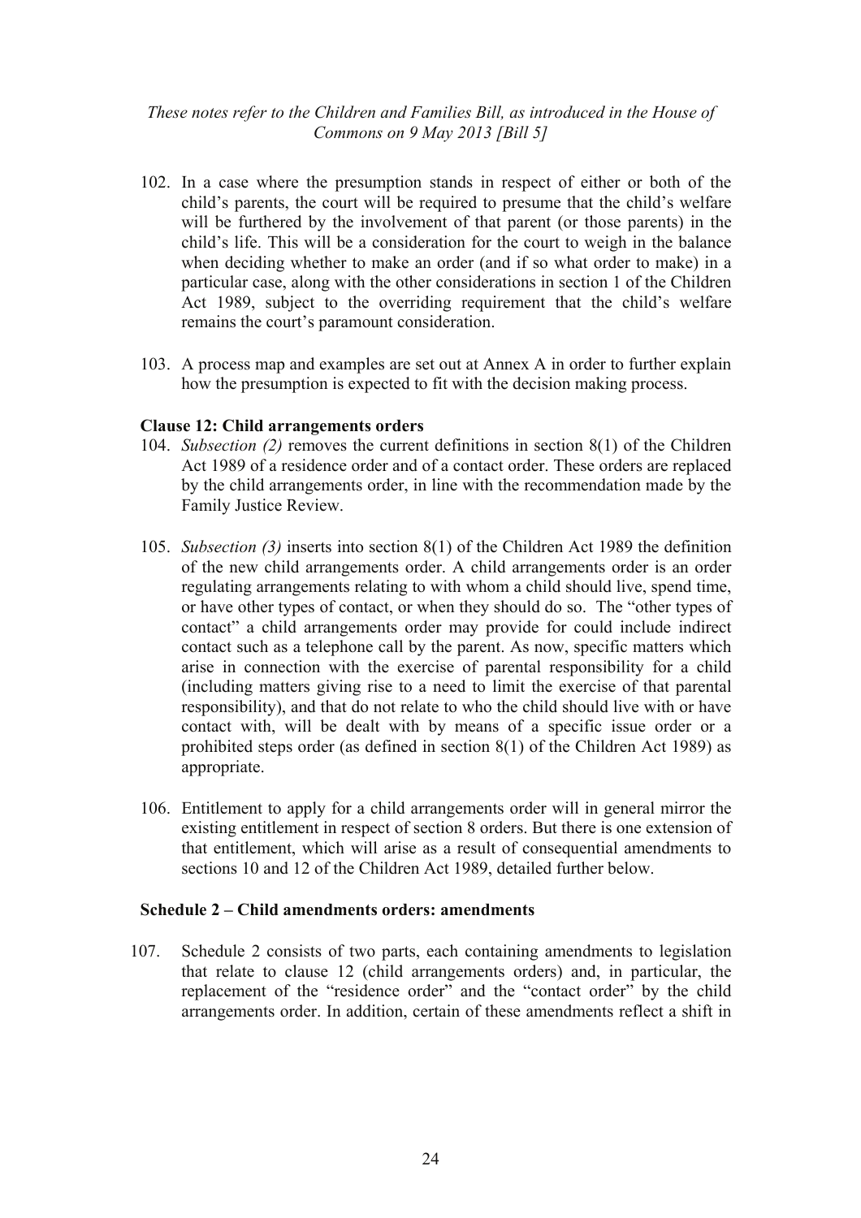102. In a case where the presumption stands in respect of either or both of the child's parents, the court will be required to presume that the child's welfare will be furthered by the involvement of that parent (or those parents) in the child's life. This will be a consideration for the court to weigh in the balance when deciding whether to make an order (and if so what order to make) in a particular case, along with the other considerations in section 1 of the Children Act 1989, subject to the overriding requirement that the child's welfare remains the court's paramount consideration.

103. A process map and examples are set out at Annex A in order to further explain how the presumption is expected to fit with the decision making process.

**Clause 12: Child arrangements orders**

104. *Subsection (2)* removes the current definitions in section 8(1) of the Children Act 1989 of a residence order and of a contact order. These orders are replaced by the child arrangements order, in line with the recommendation made by the Family Justice Review.

105. *Subsection (3)* inserts into section 8(1) of the Children Act 1989 the definition of the new child arrangements order. A child arrangements order is an order regulating arrangements relating to with whom a child should live, spend time, or have other types of contact, or when they should do so. The "other types of contact" a child arrangements order may provide for could include indirect contact such as a telephone call by the parent. As now, specific matters which arise in connection with the exercise of parental responsibility for a child (including matters giving rise to a need to limit the exercise of that parental responsibility), and that do not relate to who the child should live with or have contact with, will be dealt with by means of a specific issue order or a prohibited steps order (as defined in section 8(1) of the Children Act 1989) as appropriate.

106. Entitlement to apply for a child arrangements order will in general mirror the existing entitlement in respect of section 8 orders. But there is one extension of that entitlement, which will arise as a result of consequential amendments to sections 10 and 12 of the Children Act 1989, detailed further below.

**Schedule 2 – Child amendments orders: amendments**

107. Schedule 2 consists of two parts, each containing amendments to legislation that relate to clause 12 (child arrangements orders) and, in particular, the replacement of the "residence order" and the "contact order" by the child arrangements order. In addition, certain of these amendments reflect a shift in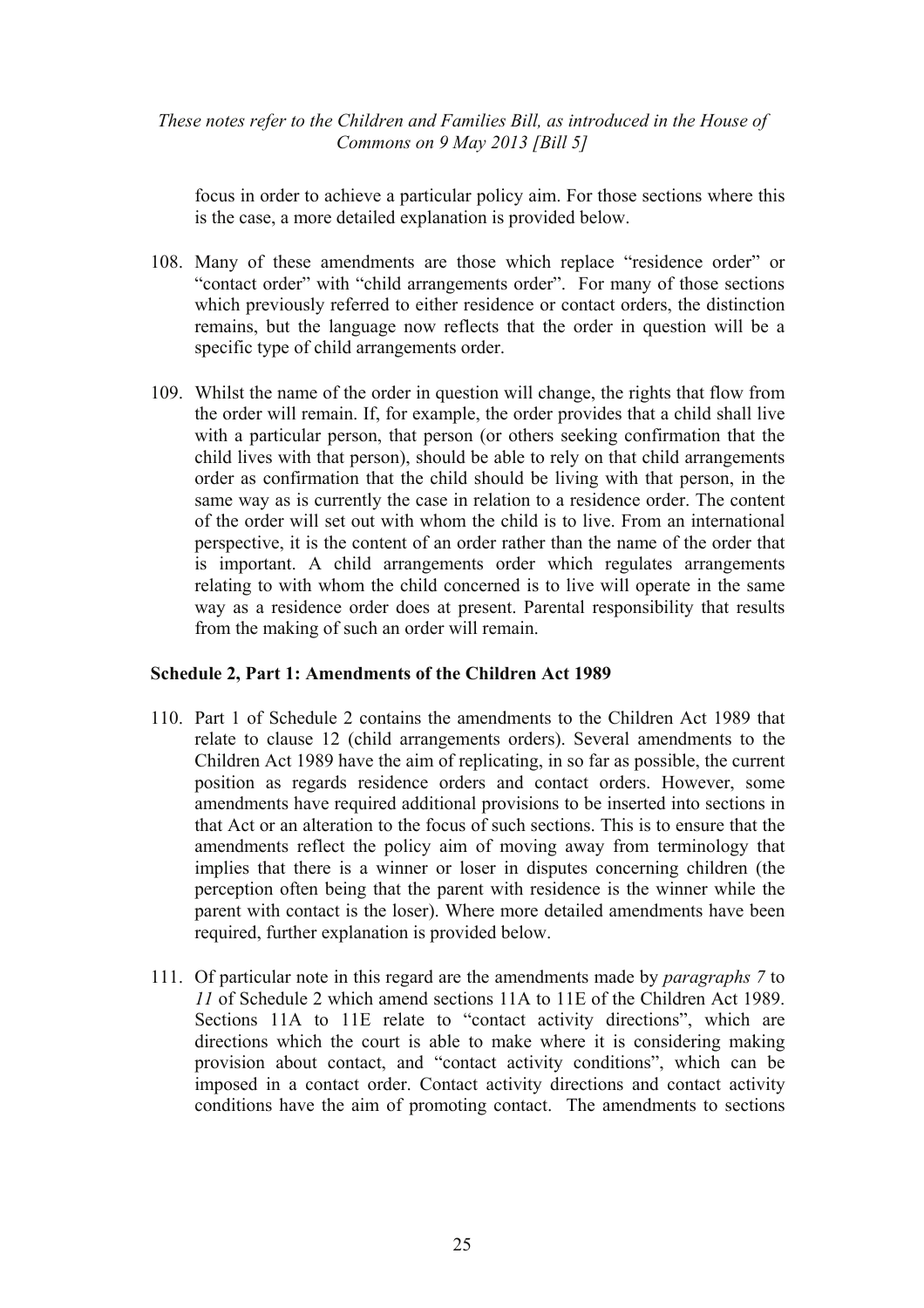focus in order to achieve a particular policy aim. For those sections where this is the case, a more detailed explanation is provided below.

108. Many of these amendments are those which replace "residence order" or "contact order" with "child arrangements order". For many of those sections which previously referred to either residence or contact orders, the distinction remains, but the language now reflects that the order in question will be a specific type of child arrangements order.

109. Whilst the name of the order in question will change, the rights that flow from the order will remain. If, for example, the order provides that a child shall live with a particular person, that person (or others seeking confirmation that the child lives with that person), should be able to rely on that child arrangements order as confirmation that the child should be living with that person, in the same way as is currently the case in relation to a residence order. The content of the order will set out with whom the child is to live. From an international perspective, it is the content of an order rather than the name of the order that is important. A child arrangements order which regulates arrangements relating to with whom the child concerned is to live will operate in the same way as a residence order does at present. Parental responsibility that results from the making of such an order will remain.

### Schedule 2, Part 1: Amendments of the Children Act 1989

110. Part 1 of Schedule 2 contains the amendments to the Children Act 1989 that relate to clause 12 (child arrangements orders). Several amendments to the Children Act 1989 have the aim of replicating, in so far as possible, the current position as regards residence orders and contact orders. However, some amendments have required additional provisions to be inserted into sections in that Act or an alteration to the focus of such sections. This is to ensure that the amendments reflect the policy aim of moving away from terminology that implies that there is a winner or loser in disputes concerning children (the perception often being that the parent with residence is the winner while the parent with contact is the loser). Where more detailed amendments have been required, further explanation is provided below.

111. Of particular note in this regard are the amendments made by *paragraphs 7* to *11* of Schedule 2 which amend sections 11A to 11E of the Children Act 1989. Sections 11A to 11E relate to "contact activity directions", which are directions which the court is able to make where it is considering making provision about contact, and "contact activity conditions", which can be imposed in a contact order. Contact activity directions and contact activity conditions have the aim of promoting contact. The amendments to sections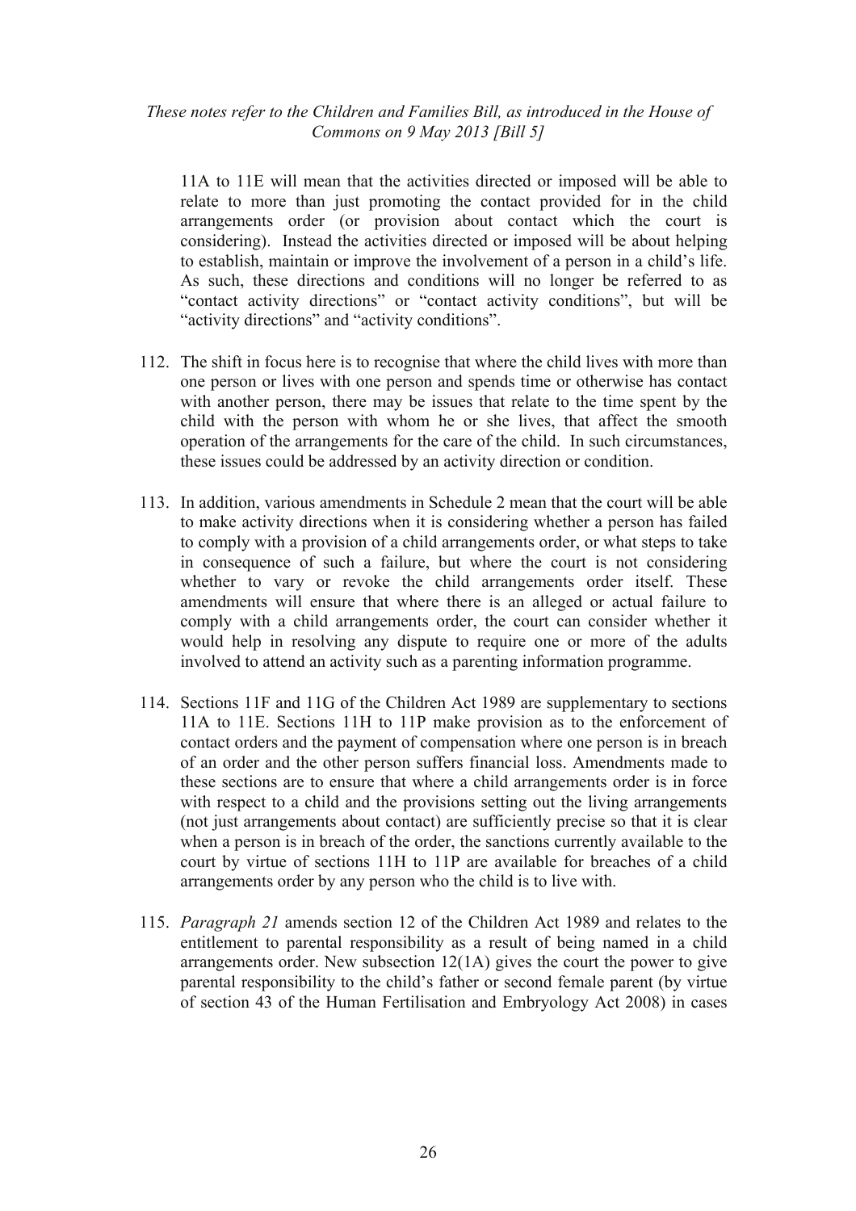11A to 11E will mean that the activities directed or imposed will be able to relate to more than just promoting the contact provided for in the child arrangements order (or provision about contact which the court is considering). Instead the activities directed or imposed will be about helping to establish, maintain or improve the involvement of a person in a child's life. As such, these directions and conditions will no longer be referred to as "contact activity directions" or "contact activity conditions", but will be "activity directions" and "activity conditions".

112. The shift in focus here is to recognise that where the child lives with more than one person or lives with one person and spends time or otherwise has contact with another person, there may be issues that relate to the time spent by the child with the person with whom he or she lives, that affect the smooth operation of the arrangements for the care of the child. In such circumstances, these issues could be addressed by an activity direction or condition.

113. In addition, various amendments in Schedule 2 mean that the court will be able to make activity directions when it is considering whether a person has failed to comply with a provision of a child arrangements order, or what steps to take in consequence of such a failure, but where the court is not considering whether to vary or revoke the child arrangements order itself. These amendments will ensure that where there is an alleged or actual failure to comply with a child arrangements order, the court can consider whether it would help in resolving any dispute to require one or more of the adults involved to attend an activity such as a parenting information programme.

114. Sections 11F and 11G of the Children Act 1989 are supplementary to sections 11A to 11E. Sections 11H to 11P make provision as to the enforcement of contact orders and the payment of compensation where one person is in breach of an order and the other person suffers financial loss. Amendments made to these sections are to ensure that where a child arrangements order is in force with respect to a child and the provisions setting out the living arrangements (not just arrangements about contact) are sufficiently precise so that it is clear when a person is in breach of the order, the sanctions currently available to the court by virtue of sections 11H to 11P are available for breaches of a child arrangements order by any person who the child is to live with.

115. *Paragraph 21* amends section 12 of the Children Act 1989 and relates to the entitlement to parental responsibility as a result of being named in a child arrangements order. New subsection 12(1A) gives the court the power to give parental responsibility to the child's father or second female parent (by virtue of section 43 of the Human Fertilisation and Embryology Act 2008) in cases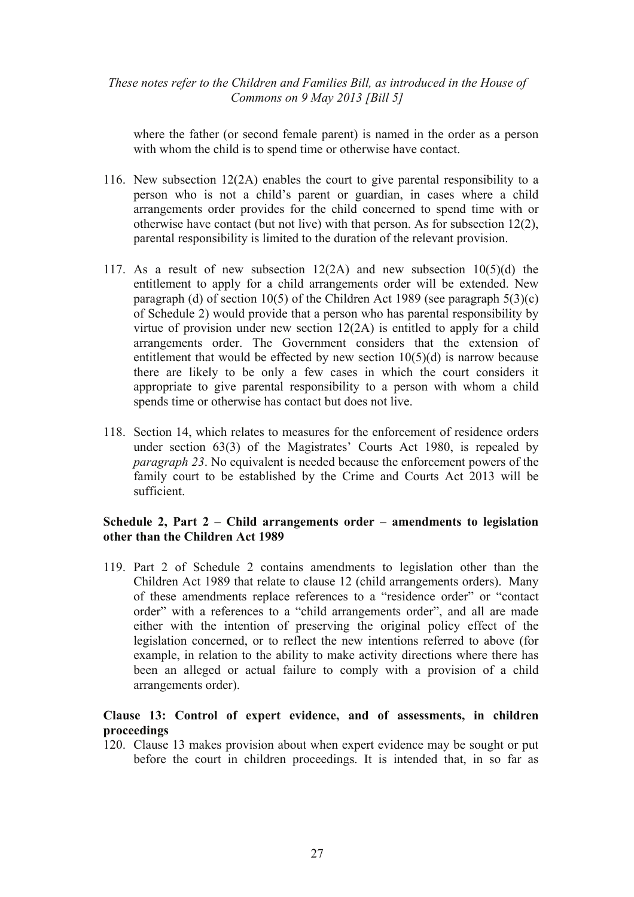where the father (or second female parent) is named in the order as a person with whom the child is to spend time or otherwise have contact.

116. New subsection 12(2A) enables the court to give parental responsibility to a person who is not a child's parent or guardian, in cases where a child arrangements order provides for the child concerned to spend time with or otherwise have contact (but not live) with that person. As for subsection 12(2), parental responsibility is limited to the duration of the relevant provision.

117. As a result of new subsection 12(2A) and new subsection 10(5)(d) the entitlement to apply for a child arrangements order will be extended. New paragraph (d) of section 10(5) of the Children Act 1989 (see paragraph 5(3)(c) of Schedule 2) would provide that a person who has parental responsibility by virtue of provision under new section 12(2A) is entitled to apply for a child arrangements order. The Government considers that the extension of entitlement that would be effected by new section 10(5)(d) is narrow because there are likely to be only a few cases in which the court considers it appropriate to give parental responsibility to a person with whom a child spends time or otherwise has contact but does not live.

118. Section 14, which relates to measures for the enforcement of residence orders under section 63(3) of the Magistrates' Courts Act 1980, is repealed by *paragraph 23*. No equivalent is needed because the enforcement powers of the family court to be established by the Crime and Courts Act 2013 will be sufficient.

**Schedule 2, Part 2 – Child arrangements order – amendments to legislation other than the Children Act 1989**

119. Part 2 of Schedule 2 contains amendments to legislation other than the Children Act 1989 that relate to clause 12 (child arrangements orders). Many of these amendments replace references to a "residence order" or "contact order" with a references to a "child arrangements order", and all are made either with the intention of preserving the original policy effect of the legislation concerned, or to reflect the new intentions referred to above (for example, in relation to the ability to make activity directions where there has been an alleged or actual failure to comply with a provision of a child arrangements order).

**Clause 13: Control of expert evidence, and of assessments, in children proceedings**

120. Clause 13 makes provision about when expert evidence may be sought or put before the court in children proceedings. It is intended that, in so far as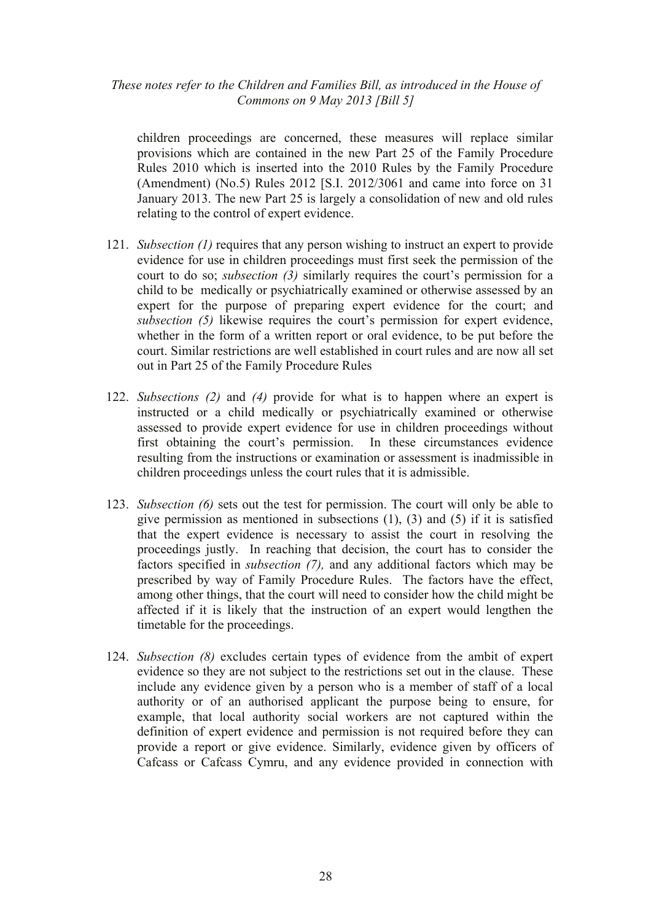children proceedings are concerned, these measures will replace similar provisions which are contained in the new Part 25 of the Family Procedure Rules 2010 which is inserted into the 2010 Rules by the Family Procedure (Amendment) (No.5) Rules 2012 [S.I. 2012/3061 and came into force on 31 January 2013. The new Part 25 is largely a consolidation of new and old rules relating to the control of expert evidence.

121. *Subsection (1)* requires that any person wishing to instruct an expert to provide evidence for use in children proceedings must first seek the permission of the court to do so; *subsection (3)* similarly requires the court's permission for a child to be medically or psychiatrically examined or otherwise assessed by an expert for the purpose of preparing expert evidence for the court; and *subsection (5)* likewise requires the court's permission for expert evidence, whether in the form of a written report or oral evidence, to be put before the court. Similar restrictions are well established in court rules and are now all set out in Part 25 of the Family Procedure Rules

122. *Subsections (2)* and *(4)* provide for what is to happen where an expert is instructed or a child medically or psychiatrically examined or otherwise assessed to provide expert evidence for use in children proceedings without first obtaining the court's permission. In these circumstances evidence resulting from the instructions or examination or assessment is inadmissible in children proceedings unless the court rules that it is admissible.

123. *Subsection (6)* sets out the test for permission. The court will only be able to give permission as mentioned in subsections (1), (3) and (5) if it is satisfied that the expert evidence is necessary to assist the court in resolving the proceedings justly. In reaching that decision, the court has to consider the factors specified in *subsection (7),* and any additional factors which may be prescribed by way of Family Procedure Rules. The factors have the effect, among other things, that the court will need to consider how the child might be affected if it is likely that the instruction of an expert would lengthen the timetable for the proceedings.

124. *Subsection (8)* excludes certain types of evidence from the ambit of expert evidence so they are not subject to the restrictions set out in the clause. These include any evidence given by a person who is a member of staff of a local authority or of an authorised applicant the purpose being to ensure, for example, that local authority social workers are not captured within the definition of expert evidence and permission is not required before they can provide a report or give evidence. Similarly, evidence given by officers of Cafcass or Cafcass Cymru, and any evidence provided in connection with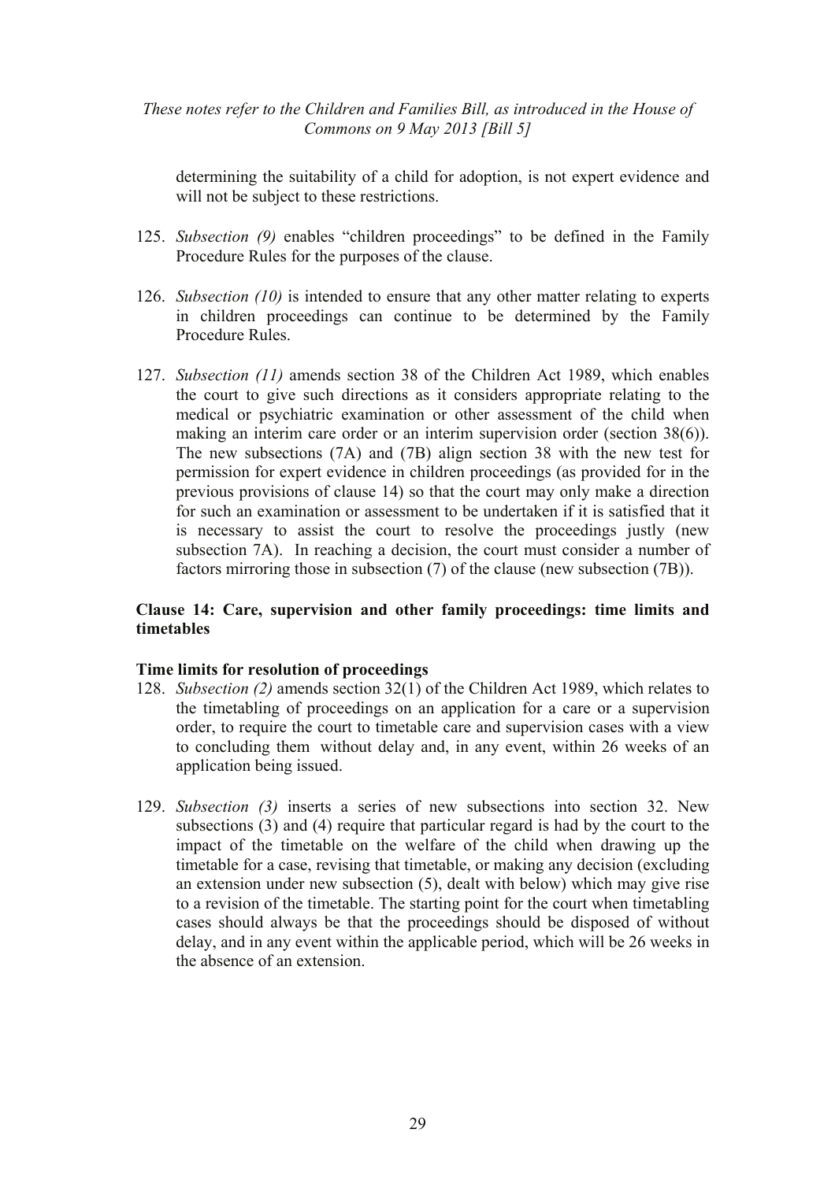determining the suitability of a child for adoption, is not expert evidence and will not be subject to these restrictions.

125. *Subsection (9)* enables "children proceedings" to be defined in the Family Procedure Rules for the purposes of the clause.

126. *Subsection (10)* is intended to ensure that any other matter relating to experts in children proceedings can continue to be determined by the Family Procedure Rules.

127. *Subsection (11)* amends section 38 of the Children Act 1989, which enables the court to give such directions as it considers appropriate relating to the medical or psychiatric examination or other assessment of the child when making an interim care order or an interim supervision order (section 38(6)). The new subsections (7A) and (7B) align section 38 with the new test for permission for expert evidence in children proceedings (as provided for in the previous provisions of clause 14) so that the court may only make a direction for such an examination or assessment to be undertaken if it is satisfied that it is necessary to assist the court to resolve the proceedings justly (new subsection 7A). In reaching a decision, the court must consider a number of factors mirroring those in subsection (7) of the clause (new subsection (7B)).

### Clause 14: Care, supervision and other family proceedings: time limits and timetables

#### Time limits for resolution of proceedings

128. *Subsection (2)* amends section 32(1) of the Children Act 1989, which relates to the timetabling of proceedings on an application for a care or a supervision order, to require the court to timetable care and supervision cases with a view to concluding them without delay and, in any event, within 26 weeks of an application being issued.

129. *Subsection (3)* inserts a series of new subsections into section 32. New subsections (3) and (4) require that particular regard is had by the court to the impact of the timetable on the welfare of the child when drawing up the timetable for a case, revising that timetable, or making any decision (excluding an extension under new subsection (5), dealt with below) which may give rise to a revision of the timetable. The starting point for the court when timetabling cases should always be that the proceedings should be disposed of without delay, and in any event within the applicable period, which will be 26 weeks in the absence of an extension.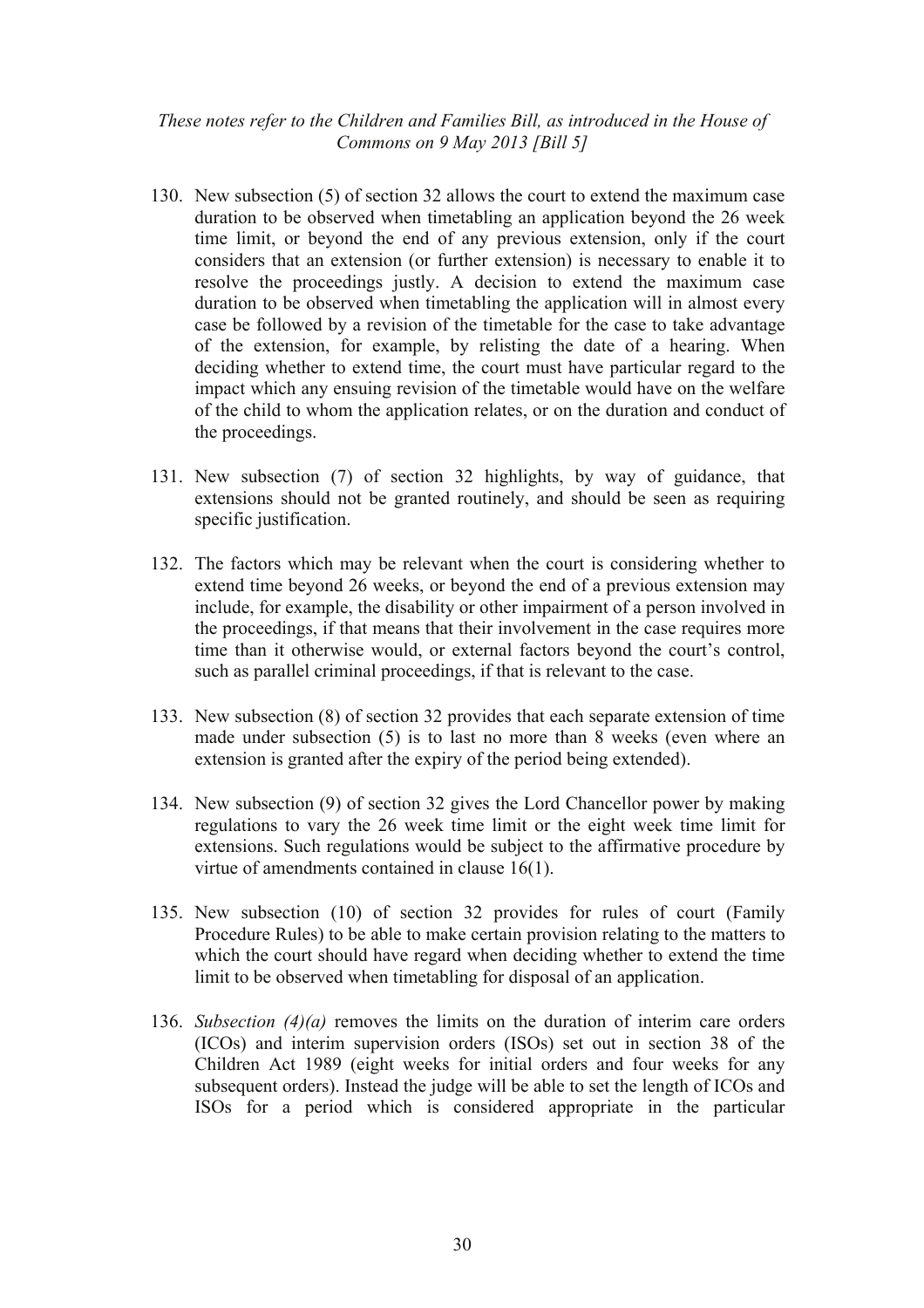130. New subsection (5) of section 32 allows the court to extend the maximum case duration to be observed when timetabling an application beyond the 26 week time limit, or beyond the end of any previous extension, only if the court considers that an extension (or further extension) is necessary to enable it to resolve the proceedings justly. A decision to extend the maximum case duration to be observed when timetabling the application will in almost every case be followed by a revision of the timetable for the case to take advantage of the extension, for example, by relisting the date of a hearing. When deciding whether to extend time, the court must have particular regard to the impact which any ensuing revision of the timetable would have on the welfare of the child to whom the application relates, or on the duration and conduct of the proceedings.

131. New subsection (7) of section 32 highlights, by way of guidance, that extensions should not be granted routinely, and should be seen as requiring specific justification.

132. The factors which may be relevant when the court is considering whether to extend time beyond 26 weeks, or beyond the end of a previous extension may include, for example, the disability or other impairment of a person involved in the proceedings, if that means that their involvement in the case requires more time than it otherwise would, or external factors beyond the court's control, such as parallel criminal proceedings, if that is relevant to the case.

133. New subsection (8) of section 32 provides that each separate extension of time made under subsection (5) is to last no more than 8 weeks (even where an extension is granted after the expiry of the period being extended).

134. New subsection (9) of section 32 gives the Lord Chancellor power by making regulations to vary the 26 week time limit or the eight week time limit for extensions. Such regulations would be subject to the affirmative procedure by virtue of amendments contained in clause 16(1).

135. New subsection (10) of section 32 provides for rules of court (Family Procedure Rules) to be able to make certain provision relating to the matters to which the court should have regard when deciding whether to extend the time limit to be observed when timetabling for disposal of an application.

136. *Subsection (4)(a)* removes the limits on the duration of interim care orders (ICOs) and interim supervision orders (ISOs) set out in section 38 of the Children Act 1989 (eight weeks for initial orders and four weeks for any subsequent orders). Instead the judge will be able to set the length of ICOs and ISOs for a period which is considered appropriate in the particular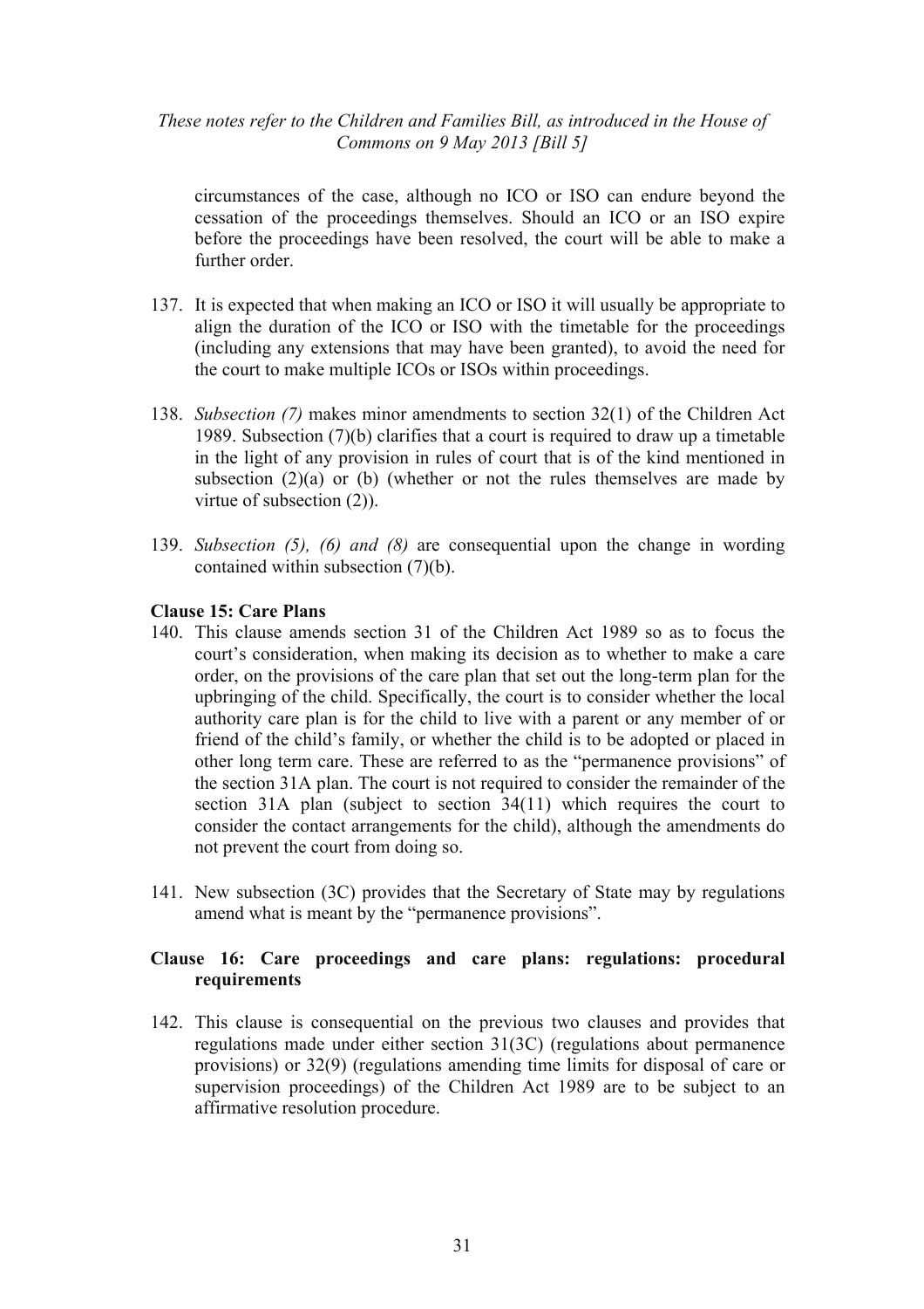circumstances of the case, although no ICO or ISO can endure beyond the cessation of the proceedings themselves. Should an ICO or an ISO expire before the proceedings have been resolved, the court will be able to make a further order.

137. It is expected that when making an ICO or ISO it will usually be appropriate to align the duration of the ICO or ISO with the timetable for the proceedings (including any extensions that may have been granted), to avoid the need for the court to make multiple ICOs or ISOs within proceedings.

138. *Subsection (7)* makes minor amendments to section 32(1) of the Children Act 1989. Subsection (7)(b) clarifies that a court is required to draw up a timetable in the light of any provision in rules of court that is of the kind mentioned in subsection (2)(a) or (b) (whether or not the rules themselves are made by virtue of subsection (2)).

139. *Subsection (5), (6) and (8)* are consequential upon the change in wording contained within subsection (7)(b).

**Clause 15: Care Plans**

140. This clause amends section 31 of the Children Act 1989 so as to focus the court's consideration, when making its decision as to whether to make a care order, on the provisions of the care plan that set out the long-term plan for the upbringing of the child. Specifically, the court is to consider whether the local authority care plan is for the child to live with a parent or any member of or friend of the child's family, or whether the child is to be adopted or placed in other long term care. These are referred to as the "permanence provisions" of the section 31A plan. The court is not required to consider the remainder of the section 31A plan (subject to section 34(11) which requires the court to consider the contact arrangements for the child), although the amendments do not prevent the court from doing so.

141. New subsection (3C) provides that the Secretary of State may by regulations amend what is meant by the "permanence provisions".

**Clause 16: Care proceedings and care plans: regulations: procedural requirements**

142. This clause is consequential on the previous two clauses and provides that regulations made under either section 31(3C) (regulations about permanence provisions) or 32(9) (regulations amending time limits for disposal of care or supervision proceedings) of the Children Act 1989 are to be subject to an affirmative resolution procedure.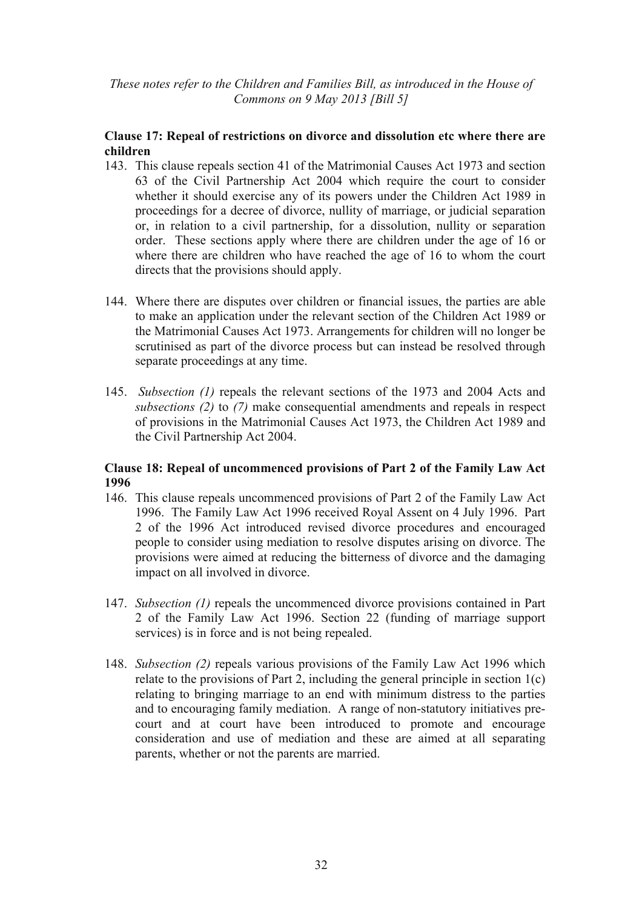*These notes refer to the Children and Families Bill, as introduced in the House of Commons on 9 May 2013 [Bill 5]*

**Clause 17: Repeal of restrictions on divorce and dissolution etc where there are children**

143. This clause repeals section 41 of the Matrimonial Causes Act 1973 and section 63 of the Civil Partnership Act 2004 which require the court to consider whether it should exercise any of its powers under the Children Act 1989 in proceedings for a decree of divorce, nullity of marriage, or judicial separation or, in relation to a civil partnership, for a dissolution, nullity or separation order. These sections apply where there are children under the age of 16 or where there are children who have reached the age of 16 to whom the court directs that the provisions should apply.

144. Where there are disputes over children or financial issues, the parties are able to make an application under the relevant section of the Children Act 1989 or the Matrimonial Causes Act 1973. Arrangements for children will no longer be scrutinised as part of the divorce process but can instead be resolved through separate proceedings at any time.

145. *Subsection (1)* repeals the relevant sections of the 1973 and 2004 Acts and *subsections (2)* to *(7)* make consequential amendments and repeals in respect of provisions in the Matrimonial Causes Act 1973, the Children Act 1989 and the Civil Partnership Act 2004.

**Clause 18: Repeal of uncommenced provisions of Part 2 of the Family Law Act 1996**

146. This clause repeals uncommenced provisions of Part 2 of the Family Law Act 1996. The Family Law Act 1996 received Royal Assent on 4 July 1996. Part 2 of the 1996 Act introduced revised divorce procedures and encouraged people to consider using mediation to resolve disputes arising on divorce. The provisions were aimed at reducing the bitterness of divorce and the damaging impact on all involved in divorce.

147. *Subsection (1)* repeals the uncommenced divorce provisions contained in Part 2 of the Family Law Act 1996. Section 22 (funding of marriage support services) is in force and is not being repealed.

148. *Subsection (2)* repeals various provisions of the Family Law Act 1996 which relate to the provisions of Part 2, including the general principle in section 1(c) relating to bringing marriage to an end with minimum distress to the parties and to encouraging family mediation. A range of non-statutory initiatives pre-court and at court have been introduced to promote and encourage consideration and use of mediation and these are aimed at all separating parents, whether or not the parents are married.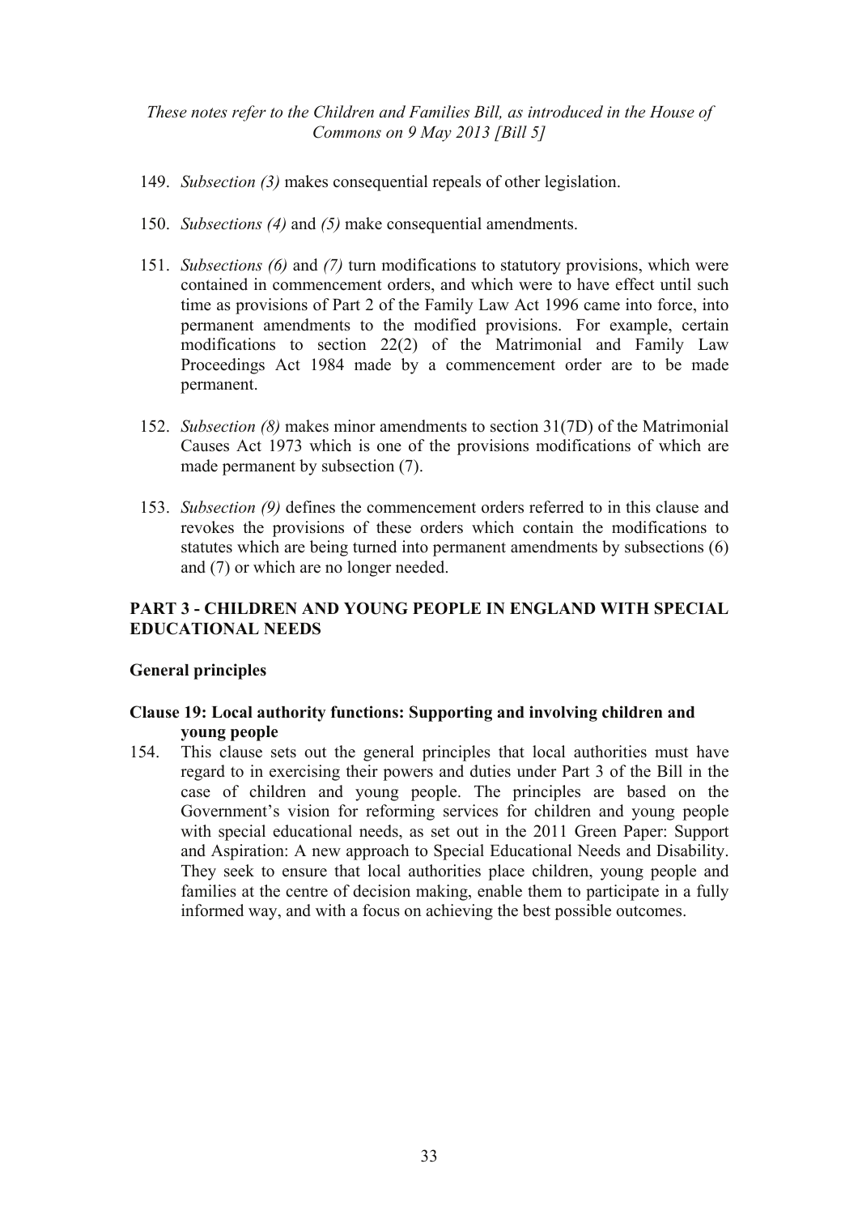149. *Subsection (3)* makes consequential repeals of other legislation.

150. *Subsections (4)* and *(5)* make consequential amendments.

151. *Subsections (6)* and *(7)* turn modifications to statutory provisions, which were contained in commencement orders, and which were to have effect until such time as provisions of Part 2 of the Family Law Act 1996 came into force, into permanent amendments to the modified provisions. For example, certain modifications to section 22(2) of the Matrimonial and Family Law Proceedings Act 1984 made by a commencement order are to be made permanent.

152. *Subsection (8)* makes minor amendments to section 31(7D) of the Matrimonial Causes Act 1973 which is one of the provisions modifications of which are made permanent by subsection (7).

153. *Subsection (9)* defines the commencement orders referred to in this clause and revokes the provisions of these orders which contain the modifications to statutes which are being turned into permanent amendments by subsections (6) and (7) or which are no longer needed.

## PART 3 - CHILDREN AND YOUNG PEOPLE IN ENGLAND WITH SPECIAL EDUCATIONAL NEEDS

### General principles

#### Clause 19: Local authority functions: Supporting and involving children and young people

154. This clause sets out the general principles that local authorities must have regard to in exercising their powers and duties under Part 3 of the Bill in the case of children and young people. The principles are based on the Government's vision for reforming services for children and young people with special educational needs, as set out in the 2011 Green Paper: Support and Aspiration: A new approach to Special Educational Needs and Disability. They seek to ensure that local authorities place children, young people and families at the centre of decision making, enable them to participate in a fully informed way, and with a focus on achieving the best possible outcomes.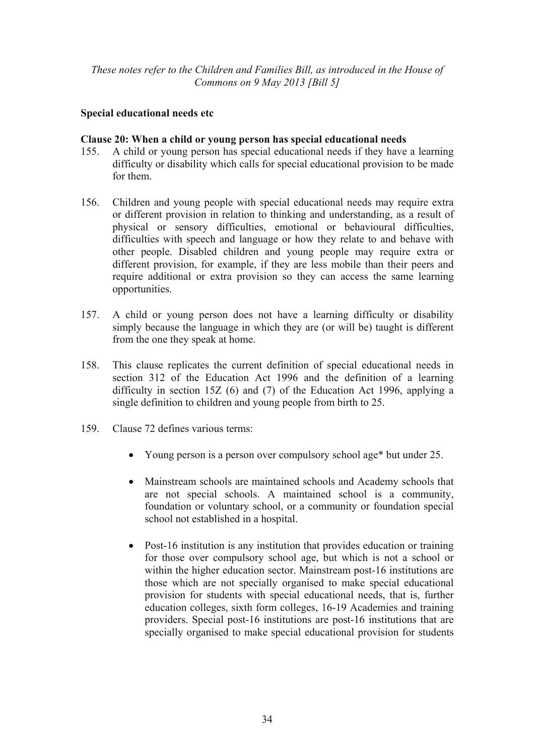*These notes refer to the Children and Families Bill, as introduced in the House of Commons on 9 May 2013 [Bill 5]*

**Special educational needs etc**

**Clause 20: When a child or young person has special educational needs**

155. A child or young person has special educational needs if they have a learning difficulty or disability which calls for special educational provision to be made for them.

156. Children and young people with special educational needs may require extra or different provision in relation to thinking and understanding, as a result of physical or sensory difficulties, emotional or behavioural difficulties, difficulties with speech and language or how they relate to and behave with other people. Disabled children and young people may require extra or different provision, for example, if they are less mobile than their peers and require additional or extra provision so they can access the same learning opportunities.

157. A child or young person does not have a learning difficulty or disability simply because the language in which they are (or will be) taught is different from the one they speak at home.

158. This clause replicates the current definition of special educational needs in section 312 of the Education Act 1996 and the definition of a learning difficulty in section 15Z (6) and (7) of the Education Act 1996, applying a single definition to children and young people from birth to 25.

159. Clause 72 defines various terms:

- Young person is a person over compulsory school age* but under 25.
- Mainstream schools are maintained schools and Academy schools that are not special schools. A maintained school is a community, foundation or voluntary school, or a community or foundation special school not established in a hospital.
- Post-16 institution is any institution that provides education or training for those over compulsory school age, but which is not a school or within the higher education sector. Mainstream post-16 institutions are those which are not specially organised to make special educational provision for students with special educational needs, that is, further education colleges, sixth form colleges, 16-19 Academies and training providers. Special post-16 institutions are post-16 institutions that are specially organised to make special educational provision for students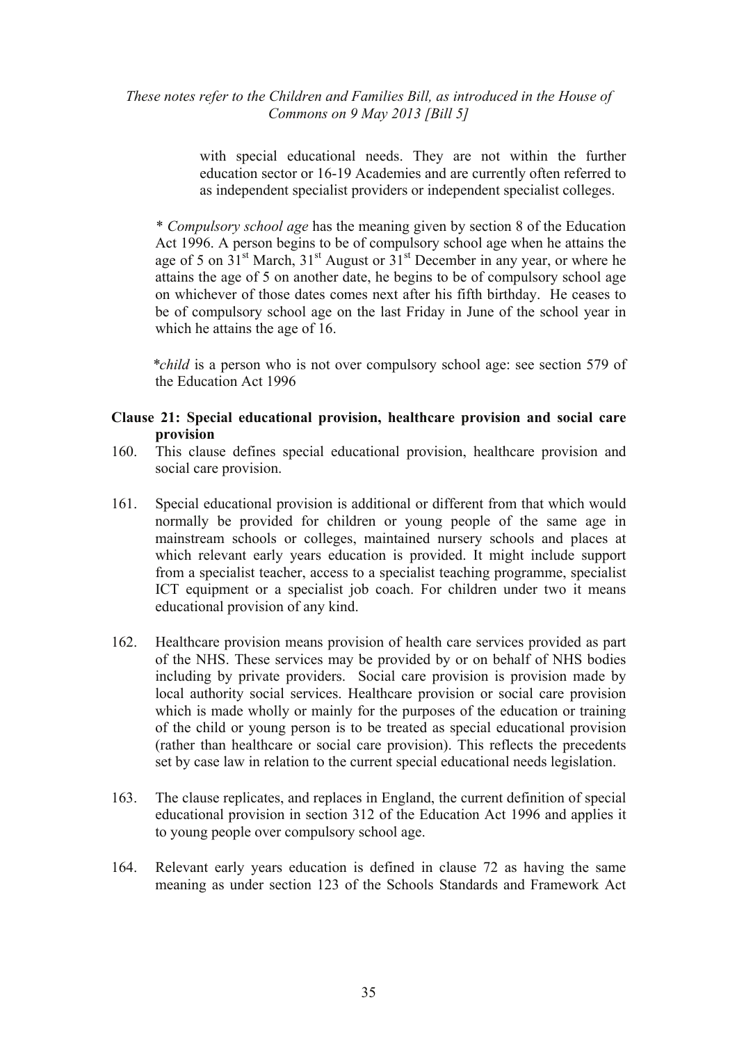with special educational needs. They are not within the further education sector or 16-19 Academies and are currently often referred to as independent specialist providers or independent specialist colleges.

\* *Compulsory school age* has the meaning given by section 8 of the Education Act 1996. A person begins to be of compulsory school age when he attains the age of 5 on 31st March, 31st August or 31st December in any year, or where he attains the age of 5 on another date, he begins to be of compulsory school age on whichever of those dates comes next after his fifth birthday. He ceases to be of compulsory school age on the last Friday in June of the school year in which he attains the age of 16.

\**child* is a person who is not over compulsory school age: see section 579 of the Education Act 1996

**Clause 21: Special educational provision, healthcare provision and social care provision**

160. This clause defines special educational provision, healthcare provision and social care provision.

161. Special educational provision is additional or different from that which would normally be provided for children or young people of the same age in mainstream schools or colleges, maintained nursery schools and places at which relevant early years education is provided. It might include support from a specialist teacher, access to a specialist teaching programme, specialist ICT equipment or a specialist job coach. For children under two it means educational provision of any kind.

162. Healthcare provision means provision of health care services provided as part of the NHS. These services may be provided by or on behalf of NHS bodies including by private providers. Social care provision is provision made by local authority social services. Healthcare provision or social care provision which is made wholly or mainly for the purposes of the education or training of the child or young person is to be treated as special educational provision (rather than healthcare or social care provision). This reflects the precedents set by case law in relation to the current special educational needs legislation.

163. The clause replicates, and replaces in England, the current definition of special educational provision in section 312 of the Education Act 1996 and applies it to young people over compulsory school age.

164. Relevant early years education is defined in clause 72 as having the same meaning as under section 123 of the Schools Standards and Framework Act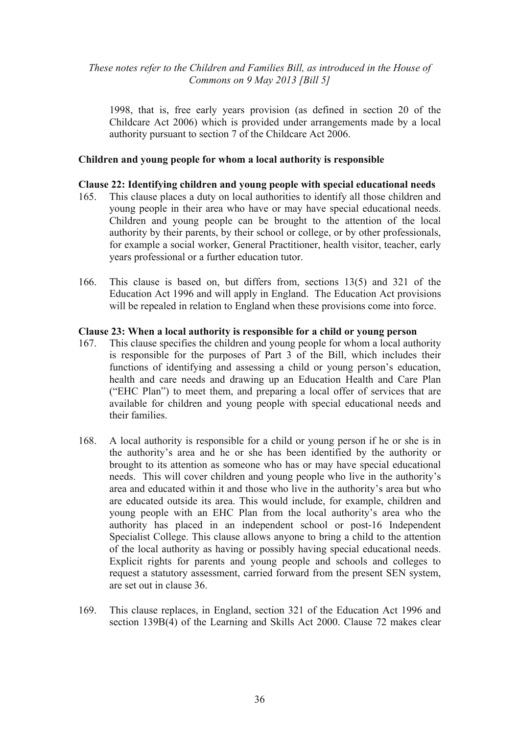1998, that is, free early years provision (as defined in section 20 of the Childcare Act 2006) which is provided under arrangements made by a local authority pursuant to section 7 of the Childcare Act 2006.

**Children and young people for whom a local authority is responsible**

**Clause 22: Identifying children and young people with special educational needs**

165. This clause places a duty on local authorities to identify all those children and young people in their area who have or may have special educational needs. Children and young people can be brought to the attention of the local authority by their parents, by their school or college, or by other professionals, for example a social worker, General Practitioner, health visitor, teacher, early years professional or a further education tutor.

166. This clause is based on, but differs from, sections 13(5) and 321 of the Education Act 1996 and will apply in England. The Education Act provisions will be repealed in relation to England when these provisions come into force.

**Clause 23: When a local authority is responsible for a child or young person**

167. This clause specifies the children and young people for whom a local authority is responsible for the purposes of Part 3 of the Bill, which includes their functions of identifying and assessing a child or young person's education, health and care needs and drawing up an Education Health and Care Plan ("EHC Plan") to meet them, and preparing a local offer of services that are available for children and young people with special educational needs and their families.

168. A local authority is responsible for a child or young person if he or she is in the authority's area and he or she has been identified by the authority or brought to its attention as someone who has or may have special educational needs. This will cover children and young people who live in the authority's area and educated within it and those who live in the authority's area but who are educated outside its area. This would include, for example, children and young people with an EHC Plan from the local authority's area who the authority has placed in an independent school or post-16 Independent Specialist College. This clause allows anyone to bring a child to the attention of the local authority as having or possibly having special educational needs. Explicit rights for parents and young people and schools and colleges to request a statutory assessment, carried forward from the present SEN system, are set out in clause 36.

169. This clause replaces, in England, section 321 of the Education Act 1996 and section 139B(4) of the Learning and Skills Act 2000. Clause 72 makes clear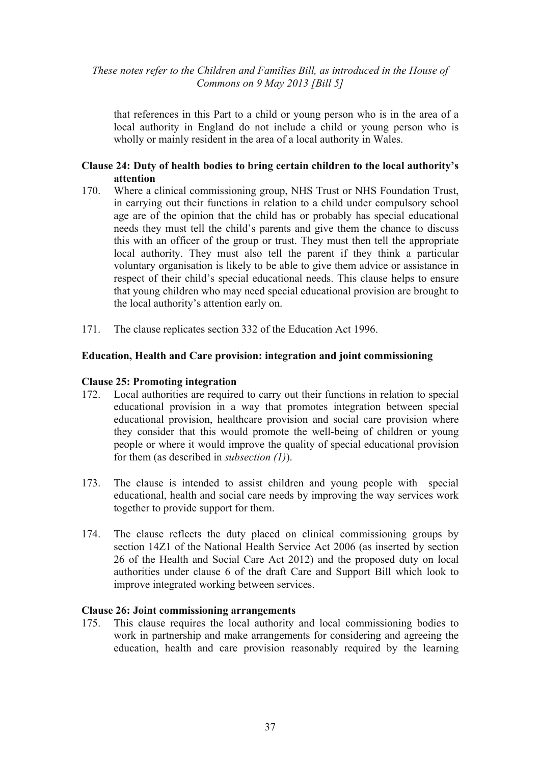that references in this Part to a child or young person who is in the area of a local authority in England do not include a child or young person who is wholly or mainly resident in the area of a local authority in Wales.

**Clause 24: Duty of health bodies to bring certain children to the local authority's attention**

170. Where a clinical commissioning group, NHS Trust or NHS Foundation Trust, in carrying out their functions in relation to a child under compulsory school age are of the opinion that the child has or probably has special educational needs they must tell the child's parents and give them the chance to discuss this with an officer of the group or trust. They must then tell the appropriate local authority. They must also tell the parent if they think a particular voluntary organisation is likely to be able to give them advice or assistance in respect of their child's special educational needs. This clause helps to ensure that young children who may need special educational provision are brought to the local authority's attention early on.

171. The clause replicates section 332 of the Education Act 1996.

**Education, Health and Care provision: integration and joint commissioning**

**Clause 25: Promoting integration**

172. Local authorities are required to carry out their functions in relation to special educational provision in a way that promotes integration between special educational provision, healthcare provision and social care provision where they consider that this would promote the well-being of children or young people or where it would improve the quality of special educational provision for them (as described in *subsection (1)*).

173. The clause is intended to assist children and young people with special educational, health and social care needs by improving the way services work together to provide support for them.

174. The clause reflects the duty placed on clinical commissioning groups by section 14Z1 of the National Health Service Act 2006 (as inserted by section 26 of the Health and Social Care Act 2012) and the proposed duty on local authorities under clause 6 of the draft Care and Support Bill which look to improve integrated working between services.

**Clause 26: Joint commissioning arrangements**

175. This clause requires the local authority and local commissioning bodies to work in partnership and make arrangements for considering and agreeing the education, health and care provision reasonably required by the learning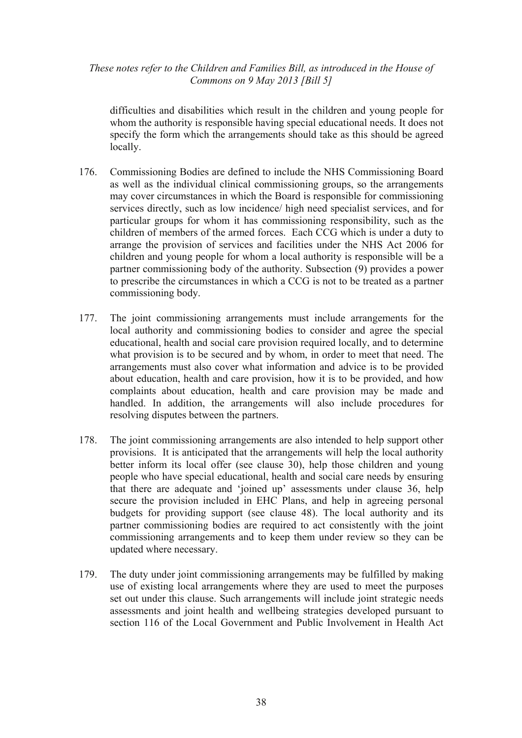difficulties and disabilities which result in the children and young people for whom the authority is responsible having special educational needs. It does not specify the form which the arrangements should take as this should be agreed locally.

176. Commissioning Bodies are defined to include the NHS Commissioning Board as well as the individual clinical commissioning groups, so the arrangements may cover circumstances in which the Board is responsible for commissioning services directly, such as low incidence/ high need specialist services, and for particular groups for whom it has commissioning responsibility, such as the children of members of the armed forces. Each CCG which is under a duty to arrange the provision of services and facilities under the NHS Act 2006 for children and young people for whom a local authority is responsible will be a partner commissioning body of the authority. Subsection (9) provides a power to prescribe the circumstances in which a CCG is not to be treated as a partner commissioning body.

177. The joint commissioning arrangements must include arrangements for the local authority and commissioning bodies to consider and agree the special educational, health and social care provision required locally, and to determine what provision is to be secured and by whom, in order to meet that need. The arrangements must also cover what information and advice is to be provided about education, health and care provision, how it is to be provided, and how complaints about education, health and care provision may be made and handled. In addition, the arrangements will also include procedures for resolving disputes between the partners.

178. The joint commissioning arrangements are also intended to help support other provisions. It is anticipated that the arrangements will help the local authority better inform its local offer (see clause 30), help those children and young people who have special educational, health and social care needs by ensuring that there are adequate and 'joined up' assessments under clause 36, help secure the provision included in EHC Plans, and help in agreeing personal budgets for providing support (see clause 48). The local authority and its partner commissioning bodies are required to act consistently with the joint commissioning arrangements and to keep them under review so they can be updated where necessary.

179. The duty under joint commissioning arrangements may be fulfilled by making use of existing local arrangements where they are used to meet the purposes set out under this clause. Such arrangements will include joint strategic needs assessments and joint health and wellbeing strategies developed pursuant to section 116 of the Local Government and Public Involvement in Health Act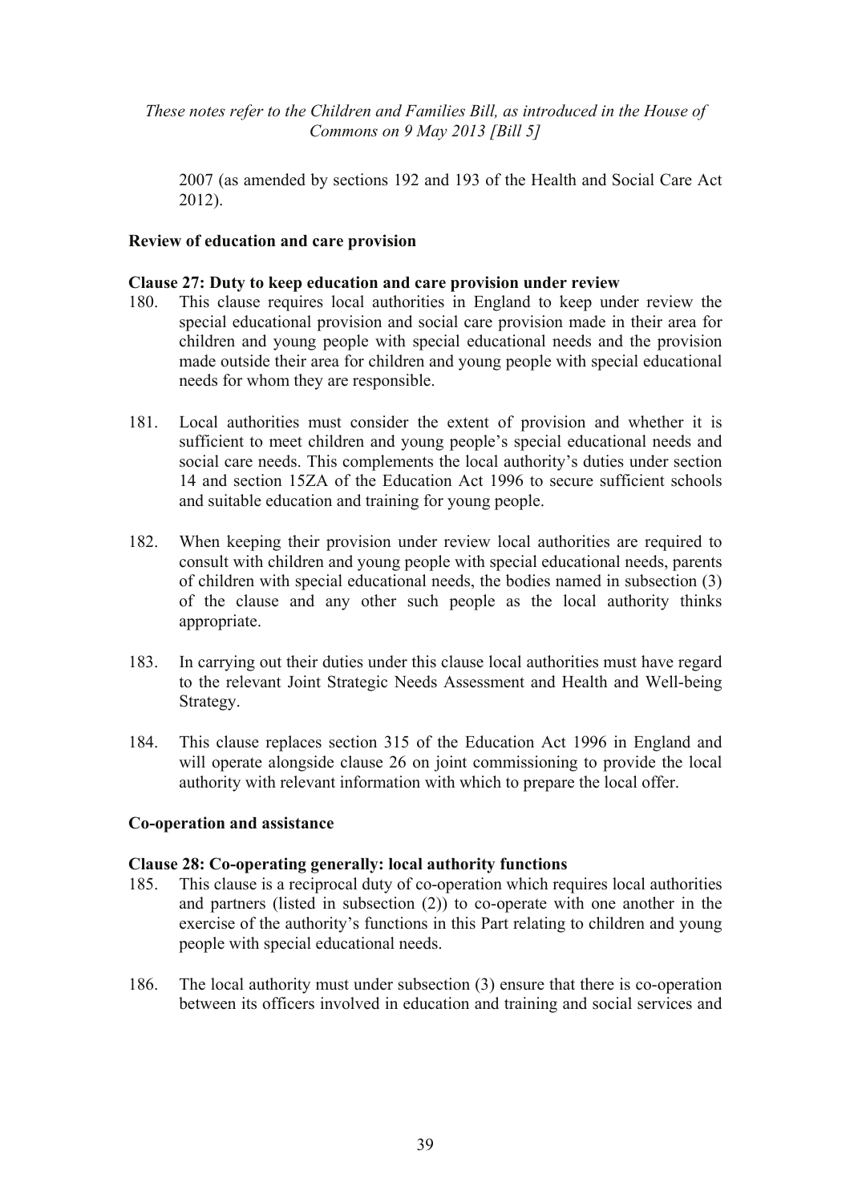2007 (as amended by sections 192 and 193 of the Health and Social Care Act 2012).

**Review of education and care provision**

**Clause 27: Duty to keep education and care provision under review**

180. This clause requires local authorities in England to keep under review the special educational provision and social care provision made in their area for children and young people with special educational needs and the provision made outside their area for children and young people with special educational needs for whom they are responsible.

181. Local authorities must consider the extent of provision and whether it is sufficient to meet children and young people's special educational needs and social care needs. This complements the local authority's duties under section 14 and section 15ZA of the Education Act 1996 to secure sufficient schools and suitable education and training for young people.

182. When keeping their provision under review local authorities are required to consult with children and young people with special educational needs, parents of children with special educational needs, the bodies named in subsection (3) of the clause and any other such people as the local authority thinks appropriate.

183. In carrying out their duties under this clause local authorities must have regard to the relevant Joint Strategic Needs Assessment and Health and Well-being Strategy.

184. This clause replaces section 315 of the Education Act 1996 in England and will operate alongside clause 26 on joint commissioning to provide the local authority with relevant information with which to prepare the local offer.

**Co-operation and assistance**

**Clause 28: Co-operating generally: local authority functions**

185. This clause is a reciprocal duty of co-operation which requires local authorities and partners (listed in subsection (2)) to co-operate with one another in the exercise of the authority's functions in this Part relating to children and young people with special educational needs.

186. The local authority must under subsection (3) ensure that there is co-operation between its officers involved in education and training and social services and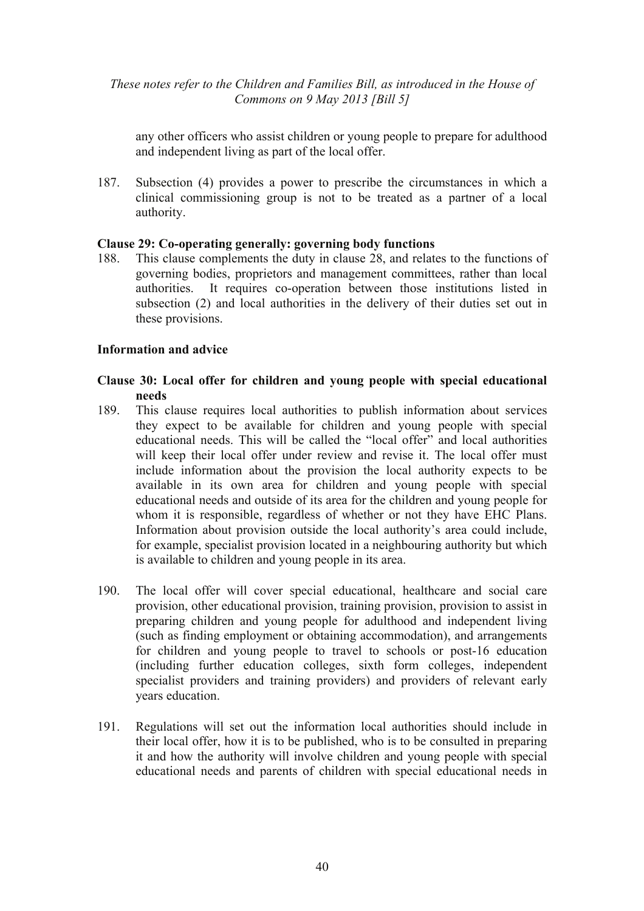any other officers who assist children or young people to prepare for adulthood and independent living as part of the local offer.

187. Subsection (4) provides a power to prescribe the circumstances in which a clinical commissioning group is not to be treated as a partner of a local authority.

**Clause 29: Co-operating generally: governing body functions**

188. This clause complements the duty in clause 28, and relates to the functions of governing bodies, proprietors and management committees, rather than local authorities. It requires co-operation between those institutions listed in subsection (2) and local authorities in the delivery of their duties set out in these provisions.

**Information and advice**

**Clause 30: Local offer for children and young people with special educational needs**

189. This clause requires local authorities to publish information about services they expect to be available for children and young people with special educational needs. This will be called the "local offer" and local authorities will keep their local offer under review and revise it. The local offer must include information about the provision the local authority expects to be available in its own area for children and young people with special educational needs and outside of its area for the children and young people for whom it is responsible, regardless of whether or not they have EHC Plans. Information about provision outside the local authority's area could include, for example, specialist provision located in a neighbouring authority but which is available to children and young people in its area.

190. The local offer will cover special educational, healthcare and social care provision, other educational provision, training provision, provision to assist in preparing children and young people for adulthood and independent living (such as finding employment or obtaining accommodation), and arrangements for children and young people to travel to schools or post-16 education (including further education colleges, sixth form colleges, independent specialist providers and training providers) and providers of relevant early years education.

191. Regulations will set out the information local authorities should include in their local offer, how it is to be published, who is to be consulted in preparing it and how the authority will involve children and young people with special educational needs and parents of children with special educational needs in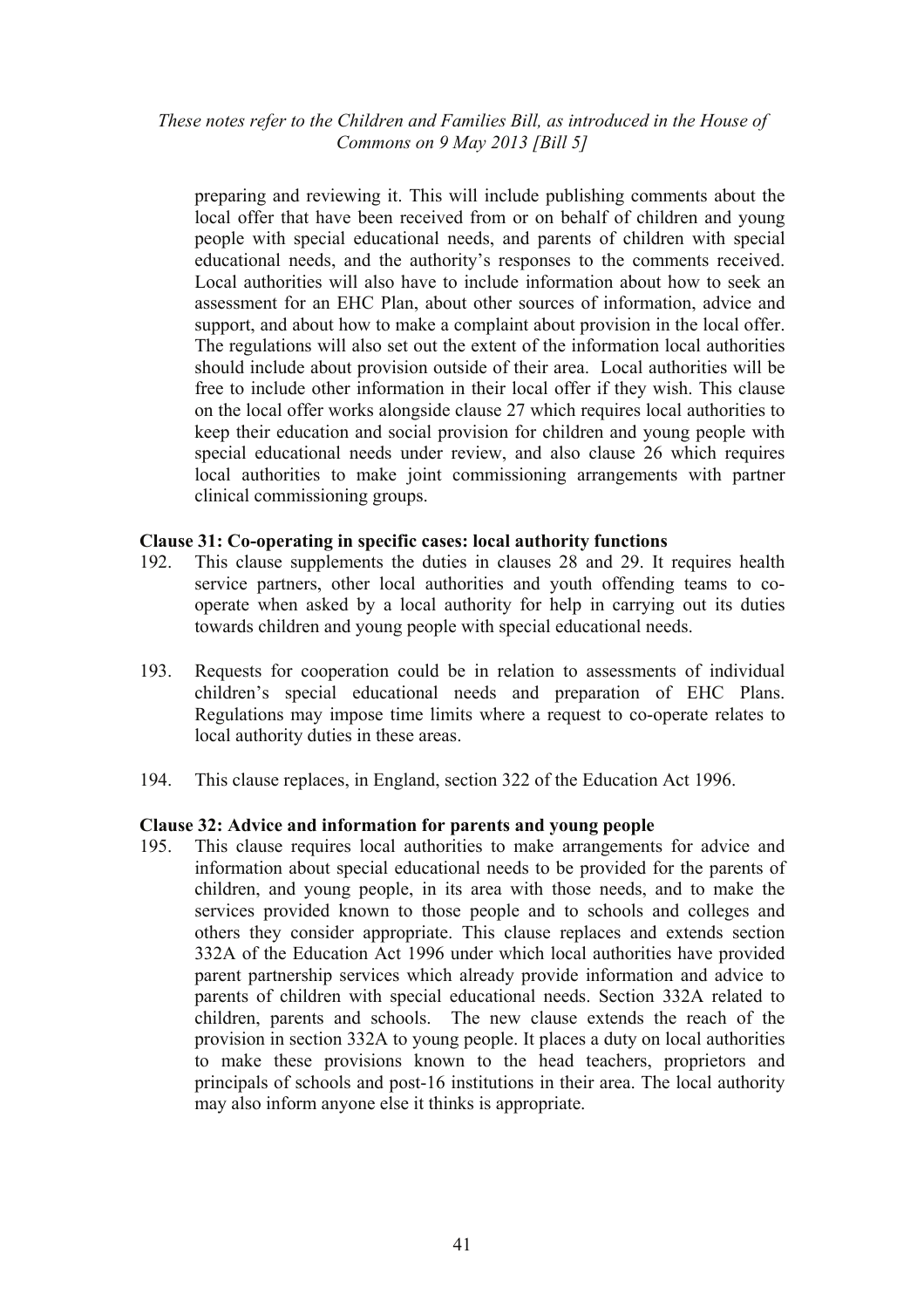preparing and reviewing it. This will include publishing comments about the local offer that have been received from or on behalf of children and young people with special educational needs, and parents of children with special educational needs, and the authority's responses to the comments received. Local authorities will also have to include information about how to seek an assessment for an EHC Plan, about other sources of information, advice and support, and about how to make a complaint about provision in the local offer. The regulations will also set out the extent of the information local authorities should include about provision outside of their area. Local authorities will be free to include other information in their local offer if they wish. This clause on the local offer works alongside clause 27 which requires local authorities to keep their education and social provision for children and young people with special educational needs under review, and also clause 26 which requires local authorities to make joint commissioning arrangements with partner clinical commissioning groups.

**Clause 31: Co-operating in specific cases: local authority functions**

192. This clause supplements the duties in clauses 28 and 29. It requires health service partners, other local authorities and youth offending teams to co-operate when asked by a local authority for help in carrying out its duties towards children and young people with special educational needs.

193. Requests for cooperation could be in relation to assessments of individual children's special educational needs and preparation of EHC Plans. Regulations may impose time limits where a request to co-operate relates to local authority duties in these areas.

194. This clause replaces, in England, section 322 of the Education Act 1996.

**Clause 32: Advice and information for parents and young people**

195. This clause requires local authorities to make arrangements for advice and information about special educational needs to be provided for the parents of children, and young people, in its area with those needs, and to make the services provided known to those people and to schools and colleges and others they consider appropriate. This clause replaces and extends section 332A of the Education Act 1996 under which local authorities have provided parent partnership services which already provide information and advice to parents of children with special educational needs. Section 332A related to children, parents and schools. The new clause extends the reach of the provision in section 332A to young people. It places a duty on local authorities to make these provisions known to the head teachers, proprietors and principals of schools and post-16 institutions in their area. The local authority may also inform anyone else it thinks is appropriate.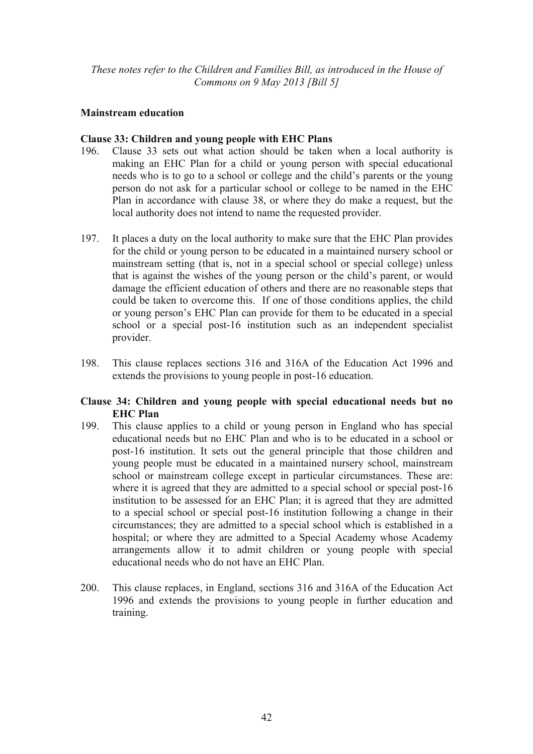*These notes refer to the Children and Families Bill, as introduced in the House of Commons on 9 May 2013 [Bill 5]*

**Mainstream education**

**Clause 33: Children and young people with EHC Plans**

196. Clause 33 sets out what action should be taken when a local authority is making an EHC Plan for a child or young person with special educational needs who is to go to a school or college and the child's parents or the young person do not ask for a particular school or college to be named in the EHC Plan in accordance with clause 38, or where they do make a request, but the local authority does not intend to name the requested provider.

197. It places a duty on the local authority to make sure that the EHC Plan provides for the child or young person to be educated in a maintained nursery school or mainstream setting (that is, not in a special school or special college) unless that is against the wishes of the young person or the child's parent, or would damage the efficient education of others and there are no reasonable steps that could be taken to overcome this. If one of those conditions applies, the child or young person's EHC Plan can provide for them to be educated in a special school or a special post-16 institution such as an independent specialist provider.

198. This clause replaces sections 316 and 316A of the Education Act 1996 and extends the provisions to young people in post-16 education.

**Clause 34: Children and young people with special educational needs but no EHC Plan**

199. This clause applies to a child or young person in England who has special educational needs but no EHC Plan and who is to be educated in a school or post-16 institution. It sets out the general principle that those children and young people must be educated in a maintained nursery school, mainstream school or mainstream college except in particular circumstances. These are: where it is agreed that they are admitted to a special school or special post-16 institution to be assessed for an EHC Plan; it is agreed that they are admitted to a special school or special post-16 institution following a change in their circumstances; they are admitted to a special school which is established in a hospital; or where they are admitted to a Special Academy whose Academy arrangements allow it to admit children or young people with special educational needs who do not have an EHC Plan.

200. This clause replaces, in England, sections 316 and 316A of the Education Act 1996 and extends the provisions to young people in further education and training.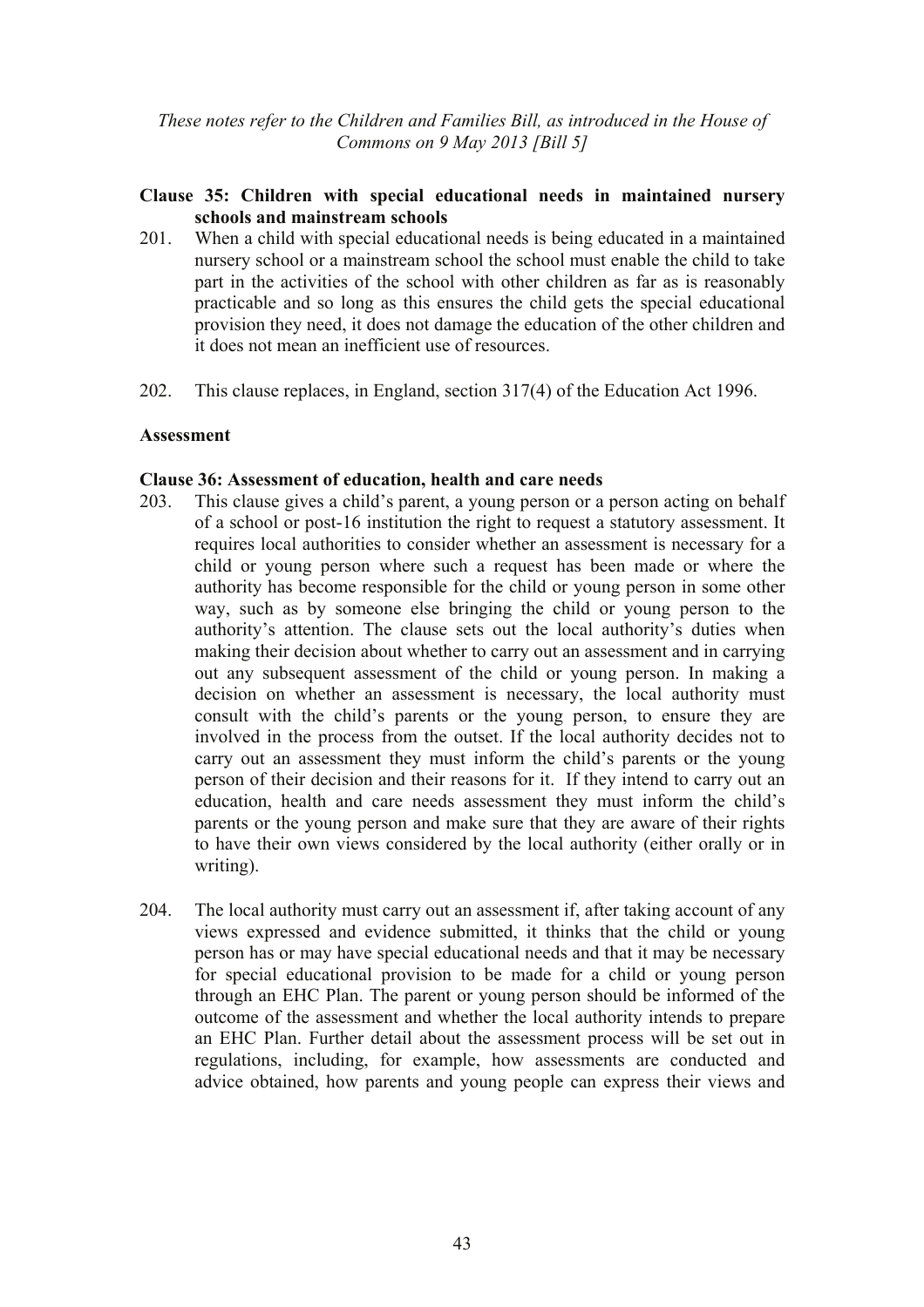**Clause 35: Children with special educational needs in maintained nursery schools and mainstream schools**

201. When a child with special educational needs is being educated in a maintained nursery school or a mainstream school the school must enable the child to take part in the activities of the school with other children as far as is reasonably practicable and so long as this ensures the child gets the special educational provision they need, it does not damage the education of the other children and it does not mean an inefficient use of resources.

202. This clause replaces, in England, section 317(4) of the Education Act 1996.

**Assessment**

**Clause 36: Assessment of education, health and care needs**

203. This clause gives a child's parent, a young person or a person acting on behalf of a school or post-16 institution the right to request a statutory assessment. It requires local authorities to consider whether an assessment is necessary for a child or young person where such a request has been made or where the authority has become responsible for the child or young person in some other way, such as by someone else bringing the child or young person to the authority's attention. The clause sets out the local authority's duties when making their decision about whether to carry out an assessment and in carrying out any subsequent assessment of the child or young person. In making a decision on whether an assessment is necessary, the local authority must consult with the child's parents or the young person, to ensure they are involved in the process from the outset. If the local authority decides not to carry out an assessment they must inform the child's parents or the young person of their decision and their reasons for it. If they intend to carry out an education, health and care needs assessment they must inform the child's parents or the young person and make sure that they are aware of their rights to have their own views considered by the local authority (either orally or in writing).

204. The local authority must carry out an assessment if, after taking account of any views expressed and evidence submitted, it thinks that the child or young person has or may have special educational needs and that it may be necessary for special educational provision to be made for a child or young person through an EHC Plan. The parent or young person should be informed of the outcome of the assessment and whether the local authority intends to prepare an EHC Plan. Further detail about the assessment process will be set out in regulations, including, for example, how assessments are conducted and advice obtained, how parents and young people can express their views and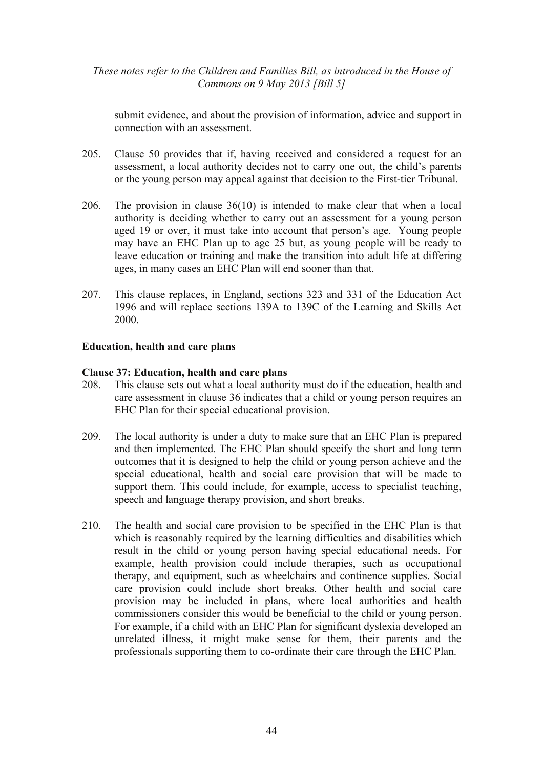submit evidence, and about the provision of information, advice and support in connection with an assessment.

205. Clause 50 provides that if, having received and considered a request for an assessment, a local authority decides not to carry one out, the child's parents or the young person may appeal against that decision to the First-tier Tribunal.

206. The provision in clause 36(10) is intended to make clear that when a local authority is deciding whether to carry out an assessment for a young person aged 19 or over, it must take into account that person's age. Young people may have an EHC Plan up to age 25 but, as young people will be ready to leave education or training and make the transition into adult life at differing ages, in many cases an EHC Plan will end sooner than that.

207. This clause replaces, in England, sections 323 and 331 of the Education Act 1996 and will replace sections 139A to 139C of the Learning and Skills Act 2000.

**Education, health and care plans**

**Clause 37: Education, health and care plans**

208. This clause sets out what a local authority must do if the education, health and care assessment in clause 36 indicates that a child or young person requires an EHC Plan for their special educational provision.

209. The local authority is under a duty to make sure that an EHC Plan is prepared and then implemented. The EHC Plan should specify the short and long term outcomes that it is designed to help the child or young person achieve and the special educational, health and social care provision that will be made to support them. This could include, for example, access to specialist teaching, speech and language therapy provision, and short breaks.

210. The health and social care provision to be specified in the EHC Plan is that which is reasonably required by the learning difficulties and disabilities which result in the child or young person having special educational needs. For example, health provision could include therapies, such as occupational therapy, and equipment, such as wheelchairs and continence supplies. Social care provision could include short breaks. Other health and social care provision may be included in plans, where local authorities and health commissioners consider this would be beneficial to the child or young person. For example, if a child with an EHC Plan for significant dyslexia developed an unrelated illness, it might make sense for them, their parents and the professionals supporting them to co-ordinate their care through the EHC Plan.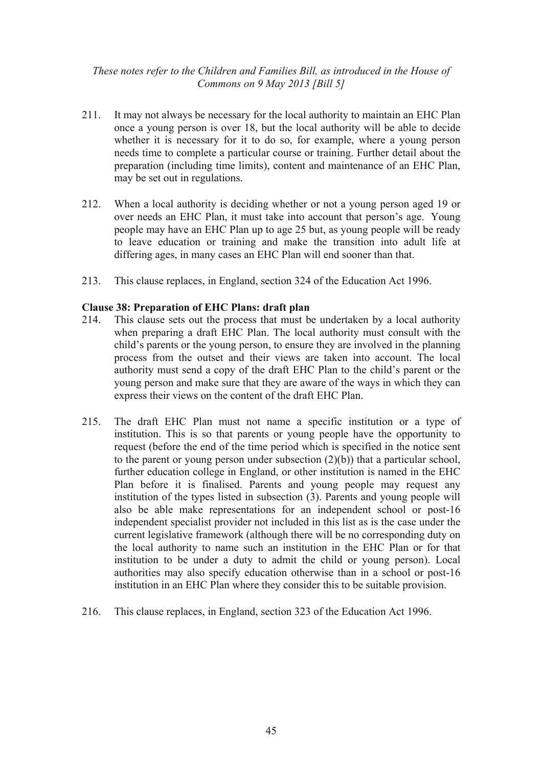211. It may not always be necessary for the local authority to maintain an EHC Plan once a young person is over 18, but the local authority will be able to decide whether it is necessary for it to do so, for example, where a young person needs time to complete a particular course or training. Further detail about the preparation (including time limits), content and maintenance of an EHC Plan, may be set out in regulations.

212. When a local authority is deciding whether or not a young person aged 19 or over needs an EHC Plan, it must take into account that person's age. Young people may have an EHC Plan up to age 25 but, as young people will be ready to leave education or training and make the transition into adult life at differing ages, in many cases an EHC Plan will end sooner than that.

213. This clause replaces, in England, section 324 of the Education Act 1996.

**Clause 38: Preparation of EHC Plans: draft plan**

214. This clause sets out the process that must be undertaken by a local authority when preparing a draft EHC Plan. The local authority must consult with the child's parents or the young person, to ensure they are involved in the planning process from the outset and their views are taken into account. The local authority must send a copy of the draft EHC Plan to the child's parent or the young person and make sure that they are aware of the ways in which they can express their views on the content of the draft EHC Plan.

215. The draft EHC Plan must not name a specific institution or a type of institution. This is so that parents or young people have the opportunity to request (before the end of the time period which is specified in the notice sent to the parent or young person under subsection (2)(b)) that a particular school, further education college in England, or other institution is named in the EHC Plan before it is finalised. Parents and young people may request any institution of the types listed in subsection (3). Parents and young people will also be able make representations for an independent school or post-16 independent specialist provider not included in this list as is the case under the current legislative framework (although there will be no corresponding duty on the local authority to name such an institution in the EHC Plan or for that institution to be under a duty to admit the child or young person). Local authorities may also specify education otherwise than in a school or post-16 institution in an EHC Plan where they consider this to be suitable provision.

216. This clause replaces, in England, section 323 of the Education Act 1996.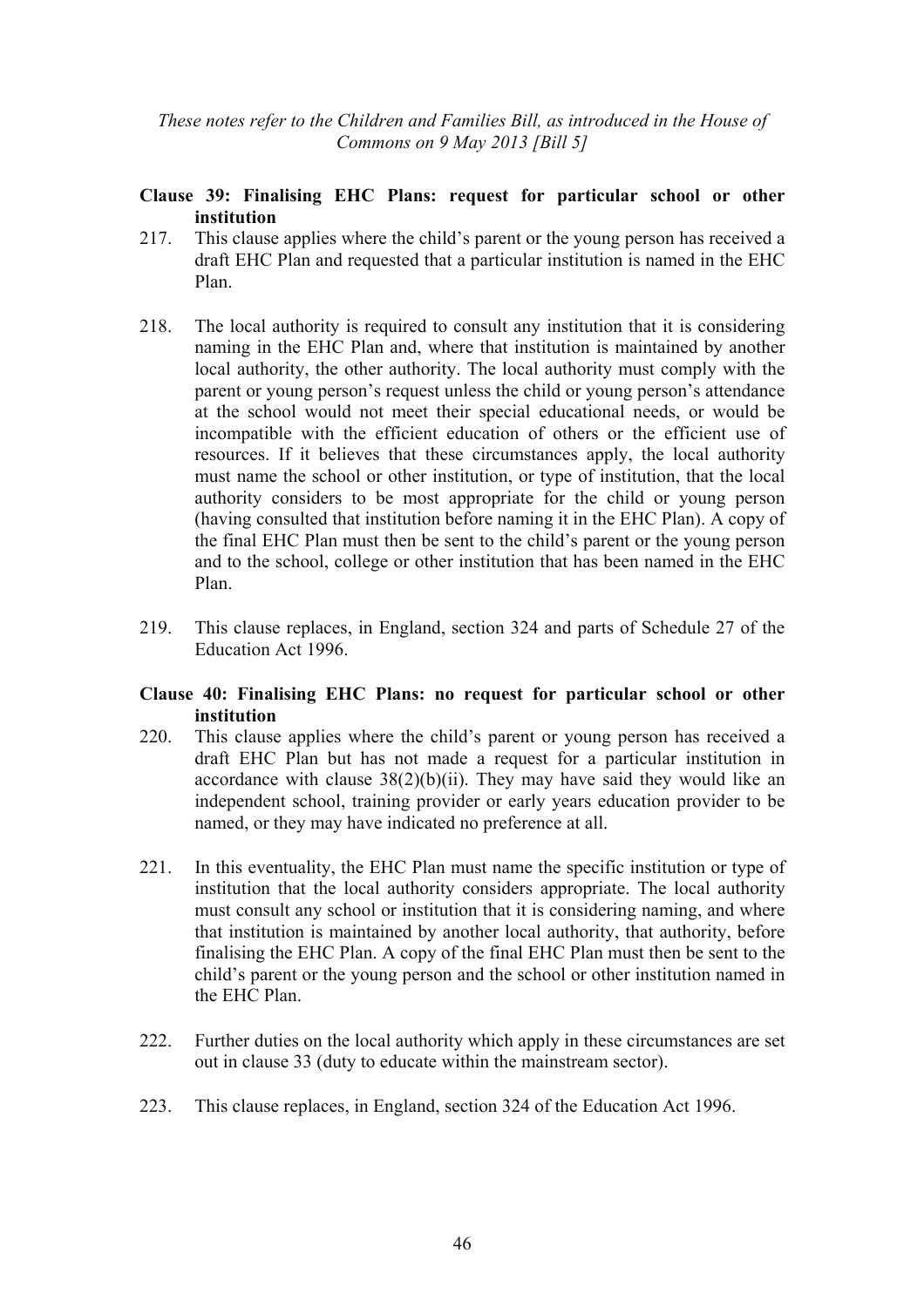**Clause 39: Finalising EHC Plans: request for particular school or other institution**

217. This clause applies where the child's parent or the young person has received a draft EHC Plan and requested that a particular institution is named in the EHC Plan.

218. The local authority is required to consult any institution that it is considering naming in the EHC Plan and, where that institution is maintained by another local authority, the other authority. The local authority must comply with the parent or young person's request unless the child or young person's attendance at the school would not meet their special educational needs, or would be incompatible with the efficient education of others or the efficient use of resources. If it believes that these circumstances apply, the local authority must name the school or other institution, or type of institution, that the local authority considers to be most appropriate for the child or young person (having consulted that institution before naming it in the EHC Plan). A copy of the final EHC Plan must then be sent to the child's parent or the young person and to the school, college or other institution that has been named in the EHC Plan.

219. This clause replaces, in England, section 324 and parts of Schedule 27 of the Education Act 1996.

**Clause 40: Finalising EHC Plans: no request for particular school or other institution**

220. This clause applies where the child's parent or young person has received a draft EHC Plan but has not made a request for a particular institution in accordance with clause 38(2)(b)(ii). They may have said they would like an independent school, training provider or early years education provider to be named, or they may have indicated no preference at all.

221. In this eventuality, the EHC Plan must name the specific institution or type of institution that the local authority considers appropriate. The local authority must consult any school or institution that it is considering naming, and where that institution is maintained by another local authority, that authority, before finalising the EHC Plan. A copy of the final EHC Plan must then be sent to the child's parent or the young person and the school or other institution named in the EHC Plan.

222. Further duties on the local authority which apply in these circumstances are set out in clause 33 (duty to educate within the mainstream sector).

223. This clause replaces, in England, section 324 of the Education Act 1996.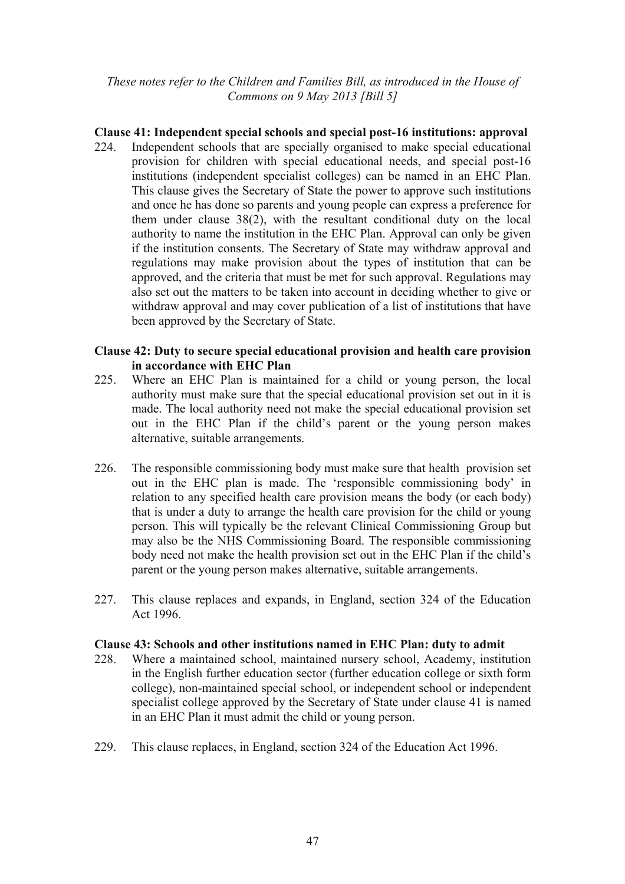*These notes refer to the Children and Families Bill, as introduced in the House of Commons on 9 May 2013 [Bill 5]*

**Clause 41: Independent special schools and special post-16 institutions: approval**

224. Independent schools that are specially organised to make special educational provision for children with special educational needs, and special post-16 institutions (independent specialist colleges) can be named in an EHC Plan. This clause gives the Secretary of State the power to approve such institutions and once he has done so parents and young people can express a preference for them under clause 38(2), with the resultant conditional duty on the local authority to name the institution in the EHC Plan. Approval can only be given if the institution consents. The Secretary of State may withdraw approval and regulations may make provision about the types of institution that can be approved, and the criteria that must be met for such approval. Regulations may also set out the matters to be taken into account in deciding whether to give or withdraw approval and may cover publication of a list of institutions that have been approved by the Secretary of State.

**Clause 42: Duty to secure special educational provision and health care provision in accordance with EHC Plan**

225. Where an EHC Plan is maintained for a child or young person, the local authority must make sure that the special educational provision set out in it is made. The local authority need not make the special educational provision set out in the EHC Plan if the child's parent or the young person makes alternative, suitable arrangements.

226. The responsible commissioning body must make sure that health provision set out in the EHC plan is made. The 'responsible commissioning body' in relation to any specified health care provision means the body (or each body) that is under a duty to arrange the health care provision for the child or young person. This will typically be the relevant Clinical Commissioning Group but may also be the NHS Commissioning Board. The responsible commissioning body need not make the health provision set out in the EHC Plan if the child's parent or the young person makes alternative, suitable arrangements.

227. This clause replaces and expands, in England, section 324 of the Education Act 1996.

**Clause 43: Schools and other institutions named in EHC Plan: duty to admit**

228. Where a maintained school, maintained nursery school, Academy, institution in the English further education sector (further education college or sixth form college), non-maintained special school, or independent school or independent specialist college approved by the Secretary of State under clause 41 is named in an EHC Plan it must admit the child or young person.

229. This clause replaces, in England, section 324 of the Education Act 1996.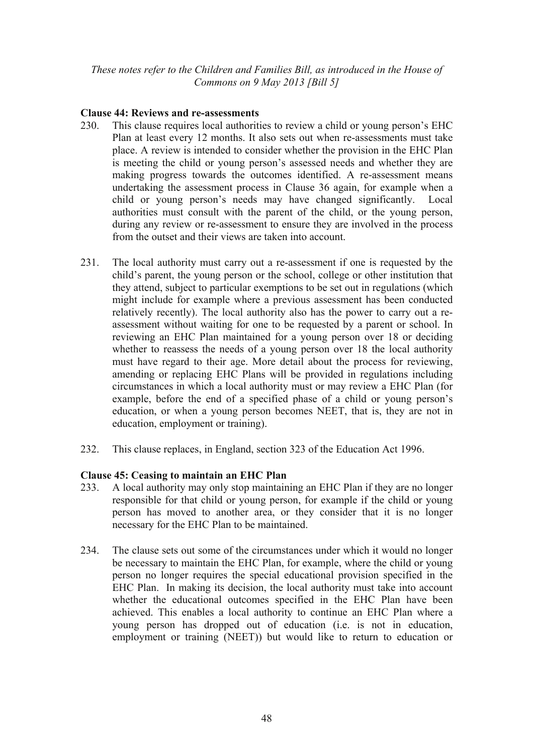**Clause 44: Reviews and re-assessments**

230. This clause requires local authorities to review a child or young person's EHC Plan at least every 12 months. It also sets out when re-assessments must take place. A review is intended to consider whether the provision in the EHC Plan is meeting the child or young person's assessed needs and whether they are making progress towards the outcomes identified. A re-assessment means undertaking the assessment process in Clause 36 again, for example when a child or young person's needs may have changed significantly. Local authorities must consult with the parent of the child, or the young person, during any review or re-assessment to ensure they are involved in the process from the outset and their views are taken into account.

231. The local authority must carry out a re-assessment if one is requested by the child's parent, the young person or the school, college or other institution that they attend, subject to particular exemptions to be set out in regulations (which might include for example where a previous assessment has been conducted relatively recently). The local authority also has the power to carry out a re-assessment without waiting for one to be requested by a parent or school. In reviewing an EHC Plan maintained for a young person over 18 or deciding whether to reassess the needs of a young person over 18 the local authority must have regard to their age. More detail about the process for reviewing, amending or replacing EHC Plans will be provided in regulations including circumstances in which a local authority must or may review a EHC Plan (for example, before the end of a specified phase of a child or young person's education, or when a young person becomes NEET, that is, they are not in education, employment or training).

232. This clause replaces, in England, section 323 of the Education Act 1996.

**Clause 45: Ceasing to maintain an EHC Plan**

233. A local authority may only stop maintaining an EHC Plan if they are no longer responsible for that child or young person, for example if the child or young person has moved to another area, or they consider that it is no longer necessary for the EHC Plan to be maintained.

234. The clause sets out some of the circumstances under which it would no longer be necessary to maintain the EHC Plan, for example, where the child or young person no longer requires the special educational provision specified in the EHC Plan. In making its decision, the local authority must take into account whether the educational outcomes specified in the EHC Plan have been achieved. This enables a local authority to continue an EHC Plan where a young person has dropped out of education (i.e. is not in education, employment or training (NEET)) but would like to return to education or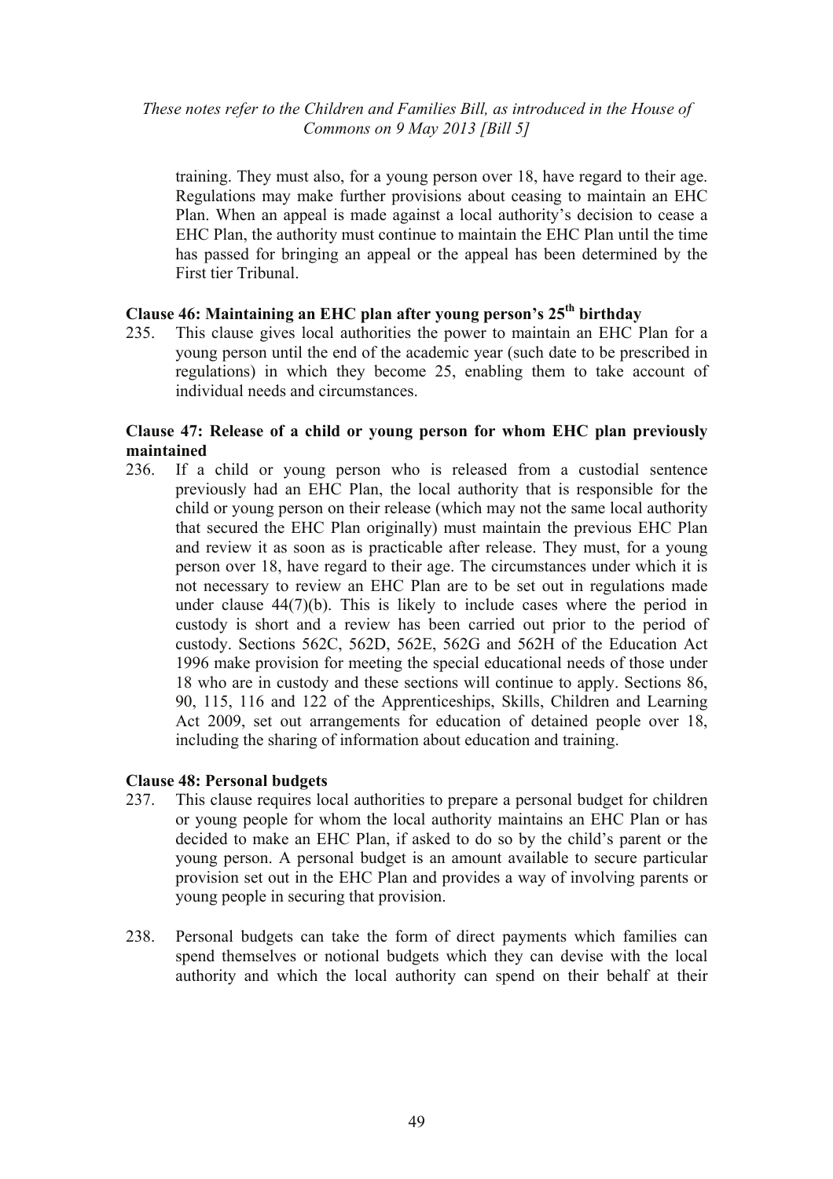training. They must also, for a young person over 18, have regard to their age. Regulations may make further provisions about ceasing to maintain an EHC Plan. When an appeal is made against a local authority's decision to cease a EHC Plan, the authority must continue to maintain the EHC Plan until the time has passed for bringing an appeal or the appeal has been determined by the First tier Tribunal.

**Clause 46: Maintaining an EHC plan after young person's 25th birthday**

235. This clause gives local authorities the power to maintain an EHC Plan for a young person until the end of the academic year (such date to be prescribed in regulations) in which they become 25, enabling them to take account of individual needs and circumstances.

**Clause 47: Release of a child or young person for whom EHC plan previously maintained**

236. If a child or young person who is released from a custodial sentence previously had an EHC Plan, the local authority that is responsible for the child or young person on their release (which may not the same local authority that secured the EHC Plan originally) must maintain the previous EHC Plan and review it as soon as is practicable after release. They must, for a young person over 18, have regard to their age. The circumstances under which it is not necessary to review an EHC Plan are to be set out in regulations made under clause 44(7)(b). This is likely to include cases where the period in custody is short and a review has been carried out prior to the period of custody. Sections 562C, 562D, 562E, 562G and 562H of the Education Act 1996 make provision for meeting the special educational needs of those under 18 who are in custody and these sections will continue to apply. Sections 86, 90, 115, 116 and 122 of the Apprenticeships, Skills, Children and Learning Act 2009, set out arrangements for education of detained people over 18, including the sharing of information about education and training.

**Clause 48: Personal budgets**

237. This clause requires local authorities to prepare a personal budget for children or young people for whom the local authority maintains an EHC Plan or has decided to make an EHC Plan, if asked to do so by the child's parent or the young person. A personal budget is an amount available to secure particular provision set out in the EHC Plan and provides a way of involving parents or young people in securing that provision.

238. Personal budgets can take the form of direct payments which families can spend themselves or notional budgets which they can devise with the local authority and which the local authority can spend on their behalf at their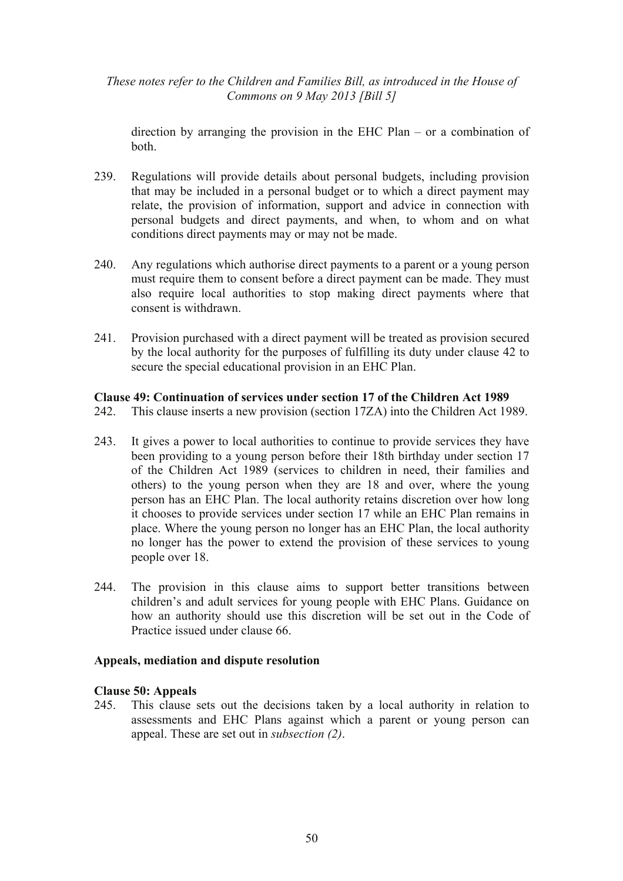direction by arranging the provision in the EHC Plan – or a combination of both.

239. Regulations will provide details about personal budgets, including provision that may be included in a personal budget or to which a direct payment may relate, the provision of information, support and advice in connection with personal budgets and direct payments, and when, to whom and on what conditions direct payments may or may not be made.

240. Any regulations which authorise direct payments to a parent or a young person must require them to consent before a direct payment can be made. They must also require local authorities to stop making direct payments where that consent is withdrawn.

241. Provision purchased with a direct payment will be treated as provision secured by the local authority for the purposes of fulfilling its duty under clause 42 to secure the special educational provision in an EHC Plan.

**Clause 49: Continuation of services under section 17 of the Children Act 1989**

242. This clause inserts a new provision (section 17ZA) into the Children Act 1989.

243. It gives a power to local authorities to continue to provide services they have been providing to a young person before their 18th birthday under section 17 of the Children Act 1989 (services to children in need, their families and others) to the young person when they are 18 and over, where the young person has an EHC Plan. The local authority retains discretion over how long it chooses to provide services under section 17 while an EHC Plan remains in place. Where the young person no longer has an EHC Plan, the local authority no longer has the power to extend the provision of these services to young people over 18.

244. The provision in this clause aims to support better transitions between children's and adult services for young people with EHC Plans. Guidance on how an authority should use this discretion will be set out in the Code of Practice issued under clause 66.

**Appeals, mediation and dispute resolution**

**Clause 50: Appeals**

245. This clause sets out the decisions taken by a local authority in relation to assessments and EHC Plans against which a parent or young person can appeal. These are set out in *subsection (2)*.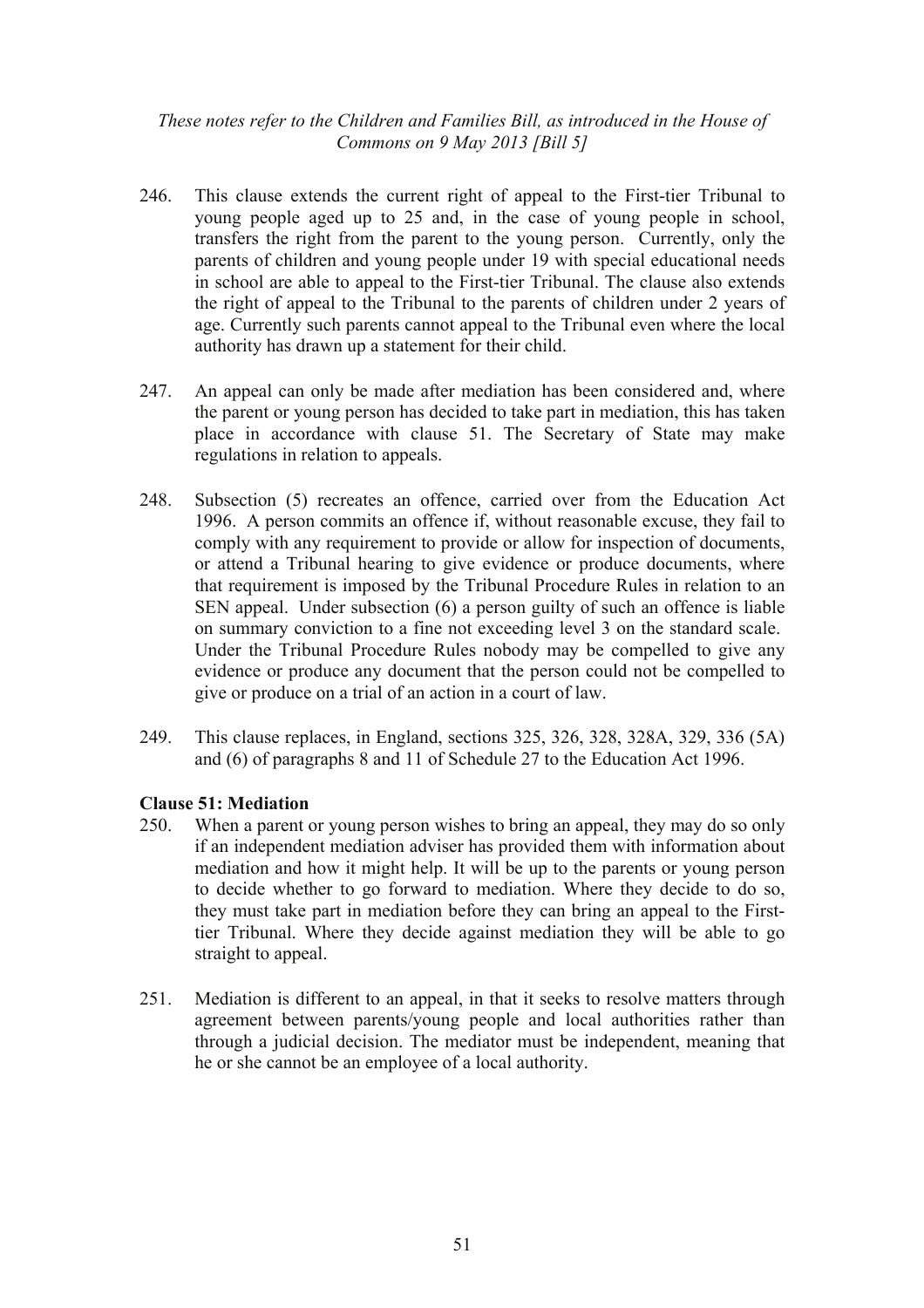246. This clause extends the current right of appeal to the First-tier Tribunal to young people aged up to 25 and, in the case of young people in school, transfers the right from the parent to the young person. Currently, only the parents of children and young people under 19 with special educational needs in school are able to appeal to the First-tier Tribunal. The clause also extends the right of appeal to the Tribunal to the parents of children under 2 years of age. Currently such parents cannot appeal to the Tribunal even where the local authority has drawn up a statement for their child.

247. An appeal can only be made after mediation has been considered and, where the parent or young person has decided to take part in mediation, this has taken place in accordance with clause 51. The Secretary of State may make regulations in relation to appeals.

248. Subsection (5) recreates an offence, carried over from the Education Act 1996. A person commits an offence if, without reasonable excuse, they fail to comply with any requirement to provide or allow for inspection of documents, or attend a Tribunal hearing to give evidence or produce documents, where that requirement is imposed by the Tribunal Procedure Rules in relation to an SEN appeal. Under subsection (6) a person guilty of such an offence is liable on summary conviction to a fine not exceeding level 3 on the standard scale. Under the Tribunal Procedure Rules nobody may be compelled to give any evidence or produce any document that the person could not be compelled to give or produce on a trial of an action in a court of law.

249. This clause replaces, in England, sections 325, 326, 328, 328A, 329, 336 (5A) and (6) of paragraphs 8 and 11 of Schedule 27 to the Education Act 1996.

**Clause 51: Mediation**

250. When a parent or young person wishes to bring an appeal, they may do so only if an independent mediation adviser has provided them with information about mediation and how it might help. It will be up to the parents or young person to decide whether to go forward to mediation. Where they decide to do so, they must take part in mediation before they can bring an appeal to the First-tier Tribunal. Where they decide against mediation they will be able to go straight to appeal.

251. Mediation is different to an appeal, in that it seeks to resolve matters through agreement between parents/young people and local authorities rather than through a judicial decision. The mediator must be independent, meaning that he or she cannot be an employee of a local authority.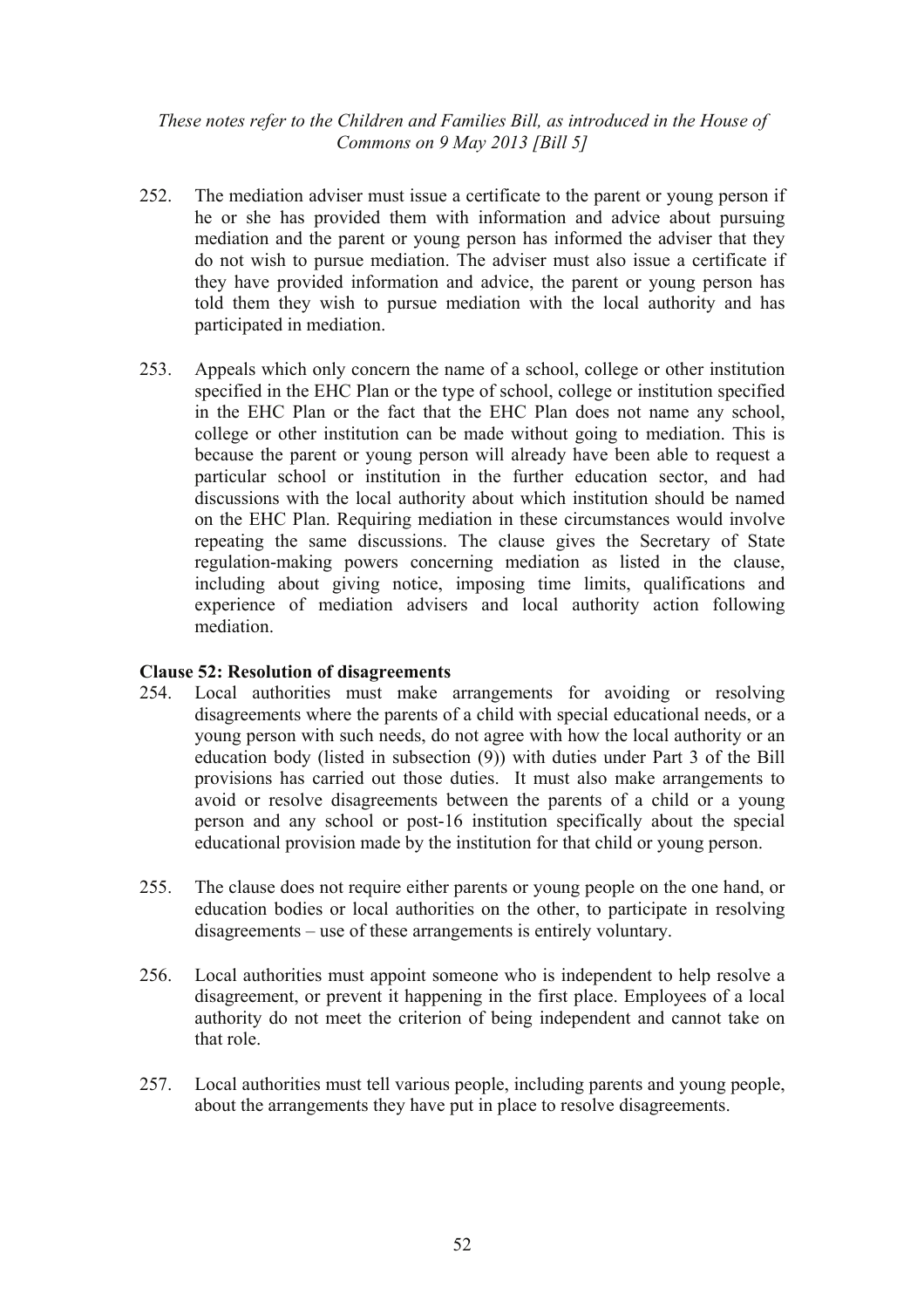252. The mediation adviser must issue a certificate to the parent or young person if he or she has provided them with information and advice about pursuing mediation and the parent or young person has informed the adviser that they do not wish to pursue mediation. The adviser must also issue a certificate if they have provided information and advice, the parent or young person has told them they wish to pursue mediation with the local authority and has participated in mediation.

253. Appeals which only concern the name of a school, college or other institution specified in the EHC Plan or the type of school, college or institution specified in the EHC Plan or the fact that the EHC Plan does not name any school, college or other institution can be made without going to mediation. This is because the parent or young person will already have been able to request a particular school or institution in the further education sector, and had discussions with the local authority about which institution should be named on the EHC Plan. Requiring mediation in these circumstances would involve repeating the same discussions. The clause gives the Secretary of State regulation-making powers concerning mediation as listed in the clause, including about giving notice, imposing time limits, qualifications and experience of mediation advisers and local authority action following mediation.

**Clause 52: Resolution of disagreements**

254. Local authorities must make arrangements for avoiding or resolving disagreements where the parents of a child with special educational needs, or a young person with such needs, do not agree with how the local authority or an education body (listed in subsection (9)) with duties under Part 3 of the Bill provisions has carried out those duties. It must also make arrangements to avoid or resolve disagreements between the parents of a child or a young person and any school or post-16 institution specifically about the special educational provision made by the institution for that child or young person.

255. The clause does not require either parents or young people on the one hand, or education bodies or local authorities on the other, to participate in resolving disagreements – use of these arrangements is entirely voluntary.

256. Local authorities must appoint someone who is independent to help resolve a disagreement, or prevent it happening in the first place. Employees of a local authority do not meet the criterion of being independent and cannot take on that role.

257. Local authorities must tell various people, including parents and young people, about the arrangements they have put in place to resolve disagreements.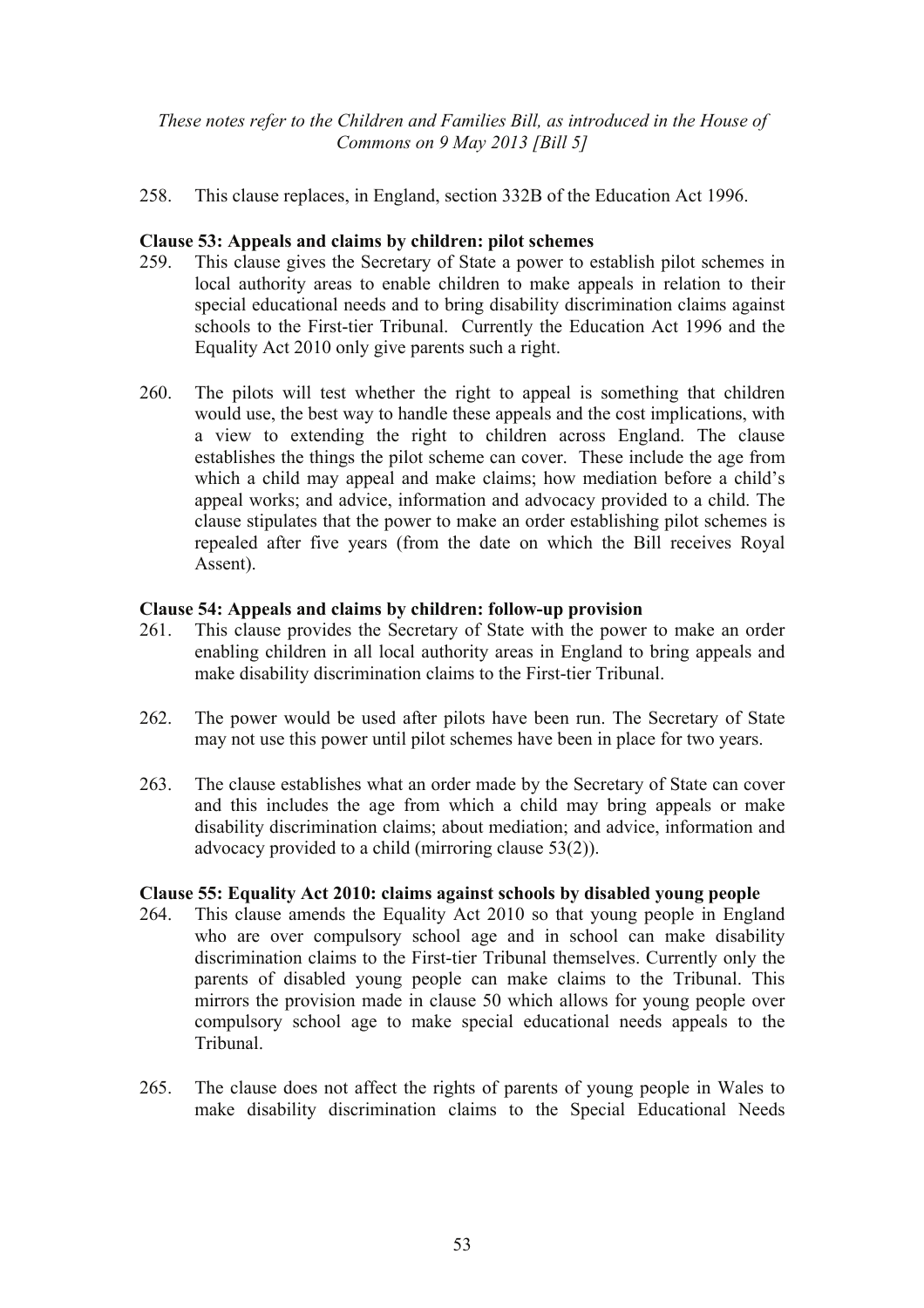258. This clause replaces, in England, section 332B of the Education Act 1996.

**Clause 53: Appeals and claims by children: pilot schemes**

259. This clause gives the Secretary of State a power to establish pilot schemes in local authority areas to enable children to make appeals in relation to their special educational needs and to bring disability discrimination claims against schools to the First-tier Tribunal. Currently the Education Act 1996 and the Equality Act 2010 only give parents such a right.

260. The pilots will test whether the right to appeal is something that children would use, the best way to handle these appeals and the cost implications, with a view to extending the right to children across England. The clause establishes the things the pilot scheme can cover. These include the age from which a child may appeal and make claims; how mediation before a child's appeal works; and advice, information and advocacy provided to a child. The clause stipulates that the power to make an order establishing pilot schemes is repealed after five years (from the date on which the Bill receives Royal Assent).

**Clause 54: Appeals and claims by children: follow-up provision**

261. This clause provides the Secretary of State with the power to make an order enabling children in all local authority areas in England to bring appeals and make disability discrimination claims to the First-tier Tribunal.

262. The power would be used after pilots have been run. The Secretary of State may not use this power until pilot schemes have been in place for two years.

263. The clause establishes what an order made by the Secretary of State can cover and this includes the age from which a child may bring appeals or make disability discrimination claims; about mediation; and advice, information and advocacy provided to a child (mirroring clause 53(2)).

**Clause 55: Equality Act 2010: claims against schools by disabled young people**

264. This clause amends the Equality Act 2010 so that young people in England who are over compulsory school age and in school can make disability discrimination claims to the First-tier Tribunal themselves. Currently only the parents of disabled young people can make claims to the Tribunal. This mirrors the provision made in clause 50 which allows for young people over compulsory school age to make special educational needs appeals to the Tribunal.

265. The clause does not affect the rights of parents of young people in Wales to make disability discrimination claims to the Special Educational Needs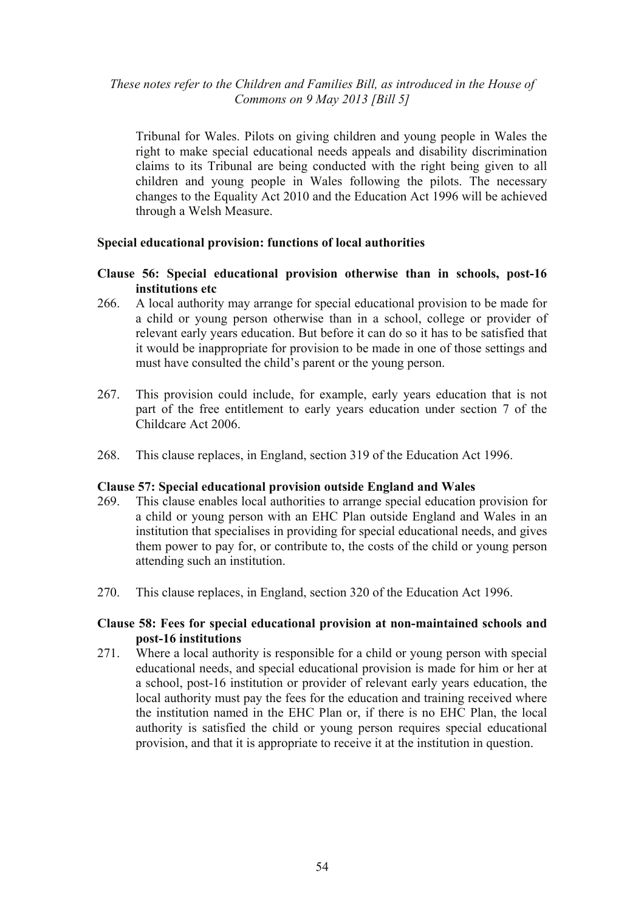Tribunal for Wales. Pilots on giving children and young people in Wales the right to make special educational needs appeals and disability discrimination claims to its Tribunal are being conducted with the right being given to all children and young people in Wales following the pilots. The necessary changes to the Equality Act 2010 and the Education Act 1996 will be achieved through a Welsh Measure.

**Special educational provision: functions of local authorities**

**Clause 56: Special educational provision otherwise than in schools, post-16 institutions etc**

266. A local authority may arrange for special educational provision to be made for a child or young person otherwise than in a school, college or provider of relevant early years education. But before it can do so it has to be satisfied that it would be inappropriate for provision to be made in one of those settings and must have consulted the child's parent or the young person.

267. This provision could include, for example, early years education that is not part of the free entitlement to early years education under section 7 of the Childcare Act 2006.

268. This clause replaces, in England, section 319 of the Education Act 1996.

**Clause 57: Special educational provision outside England and Wales**

269. This clause enables local authorities to arrange special education provision for a child or young person with an EHC Plan outside England and Wales in an institution that specialises in providing for special educational needs, and gives them power to pay for, or contribute to, the costs of the child or young person attending such an institution.

270. This clause replaces, in England, section 320 of the Education Act 1996.

**Clause 58: Fees for special educational provision at non-maintained schools and post-16 institutions**

271. Where a local authority is responsible for a child or young person with special educational needs, and special educational provision is made for him or her at a school, post-16 institution or provider of relevant early years education, the local authority must pay the fees for the education and training received where the institution named in the EHC Plan or, if there is no EHC Plan, the local authority is satisfied the child or young person requires special educational provision, and that it is appropriate to receive it at the institution in question.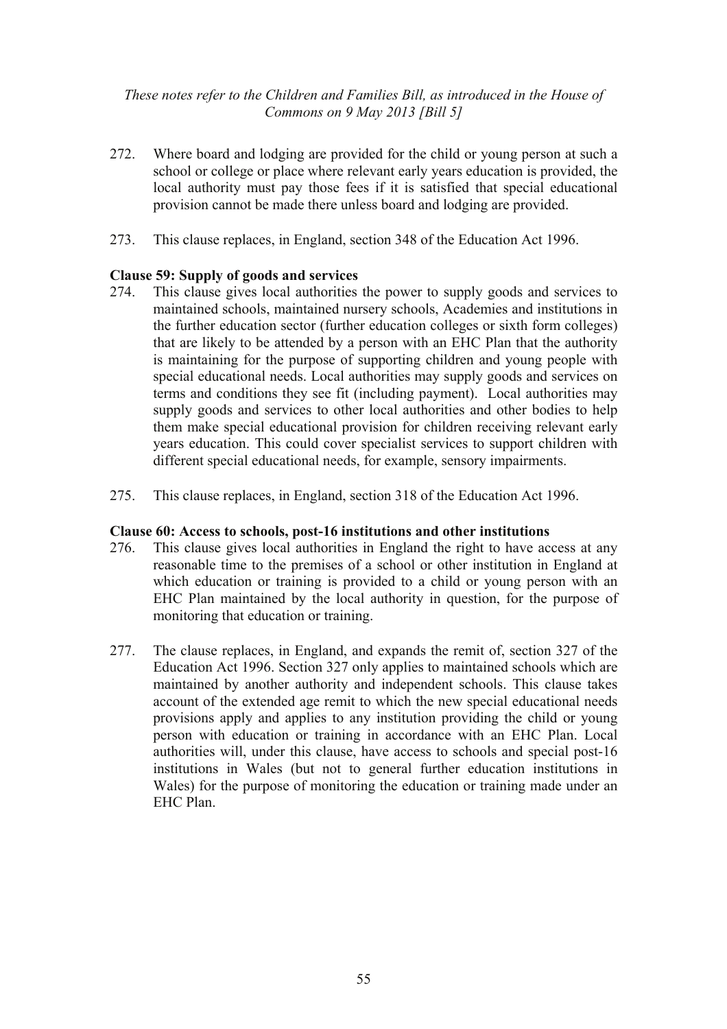272. Where board and lodging are provided for the child or young person at such a school or college or place where relevant early years education is provided, the local authority must pay those fees if it is satisfied that special educational provision cannot be made there unless board and lodging are provided.

273. This clause replaces, in England, section 348 of the Education Act 1996.

**Clause 59: Supply of goods and services**

274. This clause gives local authorities the power to supply goods and services to maintained schools, maintained nursery schools, Academies and institutions in the further education sector (further education colleges or sixth form colleges) that are likely to be attended by a person with an EHC Plan that the authority is maintaining for the purpose of supporting children and young people with special educational needs. Local authorities may supply goods and services on terms and conditions they see fit (including payment). Local authorities may supply goods and services to other local authorities and other bodies to help them make special educational provision for children receiving relevant early years education. This could cover specialist services to support children with different special educational needs, for example, sensory impairments.

275. This clause replaces, in England, section 318 of the Education Act 1996.

**Clause 60: Access to schools, post-16 institutions and other institutions**

276. This clause gives local authorities in England the right to have access at any reasonable time to the premises of a school or other institution in England at which education or training is provided to a child or young person with an EHC Plan maintained by the local authority in question, for the purpose of monitoring that education or training.

277. The clause replaces, in England, and expands the remit of, section 327 of the Education Act 1996. Section 327 only applies to maintained schools which are maintained by another authority and independent schools. This clause takes account of the extended age remit to which the new special educational needs provisions apply and applies to any institution providing the child or young person with education or training in accordance with an EHC Plan. Local authorities will, under this clause, have access to schools and special post-16 institutions in Wales (but not to general further education institutions in Wales) for the purpose of monitoring the education or training made under an EHC Plan.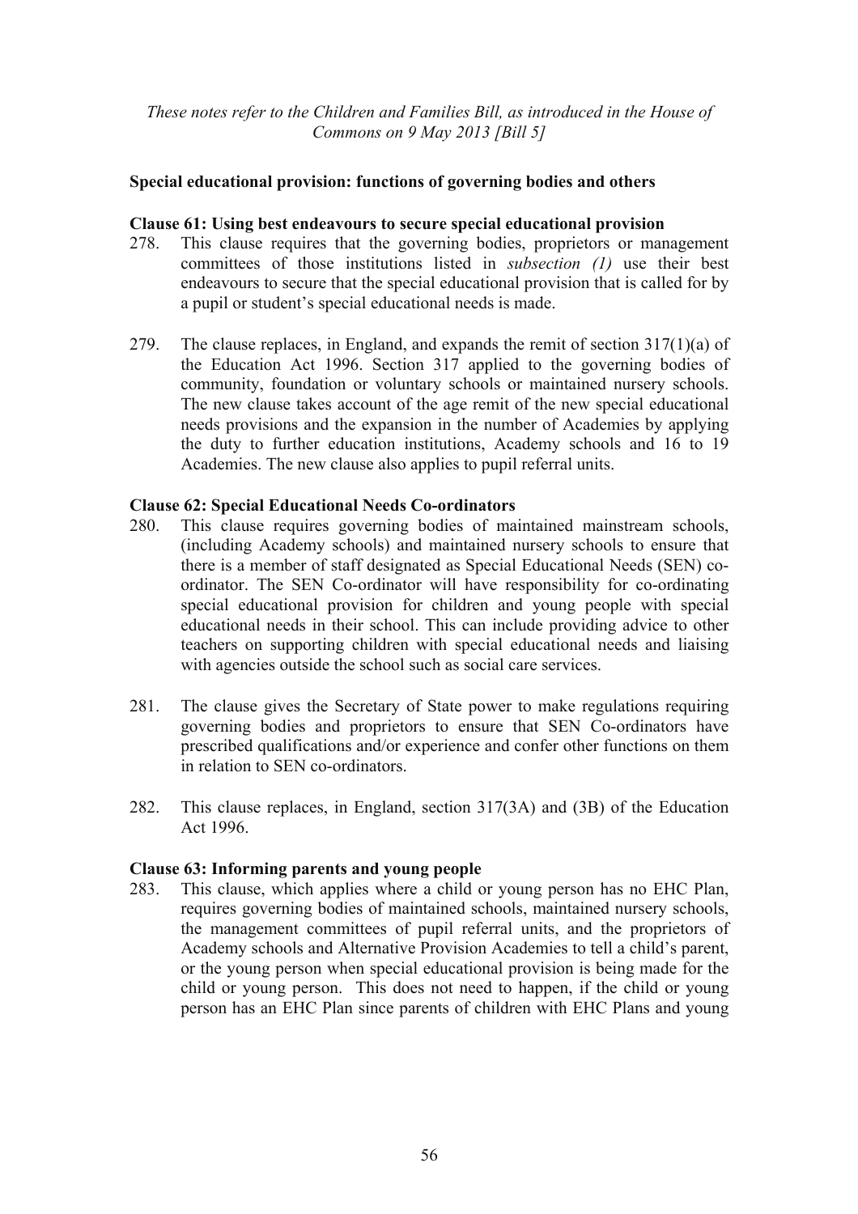*These notes refer to the Children and Families Bill, as introduced in the House of Commons on 9 May 2013 [Bill 5]*

**Special educational provision: functions of governing bodies and others**

**Clause 61: Using best endeavours to secure special educational provision**

278. This clause requires that the governing bodies, proprietors or management committees of those institutions listed in *subsection (1)* use their best endeavours to secure that the special educational provision that is called for by a pupil or student's special educational needs is made.

279. The clause replaces, in England, and expands the remit of section 317(1)(a) of the Education Act 1996. Section 317 applied to the governing bodies of community, foundation or voluntary schools or maintained nursery schools. The new clause takes account of the age remit of the new special educational needs provisions and the expansion in the number of Academies by applying the duty to further education institutions, Academy schools and 16 to 19 Academies. The new clause also applies to pupil referral units.

**Clause 62: Special Educational Needs Co-ordinators**

280. This clause requires governing bodies of maintained mainstream schools, (including Academy schools) and maintained nursery schools to ensure that there is a member of staff designated as Special Educational Needs (SEN) co-ordinator. The SEN Co-ordinator will have responsibility for co-ordinating special educational provision for children and young people with special educational needs in their school. This can include providing advice to other teachers on supporting children with special educational needs and liaising with agencies outside the school such as social care services.

281. The clause gives the Secretary of State power to make regulations requiring governing bodies and proprietors to ensure that SEN Co-ordinators have prescribed qualifications and/or experience and confer other functions on them in relation to SEN co-ordinators.

282. This clause replaces, in England, section 317(3A) and (3B) of the Education Act 1996.

**Clause 63: Informing parents and young people**

283. This clause, which applies where a child or young person has no EHC Plan, requires governing bodies of maintained schools, maintained nursery schools, the management committees of pupil referral units, and the proprietors of Academy schools and Alternative Provision Academies to tell a child's parent, or the young person when special educational provision is being made for the child or young person. This does not need to happen, if the child or young person has an EHC Plan since parents of children with EHC Plans and young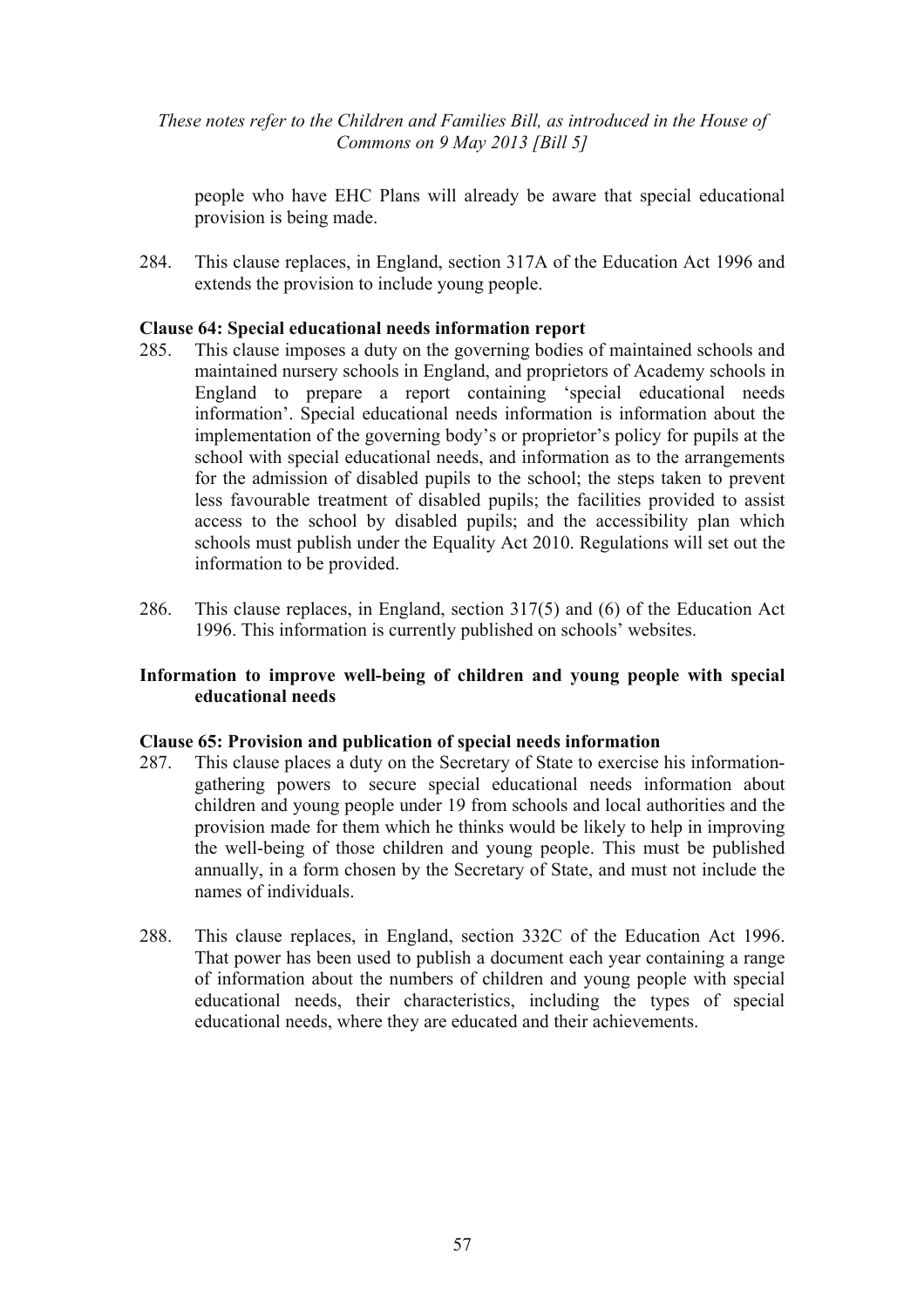people who have EHC Plans will already be aware that special educational provision is being made.

284. This clause replaces, in England, section 317A of the Education Act 1996 and extends the provision to include young people.

**Clause 64: Special educational needs information report**

285. This clause imposes a duty on the governing bodies of maintained schools and maintained nursery schools in England, and proprietors of Academy schools in England to prepare a report containing 'special educational needs information'. Special educational needs information is information about the implementation of the governing body's or proprietor's policy for pupils at the school with special educational needs, and information as to the arrangements for the admission of disabled pupils to the school; the steps taken to prevent less favourable treatment of disabled pupils; the facilities provided to assist access to the school by disabled pupils; and the accessibility plan which schools must publish under the Equality Act 2010. Regulations will set out the information to be provided.

286. This clause replaces, in England, section 317(5) and (6) of the Education Act 1996. This information is currently published on schools' websites.

**Information to improve well-being of children and young people with special educational needs**

**Clause 65: Provision and publication of special needs information**

287. This clause places a duty on the Secretary of State to exercise his information-gathering powers to secure special educational needs information about children and young people under 19 from schools and local authorities and the provision made for them which he thinks would be likely to help in improving the well-being of those children and young people. This must be published annually, in a form chosen by the Secretary of State, and must not include the names of individuals.

288. This clause replaces, in England, section 332C of the Education Act 1996. That power has been used to publish a document each year containing a range of information about the numbers of children and young people with special educational needs, their characteristics, including the types of special educational needs, where they are educated and their achievements.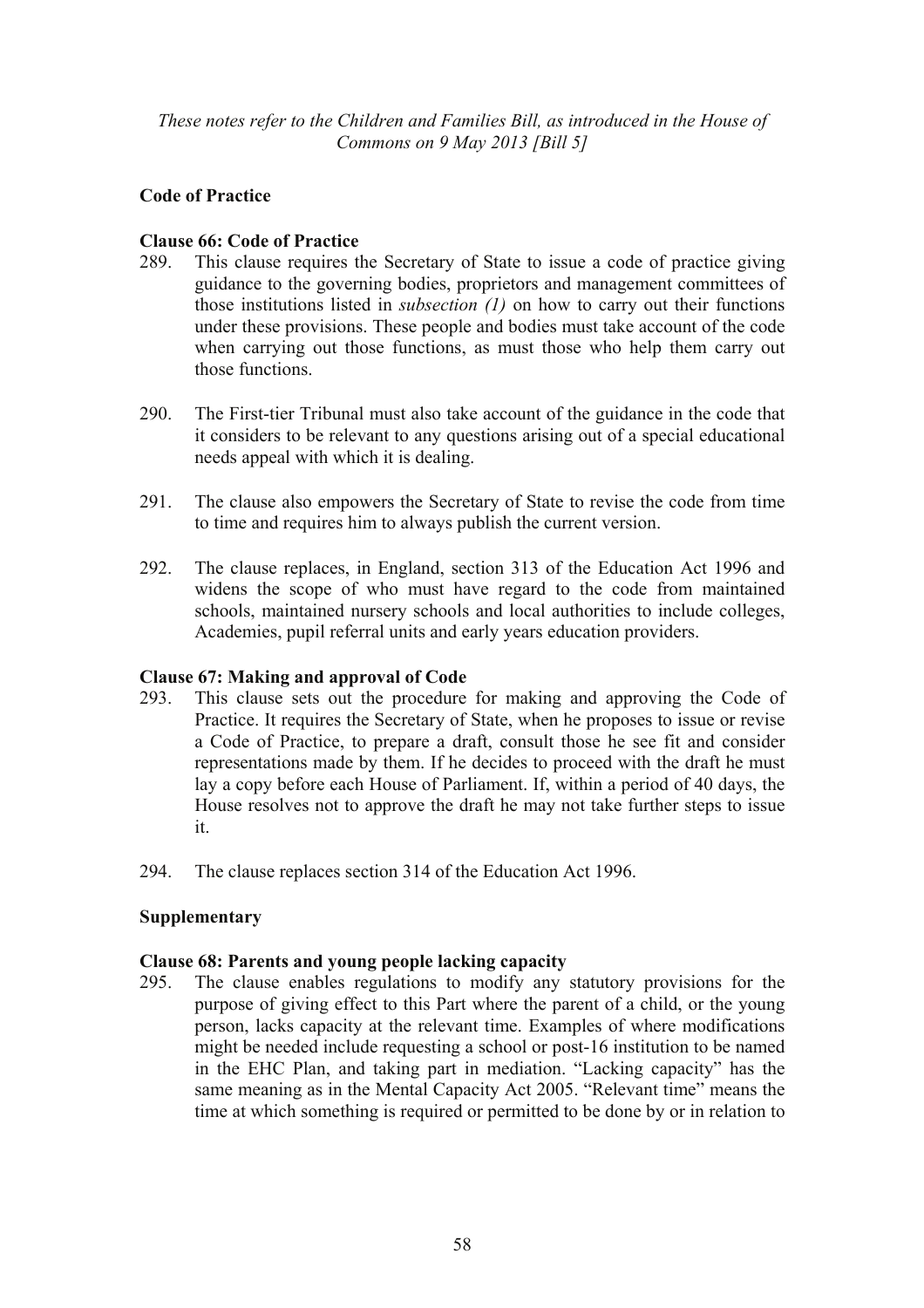**Code of Practice**

**Clause 66: Code of Practice**

289. This clause requires the Secretary of State to issue a code of practice giving guidance to the governing bodies, proprietors and management committees of those institutions listed in *subsection (1)* on how to carry out their functions under these provisions. These people and bodies must take account of the code when carrying out those functions, as must those who help them carry out those functions.

290. The First-tier Tribunal must also take account of the guidance in the code that it considers to be relevant to any questions arising out of a special educational needs appeal with which it is dealing.

291. The clause also empowers the Secretary of State to revise the code from time to time and requires him to always publish the current version.

292. The clause replaces, in England, section 313 of the Education Act 1996 and widens the scope of who must have regard to the code from maintained schools, maintained nursery schools and local authorities to include colleges, Academies, pupil referral units and early years education providers.

**Clause 67: Making and approval of Code**

293. This clause sets out the procedure for making and approving the Code of Practice. It requires the Secretary of State, when he proposes to issue or revise a Code of Practice, to prepare a draft, consult those he see fit and consider representations made by them. If he decides to proceed with the draft he must lay a copy before each House of Parliament. If, within a period of 40 days, the House resolves not to approve the draft he may not take further steps to issue it.

294. The clause replaces section 314 of the Education Act 1996.

**Supplementary**

**Clause 68: Parents and young people lacking capacity**

295. The clause enables regulations to modify any statutory provisions for the purpose of giving effect to this Part where the parent of a child, or the young person, lacks capacity at the relevant time. Examples of where modifications might be needed include requesting a school or post-16 institution to be named in the EHC Plan, and taking part in mediation. "Lacking capacity" has the same meaning as in the Mental Capacity Act 2005. "Relevant time" means the time at which something is required or permitted to be done by or in relation to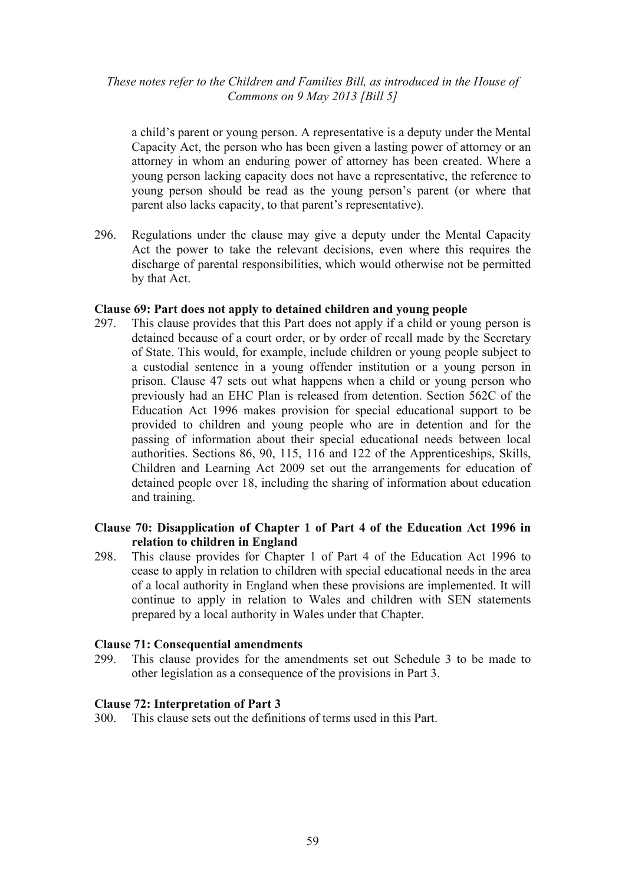a child's parent or young person. A representative is a deputy under the Mental Capacity Act, the person who has been given a lasting power of attorney or an attorney in whom an enduring power of attorney has been created. Where a young person lacking capacity does not have a representative, the reference to young person should be read as the young person's parent (or where that parent also lacks capacity, to that parent's representative).

296. Regulations under the clause may give a deputy under the Mental Capacity Act the power to take the relevant decisions, even where this requires the discharge of parental responsibilities, which would otherwise not be permitted by that Act.

**Clause 69: Part does not apply to detained children and young people**

297. This clause provides that this Part does not apply if a child or young person is detained because of a court order, or by order of recall made by the Secretary of State. This would, for example, include children or young people subject to a custodial sentence in a young offender institution or a young person in prison. Clause 47 sets out what happens when a child or young person who previously had an EHC Plan is released from detention. Section 562C of the Education Act 1996 makes provision for special educational support to be provided to children and young people who are in detention and for the passing of information about their special educational needs between local authorities. Sections 86, 90, 115, 116 and 122 of the Apprenticeships, Skills, Children and Learning Act 2009 set out the arrangements for education of detained people over 18, including the sharing of information about education and training.

**Clause 70: Disapplication of Chapter 1 of Part 4 of the Education Act 1996 in relation to children in England**

298. This clause provides for Chapter 1 of Part 4 of the Education Act 1996 to cease to apply in relation to children with special educational needs in the area of a local authority in England when these provisions are implemented. It will continue to apply in relation to Wales and children with SEN statements prepared by a local authority in Wales under that Chapter.

**Clause 71: Consequential amendments**

299. This clause provides for the amendments set out Schedule 3 to be made to other legislation as a consequence of the provisions in Part 3.

**Clause 72: Interpretation of Part 3**

300. This clause sets out the definitions of terms used in this Part.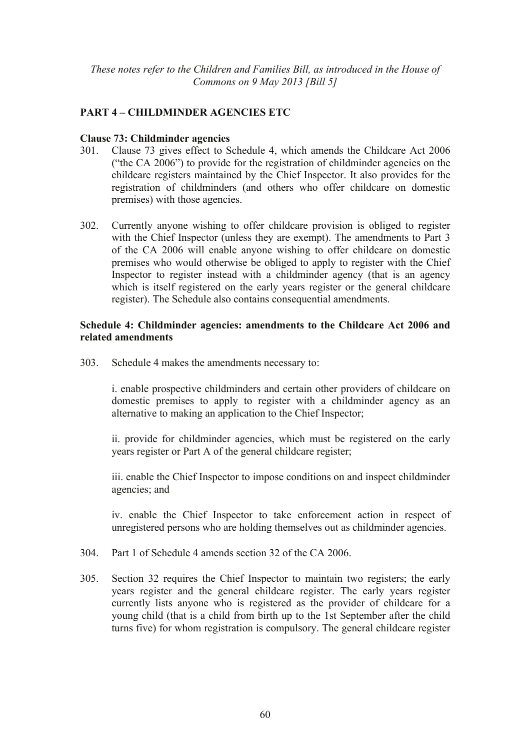*These notes refer to the Children and Families Bill, as introduced in the House of Commons on 9 May 2013 [Bill 5]*

## PART 4 – CHILDMINDER AGENCIES ETC

### Clause 73: Childminder agencies

301. Clause 73 gives effect to Schedule 4, which amends the Childcare Act 2006 ("the CA 2006") to provide for the registration of childminder agencies on the childcare registers maintained by the Chief Inspector. It also provides for the registration of childminders (and others who offer childcare on domestic premises) with those agencies.

302. Currently anyone wishing to offer childcare provision is obliged to register with the Chief Inspector (unless they are exempt). The amendments to Part 3 of the CA 2006 will enable anyone wishing to offer childcare on domestic premises who would otherwise be obliged to apply to register with the Chief Inspector to register instead with a childminder agency (that is an agency which is itself registered on the early years register or the general childcare register). The Schedule also contains consequential amendments.

### Schedule 4: Childminder agencies: amendments to the Childcare Act 2006 and related amendments

303. Schedule 4 makes the amendments necessary to:

    i. enable prospective childminders and certain other providers of childcare on domestic premises to apply to register with a childminder agency as an alternative to making an application to the Chief Inspector;

    ii. provide for childminder agencies, which must be registered on the early years register or Part A of the general childcare register;

    iii. enable the Chief Inspector to impose conditions on and inspect childminder agencies; and

    iv. enable the Chief Inspector to take enforcement action in respect of unregistered persons who are holding themselves out as childminder agencies.

304. Part 1 of Schedule 4 amends section 32 of the CA 2006.

305. Section 32 requires the Chief Inspector to maintain two registers; the early years register and the general childcare register. The early years register currently lists anyone who is registered as the provider of childcare for a young child (that is a child from birth up to the 1st September after the child turns five) for whom registration is compulsory. The general childcare register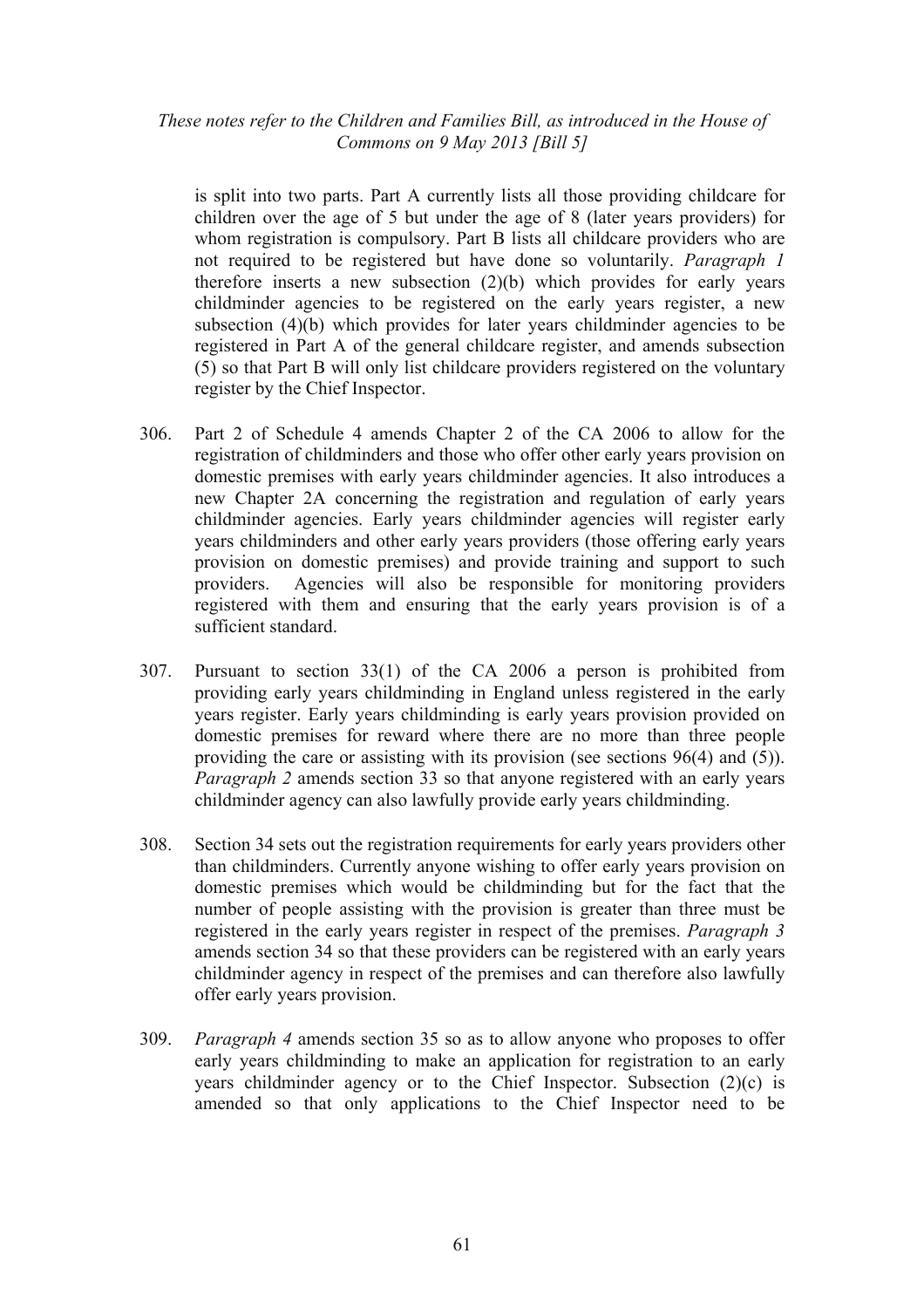is split into two parts. Part A currently lists all those providing childcare for children over the age of 5 but under the age of 8 (later years providers) for whom registration is compulsory. Part B lists all childcare providers who are not required to be registered but have done so voluntarily. *Paragraph 1* therefore inserts a new subsection (2)(b) which provides for early years childminder agencies to be registered on the early years register, a new subsection (4)(b) which provides for later years childminder agencies to be registered in Part A of the general childcare register, and amends subsection (5) so that Part B will only list childcare providers registered on the voluntary register by the Chief Inspector.

306. Part 2 of Schedule 4 amends Chapter 2 of the CA 2006 to allow for the registration of childminders and those who offer other early years provision on domestic premises with early years childminder agencies. It also introduces a new Chapter 2A concerning the registration and regulation of early years childminder agencies. Early years childminder agencies will register early years childminders and other early years providers (those offering early years provision on domestic premises) and provide training and support to such providers. Agencies will also be responsible for monitoring providers registered with them and ensuring that the early years provision is of a sufficient standard.

307. Pursuant to section 33(1) of the CA 2006 a person is prohibited from providing early years childminding in England unless registered in the early years register. Early years childminding is early years provision provided on domestic premises for reward where there are no more than three people providing the care or assisting with its provision (see sections 96(4) and (5)). *Paragraph 2* amends section 33 so that anyone registered with an early years childminder agency can also lawfully provide early years childminding.

308. Section 34 sets out the registration requirements for early years providers other than childminders. Currently anyone wishing to offer early years provision on domestic premises which would be childminding but for the fact that the number of people assisting with the provision is greater than three must be registered in the early years register in respect of the premises. *Paragraph 3* amends section 34 so that these providers can be registered with an early years childminder agency in respect of the premises and can therefore also lawfully offer early years provision.

309. *Paragraph 4* amends section 35 so as to allow anyone who proposes to offer early years childminding to make an application for registration to an early years childminder agency or to the Chief Inspector. Subsection (2)(c) is amended so that only applications to the Chief Inspector need to be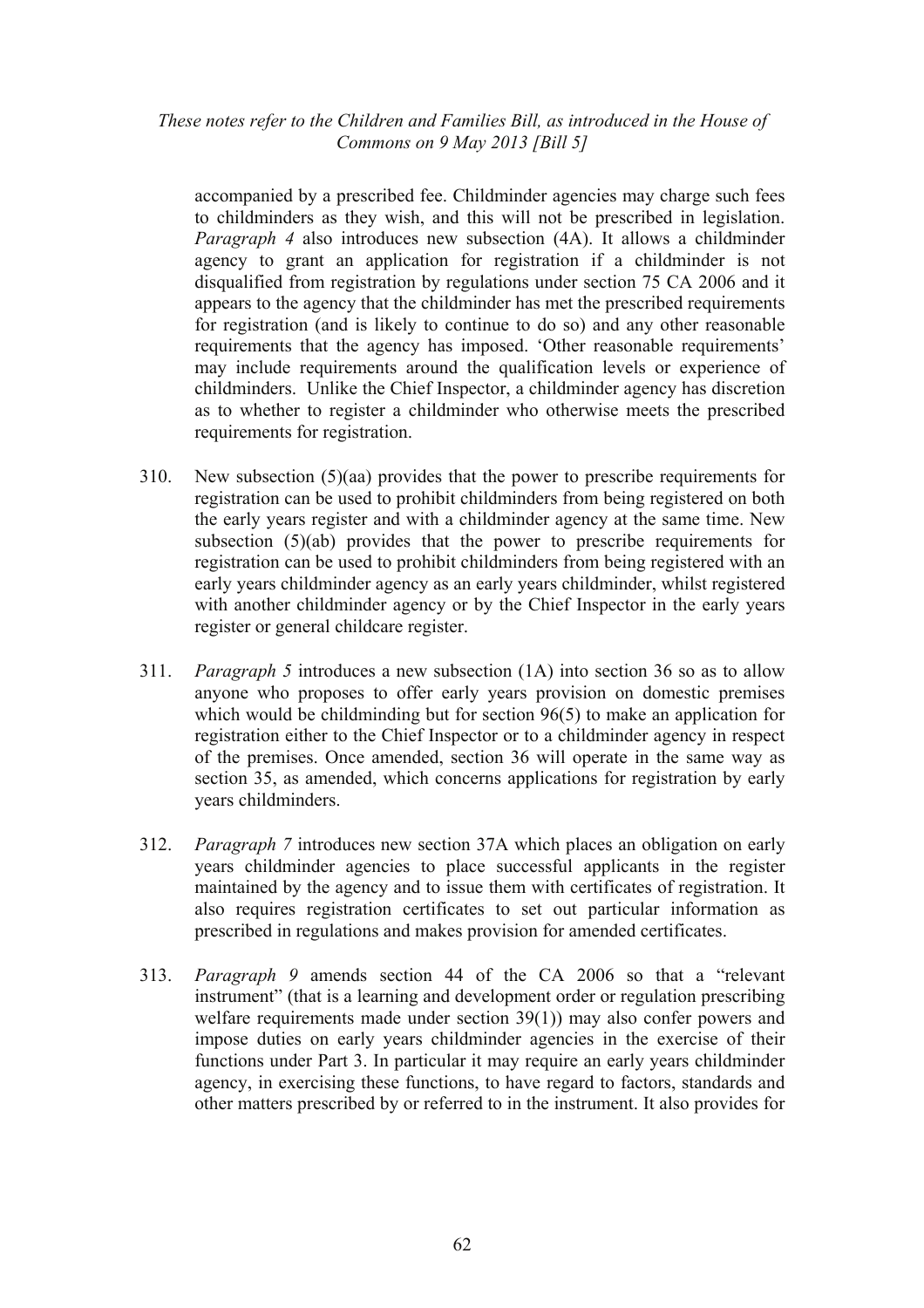accompanied by a prescribed fee. Childminder agencies may charge such fees to childminders as they wish, and this will not be prescribed in legislation. *Paragraph 4* also introduces new subsection (4A). It allows a childminder agency to grant an application for registration if a childminder is not disqualified from registration by regulations under section 75 CA 2006 and it appears to the agency that the childminder has met the prescribed requirements for registration (and is likely to continue to do so) and any other reasonable requirements that the agency has imposed. 'Other reasonable requirements' may include requirements around the qualification levels or experience of childminders. Unlike the Chief Inspector, a childminder agency has discretion as to whether to register a childminder who otherwise meets the prescribed requirements for registration.

310. New subsection (5)(aa) provides that the power to prescribe requirements for registration can be used to prohibit childminders from being registered on both the early years register and with a childminder agency at the same time. New subsection (5)(ab) provides that the power to prescribe requirements for registration can be used to prohibit childminders from being registered with an early years childminder agency as an early years childminder, whilst registered with another childminder agency or by the Chief Inspector in the early years register or general childcare register.

311. *Paragraph 5* introduces a new subsection (1A) into section 36 so as to allow anyone who proposes to offer early years provision on domestic premises which would be childminding but for section 96(5) to make an application for registration either to the Chief Inspector or to a childminder agency in respect of the premises. Once amended, section 36 will operate in the same way as section 35, as amended, which concerns applications for registration by early years childminders.

312. *Paragraph 7* introduces new section 37A which places an obligation on early years childminder agencies to place successful applicants in the register maintained by the agency and to issue them with certificates of registration. It also requires registration certificates to set out particular information as prescribed in regulations and makes provision for amended certificates.

313. *Paragraph 9* amends section 44 of the CA 2006 so that a "relevant instrument" (that is a learning and development order or regulation prescribing welfare requirements made under section 39(1)) may also confer powers and impose duties on early years childminder agencies in the exercise of their functions under Part 3. In particular it may require an early years childminder agency, in exercising these functions, to have regard to factors, standards and other matters prescribed by or referred to in the instrument. It also provides for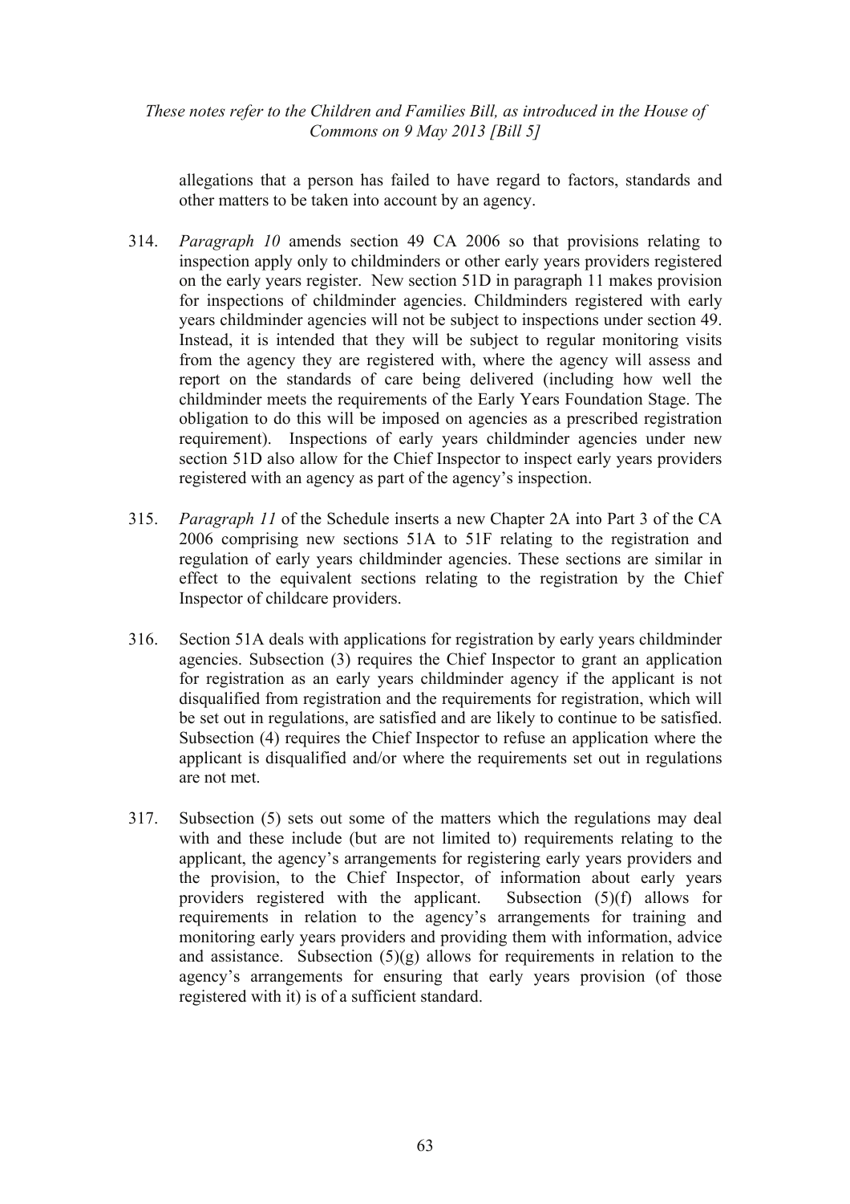allegations that a person has failed to have regard to factors, standards and other matters to be taken into account by an agency.

314. *Paragraph 10* amends section 49 CA 2006 so that provisions relating to inspection apply only to childminders or other early years providers registered on the early years register. New section 51D in paragraph 11 makes provision for inspections of childminder agencies. Childminders registered with early years childminder agencies will not be subject to inspections under section 49. Instead, it is intended that they will be subject to regular monitoring visits from the agency they are registered with, where the agency will assess and report on the standards of care being delivered (including how well the childminder meets the requirements of the Early Years Foundation Stage. The obligation to do this will be imposed on agencies as a prescribed registration requirement). Inspections of early years childminder agencies under new section 51D also allow for the Chief Inspector to inspect early years providers registered with an agency as part of the agency's inspection.

315. *Paragraph 11* of the Schedule inserts a new Chapter 2A into Part 3 of the CA 2006 comprising new sections 51A to 51F relating to the registration and regulation of early years childminder agencies. These sections are similar in effect to the equivalent sections relating to the registration by the Chief Inspector of childcare providers.

316. Section 51A deals with applications for registration by early years childminder agencies. Subsection (3) requires the Chief Inspector to grant an application for registration as an early years childminder agency if the applicant is not disqualified from registration and the requirements for registration, which will be set out in regulations, are satisfied and are likely to continue to be satisfied. Subsection (4) requires the Chief Inspector to refuse an application where the applicant is disqualified and/or where the requirements set out in regulations are not met.

317. Subsection (5) sets out some of the matters which the regulations may deal with and these include (but are not limited to) requirements relating to the applicant, the agency's arrangements for registering early years providers and the provision, to the Chief Inspector, of information about early years providers registered with the applicant. Subsection (5)(f) allows for requirements in relation to the agency's arrangements for training and monitoring early years providers and providing them with information, advice and assistance. Subsection (5)(g) allows for requirements in relation to the agency's arrangements for ensuring that early years provision (of those registered with it) is of a sufficient standard.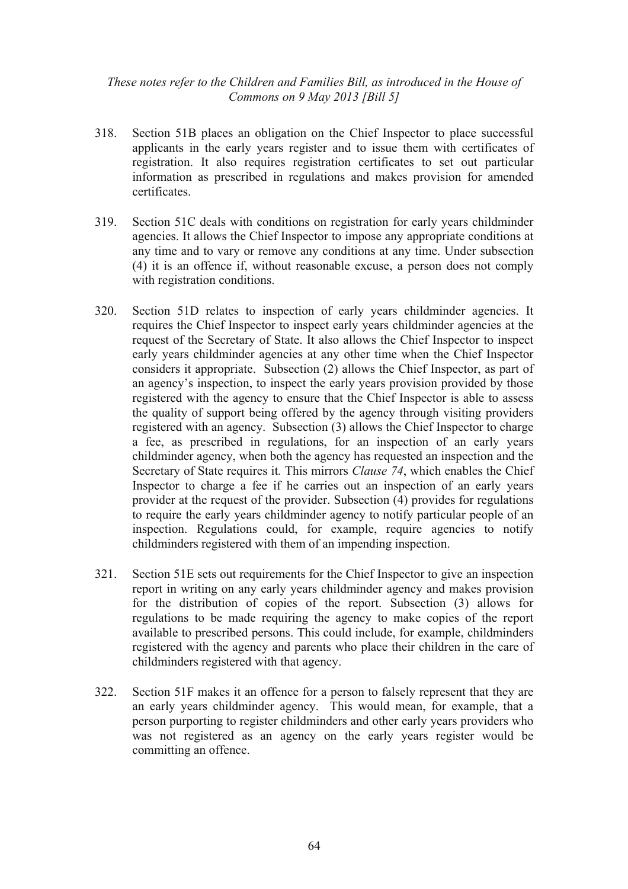318. Section 51B places an obligation on the Chief Inspector to place successful applicants in the early years register and to issue them with certificates of registration. It also requires registration certificates to set out particular information as prescribed in regulations and makes provision for amended certificates.

319. Section 51C deals with conditions on registration for early years childminder agencies. It allows the Chief Inspector to impose any appropriate conditions at any time and to vary or remove any conditions at any time. Under subsection (4) it is an offence if, without reasonable excuse, a person does not comply with registration conditions.

320. Section 51D relates to inspection of early years childminder agencies. It requires the Chief Inspector to inspect early years childminder agencies at the request of the Secretary of State. It also allows the Chief Inspector to inspect early years childminder agencies at any other time when the Chief Inspector considers it appropriate. Subsection (2) allows the Chief Inspector, as part of an agency's inspection, to inspect the early years provision provided by those registered with the agency to ensure that the Chief Inspector is able to assess the quality of support being offered by the agency through visiting providers registered with an agency. Subsection (3) allows the Chief Inspector to charge a fee, as prescribed in regulations, for an inspection of an early years childminder agency, when both the agency has requested an inspection and the Secretary of State requires it*.* This mirrors *Clause 74*, which enables the Chief Inspector to charge a fee if he carries out an inspection of an early years provider at the request of the provider. Subsection (4) provides for regulations to require the early years childminder agency to notify particular people of an inspection. Regulations could, for example, require agencies to notify childminders registered with them of an impending inspection.

321. Section 51E sets out requirements for the Chief Inspector to give an inspection report in writing on any early years childminder agency and makes provision for the distribution of copies of the report. Subsection (3) allows for regulations to be made requiring the agency to make copies of the report available to prescribed persons. This could include, for example, childminders registered with the agency and parents who place their children in the care of childminders registered with that agency.

322. Section 51F makes it an offence for a person to falsely represent that they are an early years childminder agency. This would mean, for example, that a person purporting to register childminders and other early years providers who was not registered as an agency on the early years register would be committing an offence.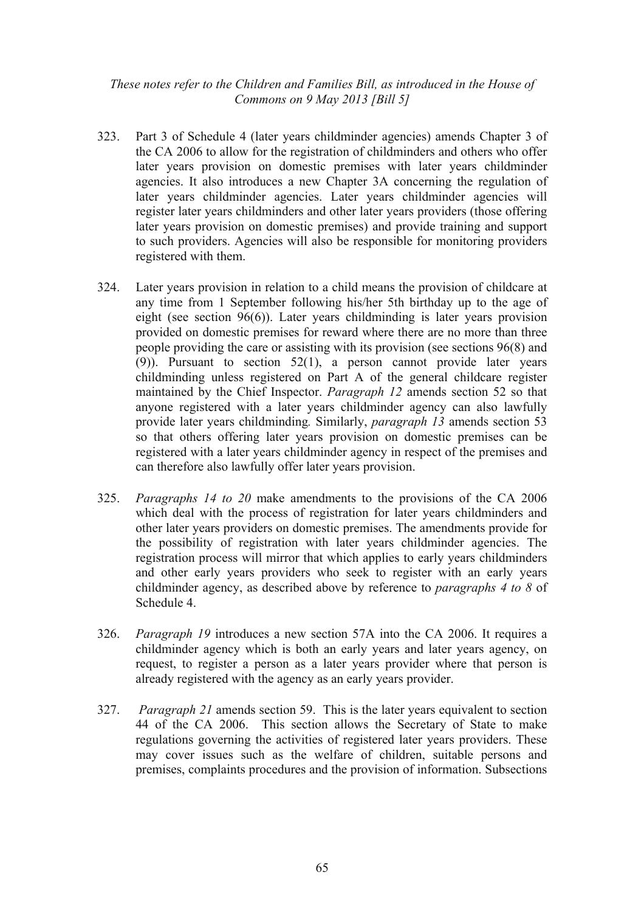323. Part 3 of Schedule 4 (later years childminder agencies) amends Chapter 3 of the CA 2006 to allow for the registration of childminders and others who offer later years provision on domestic premises with later years childminder agencies. It also introduces a new Chapter 3A concerning the regulation of later years childminder agencies. Later years childminder agencies will register later years childminders and other later years providers (those offering later years provision on domestic premises) and provide training and support to such providers. Agencies will also be responsible for monitoring providers registered with them.

324. Later years provision in relation to a child means the provision of childcare at any time from 1 September following his/her 5th birthday up to the age of eight (see section 96(6)). Later years childminding is later years provision provided on domestic premises for reward where there are no more than three people providing the care or assisting with its provision (see sections 96(8) and (9)). Pursuant to section 52(1), a person cannot provide later years childminding unless registered on Part A of the general childcare register maintained by the Chief Inspector. *Paragraph 12* amends section 52 so that anyone registered with a later years childminder agency can also lawfully provide later years childminding*.* Similarly, *paragraph 13* amends section 53 so that others offering later years provision on domestic premises can be registered with a later years childminder agency in respect of the premises and can therefore also lawfully offer later years provision.

325. *Paragraphs 14 to 20* make amendments to the provisions of the CA 2006 which deal with the process of registration for later years childminders and other later years providers on domestic premises. The amendments provide for the possibility of registration with later years childminder agencies. The registration process will mirror that which applies to early years childminders and other early years providers who seek to register with an early years childminder agency, as described above by reference to *paragraphs 4 to 8* of Schedule 4.

326. *Paragraph 19* introduces a new section 57A into the CA 2006. It requires a childminder agency which is both an early years and later years agency, on request, to register a person as a later years provider where that person is already registered with the agency as an early years provider.

327. *Paragraph 21* amends section 59. This is the later years equivalent to section 44 of the CA 2006. This section allows the Secretary of State to make regulations governing the activities of registered later years providers. These may cover issues such as the welfare of children, suitable persons and premises, complaints procedures and the provision of information. Subsections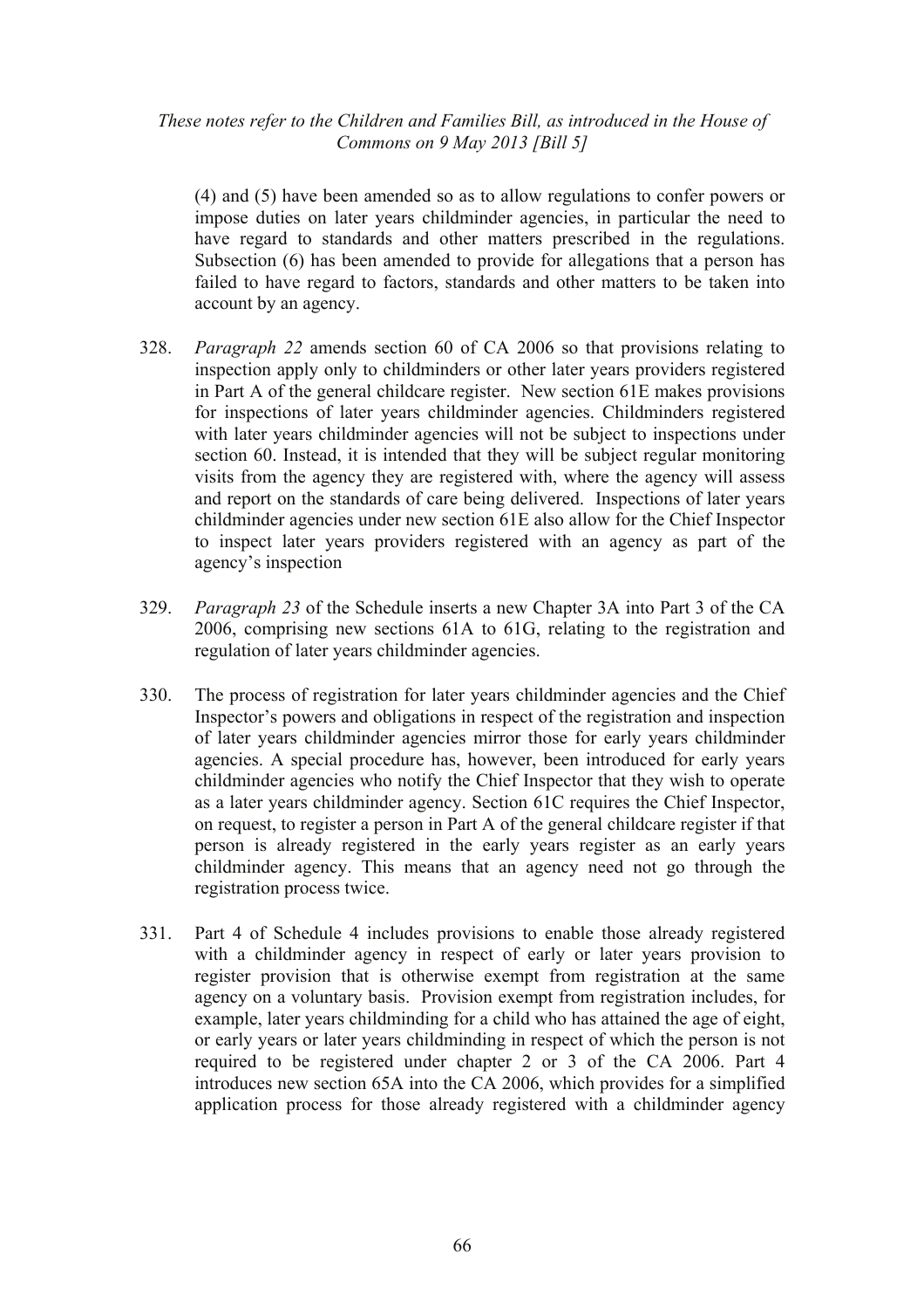(4) and (5) have been amended so as to allow regulations to confer powers or impose duties on later years childminder agencies, in particular the need to have regard to standards and other matters prescribed in the regulations. Subsection (6) has been amended to provide for allegations that a person has failed to have regard to factors, standards and other matters to be taken into account by an agency.

328. *Paragraph 22* amends section 60 of CA 2006 so that provisions relating to inspection apply only to childminders or other later years providers registered in Part A of the general childcare register. New section 61E makes provisions for inspections of later years childminder agencies. Childminders registered with later years childminder agencies will not be subject to inspections under section 60. Instead, it is intended that they will be subject regular monitoring visits from the agency they are registered with, where the agency will assess and report on the standards of care being delivered. Inspections of later years childminder agencies under new section 61E also allow for the Chief Inspector to inspect later years providers registered with an agency as part of the agency's inspection

329. *Paragraph 23* of the Schedule inserts a new Chapter 3A into Part 3 of the CA 2006, comprising new sections 61A to 61G, relating to the registration and regulation of later years childminder agencies.

330. The process of registration for later years childminder agencies and the Chief Inspector's powers and obligations in respect of the registration and inspection of later years childminder agencies mirror those for early years childminder agencies. A special procedure has, however, been introduced for early years childminder agencies who notify the Chief Inspector that they wish to operate as a later years childminder agency. Section 61C requires the Chief Inspector, on request, to register a person in Part A of the general childcare register if that person is already registered in the early years register as an early years childminder agency. This means that an agency need not go through the registration process twice.

331. Part 4 of Schedule 4 includes provisions to enable those already registered with a childminder agency in respect of early or later years provision to register provision that is otherwise exempt from registration at the same agency on a voluntary basis. Provision exempt from registration includes, for example, later years childminding for a child who has attained the age of eight, or early years or later years childminding in respect of which the person is not required to be registered under chapter 2 or 3 of the CA 2006. Part 4 introduces new section 65A into the CA 2006, which provides for a simplified application process for those already registered with a childminder agency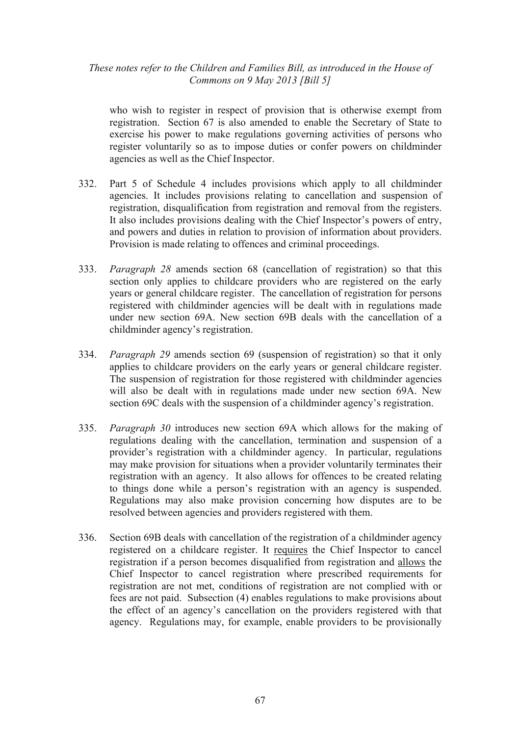who wish to register in respect of provision that is otherwise exempt from registration. Section 67 is also amended to enable the Secretary of State to exercise his power to make regulations governing activities of persons who register voluntarily so as to impose duties or confer powers on childminder agencies as well as the Chief Inspector.

332. Part 5 of Schedule 4 includes provisions which apply to all childminder agencies. It includes provisions relating to cancellation and suspension of registration, disqualification from registration and removal from the registers. It also includes provisions dealing with the Chief Inspector's powers of entry, and powers and duties in relation to provision of information about providers. Provision is made relating to offences and criminal proceedings.

333. *Paragraph 28* amends section 68 (cancellation of registration) so that this section only applies to childcare providers who are registered on the early years or general childcare register. The cancellation of registration for persons registered with childminder agencies will be dealt with in regulations made under new section 69A. New section 69B deals with the cancellation of a childminder agency's registration.

334. *Paragraph 29* amends section 69 (suspension of registration) so that it only applies to childcare providers on the early years or general childcare register. The suspension of registration for those registered with childminder agencies will also be dealt with in regulations made under new section 69A. New section 69C deals with the suspension of a childminder agency's registration.

335. *Paragraph 30* introduces new section 69A which allows for the making of regulations dealing with the cancellation, termination and suspension of a provider's registration with a childminder agency. In particular, regulations may make provision for situations when a provider voluntarily terminates their registration with an agency. It also allows for offences to be created relating to things done while a person's registration with an agency is suspended. Regulations may also make provision concerning how disputes are to be resolved between agencies and providers registered with them.

336. Section 69B deals with cancellation of the registration of a childminder agency registered on a childcare register. It requires the Chief Inspector to cancel registration if a person becomes disqualified from registration and allows the Chief Inspector to cancel registration where prescribed requirements for registration are not met, conditions of registration are not complied with or fees are not paid. Subsection (4) enables regulations to make provisions about the effect of an agency's cancellation on the providers registered with that agency. Regulations may, for example, enable providers to be provisionally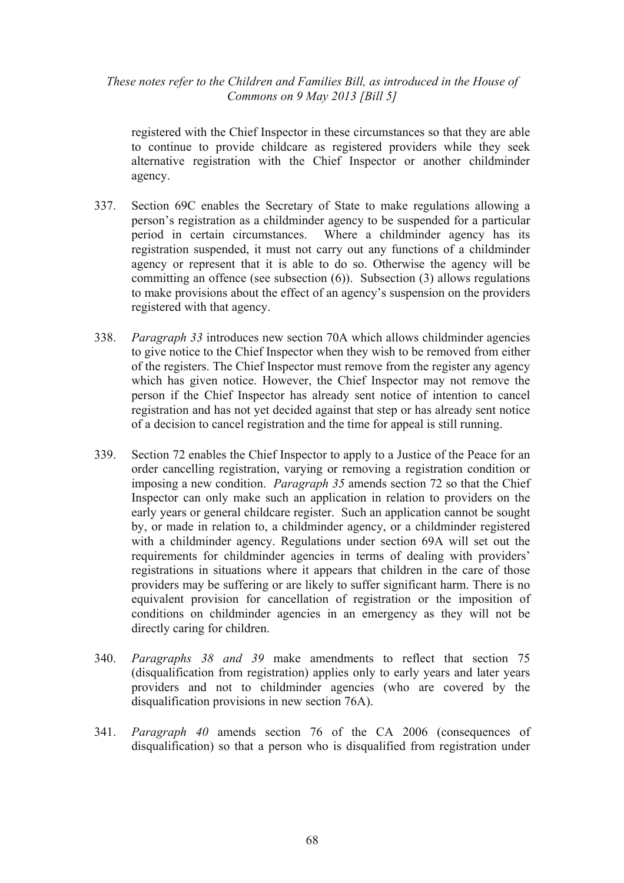registered with the Chief Inspector in these circumstances so that they are able to continue to provide childcare as registered providers while they seek alternative registration with the Chief Inspector or another childminder agency.

337. Section 69C enables the Secretary of State to make regulations allowing a person's registration as a childminder agency to be suspended for a particular period in certain circumstances. Where a childminder agency has its registration suspended, it must not carry out any functions of a childminder agency or represent that it is able to do so. Otherwise the agency will be committing an offence (see subsection (6)). Subsection (3) allows regulations to make provisions about the effect of an agency's suspension on the providers registered with that agency.

338. *Paragraph 33* introduces new section 70A which allows childminder agencies to give notice to the Chief Inspector when they wish to be removed from either of the registers. The Chief Inspector must remove from the register any agency which has given notice. However, the Chief Inspector may not remove the person if the Chief Inspector has already sent notice of intention to cancel registration and has not yet decided against that step or has already sent notice of a decision to cancel registration and the time for appeal is still running.

339. Section 72 enables the Chief Inspector to apply to a Justice of the Peace for an order cancelling registration, varying or removing a registration condition or imposing a new condition. *Paragraph 35* amends section 72 so that the Chief Inspector can only make such an application in relation to providers on the early years or general childcare register. Such an application cannot be sought by, or made in relation to, a childminder agency, or a childminder registered with a childminder agency. Regulations under section 69A will set out the requirements for childminder agencies in terms of dealing with providers' registrations in situations where it appears that children in the care of those providers may be suffering or are likely to suffer significant harm. There is no equivalent provision for cancellation of registration or the imposition of conditions on childminder agencies in an emergency as they will not be directly caring for children.

340. *Paragraphs 38 and 39* make amendments to reflect that section 75 (disqualification from registration) applies only to early years and later years providers and not to childminder agencies (who are covered by the disqualification provisions in new section 76A).

341. *Paragraph 40* amends section 76 of the CA 2006 (consequences of disqualification) so that a person who is disqualified from registration under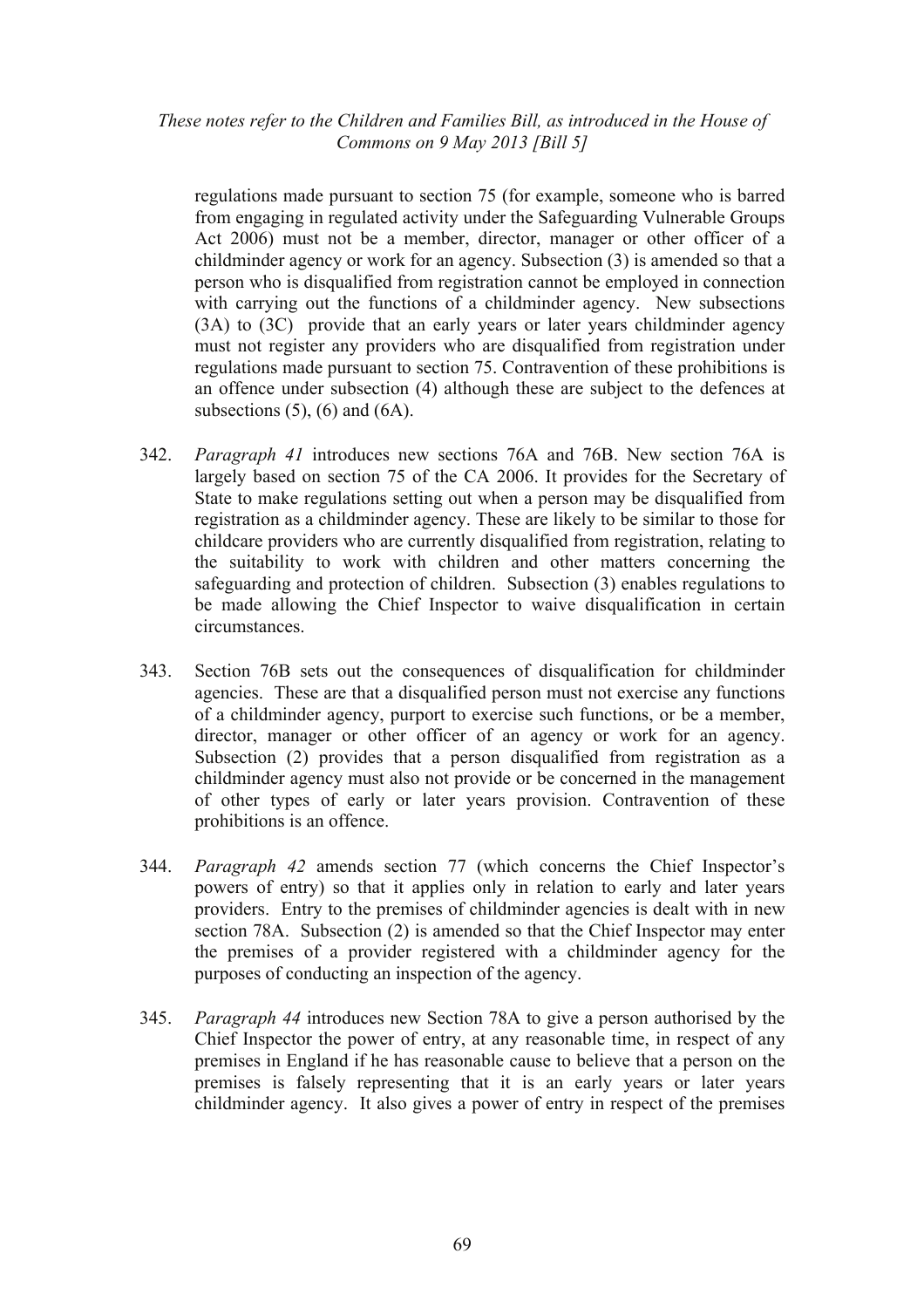regulations made pursuant to section 75 (for example, someone who is barred from engaging in regulated activity under the Safeguarding Vulnerable Groups Act 2006) must not be a member, director, manager or other officer of a childminder agency or work for an agency. Subsection (3) is amended so that a person who is disqualified from registration cannot be employed in connection with carrying out the functions of a childminder agency. New subsections (3A) to (3C) provide that an early years or later years childminder agency must not register any providers who are disqualified from registration under regulations made pursuant to section 75. Contravention of these prohibitions is an offence under subsection (4) although these are subject to the defences at subsections (5), (6) and (6A).

342. *Paragraph 41* introduces new sections 76A and 76B. New section 76A is largely based on section 75 of the CA 2006. It provides for the Secretary of State to make regulations setting out when a person may be disqualified from registration as a childminder agency. These are likely to be similar to those for childcare providers who are currently disqualified from registration, relating to the suitability to work with children and other matters concerning the safeguarding and protection of children. Subsection (3) enables regulations to be made allowing the Chief Inspector to waive disqualification in certain circumstances.

343. Section 76B sets out the consequences of disqualification for childminder agencies. These are that a disqualified person must not exercise any functions of a childminder agency, purport to exercise such functions, or be a member, director, manager or other officer of an agency or work for an agency. Subsection (2) provides that a person disqualified from registration as a childminder agency must also not provide or be concerned in the management of other types of early or later years provision. Contravention of these prohibitions is an offence.

344. *Paragraph 42* amends section 77 (which concerns the Chief Inspector's powers of entry) so that it applies only in relation to early and later years providers. Entry to the premises of childminder agencies is dealt with in new section 78A. Subsection (2) is amended so that the Chief Inspector may enter the premises of a provider registered with a childminder agency for the purposes of conducting an inspection of the agency.

345. *Paragraph 44* introduces new Section 78A to give a person authorised by the Chief Inspector the power of entry, at any reasonable time, in respect of any premises in England if he has reasonable cause to believe that a person on the premises is falsely representing that it is an early years or later years childminder agency. It also gives a power of entry in respect of the premises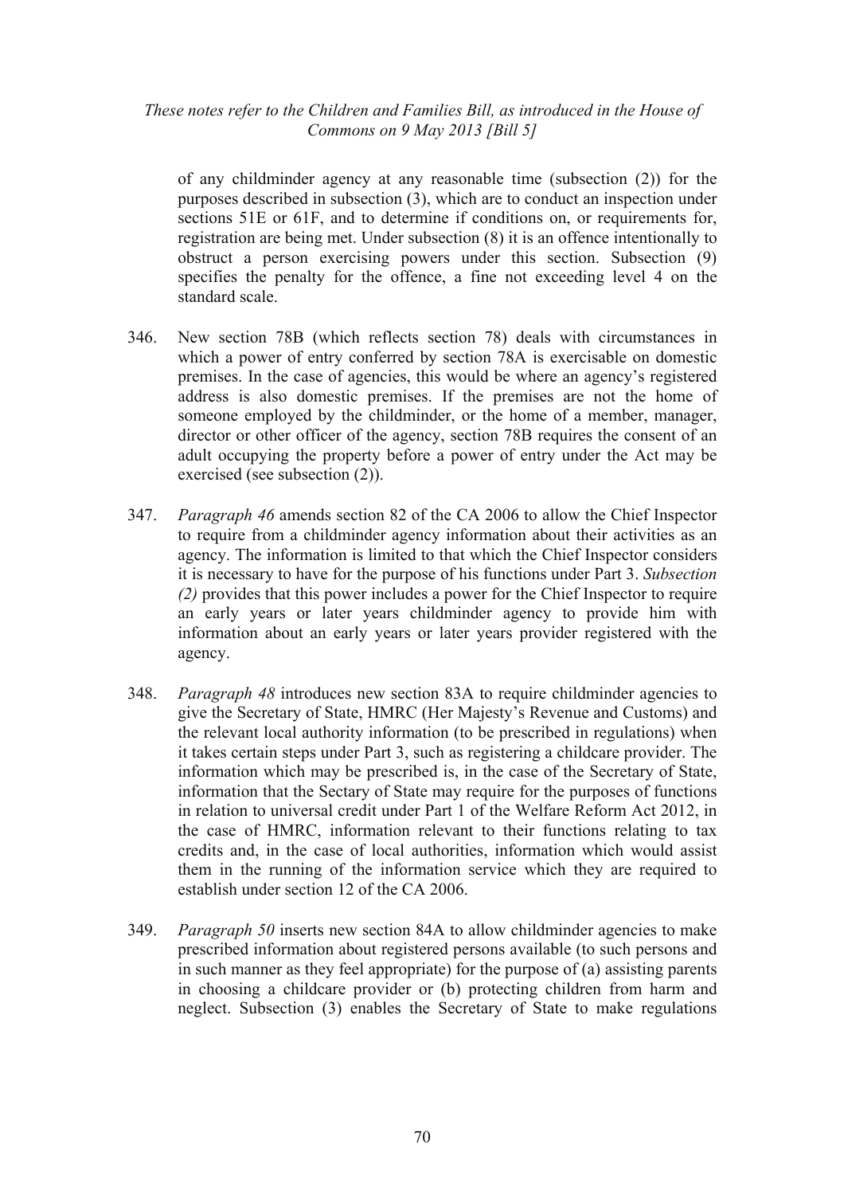of any childminder agency at any reasonable time (subsection (2)) for the purposes described in subsection (3), which are to conduct an inspection under sections 51E or 61F, and to determine if conditions on, or requirements for, registration are being met. Under subsection (8) it is an offence intentionally to obstruct a person exercising powers under this section. Subsection (9) specifies the penalty for the offence, a fine not exceeding level 4 on the standard scale.

346. New section 78B (which reflects section 78) deals with circumstances in which a power of entry conferred by section 78A is exercisable on domestic premises. In the case of agencies, this would be where an agency's registered address is also domestic premises. If the premises are not the home of someone employed by the childminder, or the home of a member, manager, director or other officer of the agency, section 78B requires the consent of an adult occupying the property before a power of entry under the Act may be exercised (see subsection (2)).

347. *Paragraph 46* amends section 82 of the CA 2006 to allow the Chief Inspector to require from a childminder agency information about their activities as an agency. The information is limited to that which the Chief Inspector considers it is necessary to have for the purpose of his functions under Part 3. *Subsection (2)* provides that this power includes a power for the Chief Inspector to require an early years or later years childminder agency to provide him with information about an early years or later years provider registered with the agency.

348. *Paragraph 48* introduces new section 83A to require childminder agencies to give the Secretary of State, HMRC (Her Majesty's Revenue and Customs) and the relevant local authority information (to be prescribed in regulations) when it takes certain steps under Part 3, such as registering a childcare provider. The information which may be prescribed is, in the case of the Secretary of State, information that the Sectary of State may require for the purposes of functions in relation to universal credit under Part 1 of the Welfare Reform Act 2012, in the case of HMRC, information relevant to their functions relating to tax credits and, in the case of local authorities, information which would assist them in the running of the information service which they are required to establish under section 12 of the CA 2006.

349. *Paragraph 50* inserts new section 84A to allow childminder agencies to make prescribed information about registered persons available (to such persons and in such manner as they feel appropriate) for the purpose of (a) assisting parents in choosing a childcare provider or (b) protecting children from harm and neglect. Subsection (3) enables the Secretary of State to make regulations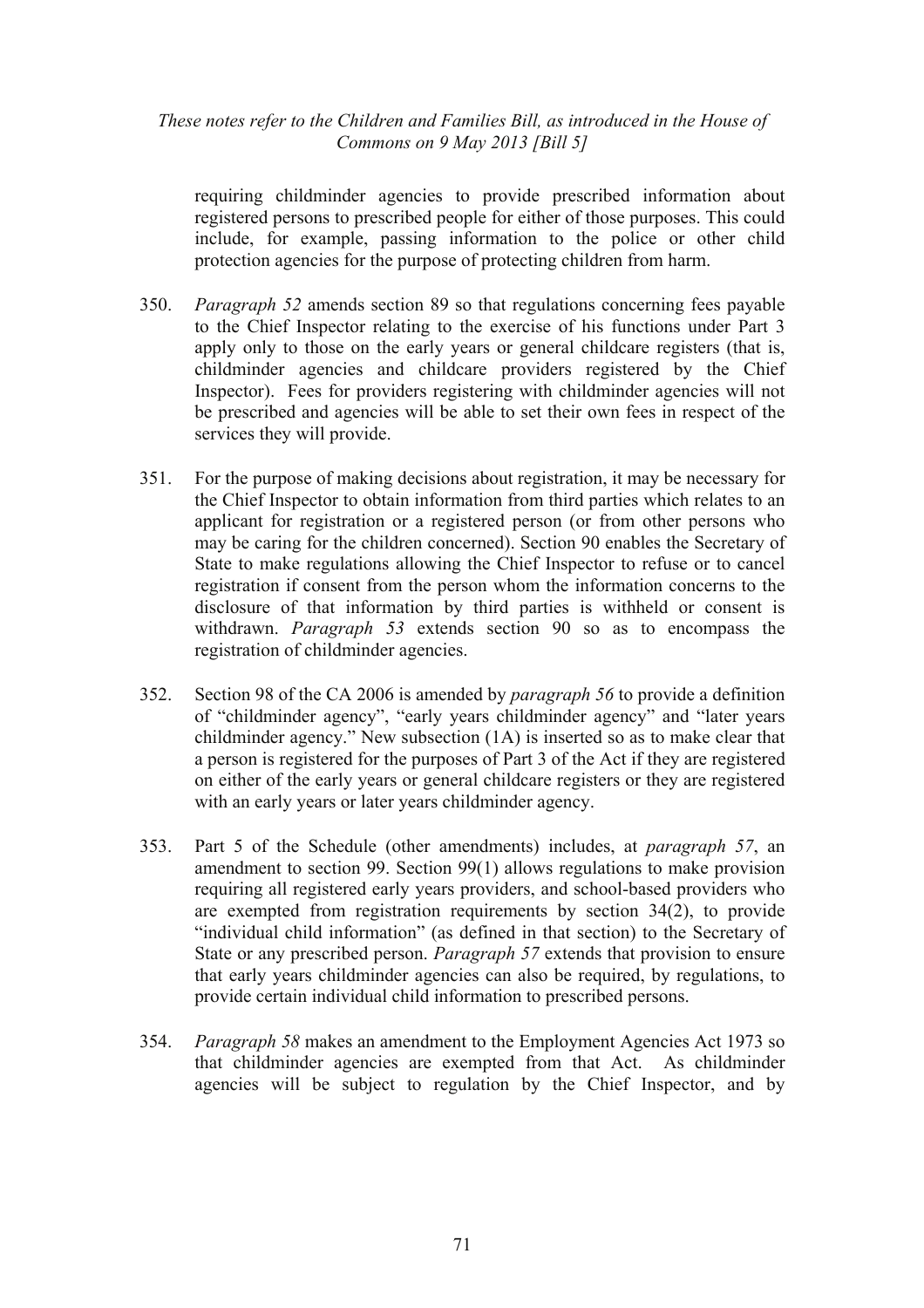requiring childminder agencies to provide prescribed information about registered persons to prescribed people for either of those purposes. This could include, for example, passing information to the police or other child protection agencies for the purpose of protecting children from harm.

350. *Paragraph 52* amends section 89 so that regulations concerning fees payable to the Chief Inspector relating to the exercise of his functions under Part 3 apply only to those on the early years or general childcare registers (that is, childminder agencies and childcare providers registered by the Chief Inspector). Fees for providers registering with childminder agencies will not be prescribed and agencies will be able to set their own fees in respect of the services they will provide.

351. For the purpose of making decisions about registration, it may be necessary for the Chief Inspector to obtain information from third parties which relates to an applicant for registration or a registered person (or from other persons who may be caring for the children concerned). Section 90 enables the Secretary of State to make regulations allowing the Chief Inspector to refuse or to cancel registration if consent from the person whom the information concerns to the disclosure of that information by third parties is withheld or consent is withdrawn. *Paragraph 53* extends section 90 so as to encompass the registration of childminder agencies.

352. Section 98 of the CA 2006 is amended by *paragraph 56* to provide a definition of "childminder agency", "early years childminder agency" and "later years childminder agency." New subsection (1A) is inserted so as to make clear that a person is registered for the purposes of Part 3 of the Act if they are registered on either of the early years or general childcare registers or they are registered with an early years or later years childminder agency.

353. Part 5 of the Schedule (other amendments) includes, at *paragraph 57*, an amendment to section 99. Section 99(1) allows regulations to make provision requiring all registered early years providers, and school-based providers who are exempted from registration requirements by section 34(2), to provide "individual child information" (as defined in that section) to the Secretary of State or any prescribed person. *Paragraph 57* extends that provision to ensure that early years childminder agencies can also be required, by regulations, to provide certain individual child information to prescribed persons.

354. *Paragraph 58* makes an amendment to the Employment Agencies Act 1973 so that childminder agencies are exempted from that Act. As childminder agencies will be subject to regulation by the Chief Inspector, and by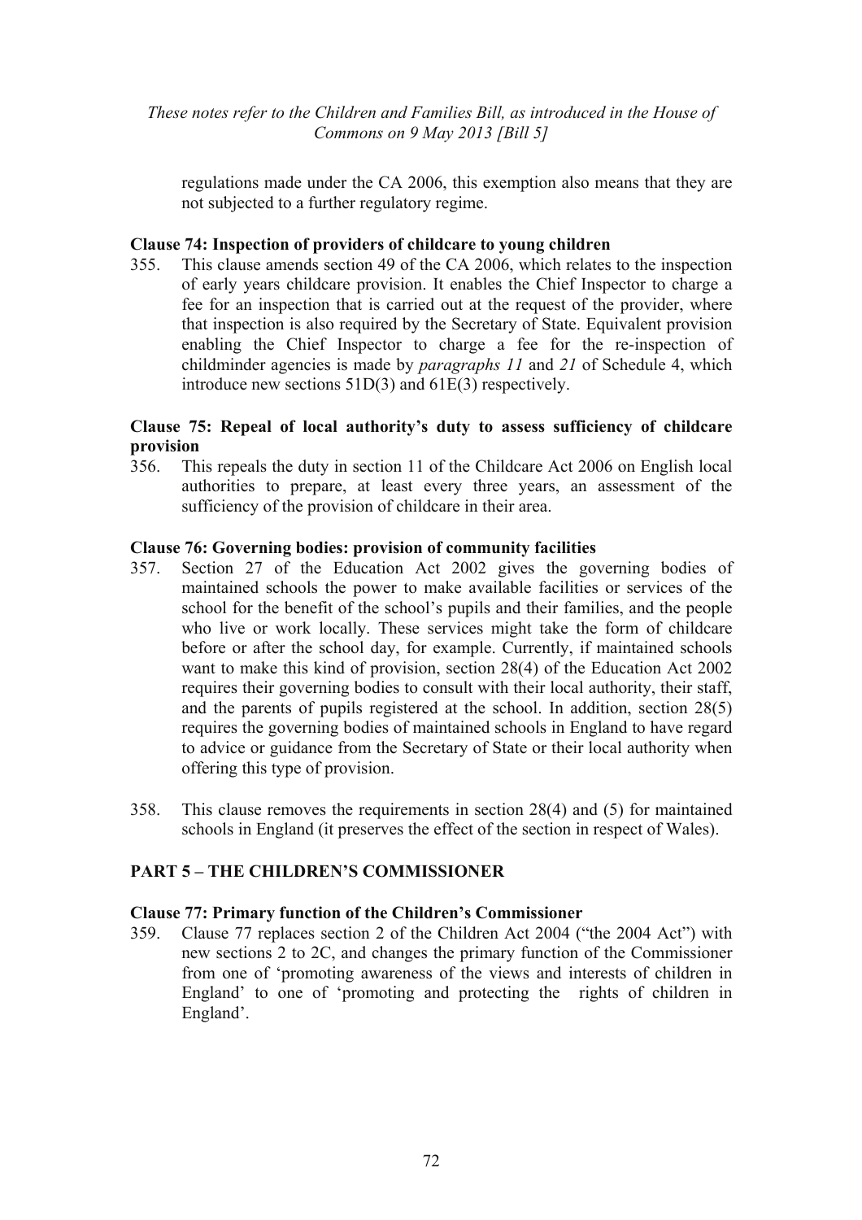regulations made under the CA 2006, this exemption also means that they are not subjected to a further regulatory regime.

### Clause 74: Inspection of providers of childcare to young children

355. This clause amends section 49 of the CA 2006, which relates to the inspection of early years childcare provision. It enables the Chief Inspector to charge a fee for an inspection that is carried out at the request of the provider, where that inspection is also required by the Secretary of State. Equivalent provision enabling the Chief Inspector to charge a fee for the re-inspection of childminder agencies is made by *paragraphs 11* and *21* of Schedule 4, which introduce new sections 51D(3) and 61E(3) respectively.

### Clause 75: Repeal of local authority's duty to assess sufficiency of childcare provision

356. This repeals the duty in section 11 of the Childcare Act 2006 on English local authorities to prepare, at least every three years, an assessment of the sufficiency of the provision of childcare in their area.

### Clause 76: Governing bodies: provision of community facilities

357. Section 27 of the Education Act 2002 gives the governing bodies of maintained schools the power to make available facilities or services of the school for the benefit of the school's pupils and their families, and the people who live or work locally. These services might take the form of childcare before or after the school day, for example. Currently, if maintained schools want to make this kind of provision, section 28(4) of the Education Act 2002 requires their governing bodies to consult with their local authority, their staff, and the parents of pupils registered at the school. In addition, section 28(5) requires the governing bodies of maintained schools in England to have regard to advice or guidance from the Secretary of State or their local authority when offering this type of provision.

358. This clause removes the requirements in section 28(4) and (5) for maintained schools in England (it preserves the effect of the section in respect of Wales).

## PART 5 – THE CHILDREN'S COMMISSIONER

### Clause 77: Primary function of the Children's Commissioner

359. Clause 77 replaces section 2 of the Children Act 2004 ("the 2004 Act") with new sections 2 to 2C, and changes the primary function of the Commissioner from one of 'promoting awareness of the views and interests of children in England' to one of 'promoting and protecting the rights of children in England'.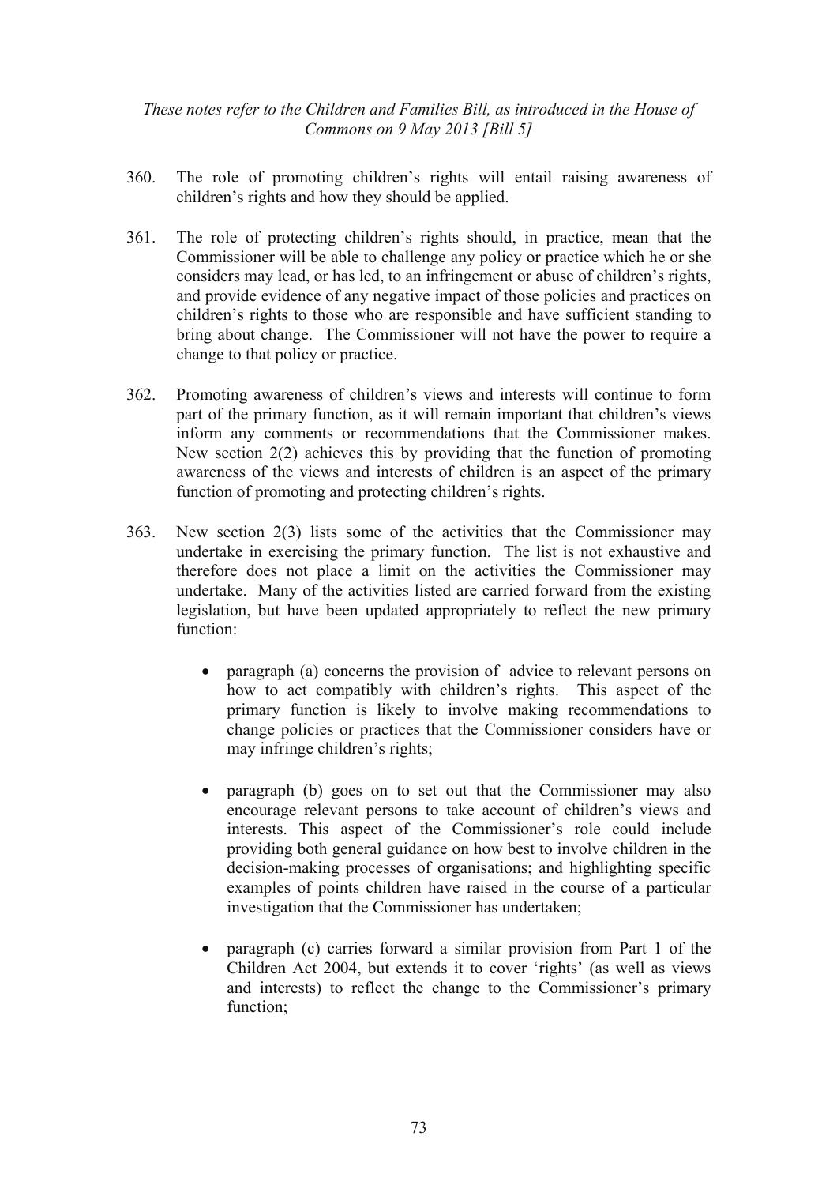360. The role of promoting children's rights will entail raising awareness of children's rights and how they should be applied.

361. The role of protecting children's rights should, in practice, mean that the Commissioner will be able to challenge any policy or practice which he or she considers may lead, or has led, to an infringement or abuse of children's rights, and provide evidence of any negative impact of those policies and practices on children's rights to those who are responsible and have sufficient standing to bring about change. The Commissioner will not have the power to require a change to that policy or practice.

362. Promoting awareness of children's views and interests will continue to form part of the primary function, as it will remain important that children's views inform any comments or recommendations that the Commissioner makes. New section 2(2) achieves this by providing that the function of promoting awareness of the views and interests of children is an aspect of the primary function of promoting and protecting children's rights.

363. New section 2(3) lists some of the activities that the Commissioner may undertake in exercising the primary function. The list is not exhaustive and therefore does not place a limit on the activities the Commissioner may undertake. Many of the activities listed are carried forward from the existing legislation, but have been updated appropriately to reflect the new primary function:

- paragraph (a) concerns the provision of advice to relevant persons on how to act compatibly with children's rights. This aspect of the primary function is likely to involve making recommendations to change policies or practices that the Commissioner considers have or may infringe children's rights;

- paragraph (b) goes on to set out that the Commissioner may also encourage relevant persons to take account of children's views and interests. This aspect of the Commissioner's role could include providing both general guidance on how best to involve children in the decision-making processes of organisations; and highlighting specific examples of points children have raised in the course of a particular investigation that the Commissioner has undertaken;

- paragraph (c) carries forward a similar provision from Part 1 of the Children Act 2004, but extends it to cover 'rights' (as well as views and interests) to reflect the change to the Commissioner's primary function;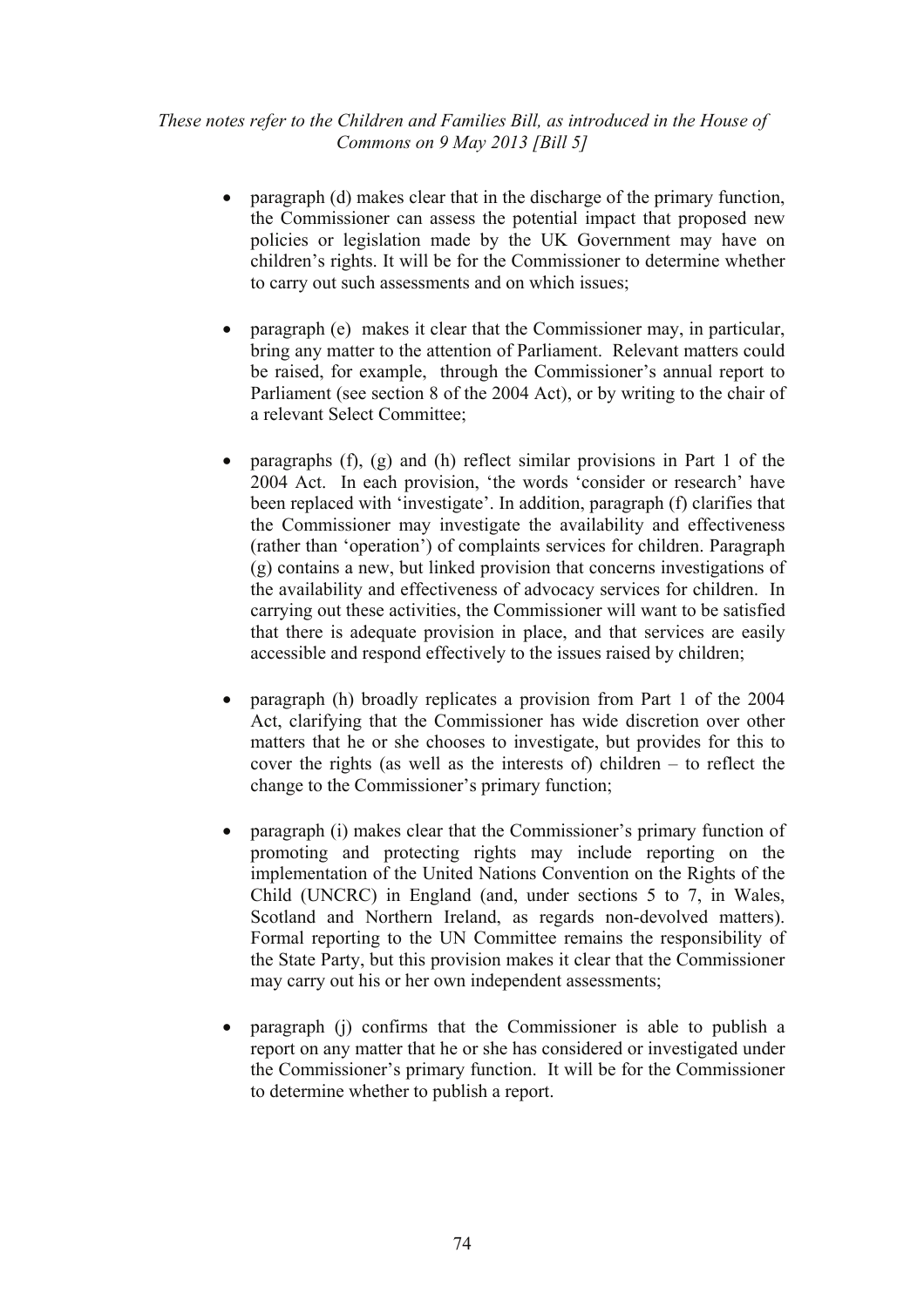- paragraph (d) makes clear that in the discharge of the primary function, the Commissioner can assess the potential impact that proposed new policies or legislation made by the UK Government may have on children's rights. It will be for the Commissioner to determine whether to carry out such assessments and on which issues;

- paragraph (e) makes it clear that the Commissioner may, in particular, bring any matter to the attention of Parliament. Relevant matters could be raised, for example, through the Commissioner's annual report to Parliament (see section 8 of the 2004 Act), or by writing to the chair of a relevant Select Committee;

- paragraphs (f), (g) and (h) reflect similar provisions in Part 1 of the 2004 Act. In each provision, 'the words 'consider or research' have been replaced with 'investigate'. In addition, paragraph (f) clarifies that the Commissioner may investigate the availability and effectiveness (rather than 'operation') of complaints services for children. Paragraph (g) contains a new, but linked provision that concerns investigations of the availability and effectiveness of advocacy services for children. In carrying out these activities, the Commissioner will want to be satisfied that there is adequate provision in place, and that services are easily accessible and respond effectively to the issues raised by children;

- paragraph (h) broadly replicates a provision from Part 1 of the 2004 Act, clarifying that the Commissioner has wide discretion over other matters that he or she chooses to investigate, but provides for this to cover the rights (as well as the interests of) children – to reflect the change to the Commissioner's primary function;

- paragraph (i) makes clear that the Commissioner's primary function of promoting and protecting rights may include reporting on the implementation of the United Nations Convention on the Rights of the Child (UNCRC) in England (and, under sections 5 to 7, in Wales, Scotland and Northern Ireland, as regards non-devolved matters). Formal reporting to the UN Committee remains the responsibility of the State Party, but this provision makes it clear that the Commissioner may carry out his or her own independent assessments;

- paragraph (j) confirms that the Commissioner is able to publish a report on any matter that he or she has considered or investigated under the Commissioner's primary function. It will be for the Commissioner to determine whether to publish a report.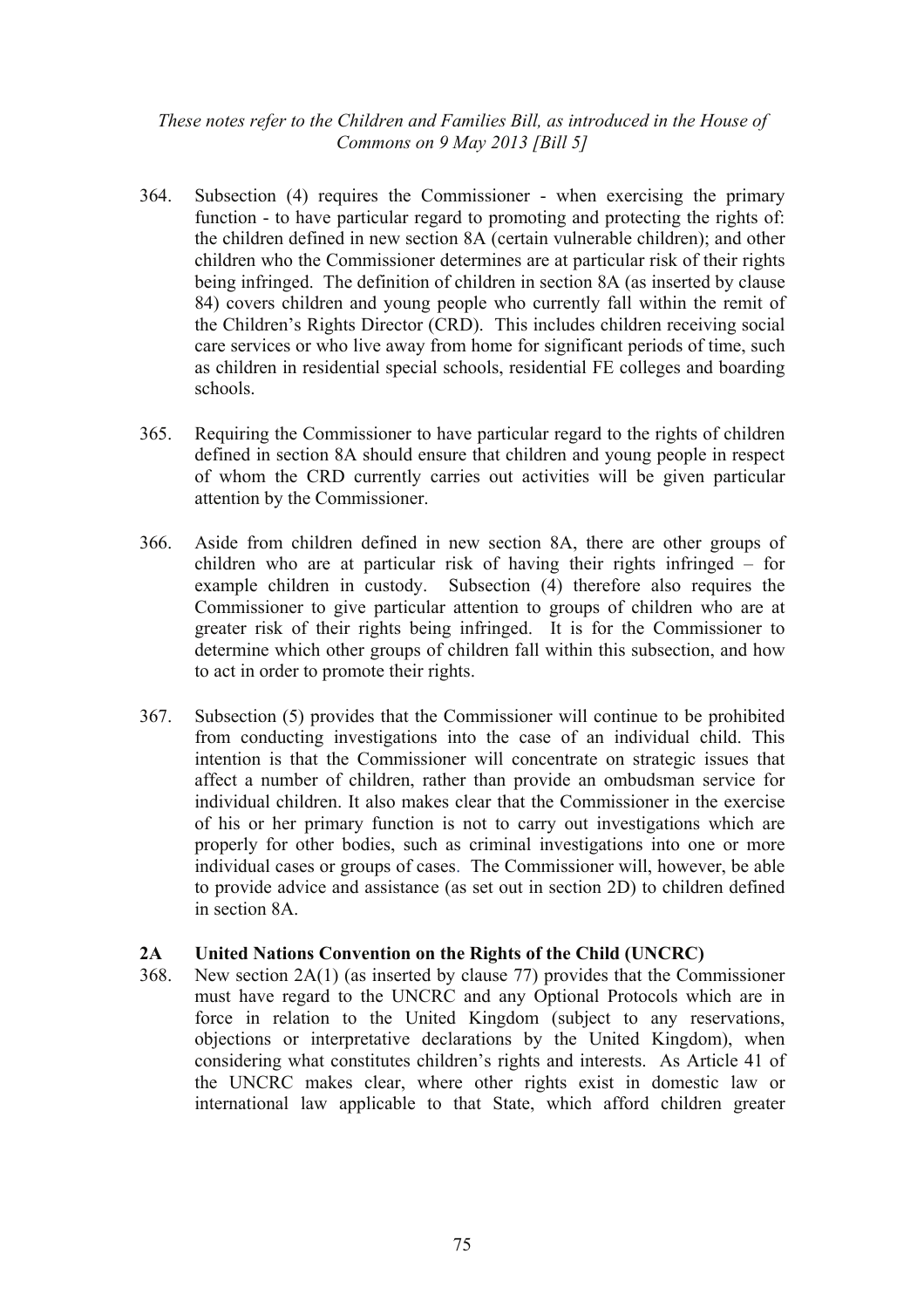364. Subsection (4) requires the Commissioner - when exercising the primary function - to have particular regard to promoting and protecting the rights of: the children defined in new section 8A (certain vulnerable children); and other children who the Commissioner determines are at particular risk of their rights being infringed. The definition of children in section 8A (as inserted by clause 84) covers children and young people who currently fall within the remit of the Children's Rights Director (CRD). This includes children receiving social care services or who live away from home for significant periods of time, such as children in residential special schools, residential FE colleges and boarding schools.

365. Requiring the Commissioner to have particular regard to the rights of children defined in section 8A should ensure that children and young people in respect of whom the CRD currently carries out activities will be given particular attention by the Commissioner.

366. Aside from children defined in new section 8A, there are other groups of children who are at particular risk of having their rights infringed – for example children in custody. Subsection (4) therefore also requires the Commissioner to give particular attention to groups of children who are at greater risk of their rights being infringed. It is for the Commissioner to determine which other groups of children fall within this subsection, and how to act in order to promote their rights.

367. Subsection (5) provides that the Commissioner will continue to be prohibited from conducting investigations into the case of an individual child. This intention is that the Commissioner will concentrate on strategic issues that affect a number of children, rather than provide an ombudsman service for individual children. It also makes clear that the Commissioner in the exercise of his or her primary function is not to carry out investigations which are properly for other bodies, such as criminal investigations into one or more individual cases or groups of cases. The Commissioner will, however, be able to provide advice and assistance (as set out in section 2D) to children defined in section 8A.

**2A United Nations Convention on the Rights of the Child (UNCRC)**

368. New section 2A(1) (as inserted by clause 77) provides that the Commissioner must have regard to the UNCRC and any Optional Protocols which are in force in relation to the United Kingdom (subject to any reservations, objections or interpretative declarations by the United Kingdom), when considering what constitutes children's rights and interests. As Article 41 of the UNCRC makes clear, where other rights exist in domestic law or international law applicable to that State, which afford children greater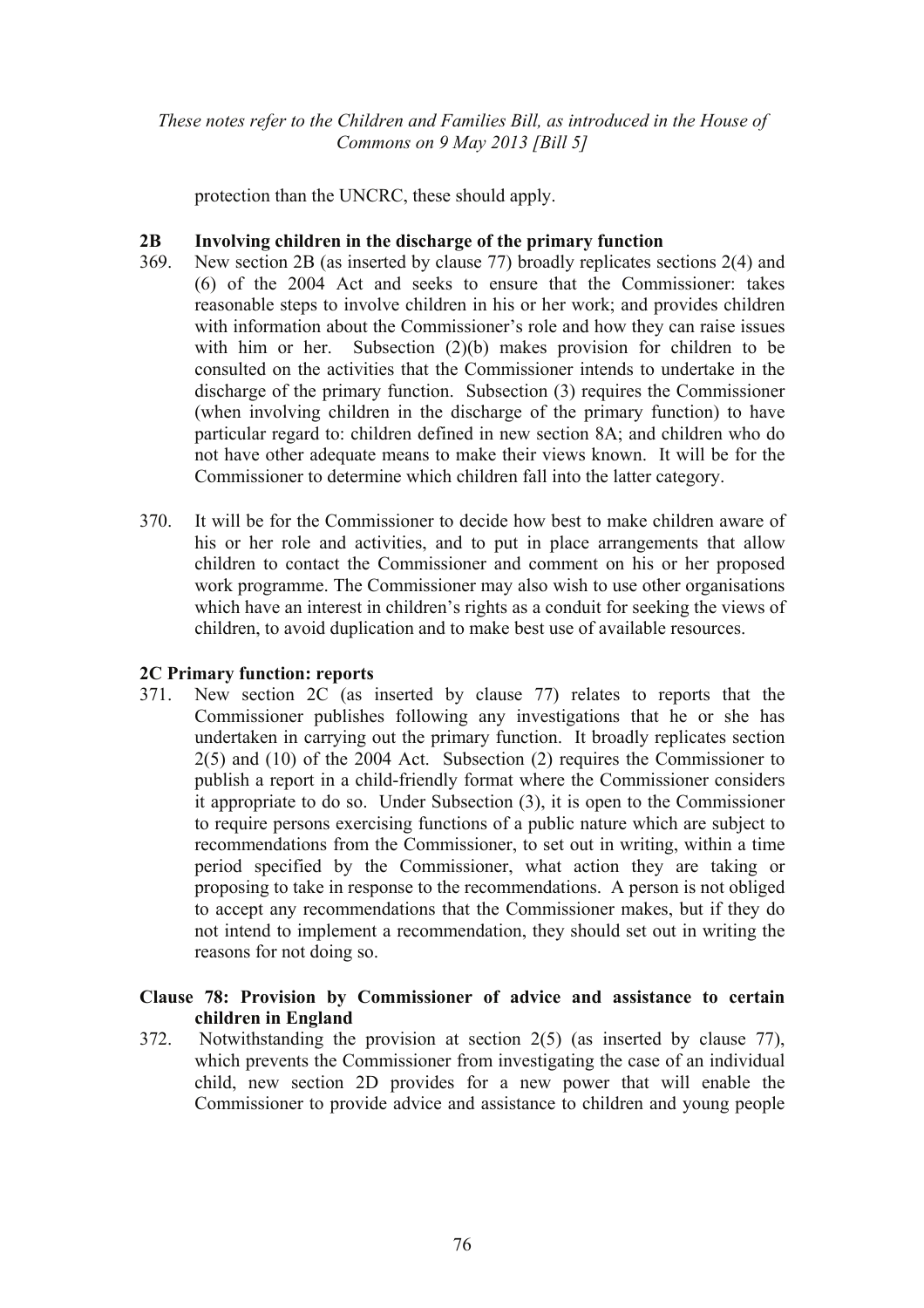protection than the UNCRC, these should apply.

### 2B Involving children in the discharge of the primary function

369. New section 2B (as inserted by clause 77) broadly replicates sections 2(4) and (6) of the 2004 Act and seeks to ensure that the Commissioner: takes reasonable steps to involve children in his or her work; and provides children with information about the Commissioner's role and how they can raise issues with him or her. Subsection (2)(b) makes provision for children to be consulted on the activities that the Commissioner intends to undertake in the discharge of the primary function. Subsection (3) requires the Commissioner (when involving children in the discharge of the primary function) to have particular regard to: children defined in new section 8A; and children who do not have other adequate means to make their views known. It will be for the Commissioner to determine which children fall into the latter category.

370. It will be for the Commissioner to decide how best to make children aware of his or her role and activities, and to put in place arrangements that allow children to contact the Commissioner and comment on his or her proposed work programme. The Commissioner may also wish to use other organisations which have an interest in children's rights as a conduit for seeking the views of children, to avoid duplication and to make best use of available resources.

### 2C Primary function: reports

371. New section 2C (as inserted by clause 77) relates to reports that the Commissioner publishes following any investigations that he or she has undertaken in carrying out the primary function. It broadly replicates section 2(5) and (10) of the 2004 Act. Subsection (2) requires the Commissioner to publish a report in a child-friendly format where the Commissioner considers it appropriate to do so. Under Subsection (3), it is open to the Commissioner to require persons exercising functions of a public nature which are subject to recommendations from the Commissioner, to set out in writing, within a time period specified by the Commissioner, what action they are taking or proposing to take in response to the recommendations. A person is not obliged to accept any recommendations that the Commissioner makes, but if they do not intend to implement a recommendation, they should set out in writing the reasons for not doing so.

### Clause 78: Provision by Commissioner of advice and assistance to certain children in England

372. Notwithstanding the provision at section 2(5) (as inserted by clause 77), which prevents the Commissioner from investigating the case of an individual child, new section 2D provides for a new power that will enable the Commissioner to provide advice and assistance to children and young people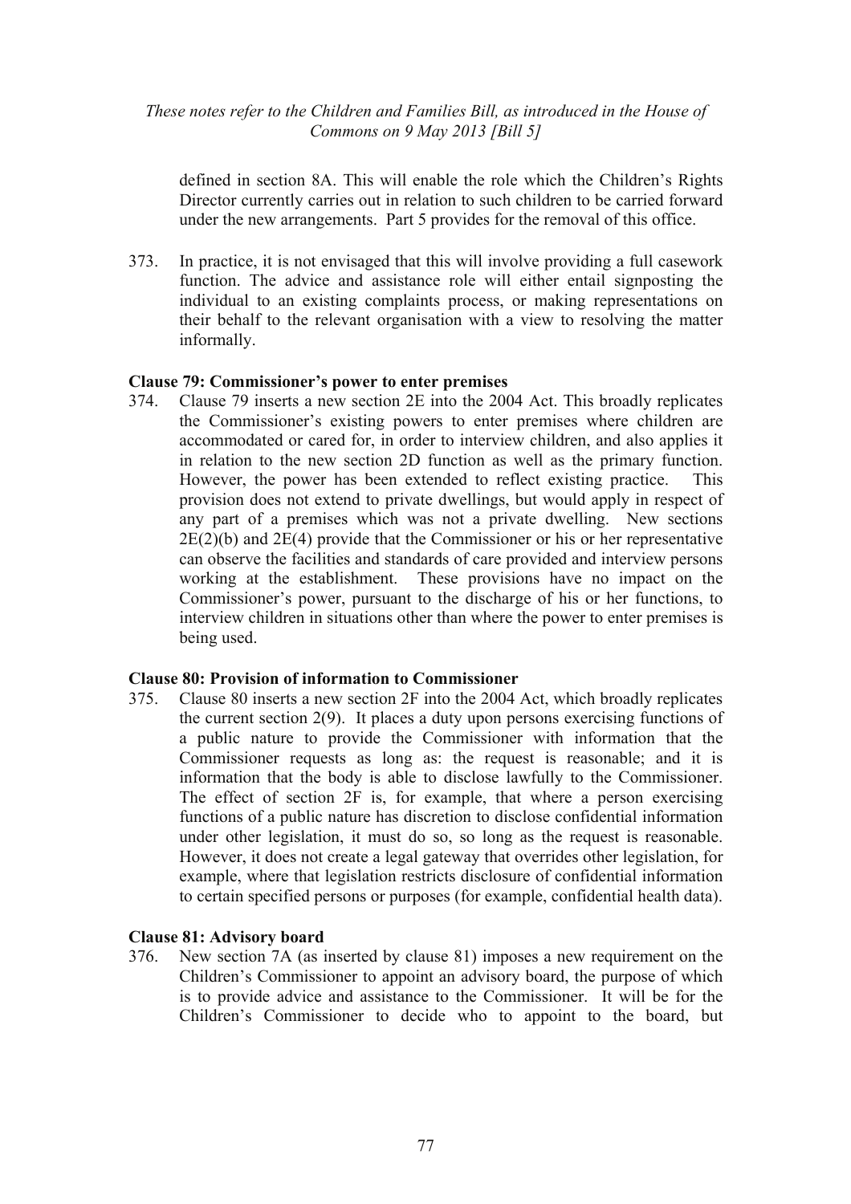defined in section 8A. This will enable the role which the Children's Rights Director currently carries out in relation to such children to be carried forward under the new arrangements. Part 5 provides for the removal of this office.

373. In practice, it is not envisaged that this will involve providing a full casework function. The advice and assistance role will either entail signposting the individual to an existing complaints process, or making representations on their behalf to the relevant organisation with a view to resolving the matter informally.

**Clause 79: Commissioner's power to enter premises**

374. Clause 79 inserts a new section 2E into the 2004 Act. This broadly replicates the Commissioner's existing powers to enter premises where children are accommodated or cared for, in order to interview children, and also applies it in relation to the new section 2D function as well as the primary function. However, the power has been extended to reflect existing practice. This provision does not extend to private dwellings, but would apply in respect of any part of a premises which was not a private dwelling. New sections 2E(2)(b) and 2E(4) provide that the Commissioner or his or her representative can observe the facilities and standards of care provided and interview persons working at the establishment. These provisions have no impact on the Commissioner's power, pursuant to the discharge of his or her functions, to interview children in situations other than where the power to enter premises is being used.

**Clause 80: Provision of information to Commissioner**

375. Clause 80 inserts a new section 2F into the 2004 Act, which broadly replicates the current section 2(9). It places a duty upon persons exercising functions of a public nature to provide the Commissioner with information that the Commissioner requests as long as: the request is reasonable; and it is information that the body is able to disclose lawfully to the Commissioner. The effect of section 2F is, for example, that where a person exercising functions of a public nature has discretion to disclose confidential information under other legislation, it must do so, so long as the request is reasonable. However, it does not create a legal gateway that overrides other legislation, for example, where that legislation restricts disclosure of confidential information to certain specified persons or purposes (for example, confidential health data).

**Clause 81: Advisory board**

376. New section 7A (as inserted by clause 81) imposes a new requirement on the Children's Commissioner to appoint an advisory board, the purpose of which is to provide advice and assistance to the Commissioner. It will be for the Children's Commissioner to decide who to appoint to the board, but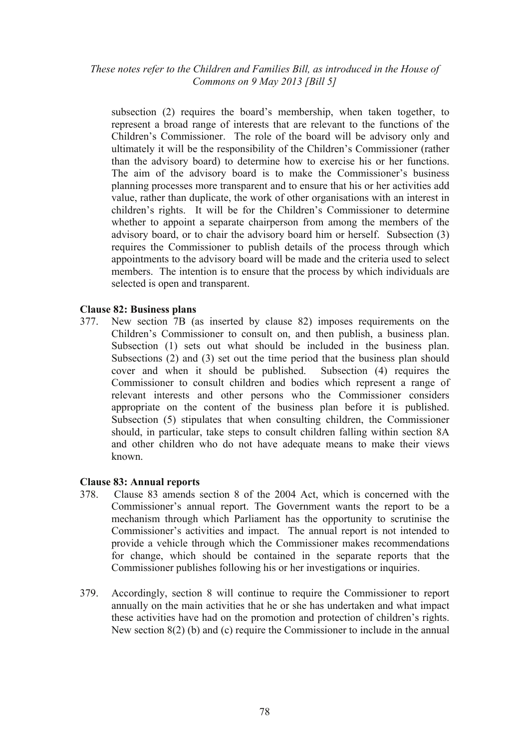subsection (2) requires the board's membership, when taken together, to represent a broad range of interests that are relevant to the functions of the Children's Commissioner. The role of the board will be advisory only and ultimately it will be the responsibility of the Children's Commissioner (rather than the advisory board) to determine how to exercise his or her functions. The aim of the advisory board is to make the Commissioner's business planning processes more transparent and to ensure that his or her activities add value, rather than duplicate, the work of other organisations with an interest in children's rights. It will be for the Children's Commissioner to determine whether to appoint a separate chairperson from among the members of the advisory board, or to chair the advisory board him or herself. Subsection (3) requires the Commissioner to publish details of the process through which appointments to the advisory board will be made and the criteria used to select members. The intention is to ensure that the process by which individuals are selected is open and transparent.

**Clause 82: Business plans**

377. New section 7B (as inserted by clause 82) imposes requirements on the Children's Commissioner to consult on, and then publish, a business plan. Subsection (1) sets out what should be included in the business plan. Subsections (2) and (3) set out the time period that the business plan should cover and when it should be published. Subsection (4) requires the Commissioner to consult children and bodies which represent a range of relevant interests and other persons who the Commissioner considers appropriate on the content of the business plan before it is published. Subsection (5) stipulates that when consulting children, the Commissioner should, in particular, take steps to consult children falling within section 8A and other children who do not have adequate means to make their views known.

**Clause 83: Annual reports**

378. Clause 83 amends section 8 of the 2004 Act, which is concerned with the Commissioner's annual report. The Government wants the report to be a mechanism through which Parliament has the opportunity to scrutinise the Commissioner's activities and impact. The annual report is not intended to provide a vehicle through which the Commissioner makes recommendations for change, which should be contained in the separate reports that the Commissioner publishes following his or her investigations or inquiries.

379. Accordingly, section 8 will continue to require the Commissioner to report annually on the main activities that he or she has undertaken and what impact these activities have had on the promotion and protection of children's rights. New section 8(2) (b) and (c) require the Commissioner to include in the annual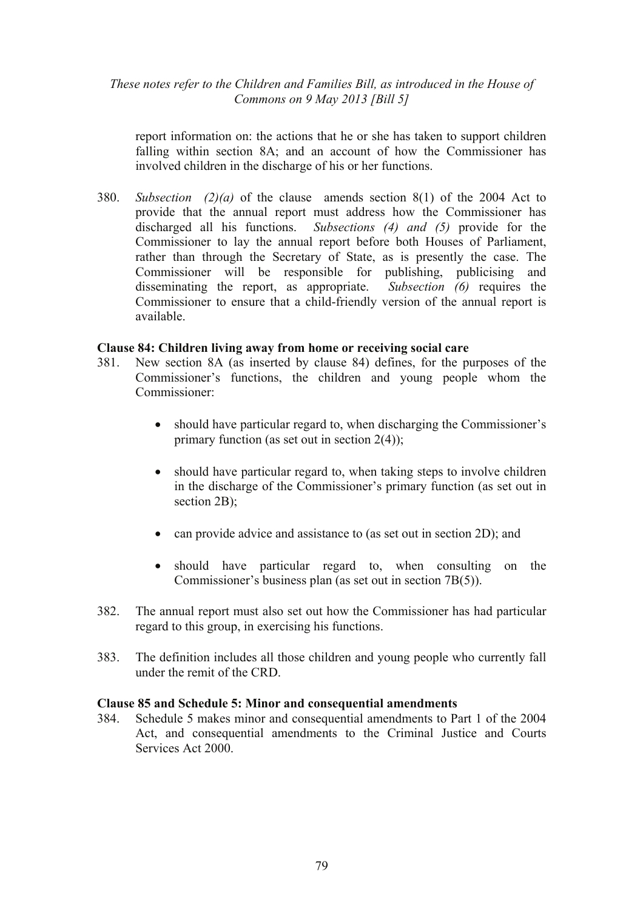report information on: the actions that he or she has taken to support children falling within section 8A; and an account of how the Commissioner has involved children in the discharge of his or her functions.

380. *Subsection (2)(a)* of the clause amends section 8(1) of the 2004 Act to provide that the annual report must address how the Commissioner has discharged all his functions. *Subsections (4) and (5)* provide for the Commissioner to lay the annual report before both Houses of Parliament, rather than through the Secretary of State, as is presently the case. The Commissioner will be responsible for publishing, publicising and disseminating the report, as appropriate. *Subsection (6)* requires the Commissioner to ensure that a child-friendly version of the annual report is available.

**Clause 84: Children living away from home or receiving social care**

381. New section 8A (as inserted by clause 84) defines, for the purposes of the Commissioner's functions, the children and young people whom the Commissioner:

- should have particular regard to, when discharging the Commissioner's primary function (as set out in section 2(4));
- should have particular regard to, when taking steps to involve children in the discharge of the Commissioner's primary function (as set out in section 2B);
- can provide advice and assistance to (as set out in section 2D); and
- should have particular regard to, when consulting on the Commissioner's business plan (as set out in section 7B(5)).

382. The annual report must also set out how the Commissioner has had particular regard to this group, in exercising his functions.

383. The definition includes all those children and young people who currently fall under the remit of the CRD.

**Clause 85 and Schedule 5: Minor and consequential amendments**

384. Schedule 5 makes minor and consequential amendments to Part 1 of the 2004 Act, and consequential amendments to the Criminal Justice and Courts Services Act 2000.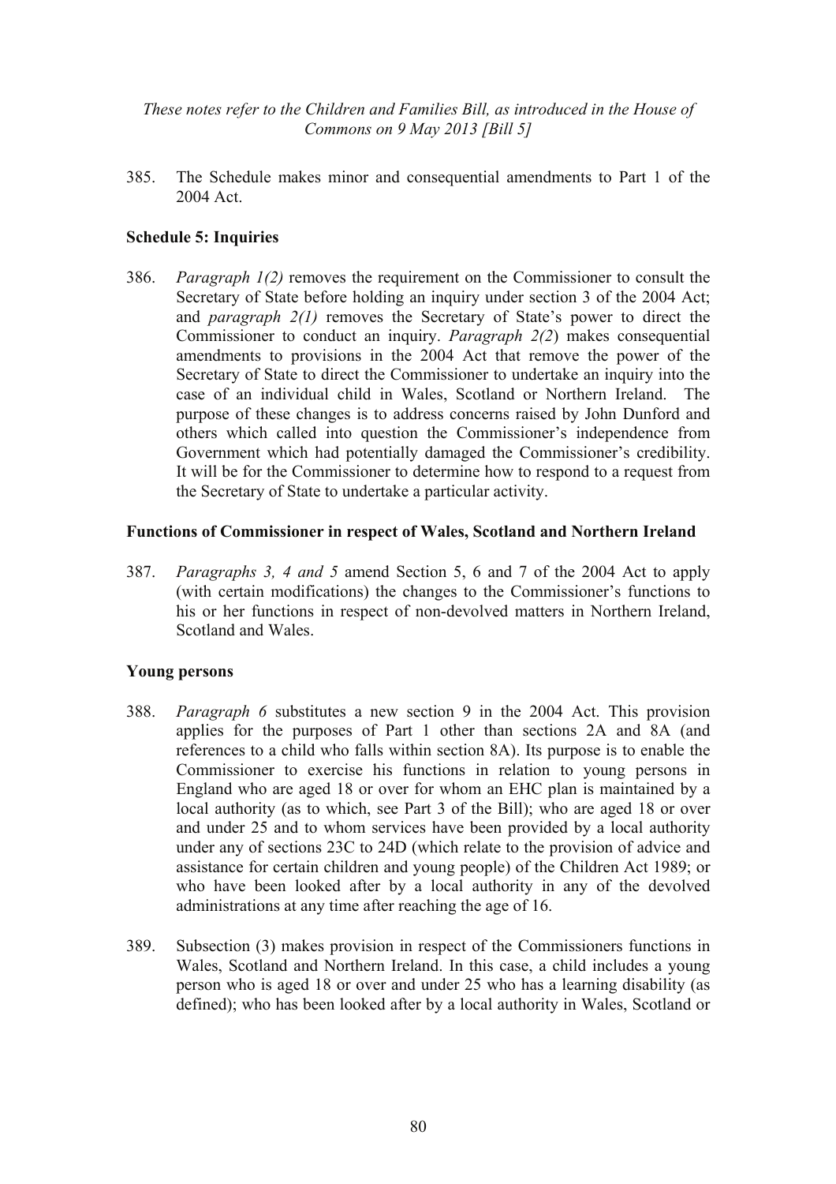385. The Schedule makes minor and consequential amendments to Part 1 of the 2004 Act.

**Schedule 5: Inquiries**

386. *Paragraph 1(2)* removes the requirement on the Commissioner to consult the Secretary of State before holding an inquiry under section 3 of the 2004 Act; and *paragraph 2(1)* removes the Secretary of State's power to direct the Commissioner to conduct an inquiry. *Paragraph 2(2*) makes consequential amendments to provisions in the 2004 Act that remove the power of the Secretary of State to direct the Commissioner to undertake an inquiry into the case of an individual child in Wales, Scotland or Northern Ireland. The purpose of these changes is to address concerns raised by John Dunford and others which called into question the Commissioner's independence from Government which had potentially damaged the Commissioner's credibility. It will be for the Commissioner to determine how to respond to a request from the Secretary of State to undertake a particular activity.

**Functions of Commissioner in respect of Wales, Scotland and Northern Ireland**

387. *Paragraphs 3, 4 and 5* amend Section 5, 6 and 7 of the 2004 Act to apply (with certain modifications) the changes to the Commissioner's functions to his or her functions in respect of non-devolved matters in Northern Ireland, Scotland and Wales.

**Young persons**

388. *Paragraph 6* substitutes a new section 9 in the 2004 Act. This provision applies for the purposes of Part 1 other than sections 2A and 8A (and references to a child who falls within section 8A). Its purpose is to enable the Commissioner to exercise his functions in relation to young persons in England who are aged 18 or over for whom an EHC plan is maintained by a local authority (as to which, see Part 3 of the Bill); who are aged 18 or over and under 25 and to whom services have been provided by a local authority under any of sections 23C to 24D (which relate to the provision of advice and assistance for certain children and young people) of the Children Act 1989; or who have been looked after by a local authority in any of the devolved administrations at any time after reaching the age of 16.

389. Subsection (3) makes provision in respect of the Commissioners functions in Wales, Scotland and Northern Ireland. In this case, a child includes a young person who is aged 18 or over and under 25 who has a learning disability (as defined); who has been looked after by a local authority in Wales, Scotland or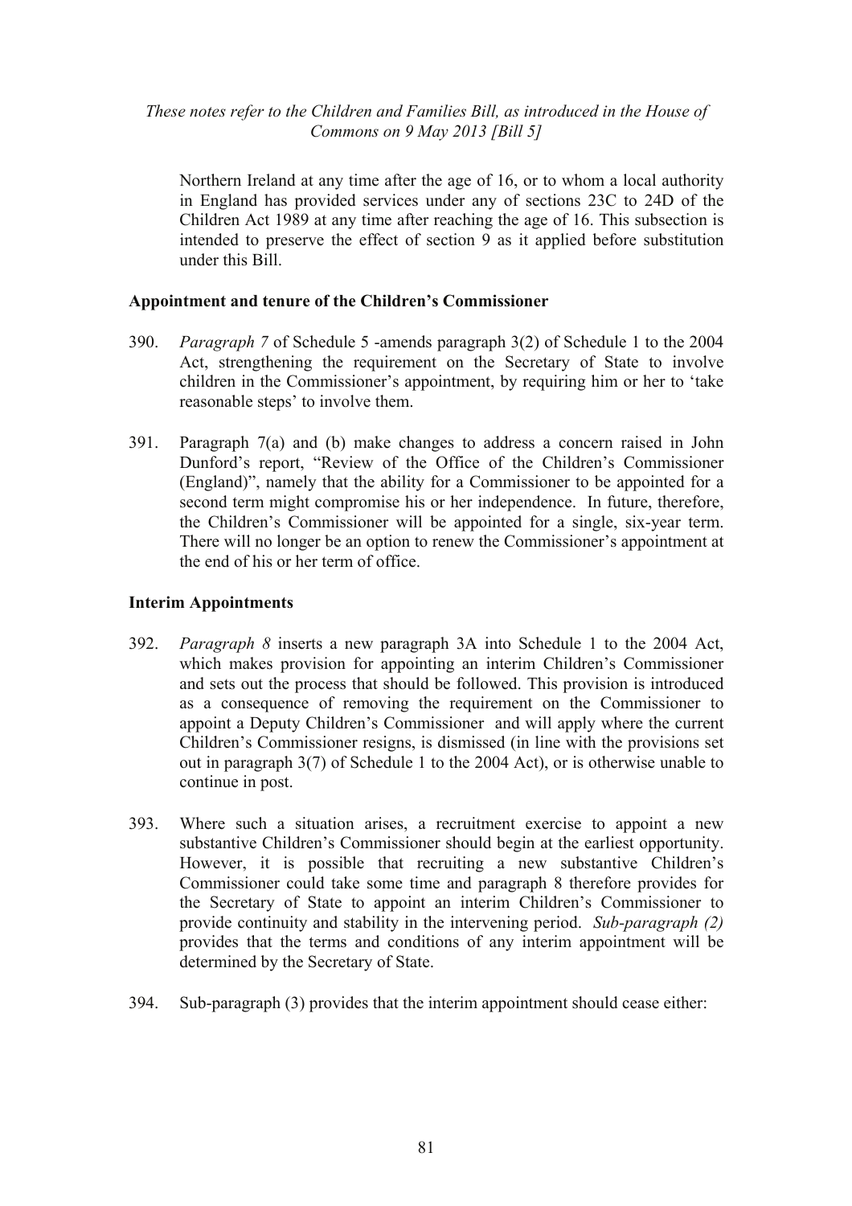Northern Ireland at any time after the age of 16, or to whom a local authority in England has provided services under any of sections 23C to 24D of the Children Act 1989 at any time after reaching the age of 16. This subsection is intended to preserve the effect of section 9 as it applied before substitution under this Bill.

### Appointment and tenure of the Children's Commissioner

390. *Paragraph 7* of Schedule 5 -amends paragraph 3(2) of Schedule 1 to the 2004 Act, strengthening the requirement on the Secretary of State to involve children in the Commissioner's appointment, by requiring him or her to 'take reasonable steps' to involve them.

391. Paragraph 7(a) and (b) make changes to address a concern raised in John Dunford's report, "Review of the Office of the Children's Commissioner (England)", namely that the ability for a Commissioner to be appointed for a second term might compromise his or her independence. In future, therefore, the Children's Commissioner will be appointed for a single, six-year term. There will no longer be an option to renew the Commissioner's appointment at the end of his or her term of office.

### Interim Appointments

392. *Paragraph 8* inserts a new paragraph 3A into Schedule 1 to the 2004 Act, which makes provision for appointing an interim Children's Commissioner and sets out the process that should be followed. This provision is introduced as a consequence of removing the requirement on the Commissioner to appoint a Deputy Children's Commissioner and will apply where the current Children's Commissioner resigns, is dismissed (in line with the provisions set out in paragraph 3(7) of Schedule 1 to the 2004 Act), or is otherwise unable to continue in post.

393. Where such a situation arises, a recruitment exercise to appoint a new substantive Children's Commissioner should begin at the earliest opportunity. However, it is possible that recruiting a new substantive Children's Commissioner could take some time and paragraph 8 therefore provides for the Secretary of State to appoint an interim Children's Commissioner to provide continuity and stability in the intervening period. *Sub-paragraph (2)* provides that the terms and conditions of any interim appointment will be determined by the Secretary of State.

394. Sub-paragraph (3) provides that the interim appointment should cease either: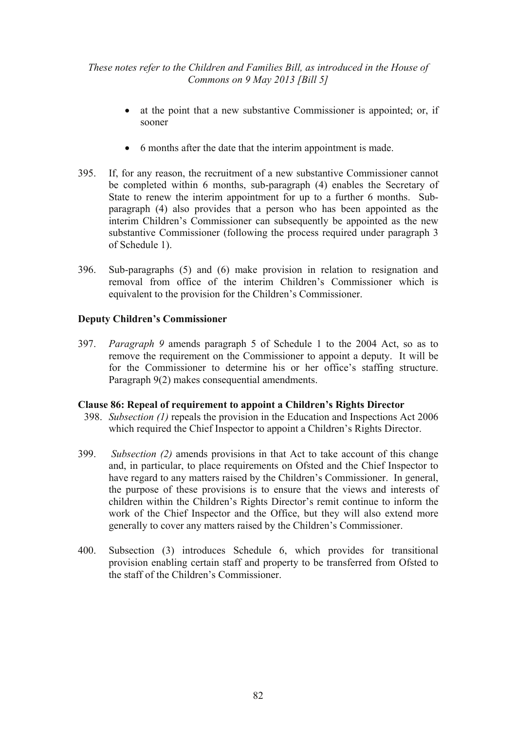- at the point that a new substantive Commissioner is appointed; or, if sooner
- 6 months after the date that the interim appointment is made.

395. If, for any reason, the recruitment of a new substantive Commissioner cannot be completed within 6 months, sub-paragraph (4) enables the Secretary of State to renew the interim appointment for up to a further 6 months. Sub-paragraph (4) also provides that a person who has been appointed as the interim Children's Commissioner can subsequently be appointed as the new substantive Commissioner (following the process required under paragraph 3 of Schedule 1).

396. Sub-paragraphs (5) and (6) make provision in relation to resignation and removal from office of the interim Children's Commissioner which is equivalent to the provision for the Children's Commissioner.

**Deputy Children's Commissioner**

397. *Paragraph 9* amends paragraph 5 of Schedule 1 to the 2004 Act, so as to remove the requirement on the Commissioner to appoint a deputy. It will be for the Commissioner to determine his or her office's staffing structure. Paragraph 9(2) makes consequential amendments.

**Clause 86: Repeal of requirement to appoint a Children's Rights Director**

398. *Subsection (1)* repeals the provision in the Education and Inspections Act 2006 which required the Chief Inspector to appoint a Children's Rights Director.

399. *Subsection (2)* amends provisions in that Act to take account of this change and, in particular, to place requirements on Ofsted and the Chief Inspector to have regard to any matters raised by the Children's Commissioner. In general, the purpose of these provisions is to ensure that the views and interests of children within the Children's Rights Director's remit continue to inform the work of the Chief Inspector and the Office, but they will also extend more generally to cover any matters raised by the Children's Commissioner.

400. Subsection (3) introduces Schedule 6, which provides for transitional provision enabling certain staff and property to be transferred from Ofsted to the staff of the Children's Commissioner.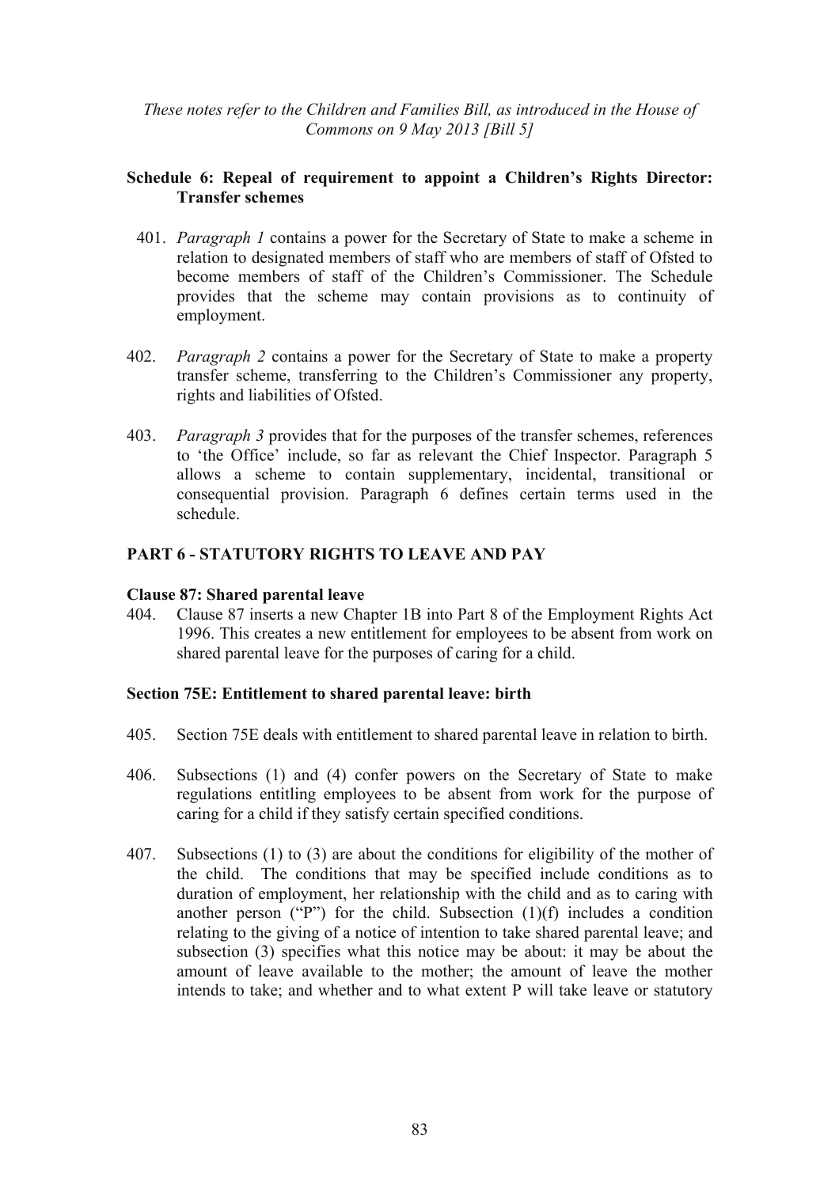*These notes refer to the Children and Families Bill, as introduced in the House of Commons on 9 May 2013 [Bill 5]*

### Schedule 6: Repeal of requirement to appoint a Children's Rights Director: Transfer schemes

401. *Paragraph 1* contains a power for the Secretary of State to make a scheme in relation to designated members of staff who are members of staff of Ofsted to become members of staff of the Children's Commissioner. The Schedule provides that the scheme may contain provisions as to continuity of employment.

402. *Paragraph 2* contains a power for the Secretary of State to make a property transfer scheme, transferring to the Children's Commissioner any property, rights and liabilities of Ofsted.

403. *Paragraph 3* provides that for the purposes of the transfer schemes, references to 'the Office' include, so far as relevant the Chief Inspector. Paragraph 5 allows a scheme to contain supplementary, incidental, transitional or consequential provision. Paragraph 6 defines certain terms used in the schedule.

## PART 6 - STATUTORY RIGHTS TO LEAVE AND PAY

### Clause 87: Shared parental leave

404. Clause 87 inserts a new Chapter 1B into Part 8 of the Employment Rights Act 1996. This creates a new entitlement for employees to be absent from work on shared parental leave for the purposes of caring for a child.

### Section 75E: Entitlement to shared parental leave: birth

405. Section 75E deals with entitlement to shared parental leave in relation to birth.

406. Subsections (1) and (4) confer powers on the Secretary of State to make regulations entitling employees to be absent from work for the purpose of caring for a child if they satisfy certain specified conditions.

407. Subsections (1) to (3) are about the conditions for eligibility of the mother of the child. The conditions that may be specified include conditions as to duration of employment, her relationship with the child and as to caring with another person ("P") for the child. Subsection (1)(f) includes a condition relating to the giving of a notice of intention to take shared parental leave; and subsection (3) specifies what this notice may be about: it may be about the amount of leave available to the mother; the amount of leave the mother intends to take; and whether and to what extent P will take leave or statutory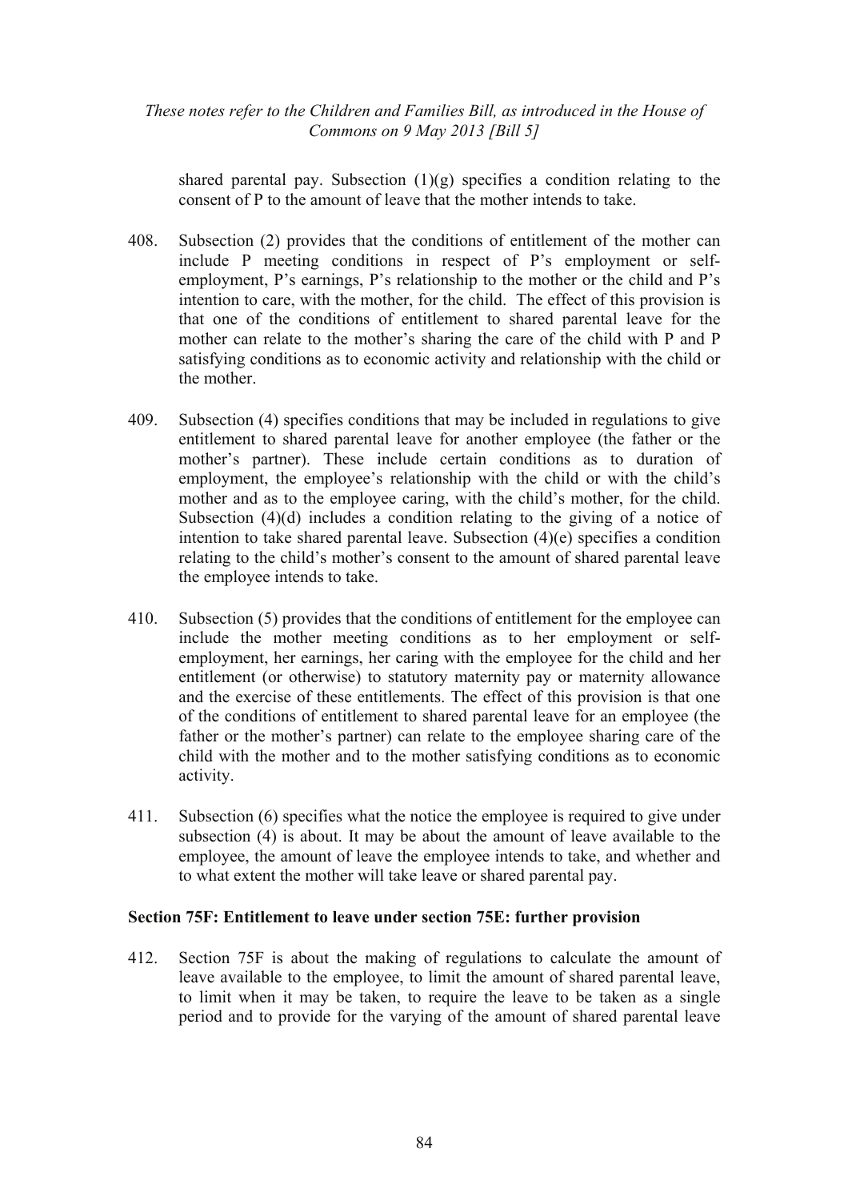shared parental pay. Subsection (1)(g) specifies a condition relating to the consent of P to the amount of leave that the mother intends to take.

408. Subsection (2) provides that the conditions of entitlement of the mother can include P meeting conditions in respect of P's employment or self-employment, P's earnings, P's relationship to the mother or the child and P's intention to care, with the mother, for the child. The effect of this provision is that one of the conditions of entitlement to shared parental leave for the mother can relate to the mother's sharing the care of the child with P and P satisfying conditions as to economic activity and relationship with the child or the mother.

409. Subsection (4) specifies conditions that may be included in regulations to give entitlement to shared parental leave for another employee (the father or the mother's partner). These include certain conditions as to duration of employment, the employee's relationship with the child or with the child's mother and as to the employee caring, with the child's mother, for the child. Subsection (4)(d) includes a condition relating to the giving of a notice of intention to take shared parental leave. Subsection (4)(e) specifies a condition relating to the child's mother's consent to the amount of shared parental leave the employee intends to take.

410. Subsection (5) provides that the conditions of entitlement for the employee can include the mother meeting conditions as to her employment or self-employment, her earnings, her caring with the employee for the child and her entitlement (or otherwise) to statutory maternity pay or maternity allowance and the exercise of these entitlements. The effect of this provision is that one of the conditions of entitlement to shared parental leave for an employee (the father or the mother's partner) can relate to the employee sharing care of the child with the mother and to the mother satisfying conditions as to economic activity.

411. Subsection (6) specifies what the notice the employee is required to give under subsection (4) is about. It may be about the amount of leave available to the employee, the amount of leave the employee intends to take, and whether and to what extent the mother will take leave or shared parental pay.

**Section 75F: Entitlement to leave under section 75E: further provision**

412. Section 75F is about the making of regulations to calculate the amount of leave available to the employee, to limit the amount of shared parental leave, to limit when it may be taken, to require the leave to be taken as a single period and to provide for the varying of the amount of shared parental leave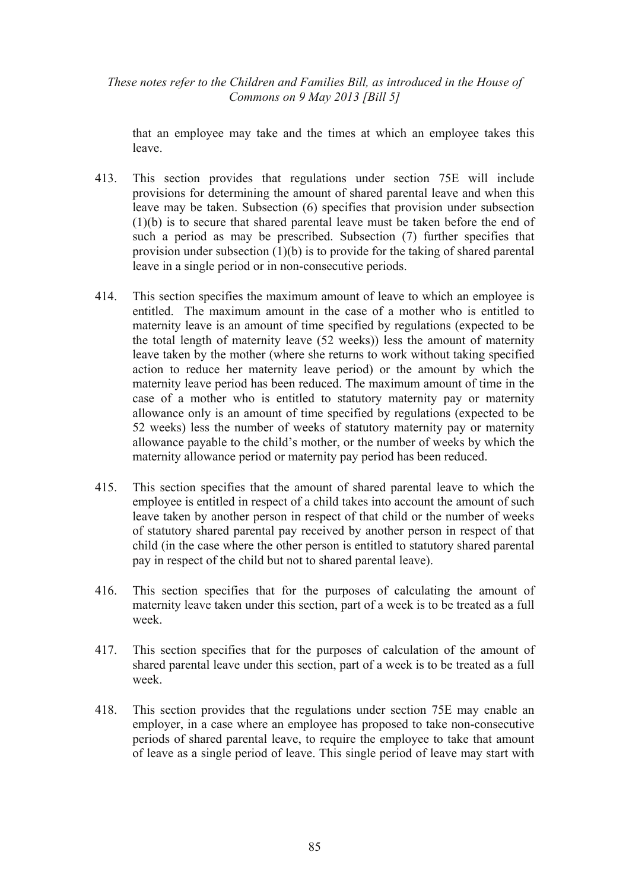that an employee may take and the times at which an employee takes this leave.

413. This section provides that regulations under section 75E will include provisions for determining the amount of shared parental leave and when this leave may be taken. Subsection (6) specifies that provision under subsection (1)(b) is to secure that shared parental leave must be taken before the end of such a period as may be prescribed. Subsection (7) further specifies that provision under subsection (1)(b) is to provide for the taking of shared parental leave in a single period or in non-consecutive periods.

414. This section specifies the maximum amount of leave to which an employee is entitled. The maximum amount in the case of a mother who is entitled to maternity leave is an amount of time specified by regulations (expected to be the total length of maternity leave (52 weeks)) less the amount of maternity leave taken by the mother (where she returns to work without taking specified action to reduce her maternity leave period) or the amount by which the maternity leave period has been reduced. The maximum amount of time in the case of a mother who is entitled to statutory maternity pay or maternity allowance only is an amount of time specified by regulations (expected to be 52 weeks) less the number of weeks of statutory maternity pay or maternity allowance payable to the child's mother, or the number of weeks by which the maternity allowance period or maternity pay period has been reduced.

415. This section specifies that the amount of shared parental leave to which the employee is entitled in respect of a child takes into account the amount of such leave taken by another person in respect of that child or the number of weeks of statutory shared parental pay received by another person in respect of that child (in the case where the other person is entitled to statutory shared parental pay in respect of the child but not to shared parental leave).

416. This section specifies that for the purposes of calculating the amount of maternity leave taken under this section, part of a week is to be treated as a full week.

417. This section specifies that for the purposes of calculation of the amount of shared parental leave under this section, part of a week is to be treated as a full week.

418. This section provides that the regulations under section 75E may enable an employer, in a case where an employee has proposed to take non-consecutive periods of shared parental leave, to require the employee to take that amount of leave as a single period of leave. This single period of leave may start with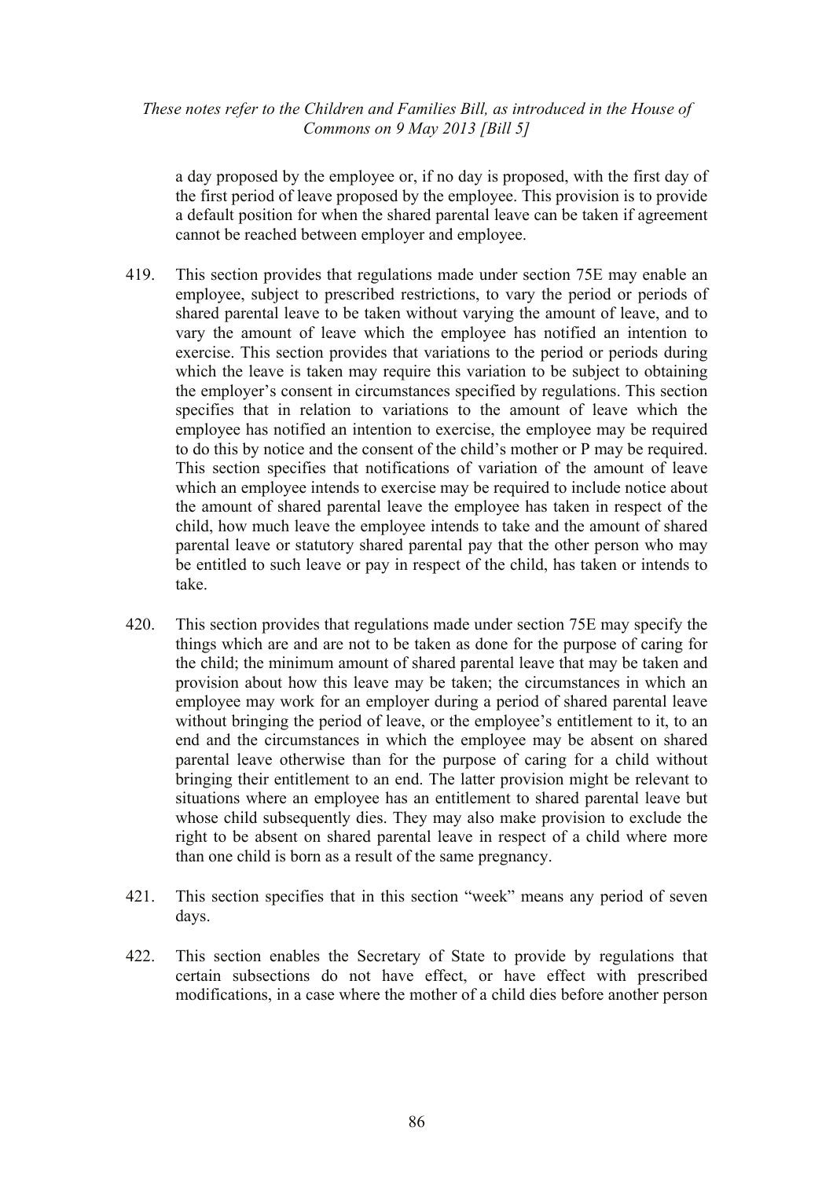a day proposed by the employee or, if no day is proposed, with the first day of the first period of leave proposed by the employee. This provision is to provide a default position for when the shared parental leave can be taken if agreement cannot be reached between employer and employee.

419. This section provides that regulations made under section 75E may enable an employee, subject to prescribed restrictions, to vary the period or periods of shared parental leave to be taken without varying the amount of leave, and to vary the amount of leave which the employee has notified an intention to exercise. This section provides that variations to the period or periods during which the leave is taken may require this variation to be subject to obtaining the employer's consent in circumstances specified by regulations. This section specifies that in relation to variations to the amount of leave which the employee has notified an intention to exercise, the employee may be required to do this by notice and the consent of the child's mother or P may be required. This section specifies that notifications of variation of the amount of leave which an employee intends to exercise may be required to include notice about the amount of shared parental leave the employee has taken in respect of the child, how much leave the employee intends to take and the amount of shared parental leave or statutory shared parental pay that the other person who may be entitled to such leave or pay in respect of the child, has taken or intends to take.

420. This section provides that regulations made under section 75E may specify the things which are and are not to be taken as done for the purpose of caring for the child; the minimum amount of shared parental leave that may be taken and provision about how this leave may be taken; the circumstances in which an employee may work for an employer during a period of shared parental leave without bringing the period of leave, or the employee's entitlement to it, to an end and the circumstances in which the employee may be absent on shared parental leave otherwise than for the purpose of caring for a child without bringing their entitlement to an end. The latter provision might be relevant to situations where an employee has an entitlement to shared parental leave but whose child subsequently dies. They may also make provision to exclude the right to be absent on shared parental leave in respect of a child where more than one child is born as a result of the same pregnancy.

421. This section specifies that in this section "week" means any period of seven days.

422. This section enables the Secretary of State to provide by regulations that certain subsections do not have effect, or have effect with prescribed modifications, in a case where the mother of a child dies before another person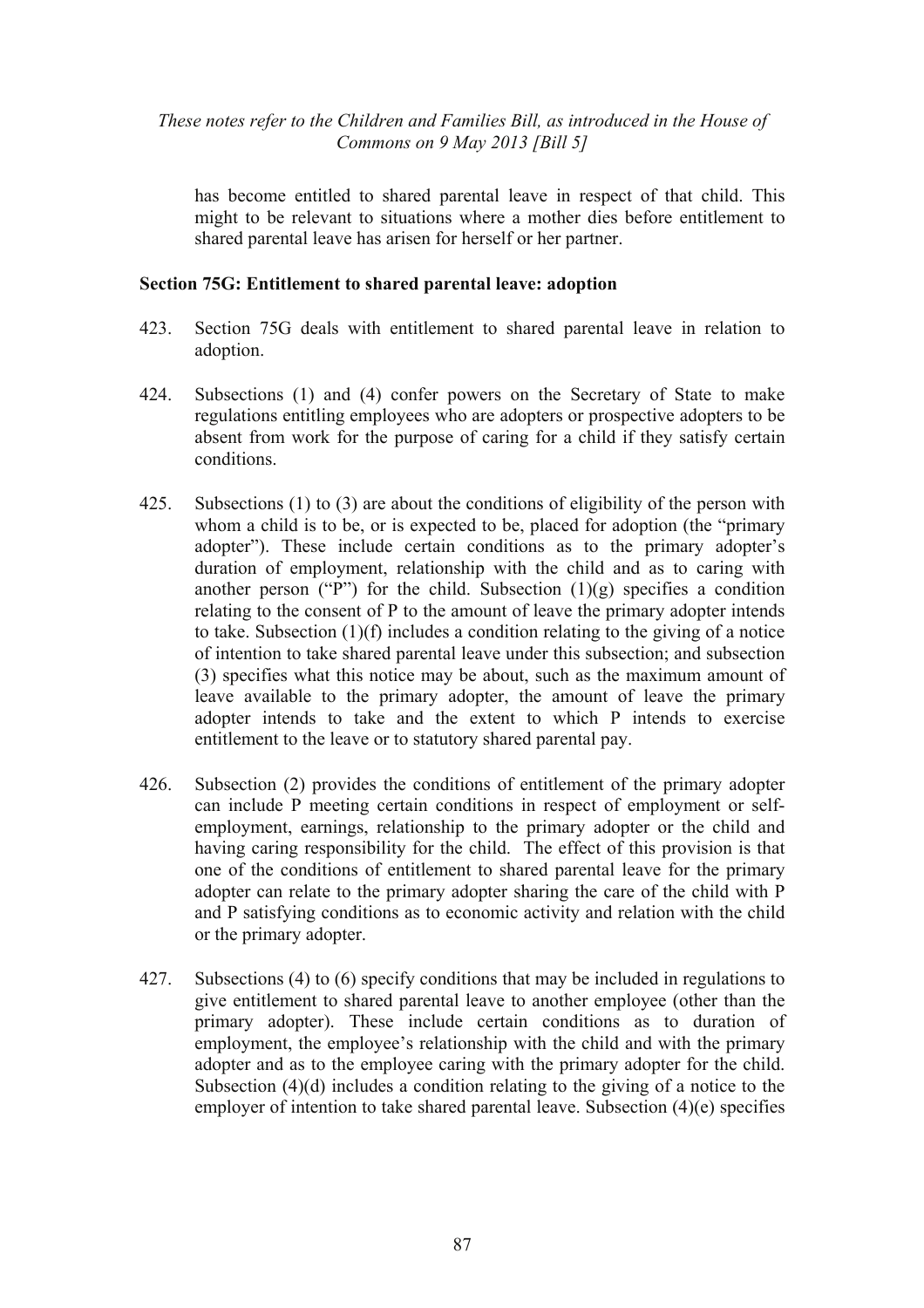has become entitled to shared parental leave in respect of that child. This might to be relevant to situations where a mother dies before entitlement to shared parental leave has arisen for herself or her partner.

**Section 75G: Entitlement to shared parental leave: adoption**

423. Section 75G deals with entitlement to shared parental leave in relation to adoption.

424. Subsections (1) and (4) confer powers on the Secretary of State to make regulations entitling employees who are adopters or prospective adopters to be absent from work for the purpose of caring for a child if they satisfy certain conditions.

425. Subsections (1) to (3) are about the conditions of eligibility of the person with whom a child is to be, or is expected to be, placed for adoption (the "primary adopter"). These include certain conditions as to the primary adopter's duration of employment, relationship with the child and as to caring with another person ("P") for the child. Subsection (1)(g) specifies a condition relating to the consent of P to the amount of leave the primary adopter intends to take. Subsection (1)(f) includes a condition relating to the giving of a notice of intention to take shared parental leave under this subsection; and subsection (3) specifies what this notice may be about, such as the maximum amount of leave available to the primary adopter, the amount of leave the primary adopter intends to take and the extent to which P intends to exercise entitlement to the leave or to statutory shared parental pay.

426. Subsection (2) provides the conditions of entitlement of the primary adopter can include P meeting certain conditions in respect of employment or self-employment, earnings, relationship to the primary adopter or the child and having caring responsibility for the child. The effect of this provision is that one of the conditions of entitlement to shared parental leave for the primary adopter can relate to the primary adopter sharing the care of the child with P and P satisfying conditions as to economic activity and relation with the child or the primary adopter.

427. Subsections (4) to (6) specify conditions that may be included in regulations to give entitlement to shared parental leave to another employee (other than the primary adopter). These include certain conditions as to duration of employment, the employee's relationship with the child and with the primary adopter and as to the employee caring with the primary adopter for the child. Subsection (4)(d) includes a condition relating to the giving of a notice to the employer of intention to take shared parental leave. Subsection (4)(e) specifies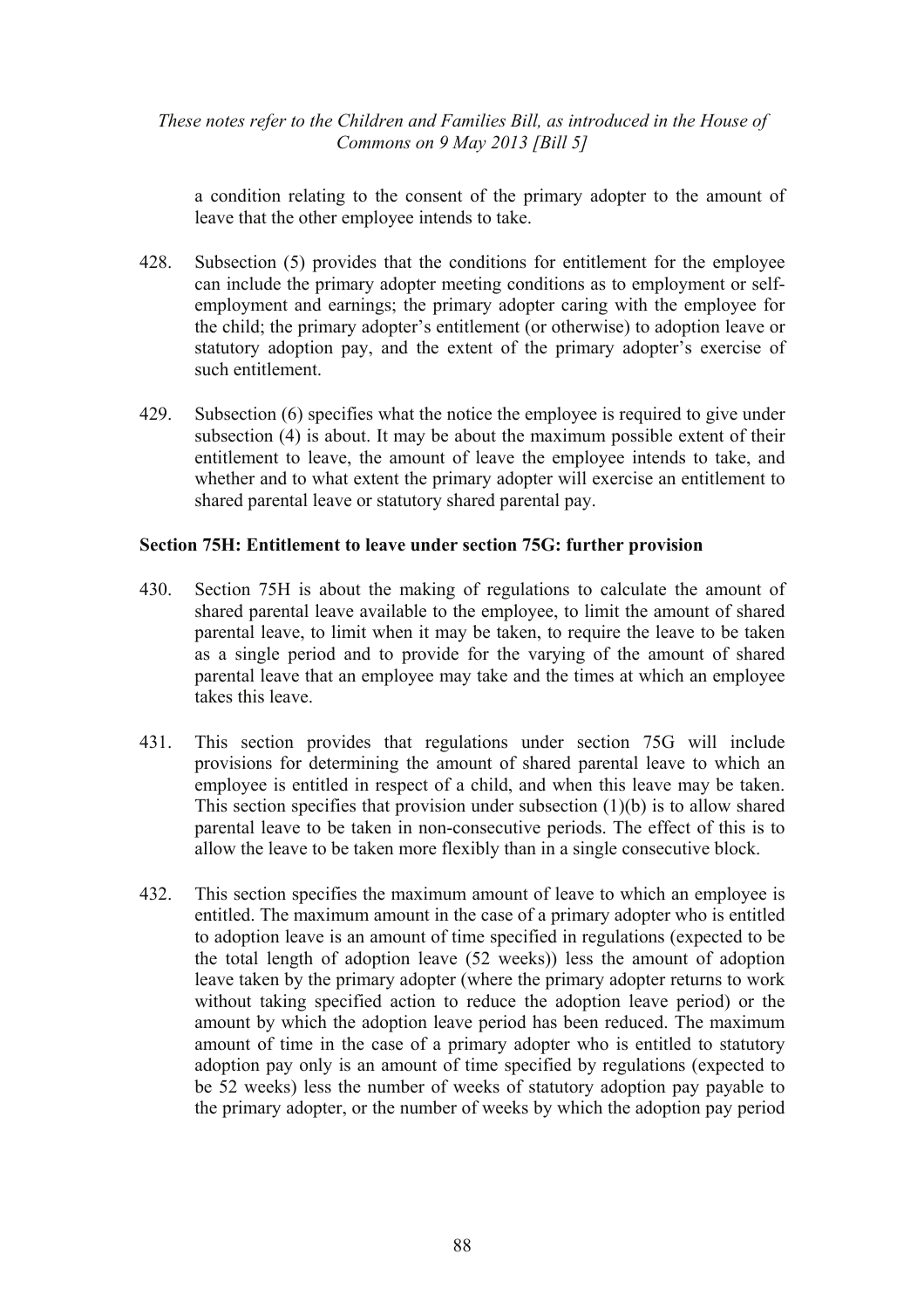a condition relating to the consent of the primary adopter to the amount of leave that the other employee intends to take.

428. Subsection (5) provides that the conditions for entitlement for the employee can include the primary adopter meeting conditions as to employment or self-employment and earnings; the primary adopter caring with the employee for the child; the primary adopter's entitlement (or otherwise) to adoption leave or statutory adoption pay, and the extent of the primary adopter's exercise of such entitlement.

429. Subsection (6) specifies what the notice the employee is required to give under subsection (4) is about. It may be about the maximum possible extent of their entitlement to leave, the amount of leave the employee intends to take, and whether and to what extent the primary adopter will exercise an entitlement to shared parental leave or statutory shared parental pay.

**Section 75H: Entitlement to leave under section 75G: further provision**

430. Section 75H is about the making of regulations to calculate the amount of shared parental leave available to the employee, to limit the amount of shared parental leave, to limit when it may be taken, to require the leave to be taken as a single period and to provide for the varying of the amount of shared parental leave that an employee may take and the times at which an employee takes this leave.

431. This section provides that regulations under section 75G will include provisions for determining the amount of shared parental leave to which an employee is entitled in respect of a child, and when this leave may be taken. This section specifies that provision under subsection (1)(b) is to allow shared parental leave to be taken in non-consecutive periods. The effect of this is to allow the leave to be taken more flexibly than in a single consecutive block.

432. This section specifies the maximum amount of leave to which an employee is entitled. The maximum amount in the case of a primary adopter who is entitled to adoption leave is an amount of time specified in regulations (expected to be the total length of adoption leave (52 weeks)) less the amount of adoption leave taken by the primary adopter (where the primary adopter returns to work without taking specified action to reduce the adoption leave period) or the amount by which the adoption leave period has been reduced. The maximum amount of time in the case of a primary adopter who is entitled to statutory adoption pay only is an amount of time specified by regulations (expected to be 52 weeks) less the number of weeks of statutory adoption pay payable to the primary adopter, or the number of weeks by which the adoption pay period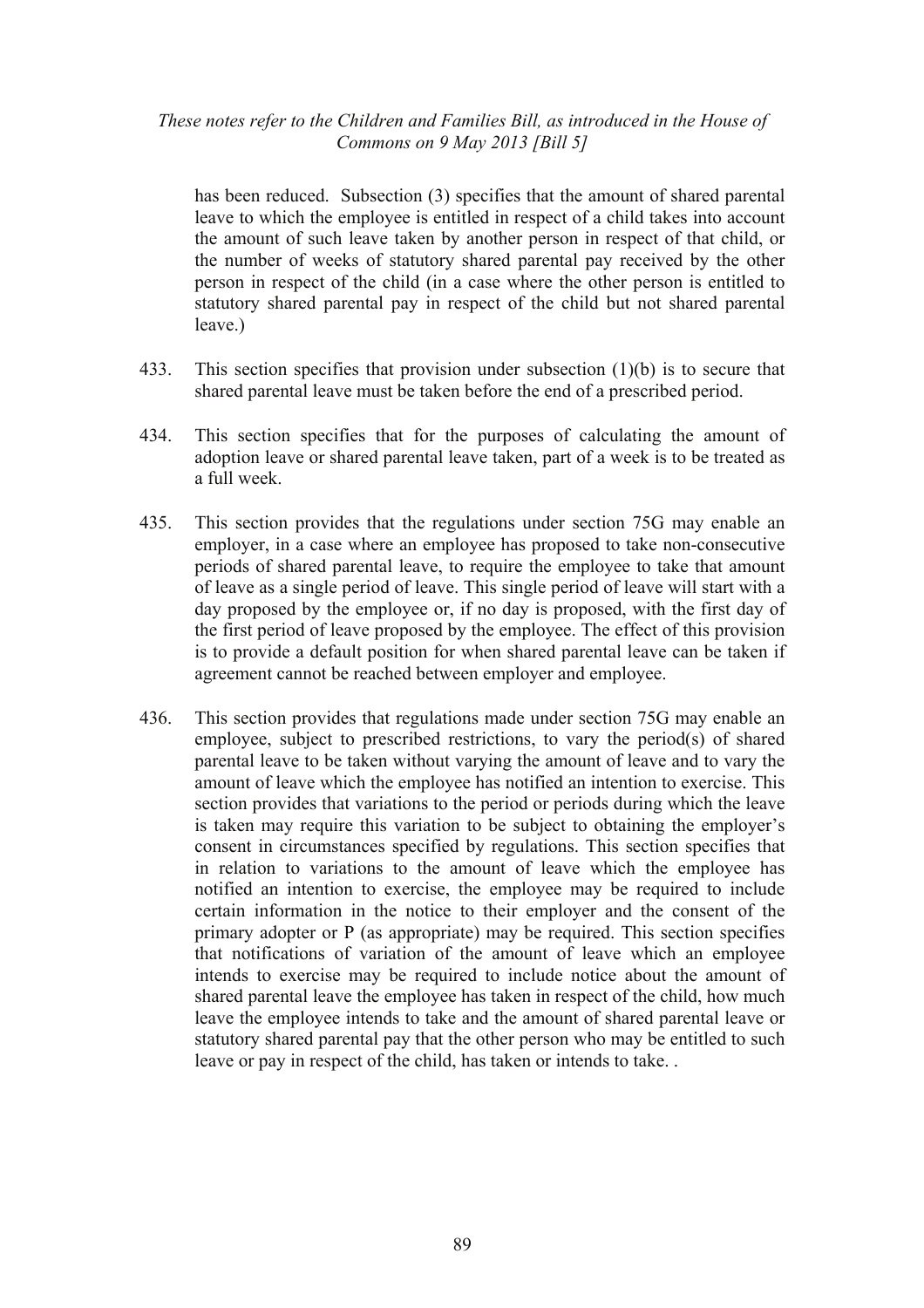has been reduced. Subsection (3) specifies that the amount of shared parental leave to which the employee is entitled in respect of a child takes into account the amount of such leave taken by another person in respect of that child, or the number of weeks of statutory shared parental pay received by the other person in respect of the child (in a case where the other person is entitled to statutory shared parental pay in respect of the child but not shared parental leave.)

433. This section specifies that provision under subsection (1)(b) is to secure that shared parental leave must be taken before the end of a prescribed period.

434. This section specifies that for the purposes of calculating the amount of adoption leave or shared parental leave taken, part of a week is to be treated as a full week.

435. This section provides that the regulations under section 75G may enable an employer, in a case where an employee has proposed to take non-consecutive periods of shared parental leave, to require the employee to take that amount of leave as a single period of leave. This single period of leave will start with a day proposed by the employee or, if no day is proposed, with the first day of the first period of leave proposed by the employee. The effect of this provision is to provide a default position for when shared parental leave can be taken if agreement cannot be reached between employer and employee.

436. This section provides that regulations made under section 75G may enable an employee, subject to prescribed restrictions, to vary the period(s) of shared parental leave to be taken without varying the amount of leave and to vary the amount of leave which the employee has notified an intention to exercise. This section provides that variations to the period or periods during which the leave is taken may require this variation to be subject to obtaining the employer's consent in circumstances specified by regulations. This section specifies that in relation to variations to the amount of leave which the employee has notified an intention to exercise, the employee may be required to include certain information in the notice to their employer and the consent of the primary adopter or P (as appropriate) may be required. This section specifies that notifications of variation of the amount of leave which an employee intends to exercise may be required to include notice about the amount of shared parental leave the employee has taken in respect of the child, how much leave the employee intends to take and the amount of shared parental leave or statutory shared parental pay that the other person who may be entitled to such leave or pay in respect of the child, has taken or intends to take. .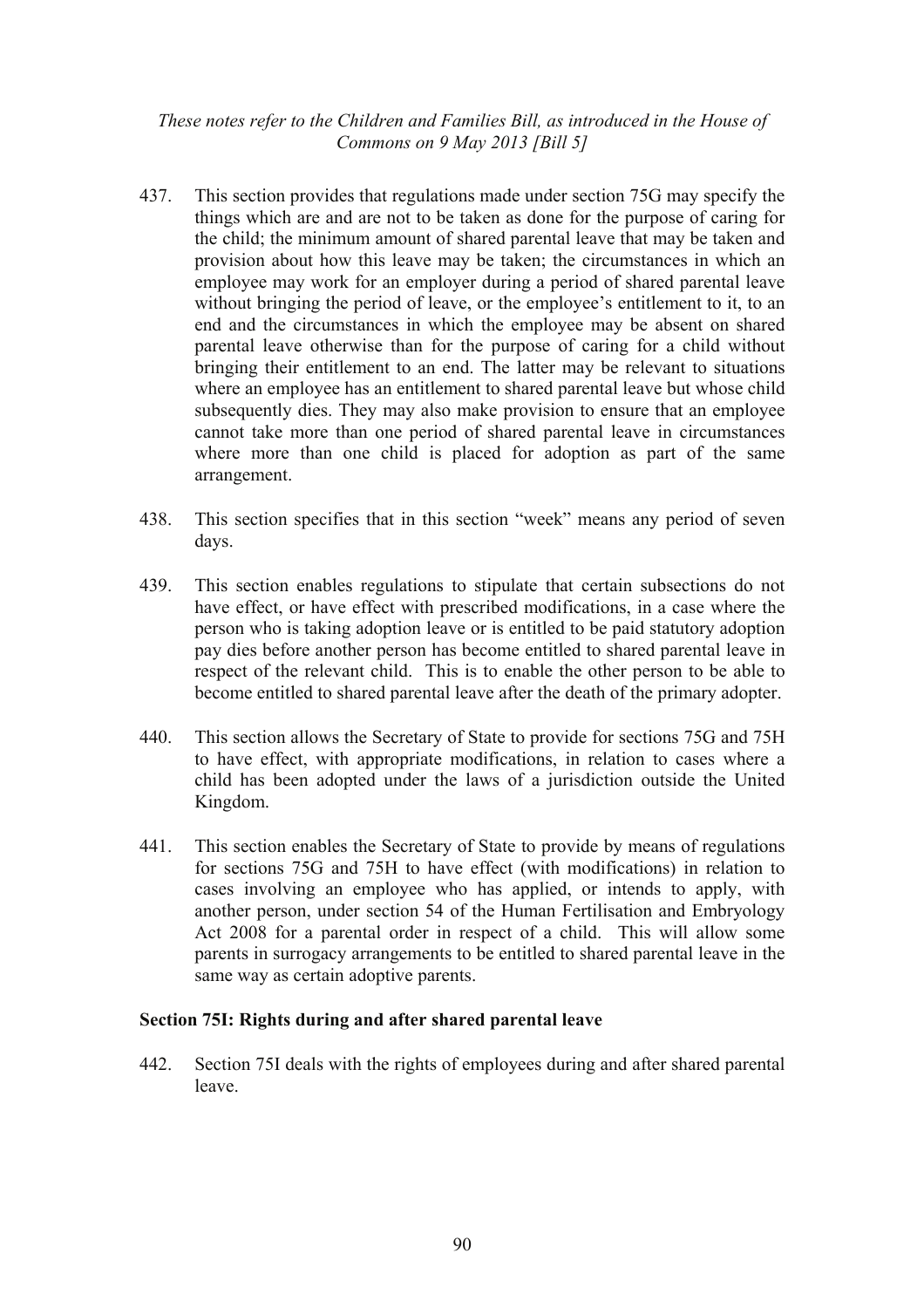437. This section provides that regulations made under section 75G may specify the things which are and are not to be taken as done for the purpose of caring for the child; the minimum amount of shared parental leave that may be taken and provision about how this leave may be taken; the circumstances in which an employee may work for an employer during a period of shared parental leave without bringing the period of leave, or the employee's entitlement to it, to an end and the circumstances in which the employee may be absent on shared parental leave otherwise than for the purpose of caring for a child without bringing their entitlement to an end. The latter may be relevant to situations where an employee has an entitlement to shared parental leave but whose child subsequently dies. They may also make provision to ensure that an employee cannot take more than one period of shared parental leave in circumstances where more than one child is placed for adoption as part of the same arrangement.

438. This section specifies that in this section "week" means any period of seven days.

439. This section enables regulations to stipulate that certain subsections do not have effect, or have effect with prescribed modifications, in a case where the person who is taking adoption leave or is entitled to be paid statutory adoption pay dies before another person has become entitled to shared parental leave in respect of the relevant child. This is to enable the other person to be able to become entitled to shared parental leave after the death of the primary adopter.

440. This section allows the Secretary of State to provide for sections 75G and 75H to have effect, with appropriate modifications, in relation to cases where a child has been adopted under the laws of a jurisdiction outside the United Kingdom.

441. This section enables the Secretary of State to provide by means of regulations for sections 75G and 75H to have effect (with modifications) in relation to cases involving an employee who has applied, or intends to apply, with another person, under section 54 of the Human Fertilisation and Embryology Act 2008 for a parental order in respect of a child. This will allow some parents in surrogacy arrangements to be entitled to shared parental leave in the same way as certain adoptive parents.

**Section 75I: Rights during and after shared parental leave**

442. Section 75I deals with the rights of employees during and after shared parental leave.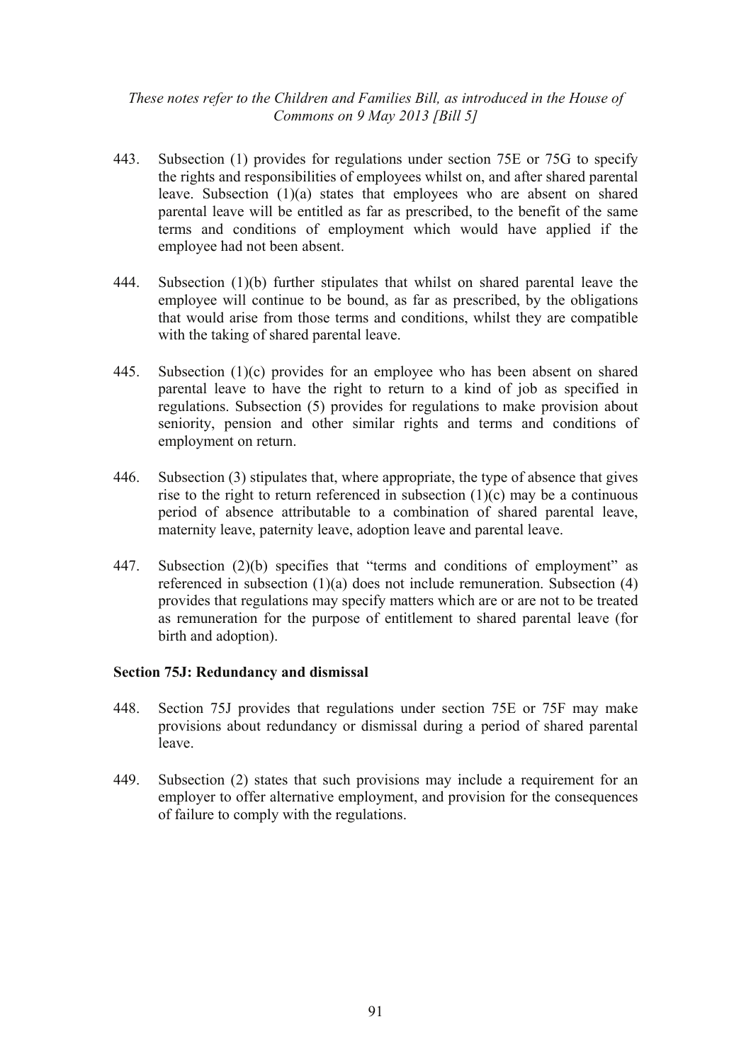443. Subsection (1) provides for regulations under section 75E or 75G to specify the rights and responsibilities of employees whilst on, and after shared parental leave. Subsection (1)(a) states that employees who are absent on shared parental leave will be entitled as far as prescribed, to the benefit of the same terms and conditions of employment which would have applied if the employee had not been absent.

444. Subsection (1)(b) further stipulates that whilst on shared parental leave the employee will continue to be bound, as far as prescribed, by the obligations that would arise from those terms and conditions, whilst they are compatible with the taking of shared parental leave.

445. Subsection (1)(c) provides for an employee who has been absent on shared parental leave to have the right to return to a kind of job as specified in regulations. Subsection (5) provides for regulations to make provision about seniority, pension and other similar rights and terms and conditions of employment on return.

446. Subsection (3) stipulates that, where appropriate, the type of absence that gives rise to the right to return referenced in subsection (1)(c) may be a continuous period of absence attributable to a combination of shared parental leave, maternity leave, paternity leave, adoption leave and parental leave.

447. Subsection (2)(b) specifies that "terms and conditions of employment" as referenced in subsection (1)(a) does not include remuneration. Subsection (4) provides that regulations may specify matters which are or are not to be treated as remuneration for the purpose of entitlement to shared parental leave (for birth and adoption).

**Section 75J: Redundancy and dismissal**

448. Section 75J provides that regulations under section 75E or 75F may make provisions about redundancy or dismissal during a period of shared parental leave.

449. Subsection (2) states that such provisions may include a requirement for an employer to offer alternative employment, and provision for the consequences of failure to comply with the regulations.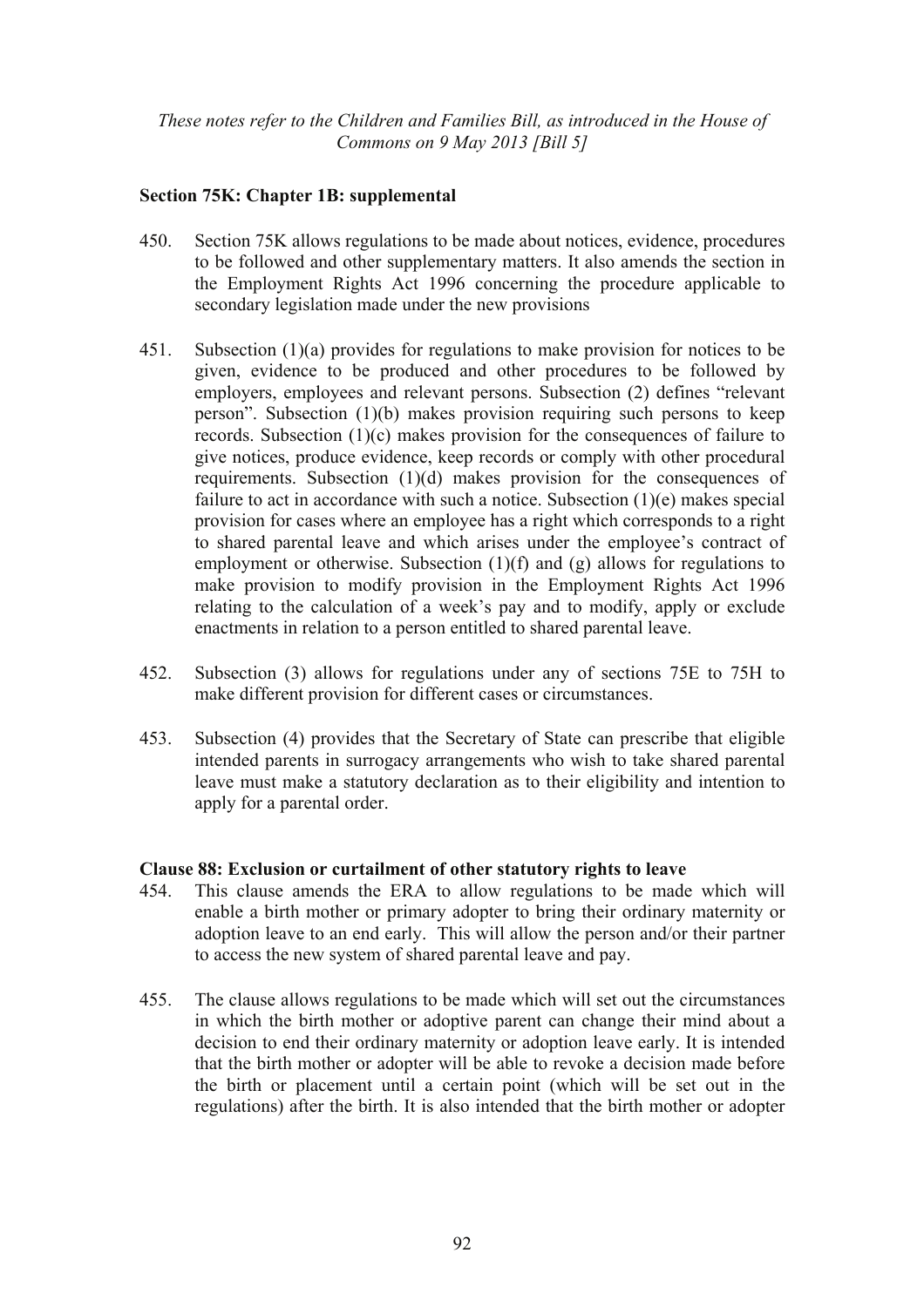*These notes refer to the Children and Families Bill, as introduced in the House of Commons on 9 May 2013 [Bill 5]*

**Section 75K: Chapter 1B: supplemental**

450. Section 75K allows regulations to be made about notices, evidence, procedures to be followed and other supplementary matters. It also amends the section in the Employment Rights Act 1996 concerning the procedure applicable to secondary legislation made under the new provisions

451. Subsection (1)(a) provides for regulations to make provision for notices to be given, evidence to be produced and other procedures to be followed by employers, employees and relevant persons. Subsection (2) defines "relevant person". Subsection (1)(b) makes provision requiring such persons to keep records. Subsection (1)(c) makes provision for the consequences of failure to give notices, produce evidence, keep records or comply with other procedural requirements. Subsection (1)(d) makes provision for the consequences of failure to act in accordance with such a notice. Subsection (1)(e) makes special provision for cases where an employee has a right which corresponds to a right to shared parental leave and which arises under the employee's contract of employment or otherwise. Subsection (1)(f) and (g) allows for regulations to make provision to modify provision in the Employment Rights Act 1996 relating to the calculation of a week's pay and to modify, apply or exclude enactments in relation to a person entitled to shared parental leave.

452. Subsection (3) allows for regulations under any of sections 75E to 75H to make different provision for different cases or circumstances.

453. Subsection (4) provides that the Secretary of State can prescribe that eligible intended parents in surrogacy arrangements who wish to take shared parental leave must make a statutory declaration as to their eligibility and intention to apply for a parental order.

**Clause 88: Exclusion or curtailment of other statutory rights to leave**

454. This clause amends the ERA to allow regulations to be made which will enable a birth mother or primary adopter to bring their ordinary maternity or adoption leave to an end early. This will allow the person and/or their partner to access the new system of shared parental leave and pay.

455. The clause allows regulations to be made which will set out the circumstances in which the birth mother or adoptive parent can change their mind about a decision to end their ordinary maternity or adoption leave early. It is intended that the birth mother or adopter will be able to revoke a decision made before the birth or placement until a certain point (which will be set out in the regulations) after the birth. It is also intended that the birth mother or adopter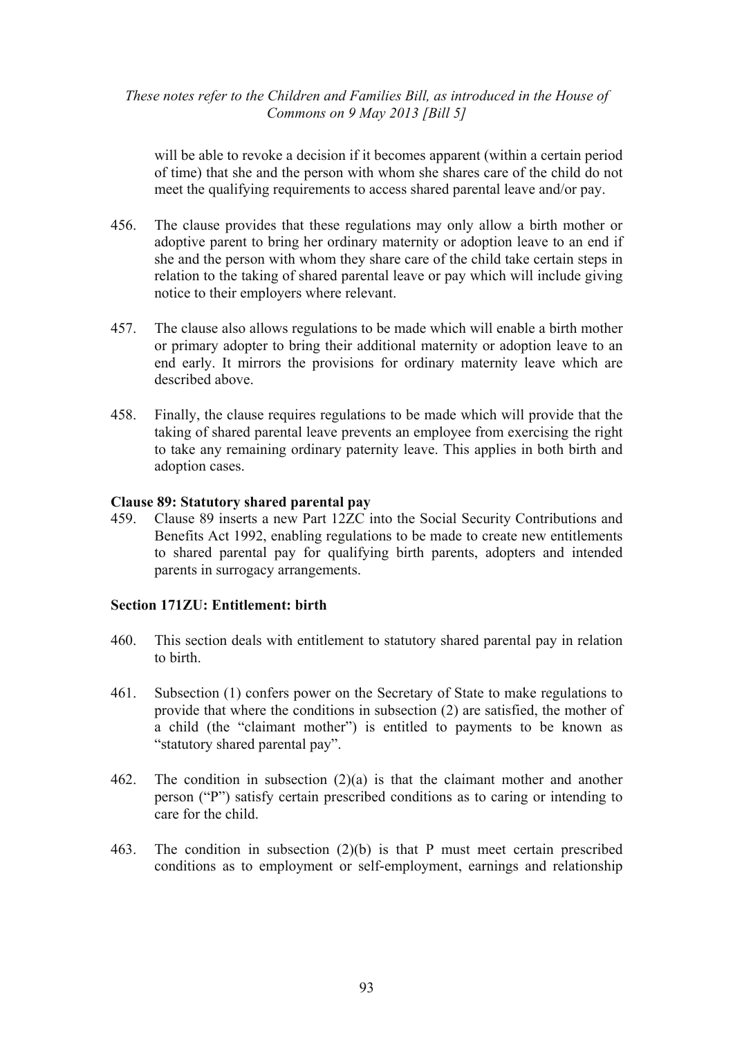will be able to revoke a decision if it becomes apparent (within a certain period of time) that she and the person with whom she shares care of the child do not meet the qualifying requirements to access shared parental leave and/or pay.

456. The clause provides that these regulations may only allow a birth mother or adoptive parent to bring her ordinary maternity or adoption leave to an end if she and the person with whom they share care of the child take certain steps in relation to the taking of shared parental leave or pay which will include giving notice to their employers where relevant.

457. The clause also allows regulations to be made which will enable a birth mother or primary adopter to bring their additional maternity or adoption leave to an end early. It mirrors the provisions for ordinary maternity leave which are described above.

458. Finally, the clause requires regulations to be made which will provide that the taking of shared parental leave prevents an employee from exercising the right to take any remaining ordinary paternity leave. This applies in both birth and adoption cases.

**Clause 89: Statutory shared parental pay**

459. Clause 89 inserts a new Part 12ZC into the Social Security Contributions and Benefits Act 1992, enabling regulations to be made to create new entitlements to shared parental pay for qualifying birth parents, adopters and intended parents in surrogacy arrangements.

**Section 171ZU: Entitlement: birth**

460. This section deals with entitlement to statutory shared parental pay in relation to birth.

461. Subsection (1) confers power on the Secretary of State to make regulations to provide that where the conditions in subsection (2) are satisfied, the mother of a child (the "claimant mother") is entitled to payments to be known as "statutory shared parental pay".

462. The condition in subsection (2)(a) is that the claimant mother and another person ("P") satisfy certain prescribed conditions as to caring or intending to care for the child.

463. The condition in subsection (2)(b) is that P must meet certain prescribed conditions as to employment or self-employment, earnings and relationship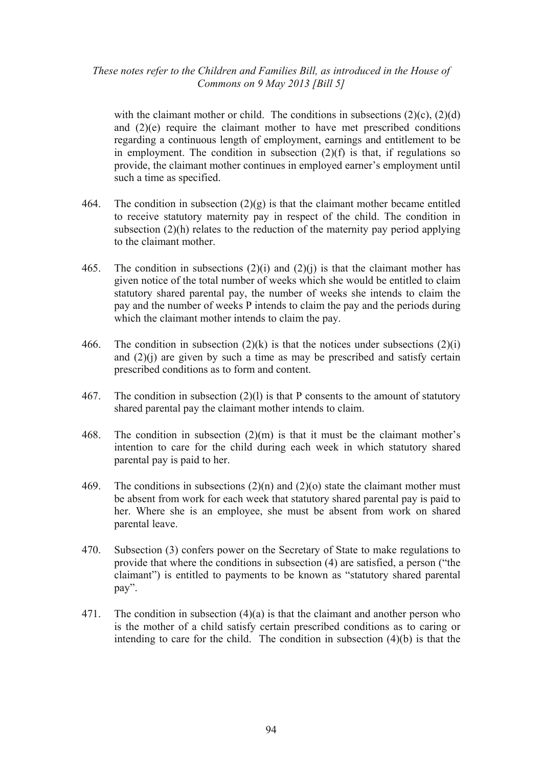with the claimant mother or child. The conditions in subsections (2)(c), (2)(d) and (2)(e) require the claimant mother to have met prescribed conditions regarding a continuous length of employment, earnings and entitlement to be in employment. The condition in subsection (2)(f) is that, if regulations so provide, the claimant mother continues in employed earner's employment until such a time as specified.

464. The condition in subsection (2)(g) is that the claimant mother became entitled to receive statutory maternity pay in respect of the child. The condition in subsection (2)(h) relates to the reduction of the maternity pay period applying to the claimant mother.

465. The condition in subsections (2)(i) and (2)(j) is that the claimant mother has given notice of the total number of weeks which she would be entitled to claim statutory shared parental pay, the number of weeks she intends to claim the pay and the number of weeks P intends to claim the pay and the periods during which the claimant mother intends to claim the pay.

466. The condition in subsection (2)(k) is that the notices under subsections (2)(i) and (2)(j) are given by such a time as may be prescribed and satisfy certain prescribed conditions as to form and content.

467. The condition in subsection (2)(l) is that P consents to the amount of statutory shared parental pay the claimant mother intends to claim.

468. The condition in subsection (2)(m) is that it must be the claimant mother's intention to care for the child during each week in which statutory shared parental pay is paid to her.

469. The conditions in subsections (2)(n) and (2)(o) state the claimant mother must be absent from work for each week that statutory shared parental pay is paid to her. Where she is an employee, she must be absent from work on shared parental leave.

470. Subsection (3) confers power on the Secretary of State to make regulations to provide that where the conditions in subsection (4) are satisfied, a person ("the claimant") is entitled to payments to be known as "statutory shared parental pay".

471. The condition in subsection (4)(a) is that the claimant and another person who is the mother of a child satisfy certain prescribed conditions as to caring or intending to care for the child. The condition in subsection (4)(b) is that the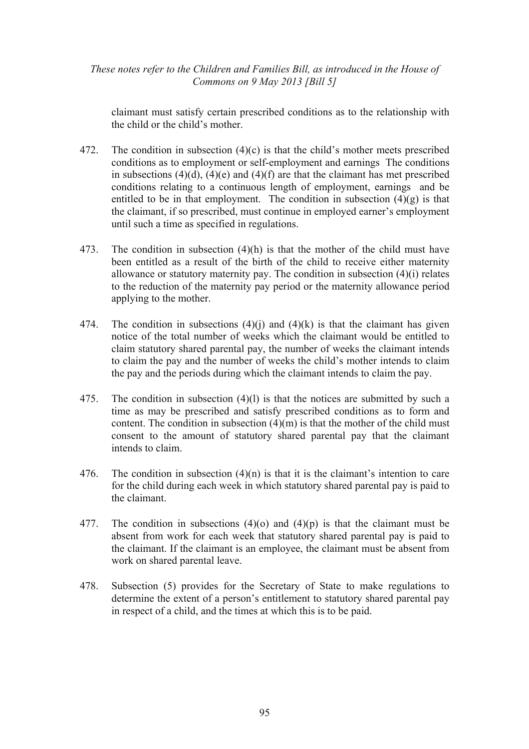claimant must satisfy certain prescribed conditions as to the relationship with the child or the child's mother.

472. The condition in subsection (4)(c) is that the child's mother meets prescribed conditions as to employment or self-employment and earnings The conditions in subsections (4)(d), (4)(e) and (4)(f) are that the claimant has met prescribed conditions relating to a continuous length of employment, earnings and be entitled to be in that employment. The condition in subsection (4)(g) is that the claimant, if so prescribed, must continue in employed earner's employment until such a time as specified in regulations.

473. The condition in subsection (4)(h) is that the mother of the child must have been entitled as a result of the birth of the child to receive either maternity allowance or statutory maternity pay. The condition in subsection (4)(i) relates to the reduction of the maternity pay period or the maternity allowance period applying to the mother.

474. The condition in subsections (4)(j) and (4)(k) is that the claimant has given notice of the total number of weeks which the claimant would be entitled to claim statutory shared parental pay, the number of weeks the claimant intends to claim the pay and the number of weeks the child's mother intends to claim the pay and the periods during which the claimant intends to claim the pay.

475. The condition in subsection (4)(l) is that the notices are submitted by such a time as may be prescribed and satisfy prescribed conditions as to form and content. The condition in subsection (4)(m) is that the mother of the child must consent to the amount of statutory shared parental pay that the claimant intends to claim.

476. The condition in subsection (4)(n) is that it is the claimant's intention to care for the child during each week in which statutory shared parental pay is paid to the claimant.

477. The condition in subsections (4)(o) and (4)(p) is that the claimant must be absent from work for each week that statutory shared parental pay is paid to the claimant. If the claimant is an employee, the claimant must be absent from work on shared parental leave.

478. Subsection (5) provides for the Secretary of State to make regulations to determine the extent of a person's entitlement to statutory shared parental pay in respect of a child, and the times at which this is to be paid.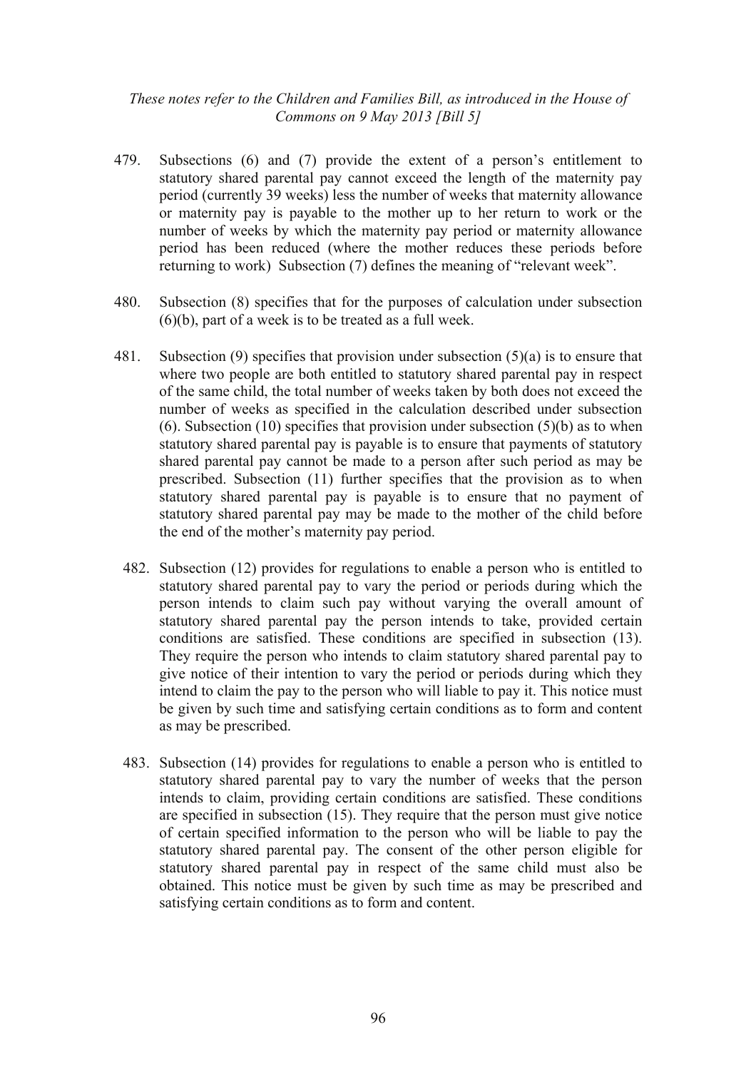479. Subsections (6) and (7) provide the extent of a person's entitlement to statutory shared parental pay cannot exceed the length of the maternity pay period (currently 39 weeks) less the number of weeks that maternity allowance or maternity pay is payable to the mother up to her return to work or the number of weeks by which the maternity pay period or maternity allowance period has been reduced (where the mother reduces these periods before returning to work) Subsection (7) defines the meaning of "relevant week".

480. Subsection (8) specifies that for the purposes of calculation under subsection (6)(b), part of a week is to be treated as a full week.

481. Subsection (9) specifies that provision under subsection (5)(a) is to ensure that where two people are both entitled to statutory shared parental pay in respect of the same child, the total number of weeks taken by both does not exceed the number of weeks as specified in the calculation described under subsection (6). Subsection (10) specifies that provision under subsection (5)(b) as to when statutory shared parental pay is payable is to ensure that payments of statutory shared parental pay cannot be made to a person after such period as may be prescribed. Subsection (11) further specifies that the provision as to when statutory shared parental pay is payable is to ensure that no payment of statutory shared parental pay may be made to the mother of the child before the end of the mother's maternity pay period.

482. Subsection (12) provides for regulations to enable a person who is entitled to statutory shared parental pay to vary the period or periods during which the person intends to claim such pay without varying the overall amount of statutory shared parental pay the person intends to take, provided certain conditions are satisfied. These conditions are specified in subsection (13). They require the person who intends to claim statutory shared parental pay to give notice of their intention to vary the period or periods during which they intend to claim the pay to the person who will liable to pay it. This notice must be given by such time and satisfying certain conditions as to form and content as may be prescribed.

483. Subsection (14) provides for regulations to enable a person who is entitled to statutory shared parental pay to vary the number of weeks that the person intends to claim, providing certain conditions are satisfied. These conditions are specified in subsection (15). They require that the person must give notice of certain specified information to the person who will be liable to pay the statutory shared parental pay. The consent of the other person eligible for statutory shared parental pay in respect of the same child must also be obtained. This notice must be given by such time as may be prescribed and satisfying certain conditions as to form and content.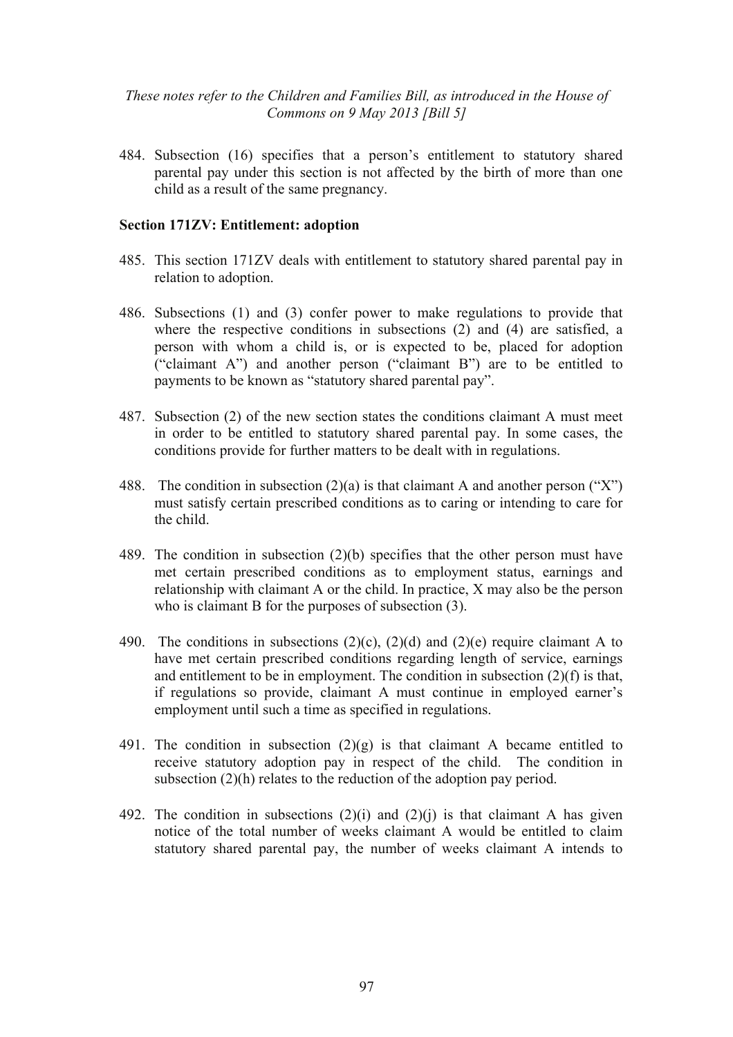484. Subsection (16) specifies that a person's entitlement to statutory shared parental pay under this section is not affected by the birth of more than one child as a result of the same pregnancy.

**Section 171ZV: Entitlement: adoption**

485. This section 171ZV deals with entitlement to statutory shared parental pay in relation to adoption.

486. Subsections (1) and (3) confer power to make regulations to provide that where the respective conditions in subsections (2) and (4) are satisfied, a person with whom a child is, or is expected to be, placed for adoption ("claimant A") and another person ("claimant B") are to be entitled to payments to be known as "statutory shared parental pay".

487. Subsection (2) of the new section states the conditions claimant A must meet in order to be entitled to statutory shared parental pay. In some cases, the conditions provide for further matters to be dealt with in regulations.

488. The condition in subsection (2)(a) is that claimant A and another person ("X") must satisfy certain prescribed conditions as to caring or intending to care for the child.

489. The condition in subsection (2)(b) specifies that the other person must have met certain prescribed conditions as to employment status, earnings and relationship with claimant A or the child. In practice, X may also be the person who is claimant B for the purposes of subsection (3).

490. The conditions in subsections (2)(c), (2)(d) and (2)(e) require claimant A to have met certain prescribed conditions regarding length of service, earnings and entitlement to be in employment. The condition in subsection (2)(f) is that, if regulations so provide, claimant A must continue in employed earner's employment until such a time as specified in regulations.

491. The condition in subsection (2)(g) is that claimant A became entitled to receive statutory adoption pay in respect of the child. The condition in subsection (2)(h) relates to the reduction of the adoption pay period.

492. The condition in subsections (2)(i) and (2)(j) is that claimant A has given notice of the total number of weeks claimant A would be entitled to claim statutory shared parental pay, the number of weeks claimant A intends to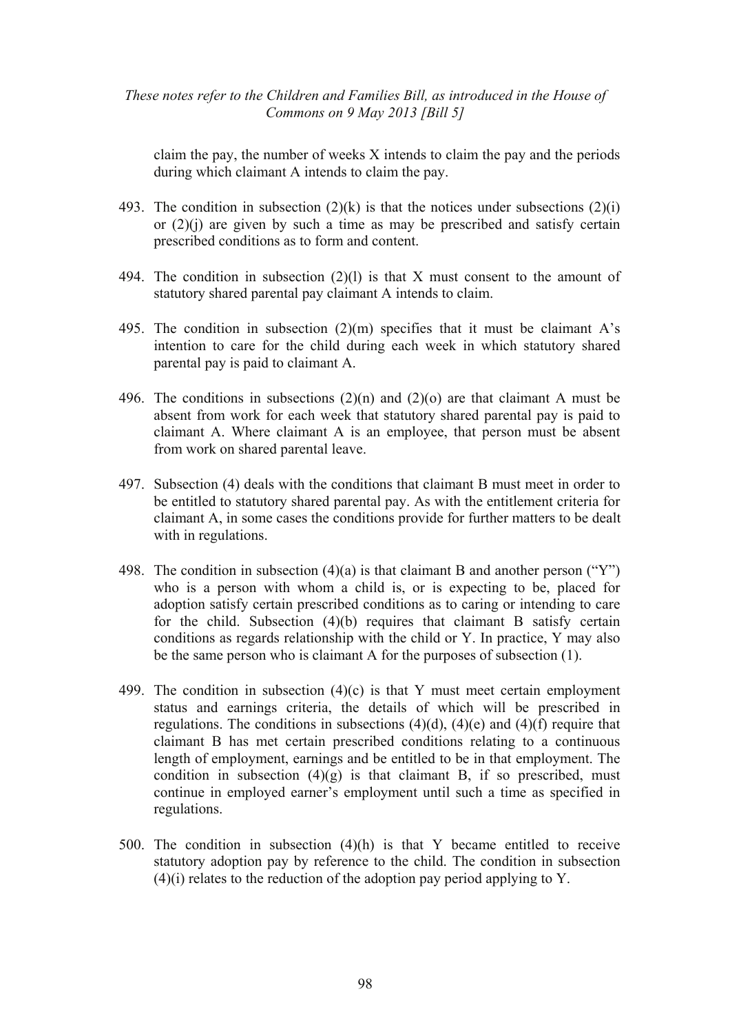claim the pay, the number of weeks X intends to claim the pay and the periods during which claimant A intends to claim the pay.

493. The condition in subsection (2)(k) is that the notices under subsections (2)(i) or (2)(j) are given by such a time as may be prescribed and satisfy certain prescribed conditions as to form and content.

494. The condition in subsection (2)(l) is that X must consent to the amount of statutory shared parental pay claimant A intends to claim.

495. The condition in subsection (2)(m) specifies that it must be claimant A's intention to care for the child during each week in which statutory shared parental pay is paid to claimant A.

496. The conditions in subsections (2)(n) and (2)(o) are that claimant A must be absent from work for each week that statutory shared parental pay is paid to claimant A. Where claimant A is an employee, that person must be absent from work on shared parental leave.

497. Subsection (4) deals with the conditions that claimant B must meet in order to be entitled to statutory shared parental pay. As with the entitlement criteria for claimant A, in some cases the conditions provide for further matters to be dealt with in regulations.

498. The condition in subsection (4)(a) is that claimant B and another person ("Y") who is a person with whom a child is, or is expecting to be, placed for adoption satisfy certain prescribed conditions as to caring or intending to care for the child. Subsection (4)(b) requires that claimant B satisfy certain conditions as regards relationship with the child or Y. In practice, Y may also be the same person who is claimant A for the purposes of subsection (1).

499. The condition in subsection (4)(c) is that Y must meet certain employment status and earnings criteria, the details of which will be prescribed in regulations. The conditions in subsections (4)(d), (4)(e) and (4)(f) require that claimant B has met certain prescribed conditions relating to a continuous length of employment, earnings and be entitled to be in that employment. The condition in subsection (4)(g) is that claimant B, if so prescribed, must continue in employed earner's employment until such a time as specified in regulations.

500. The condition in subsection (4)(h) is that Y became entitled to receive statutory adoption pay by reference to the child. The condition in subsection (4)(i) relates to the reduction of the adoption pay period applying to Y.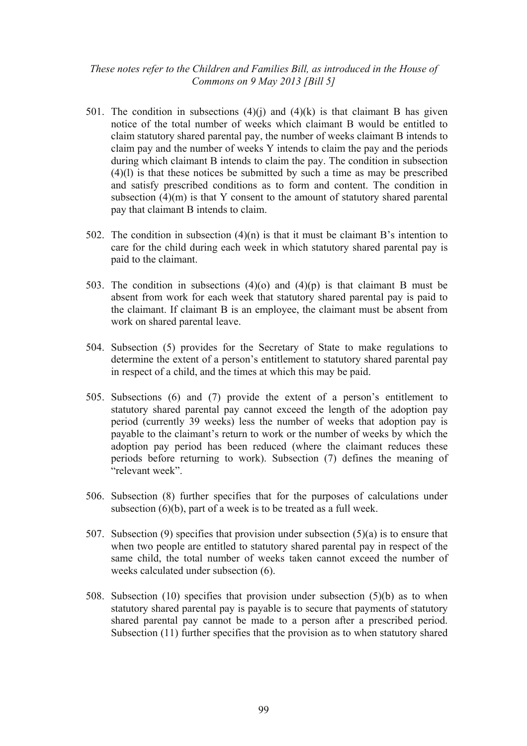501. The condition in subsections (4)(j) and (4)(k) is that claimant B has given notice of the total number of weeks which claimant B would be entitled to claim statutory shared parental pay, the number of weeks claimant B intends to claim pay and the number of weeks Y intends to claim the pay and the periods during which claimant B intends to claim the pay. The condition in subsection (4)(l) is that these notices be submitted by such a time as may be prescribed and satisfy prescribed conditions as to form and content. The condition in subsection (4)(m) is that Y consent to the amount of statutory shared parental pay that claimant B intends to claim.

502. The condition in subsection (4)(n) is that it must be claimant B's intention to care for the child during each week in which statutory shared parental pay is paid to the claimant.

503. The condition in subsections (4)(o) and (4)(p) is that claimant B must be absent from work for each week that statutory shared parental pay is paid to the claimant. If claimant B is an employee, the claimant must be absent from work on shared parental leave.

504. Subsection (5) provides for the Secretary of State to make regulations to determine the extent of a person's entitlement to statutory shared parental pay in respect of a child, and the times at which this may be paid.

505. Subsections (6) and (7) provide the extent of a person's entitlement to statutory shared parental pay cannot exceed the length of the adoption pay period (currently 39 weeks) less the number of weeks that adoption pay is payable to the claimant's return to work or the number of weeks by which the adoption pay period has been reduced (where the claimant reduces these periods before returning to work). Subsection (7) defines the meaning of "relevant week".

506. Subsection (8) further specifies that for the purposes of calculations under subsection (6)(b), part of a week is to be treated as a full week.

507. Subsection (9) specifies that provision under subsection (5)(a) is to ensure that when two people are entitled to statutory shared parental pay in respect of the same child, the total number of weeks taken cannot exceed the number of weeks calculated under subsection (6).

508. Subsection (10) specifies that provision under subsection (5)(b) as to when statutory shared parental pay is payable is to secure that payments of statutory shared parental pay cannot be made to a person after a prescribed period. Subsection (11) further specifies that the provision as to when statutory shared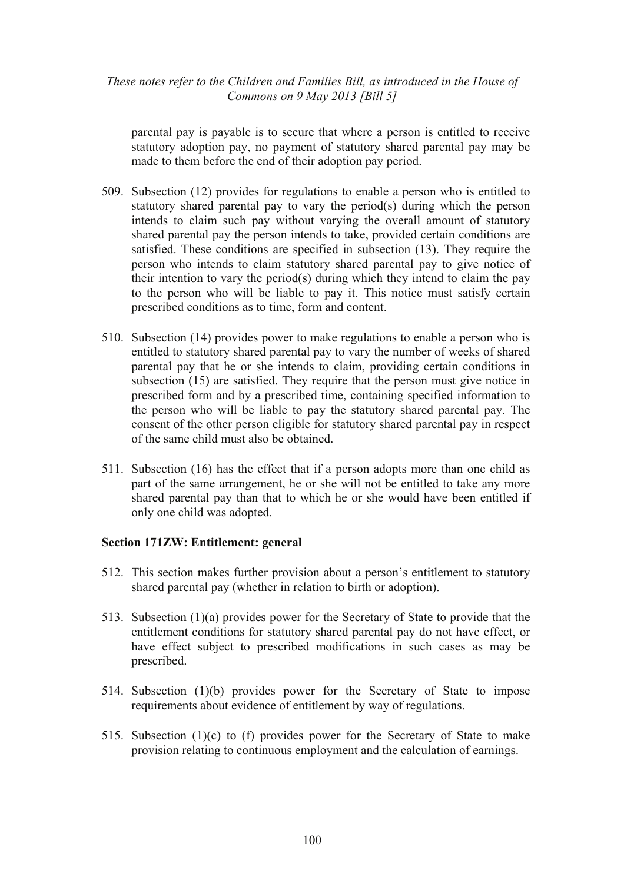parental pay is payable is to secure that where a person is entitled to receive statutory adoption pay, no payment of statutory shared parental pay may be made to them before the end of their adoption pay period.

509. Subsection (12) provides for regulations to enable a person who is entitled to statutory shared parental pay to vary the period(s) during which the person intends to claim such pay without varying the overall amount of statutory shared parental pay the person intends to take, provided certain conditions are satisfied. These conditions are specified in subsection (13). They require the person who intends to claim statutory shared parental pay to give notice of their intention to vary the period(s) during which they intend to claim the pay to the person who will be liable to pay it. This notice must satisfy certain prescribed conditions as to time, form and content.

510. Subsection (14) provides power to make regulations to enable a person who is entitled to statutory shared parental pay to vary the number of weeks of shared parental pay that he or she intends to claim, providing certain conditions in subsection (15) are satisfied. They require that the person must give notice in prescribed form and by a prescribed time, containing specified information to the person who will be liable to pay the statutory shared parental pay. The consent of the other person eligible for statutory shared parental pay in respect of the same child must also be obtained.

511. Subsection (16) has the effect that if a person adopts more than one child as part of the same arrangement, he or she will not be entitled to take any more shared parental pay than that to which he or she would have been entitled if only one child was adopted.

**Section 171ZW: Entitlement: general**

512. This section makes further provision about a person's entitlement to statutory shared parental pay (whether in relation to birth or adoption).

513. Subsection (1)(a) provides power for the Secretary of State to provide that the entitlement conditions for statutory shared parental pay do not have effect, or have effect subject to prescribed modifications in such cases as may be prescribed.

514. Subsection (1)(b) provides power for the Secretary of State to impose requirements about evidence of entitlement by way of regulations.

515. Subsection (1)(c) to (f) provides power for the Secretary of State to make provision relating to continuous employment and the calculation of earnings.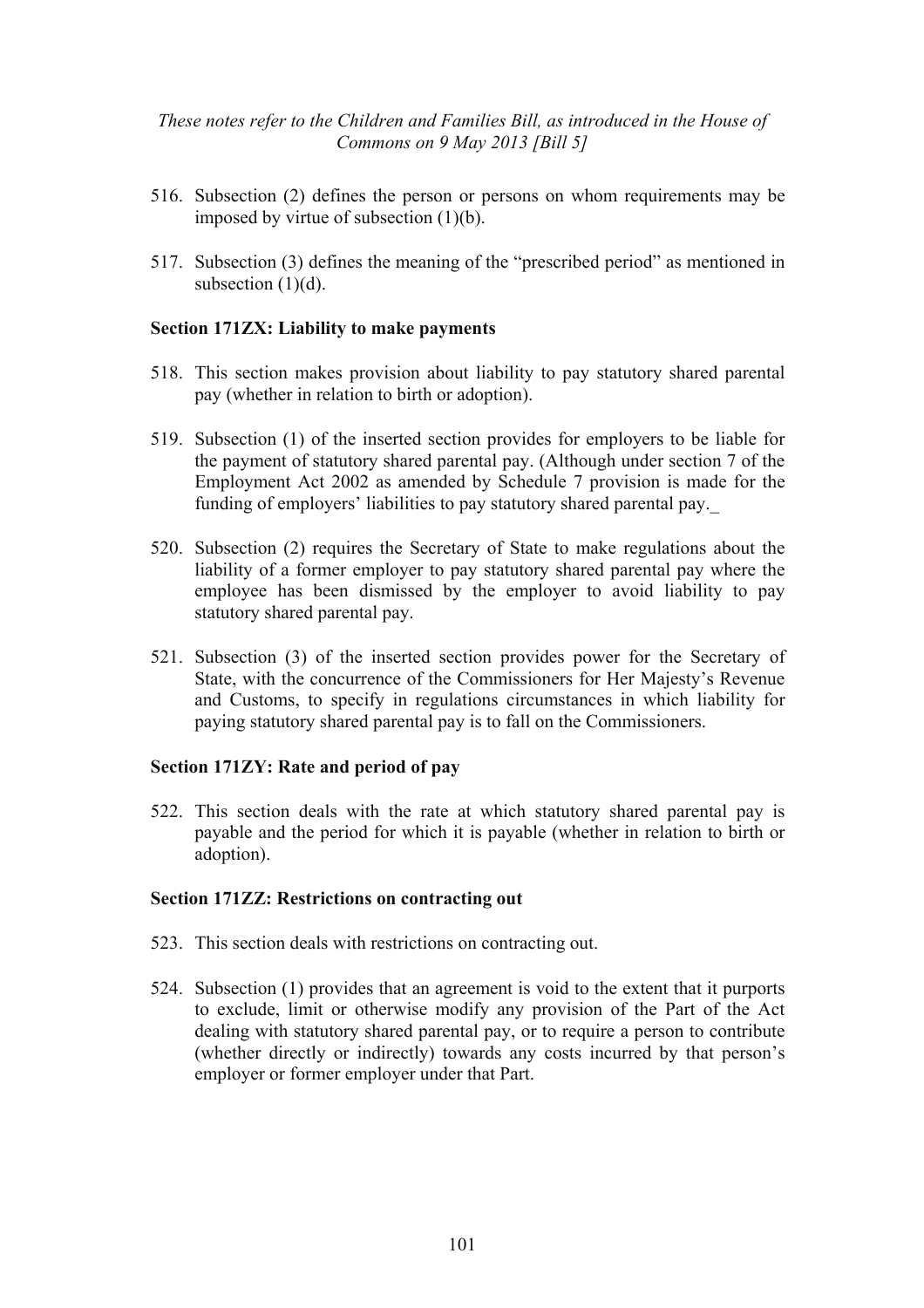516. Subsection (2) defines the person or persons on whom requirements may be imposed by virtue of subsection (1)(b).

517. Subsection (3) defines the meaning of the "prescribed period" as mentioned in subsection (1)(d).

**Section 171ZX: Liability to make payments**

518. This section makes provision about liability to pay statutory shared parental pay (whether in relation to birth or adoption).

519. Subsection (1) of the inserted section provides for employers to be liable for the payment of statutory shared parental pay. (Although under section 7 of the Employment Act 2002 as amended by Schedule 7 provision is made for the funding of employers' liabilities to pay statutory shared parental pay._

520. Subsection (2) requires the Secretary of State to make regulations about the liability of a former employer to pay statutory shared parental pay where the employee has been dismissed by the employer to avoid liability to pay statutory shared parental pay.

521. Subsection (3) of the inserted section provides power for the Secretary of State, with the concurrence of the Commissioners for Her Majesty's Revenue and Customs, to specify in regulations circumstances in which liability for paying statutory shared parental pay is to fall on the Commissioners.

**Section 171ZY: Rate and period of pay**

522. This section deals with the rate at which statutory shared parental pay is payable and the period for which it is payable (whether in relation to birth or adoption).

**Section 171ZZ: Restrictions on contracting out**

523. This section deals with restrictions on contracting out.

524. Subsection (1) provides that an agreement is void to the extent that it purports to exclude, limit or otherwise modify any provision of the Part of the Act dealing with statutory shared parental pay, or to require a person to contribute (whether directly or indirectly) towards any costs incurred by that person's employer or former employer under that Part.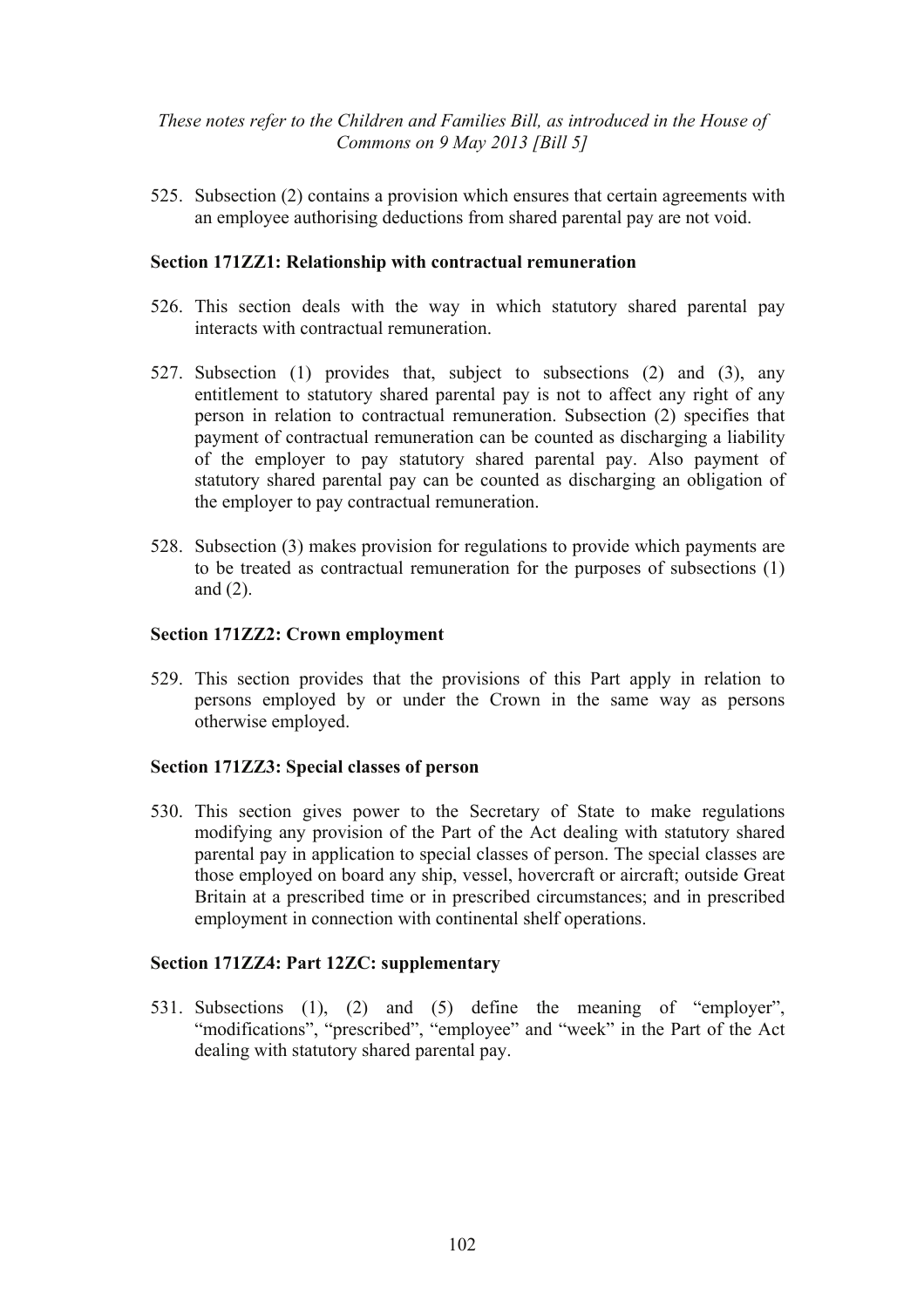525. Subsection (2) contains a provision which ensures that certain agreements with an employee authorising deductions from shared parental pay are not void.

**Section 171ZZ1: Relationship with contractual remuneration**

526. This section deals with the way in which statutory shared parental pay interacts with contractual remuneration.

527. Subsection (1) provides that, subject to subsections (2) and (3), any entitlement to statutory shared parental pay is not to affect any right of any person in relation to contractual remuneration. Subsection (2) specifies that payment of contractual remuneration can be counted as discharging a liability of the employer to pay statutory shared parental pay. Also payment of statutory shared parental pay can be counted as discharging an obligation of the employer to pay contractual remuneration.

528. Subsection (3) makes provision for regulations to provide which payments are to be treated as contractual remuneration for the purposes of subsections (1) and (2).

**Section 171ZZ2: Crown employment**

529. This section provides that the provisions of this Part apply in relation to persons employed by or under the Crown in the same way as persons otherwise employed.

**Section 171ZZ3: Special classes of person**

530. This section gives power to the Secretary of State to make regulations modifying any provision of the Part of the Act dealing with statutory shared parental pay in application to special classes of person. The special classes are those employed on board any ship, vessel, hovercraft or aircraft; outside Great Britain at a prescribed time or in prescribed circumstances; and in prescribed employment in connection with continental shelf operations.

**Section 171ZZ4: Part 12ZC: supplementary**

531. Subsections (1), (2) and (5) define the meaning of "employer", "modifications", "prescribed", "employee" and "week" in the Part of the Act dealing with statutory shared parental pay.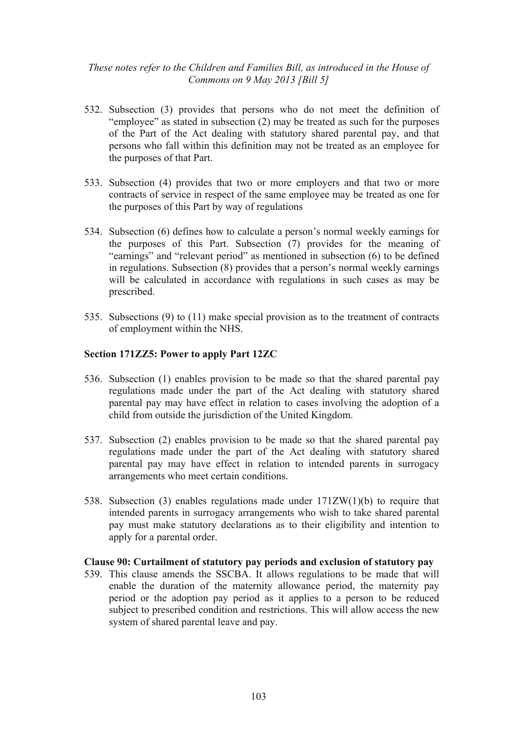532. Subsection (3) provides that persons who do not meet the definition of "employee" as stated in subsection (2) may be treated as such for the purposes of the Part of the Act dealing with statutory shared parental pay, and that persons who fall within this definition may not be treated as an employee for the purposes of that Part.

533. Subsection (4) provides that two or more employers and that two or more contracts of service in respect of the same employee may be treated as one for the purposes of this Part by way of regulations

534. Subsection (6) defines how to calculate a person's normal weekly earnings for the purposes of this Part. Subsection (7) provides for the meaning of "earnings" and "relevant period" as mentioned in subsection (6) to be defined in regulations. Subsection (8) provides that a person's normal weekly earnings will be calculated in accordance with regulations in such cases as may be prescribed.

535. Subsections (9) to (11) make special provision as to the treatment of contracts of employment within the NHS.

### Section 171ZZ5: Power to apply Part 12ZC

536. Subsection (1) enables provision to be made so that the shared parental pay regulations made under the part of the Act dealing with statutory shared parental pay may have effect in relation to cases involving the adoption of a child from outside the jurisdiction of the United Kingdom.

537. Subsection (2) enables provision to be made so that the shared parental pay regulations made under the part of the Act dealing with statutory shared parental pay may have effect in relation to intended parents in surrogacy arrangements who meet certain conditions.

538. Subsection (3) enables regulations made under 171ZW(1)(b) to require that intended parents in surrogacy arrangements who wish to take shared parental pay must make statutory declarations as to their eligibility and intention to apply for a parental order.

### Clause 90: Curtailment of statutory pay periods and exclusion of statutory pay

539. This clause amends the SSCBA. It allows regulations to be made that will enable the duration of the maternity allowance period, the maternity pay period or the adoption pay period as it applies to a person to be reduced subject to prescribed condition and restrictions. This will allow access the new system of shared parental leave and pay.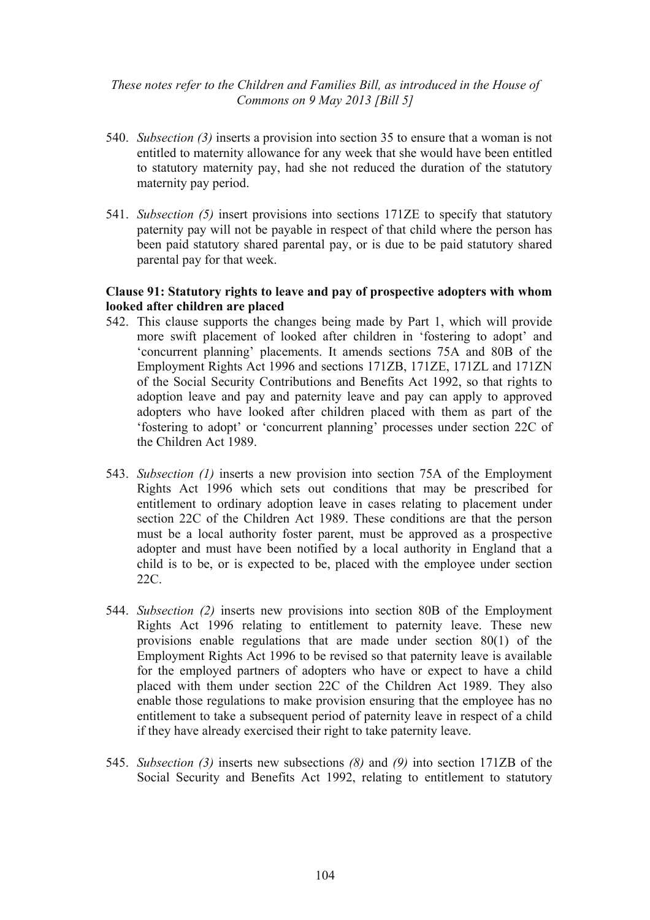540. *Subsection (3)* inserts a provision into section 35 to ensure that a woman is not entitled to maternity allowance for any week that she would have been entitled to statutory maternity pay, had she not reduced the duration of the statutory maternity pay period.

541. *Subsection (5)* insert provisions into sections 171ZE to specify that statutory paternity pay will not be payable in respect of that child where the person has been paid statutory shared parental pay, or is due to be paid statutory shared parental pay for that week.

**Clause 91: Statutory rights to leave and pay of prospective adopters with whom looked after children are placed**

542. This clause supports the changes being made by Part 1, which will provide more swift placement of looked after children in 'fostering to adopt' and 'concurrent planning' placements. It amends sections 75A and 80B of the Employment Rights Act 1996 and sections 171ZB, 171ZE, 171ZL and 171ZN of the Social Security Contributions and Benefits Act 1992, so that rights to adoption leave and pay and paternity leave and pay can apply to approved adopters who have looked after children placed with them as part of the 'fostering to adopt' or 'concurrent planning' processes under section 22C of the Children Act 1989.

543. *Subsection (1)* inserts a new provision into section 75A of the Employment Rights Act 1996 which sets out conditions that may be prescribed for entitlement to ordinary adoption leave in cases relating to placement under section 22C of the Children Act 1989. These conditions are that the person must be a local authority foster parent, must be approved as a prospective adopter and must have been notified by a local authority in England that a child is to be, or is expected to be, placed with the employee under section 22C.

544. *Subsection (2)* inserts new provisions into section 80B of the Employment Rights Act 1996 relating to entitlement to paternity leave. These new provisions enable regulations that are made under section 80(1) of the Employment Rights Act 1996 to be revised so that paternity leave is available for the employed partners of adopters who have or expect to have a child placed with them under section 22C of the Children Act 1989. They also enable those regulations to make provision ensuring that the employee has no entitlement to take a subsequent period of paternity leave in respect of a child if they have already exercised their right to take paternity leave.

545. *Subsection (3)* inserts new subsections *(8)* and *(9)* into section 171ZB of the Social Security and Benefits Act 1992, relating to entitlement to statutory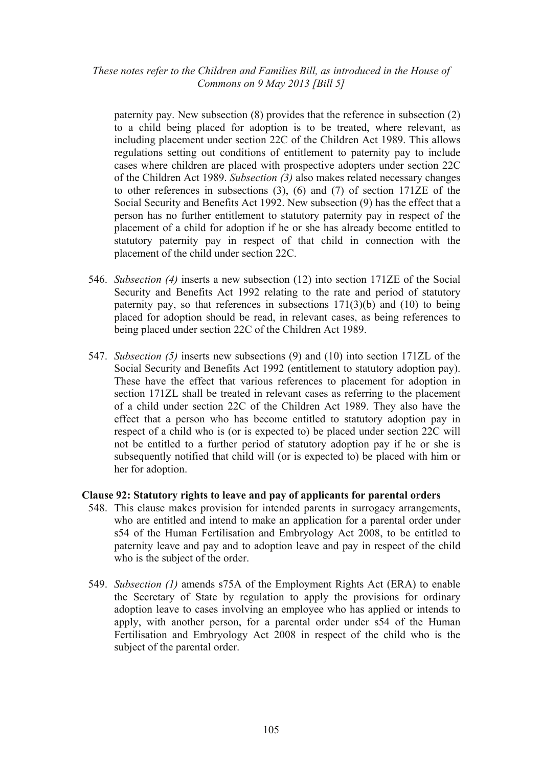paternity pay. New subsection (8) provides that the reference in subsection (2) to a child being placed for adoption is to be treated, where relevant, as including placement under section 22C of the Children Act 1989. This allows regulations setting out conditions of entitlement to paternity pay to include cases where children are placed with prospective adopters under section 22C of the Children Act 1989. *Subsection (3)* also makes related necessary changes to other references in subsections (3), (6) and (7) of section 171ZE of the Social Security and Benefits Act 1992. New subsection (9) has the effect that a person has no further entitlement to statutory paternity pay in respect of the placement of a child for adoption if he or she has already become entitled to statutory paternity pay in respect of that child in connection with the placement of the child under section 22C.

546. *Subsection (4)* inserts a new subsection (12) into section 171ZE of the Social Security and Benefits Act 1992 relating to the rate and period of statutory paternity pay, so that references in subsections 171(3)(b) and (10) to being placed for adoption should be read, in relevant cases, as being references to being placed under section 22C of the Children Act 1989.

547. *Subsection (5)* inserts new subsections (9) and (10) into section 171ZL of the Social Security and Benefits Act 1992 (entitlement to statutory adoption pay). These have the effect that various references to placement for adoption in section 171ZL shall be treated in relevant cases as referring to the placement of a child under section 22C of the Children Act 1989. They also have the effect that a person who has become entitled to statutory adoption pay in respect of a child who is (or is expected to) be placed under section 22C will not be entitled to a further period of statutory adoption pay if he or she is subsequently notified that child will (or is expected to) be placed with him or her for adoption.

**Clause 92: Statutory rights to leave and pay of applicants for parental orders**

548. This clause makes provision for intended parents in surrogacy arrangements, who are entitled and intend to make an application for a parental order under s54 of the Human Fertilisation and Embryology Act 2008, to be entitled to paternity leave and pay and to adoption leave and pay in respect of the child who is the subject of the order.

549. *Subsection (1)* amends s75A of the Employment Rights Act (ERA) to enable the Secretary of State by regulation to apply the provisions for ordinary adoption leave to cases involving an employee who has applied or intends to apply, with another person, for a parental order under s54 of the Human Fertilisation and Embryology Act 2008 in respect of the child who is the subject of the parental order.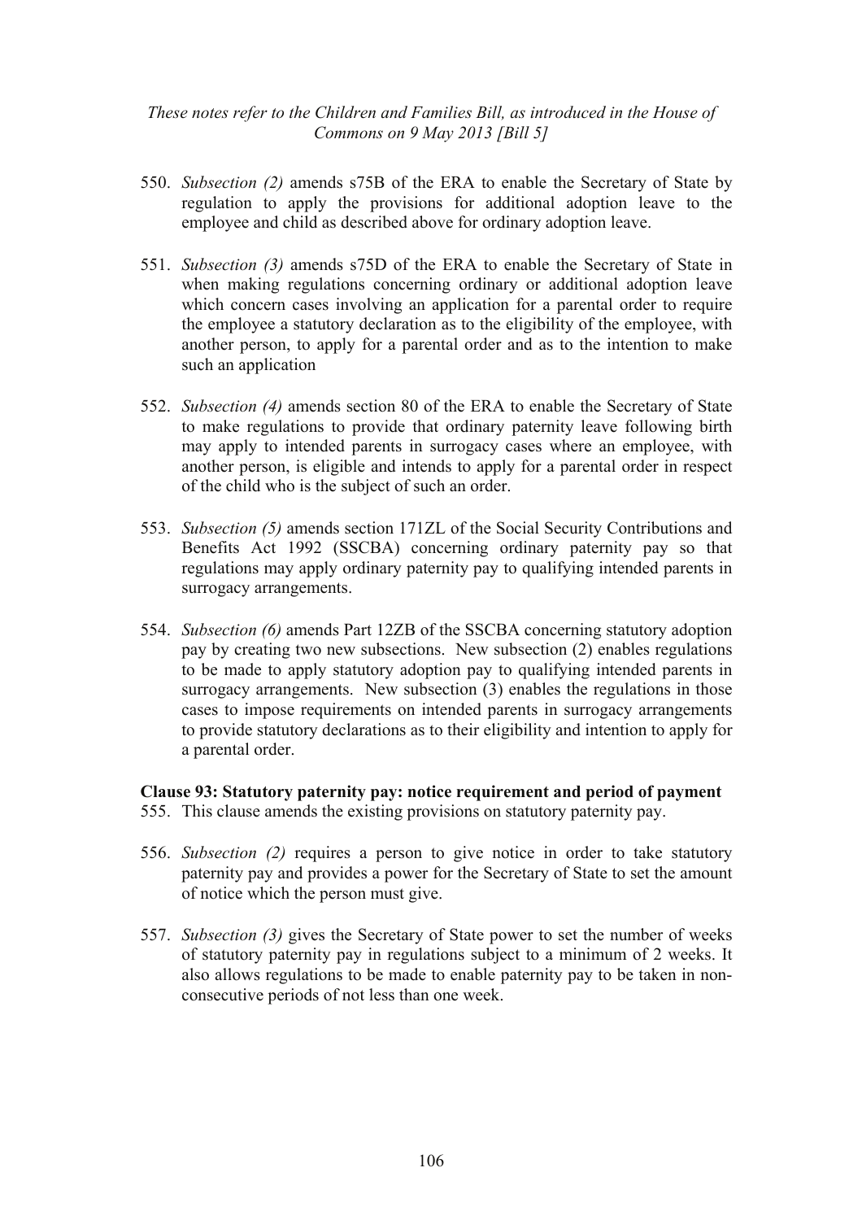550. *Subsection (2)* amends s75B of the ERA to enable the Secretary of State by regulation to apply the provisions for additional adoption leave to the employee and child as described above for ordinary adoption leave.

551. *Subsection (3)* amends s75D of the ERA to enable the Secretary of State in when making regulations concerning ordinary or additional adoption leave which concern cases involving an application for a parental order to require the employee a statutory declaration as to the eligibility of the employee, with another person, to apply for a parental order and as to the intention to make such an application

552. *Subsection (4)* amends section 80 of the ERA to enable the Secretary of State to make regulations to provide that ordinary paternity leave following birth may apply to intended parents in surrogacy cases where an employee, with another person, is eligible and intends to apply for a parental order in respect of the child who is the subject of such an order.

553. *Subsection (5)* amends section 171ZL of the Social Security Contributions and Benefits Act 1992 (SSCBA) concerning ordinary paternity pay so that regulations may apply ordinary paternity pay to qualifying intended parents in surrogacy arrangements.

554. *Subsection (6)* amends Part 12ZB of the SSCBA concerning statutory adoption pay by creating two new subsections. New subsection (2) enables regulations to be made to apply statutory adoption pay to qualifying intended parents in surrogacy arrangements. New subsection (3) enables the regulations in those cases to impose requirements on intended parents in surrogacy arrangements to provide statutory declarations as to their eligibility and intention to apply for a parental order.

**Clause 93: Statutory paternity pay: notice requirement and period of payment**

555. This clause amends the existing provisions on statutory paternity pay.

556. *Subsection (2)* requires a person to give notice in order to take statutory paternity pay and provides a power for the Secretary of State to set the amount of notice which the person must give.

557. *Subsection (3)* gives the Secretary of State power to set the number of weeks of statutory paternity pay in regulations subject to a minimum of 2 weeks. It also allows regulations to be made to enable paternity pay to be taken in non-consecutive periods of not less than one week.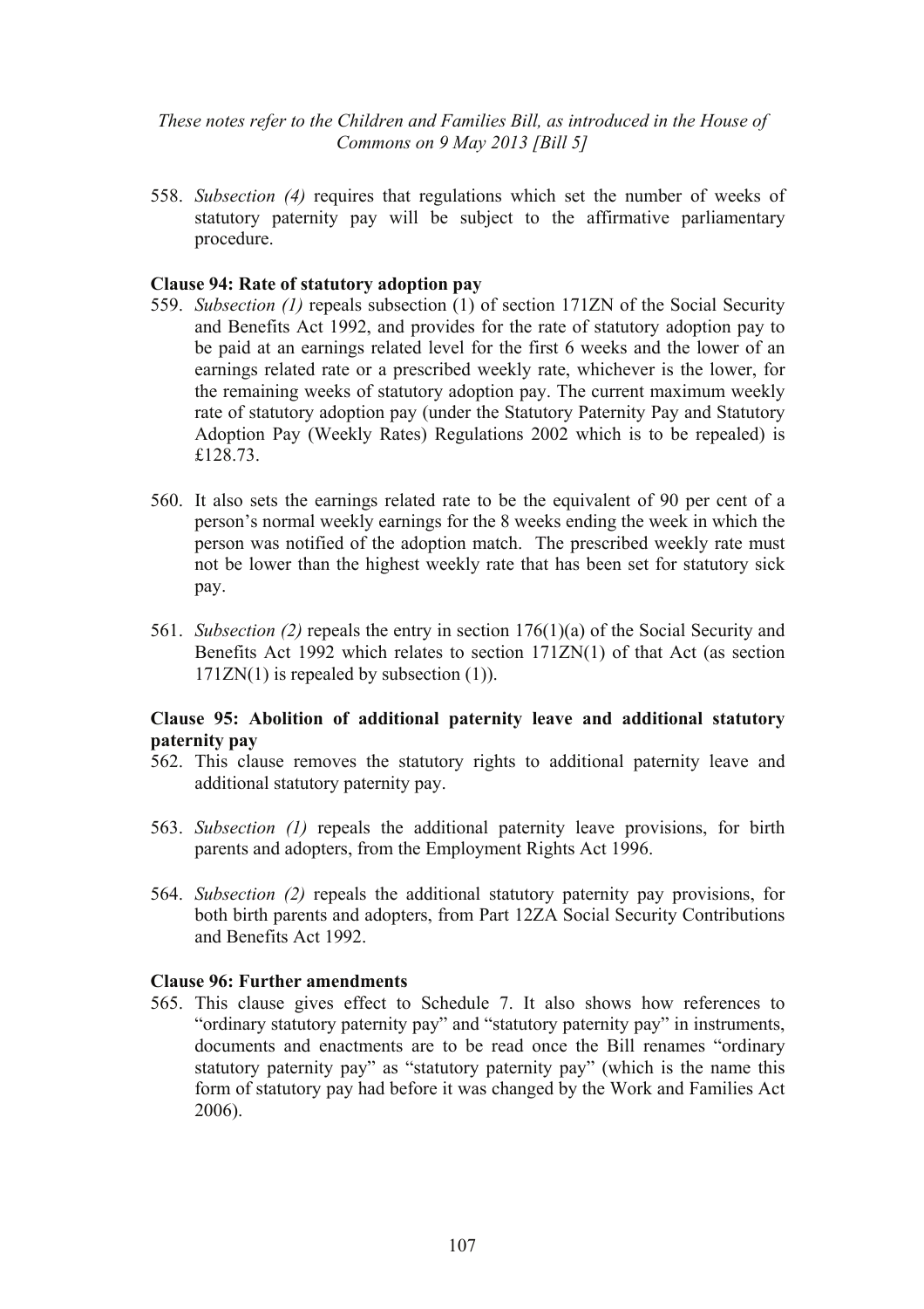558. *Subsection (4)* requires that regulations which set the number of weeks of statutory paternity pay will be subject to the affirmative parliamentary procedure.

**Clause 94: Rate of statutory adoption pay**

559. *Subsection (1)* repeals subsection (1) of section 171ZN of the Social Security and Benefits Act 1992, and provides for the rate of statutory adoption pay to be paid at an earnings related level for the first 6 weeks and the lower of an earnings related rate or a prescribed weekly rate, whichever is the lower, for the remaining weeks of statutory adoption pay. The current maximum weekly rate of statutory adoption pay (under the Statutory Paternity Pay and Statutory Adoption Pay (Weekly Rates) Regulations 2002 which is to be repealed) is £128.73.

560. It also sets the earnings related rate to be the equivalent of 90 per cent of a person's normal weekly earnings for the 8 weeks ending the week in which the person was notified of the adoption match. The prescribed weekly rate must not be lower than the highest weekly rate that has been set for statutory sick pay.

561. *Subsection (2)* repeals the entry in section 176(1)(a) of the Social Security and Benefits Act 1992 which relates to section 171ZN(1) of that Act (as section 171ZN(1) is repealed by subsection (1)).

**Clause 95: Abolition of additional paternity leave and additional statutory paternity pay**

562. This clause removes the statutory rights to additional paternity leave and additional statutory paternity pay.

563. *Subsection (1)* repeals the additional paternity leave provisions, for birth parents and adopters, from the Employment Rights Act 1996.

564. *Subsection (2)* repeals the additional statutory paternity pay provisions, for both birth parents and adopters, from Part 12ZA Social Security Contributions and Benefits Act 1992.

**Clause 96: Further amendments**

565. This clause gives effect to Schedule 7. It also shows how references to "ordinary statutory paternity pay" and "statutory paternity pay" in instruments, documents and enactments are to be read once the Bill renames "ordinary statutory paternity pay" as "statutory paternity pay" (which is the name this form of statutory pay had before it was changed by the Work and Families Act 2006).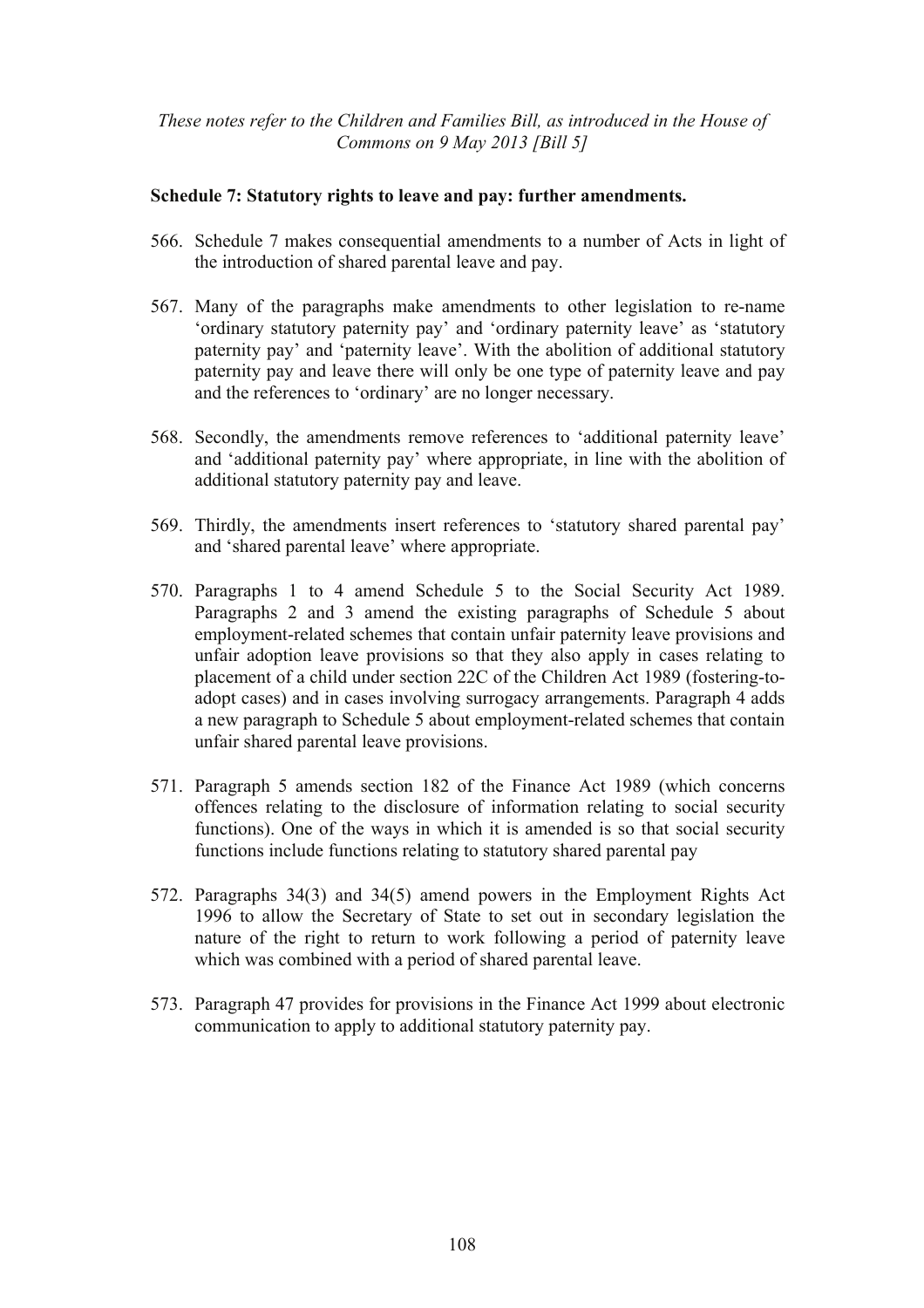**Schedule 7: Statutory rights to leave and pay: further amendments.**

566. Schedule 7 makes consequential amendments to a number of Acts in light of the introduction of shared parental leave and pay.

567. Many of the paragraphs make amendments to other legislation to re-name 'ordinary statutory paternity pay' and 'ordinary paternity leave' as 'statutory paternity pay' and 'paternity leave'. With the abolition of additional statutory paternity pay and leave there will only be one type of paternity leave and pay and the references to 'ordinary' are no longer necessary.

568. Secondly, the amendments remove references to 'additional paternity leave' and 'additional paternity pay' where appropriate, in line with the abolition of additional statutory paternity pay and leave.

569. Thirdly, the amendments insert references to 'statutory shared parental pay' and 'shared parental leave' where appropriate.

570. Paragraphs 1 to 4 amend Schedule 5 to the Social Security Act 1989. Paragraphs 2 and 3 amend the existing paragraphs of Schedule 5 about employment-related schemes that contain unfair paternity leave provisions and unfair adoption leave provisions so that they also apply in cases relating to placement of a child under section 22C of the Children Act 1989 (fostering-to-adopt cases) and in cases involving surrogacy arrangements. Paragraph 4 adds a new paragraph to Schedule 5 about employment-related schemes that contain unfair shared parental leave provisions.

571. Paragraph 5 amends section 182 of the Finance Act 1989 (which concerns offences relating to the disclosure of information relating to social security functions). One of the ways in which it is amended is so that social security functions include functions relating to statutory shared parental pay

572. Paragraphs 34(3) and 34(5) amend powers in the Employment Rights Act 1996 to allow the Secretary of State to set out in secondary legislation the nature of the right to return to work following a period of paternity leave which was combined with a period of shared parental leave.

573. Paragraph 47 provides for provisions in the Finance Act 1999 about electronic communication to apply to additional statutory paternity pay.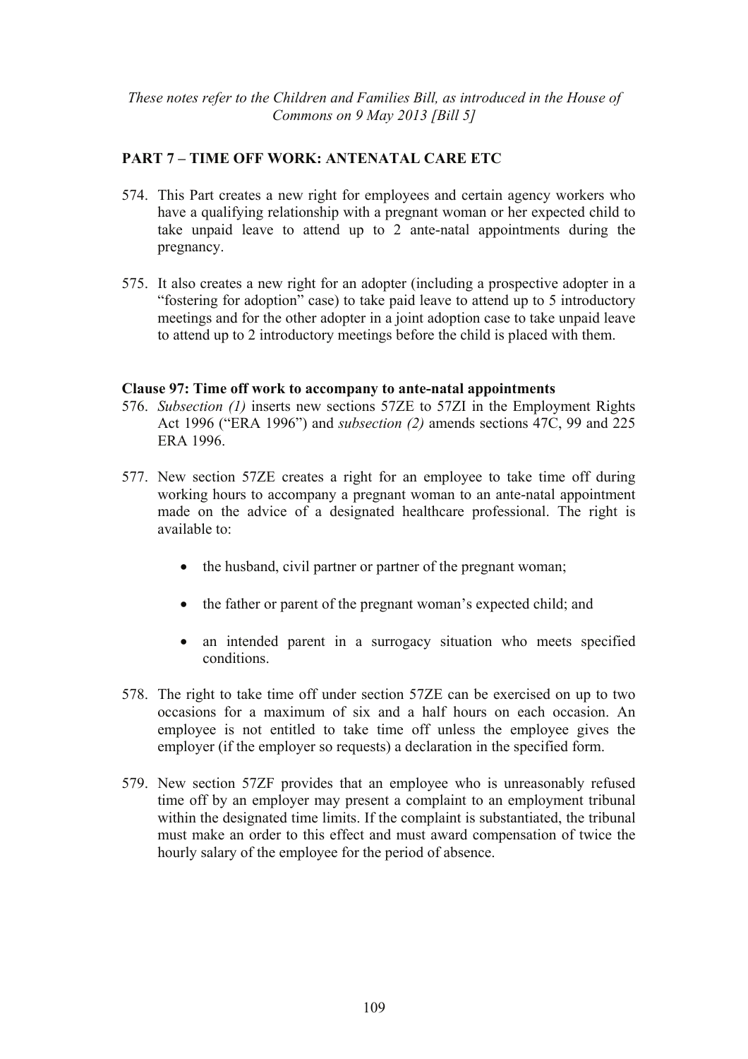*These notes refer to the Children and Families Bill, as introduced in the House of Commons on 9 May 2013 [Bill 5]*

## PART 7 – TIME OFF WORK: ANTENATAL CARE ETC

574. This Part creates a new right for employees and certain agency workers who have a qualifying relationship with a pregnant woman or her expected child to take unpaid leave to attend up to 2 ante-natal appointments during the pregnancy.

575. It also creates a new right for an adopter (including a prospective adopter in a "fostering for adoption" case) to take paid leave to attend up to 5 introductory meetings and for the other adopter in a joint adoption case to take unpaid leave to attend up to 2 introductory meetings before the child is placed with them.

### Clause 97: Time off work to accompany to ante-natal appointments

576. *Subsection (1)* inserts new sections 57ZE to 57ZI in the Employment Rights Act 1996 ("ERA 1996") and *subsection (2)* amends sections 47C, 99 and 225 ERA 1996.

577. New section 57ZE creates a right for an employee to take time off during working hours to accompany a pregnant woman to an ante-natal appointment made on the advice of a designated healthcare professional. The right is available to:

    - the husband, civil partner or partner of the pregnant woman;
    - the father or parent of the pregnant woman's expected child; and
    - an intended parent in a surrogacy situation who meets specified conditions.

578. The right to take time off under section 57ZE can be exercised on up to two occasions for a maximum of six and a half hours on each occasion. An employee is not entitled to take time off unless the employee gives the employer (if the employer so requests) a declaration in the specified form.

579. New section 57ZF provides that an employee who is unreasonably refused time off by an employer may present a complaint to an employment tribunal within the designated time limits. If the complaint is substantiated, the tribunal must make an order to this effect and must award compensation of twice the hourly salary of the employee for the period of absence.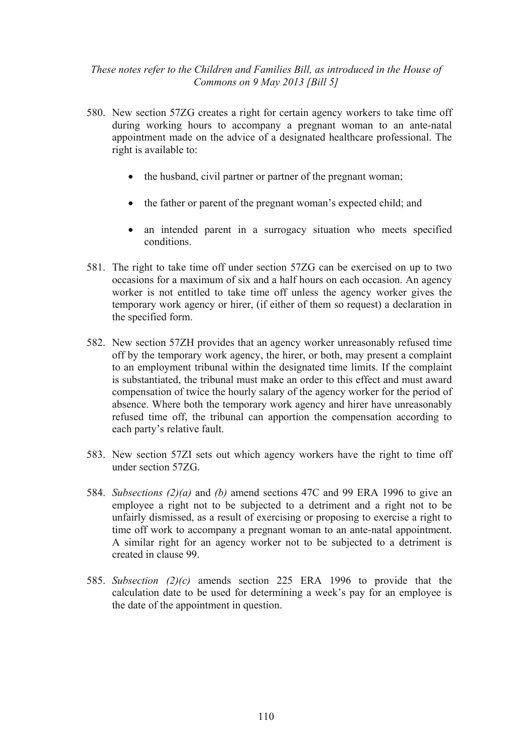580. New section 57ZG creates a right for certain agency workers to take time off during working hours to accompany a pregnant woman to an ante-natal appointment made on the advice of a designated healthcare professional. The right is available to:

    - the husband, civil partner or partner of the pregnant woman;
    - the father or parent of the pregnant woman's expected child; and
    - an intended parent in a surrogacy situation who meets specified conditions.

581. The right to take time off under section 57ZG can be exercised on up to two occasions for a maximum of six and a half hours on each occasion. An agency worker is not entitled to take time off unless the agency worker gives the temporary work agency or hirer, (if either of them so request) a declaration in the specified form.

582. New section 57ZH provides that an agency worker unreasonably refused time off by the temporary work agency, the hirer, or both, may present a complaint to an employment tribunal within the designated time limits. If the complaint is substantiated, the tribunal must make an order to this effect and must award compensation of twice the hourly salary of the agency worker for the period of absence. Where both the temporary work agency and hirer have unreasonably refused time off, the tribunal can apportion the compensation according to each party's relative fault.

583. New section 57ZI sets out which agency workers have the right to time off under section 57ZG.

584. *Subsections (2)(a)* and *(b)* amend sections 47C and 99 ERA 1996 to give an employee a right not to be subjected to a detriment and a right not to be unfairly dismissed, as a result of exercising or proposing to exercise a right to time off work to accompany a pregnant woman to an ante-natal appointment. A similar right for an agency worker not to be subjected to a detriment is created in clause 99.

585. *Subsection (2)(c)* amends section 225 ERA 1996 to provide that the calculation date to be used for determining a week's pay for an employee is the date of the appointment in question.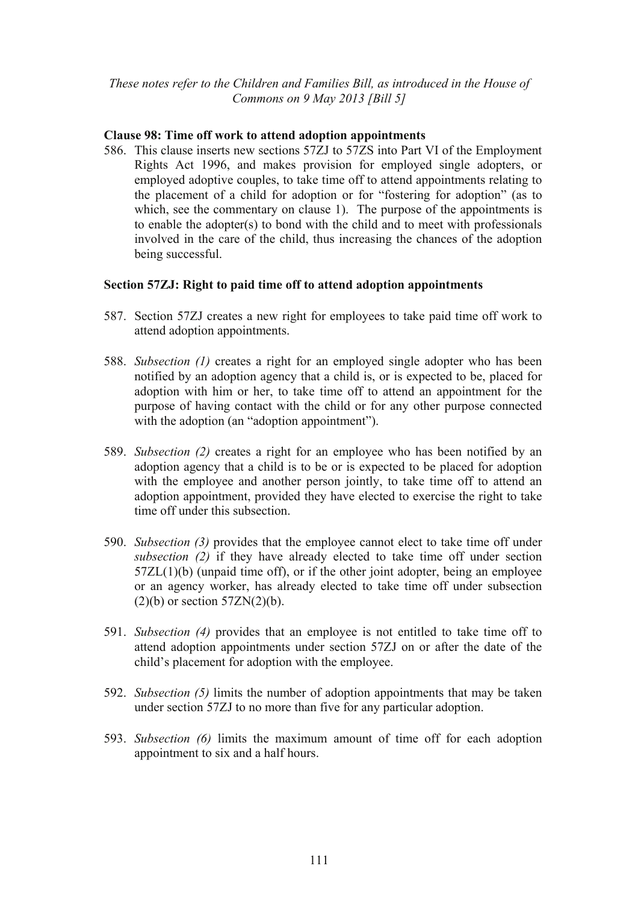### Clause 98: Time off work to attend adoption appointments

586. This clause inserts new sections 57ZJ to 57ZS into Part VI of the Employment Rights Act 1996, and makes provision for employed single adopters, or employed adoptive couples, to take time off to attend appointments relating to the placement of a child for adoption or for "fostering for adoption" (as to which, see the commentary on clause 1). The purpose of the appointments is to enable the adopter(s) to bond with the child and to meet with professionals involved in the care of the child, thus increasing the chances of the adoption being successful.

### Section 57ZJ: Right to paid time off to attend adoption appointments

587. Section 57ZJ creates a new right for employees to take paid time off work to attend adoption appointments.

588. *Subsection (1)* creates a right for an employed single adopter who has been notified by an adoption agency that a child is, or is expected to be, placed for adoption with him or her, to take time off to attend an appointment for the purpose of having contact with the child or for any other purpose connected with the adoption (an "adoption appointment").

589. *Subsection (2)* creates a right for an employee who has been notified by an adoption agency that a child is to be or is expected to be placed for adoption with the employee and another person jointly, to take time off to attend an adoption appointment, provided they have elected to exercise the right to take time off under this subsection.

590. *Subsection (3)* provides that the employee cannot elect to take time off under *subsection (2)* if they have already elected to take time off under section 57ZL(1)(b) (unpaid time off), or if the other joint adopter, being an employee or an agency worker, has already elected to take time off under subsection (2)(b) or section 57ZN(2)(b).

591. *Subsection (4)* provides that an employee is not entitled to take time off to attend adoption appointments under section 57ZJ on or after the date of the child's placement for adoption with the employee.

592. *Subsection (5)* limits the number of adoption appointments that may be taken under section 57ZJ to no more than five for any particular adoption.

593. *Subsection (6)* limits the maximum amount of time off for each adoption appointment to six and a half hours.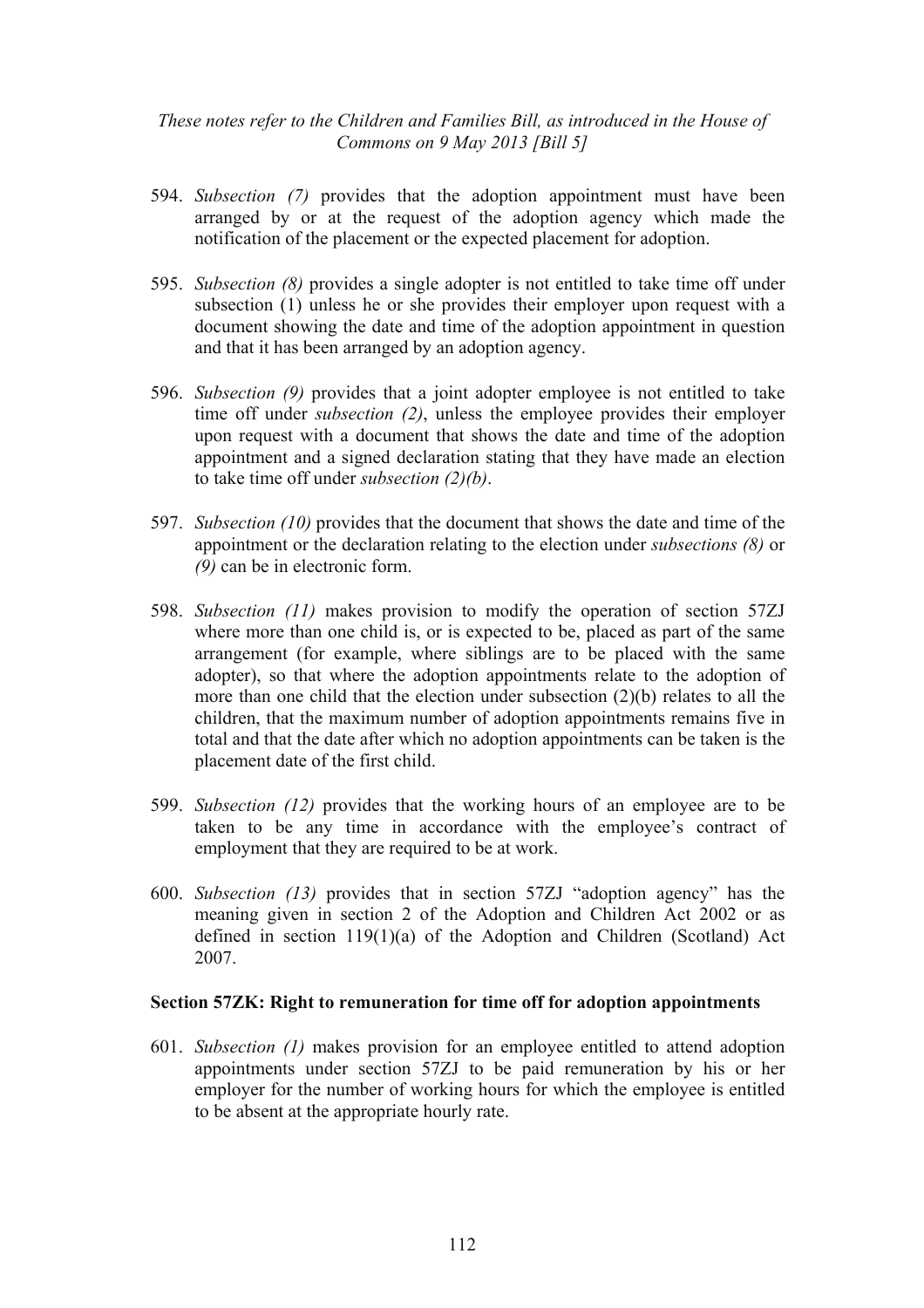594. *Subsection (7)* provides that the adoption appointment must have been arranged by or at the request of the adoption agency which made the notification of the placement or the expected placement for adoption.

595. *Subsection (8)* provides a single adopter is not entitled to take time off under subsection (1) unless he or she provides their employer upon request with a document showing the date and time of the adoption appointment in question and that it has been arranged by an adoption agency.

596. *Subsection (9)* provides that a joint adopter employee is not entitled to take time off under *subsection (2)*, unless the employee provides their employer upon request with a document that shows the date and time of the adoption appointment and a signed declaration stating that they have made an election to take time off under *subsection (2)(b)*.

597. *Subsection (10)* provides that the document that shows the date and time of the appointment or the declaration relating to the election under *subsections (8)* or *(9)* can be in electronic form.

598. *Subsection (11)* makes provision to modify the operation of section 57ZJ where more than one child is, or is expected to be, placed as part of the same arrangement (for example, where siblings are to be placed with the same adopter), so that where the adoption appointments relate to the adoption of more than one child that the election under subsection (2)(b) relates to all the children, that the maximum number of adoption appointments remains five in total and that the date after which no adoption appointments can be taken is the placement date of the first child.

599. *Subsection (12)* provides that the working hours of an employee are to be taken to be any time in accordance with the employee's contract of employment that they are required to be at work.

600. *Subsection (13)* provides that in section 57ZJ "adoption agency" has the meaning given in section 2 of the Adoption and Children Act 2002 or as defined in section 119(1)(a) of the Adoption and Children (Scotland) Act 2007.

**Section 57ZK: Right to remuneration for time off for adoption appointments**

601. *Subsection (1)* makes provision for an employee entitled to attend adoption appointments under section 57ZJ to be paid remuneration by his or her employer for the number of working hours for which the employee is entitled to be absent at the appropriate hourly rate.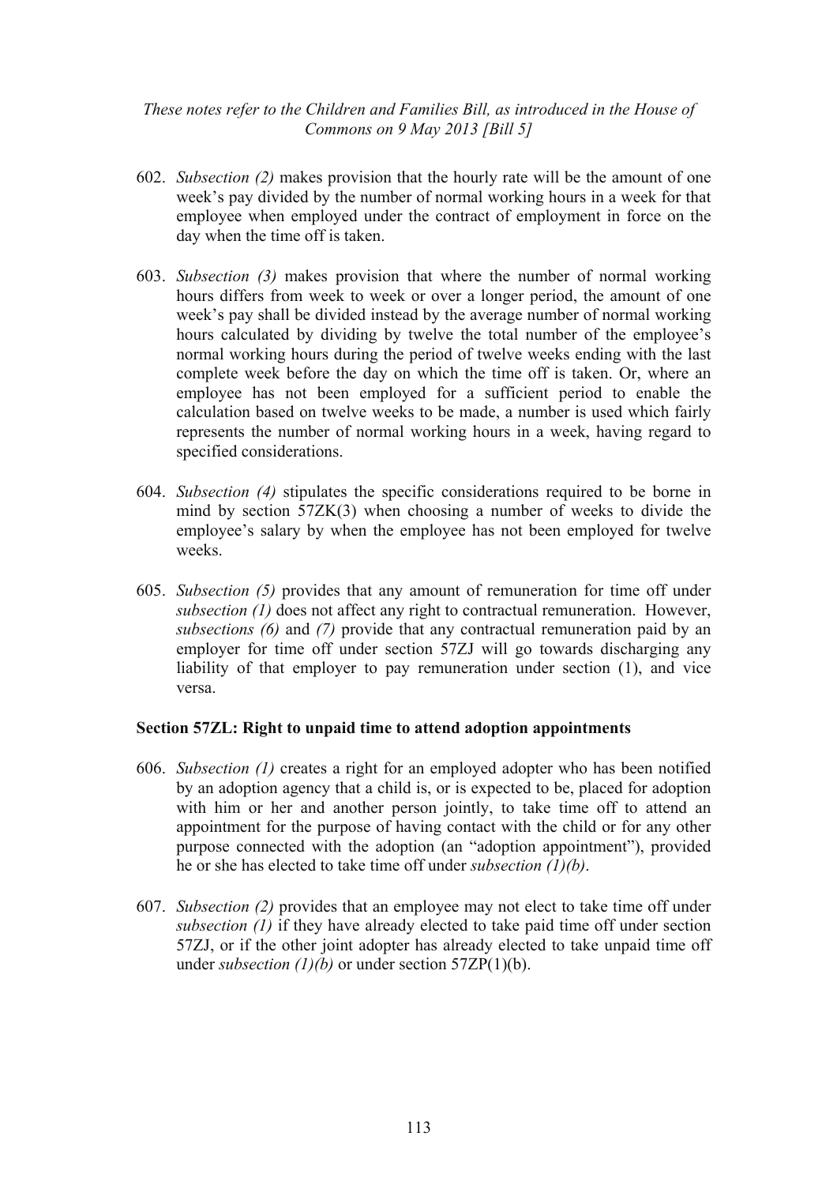602. *Subsection (2)* makes provision that the hourly rate will be the amount of one week's pay divided by the number of normal working hours in a week for that employee when employed under the contract of employment in force on the day when the time off is taken.

603. *Subsection (3)* makes provision that where the number of normal working hours differs from week to week or over a longer period, the amount of one week's pay shall be divided instead by the average number of normal working hours calculated by dividing by twelve the total number of the employee's normal working hours during the period of twelve weeks ending with the last complete week before the day on which the time off is taken. Or, where an employee has not been employed for a sufficient period to enable the calculation based on twelve weeks to be made, a number is used which fairly represents the number of normal working hours in a week, having regard to specified considerations.

604. *Subsection (4)* stipulates the specific considerations required to be borne in mind by section 57ZK(3) when choosing a number of weeks to divide the employee's salary by when the employee has not been employed for twelve weeks.

605. *Subsection (5)* provides that any amount of remuneration for time off under *subsection (1)* does not affect any right to contractual remuneration. However, *subsections (6)* and *(7)* provide that any contractual remuneration paid by an employer for time off under section 57ZJ will go towards discharging any liability of that employer to pay remuneration under section (1), and vice versa.

**Section 57ZL: Right to unpaid time to attend adoption appointments**

606. *Subsection (1)* creates a right for an employed adopter who has been notified by an adoption agency that a child is, or is expected to be, placed for adoption with him or her and another person jointly, to take time off to attend an appointment for the purpose of having contact with the child or for any other purpose connected with the adoption (an "adoption appointment"), provided he or she has elected to take time off under *subsection (1)(b)*.

607. *Subsection (2)* provides that an employee may not elect to take time off under *subsection (1)* if they have already elected to take paid time off under section 57ZJ, or if the other joint adopter has already elected to take unpaid time off under *subsection (1)(b)* or under section 57ZP(1)(b).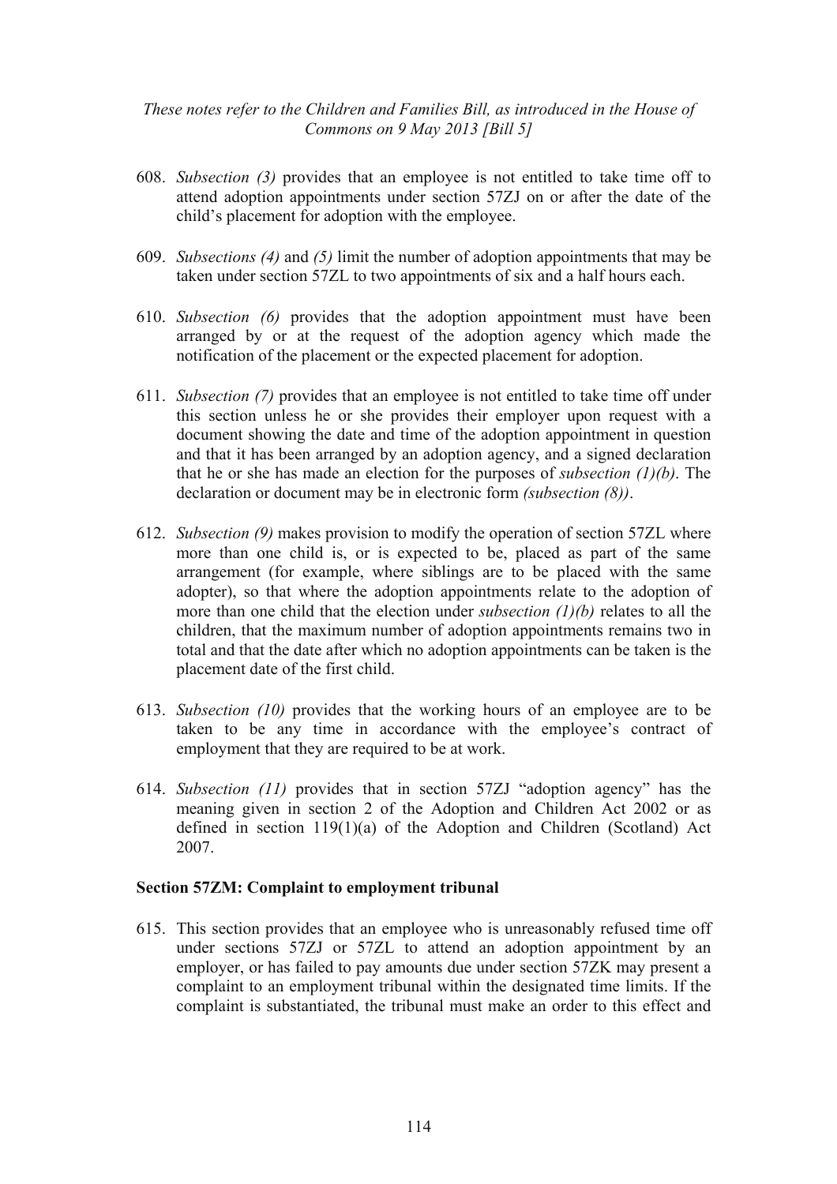608. *Subsection (3)* provides that an employee is not entitled to take time off to attend adoption appointments under section 57ZJ on or after the date of the child's placement for adoption with the employee.

609. *Subsections (4)* and *(5)* limit the number of adoption appointments that may be taken under section 57ZL to two appointments of six and a half hours each.

610. *Subsection (6)* provides that the adoption appointment must have been arranged by or at the request of the adoption agency which made the notification of the placement or the expected placement for adoption.

611. *Subsection (7)* provides that an employee is not entitled to take time off under this section unless he or she provides their employer upon request with a document showing the date and time of the adoption appointment in question and that it has been arranged by an adoption agency, and a signed declaration that he or she has made an election for the purposes of *subsection (1)(b)*. The declaration or document may be in electronic form *(subsection (8))*.

612. *Subsection (9)* makes provision to modify the operation of section 57ZL where more than one child is, or is expected to be, placed as part of the same arrangement (for example, where siblings are to be placed with the same adopter), so that where the adoption appointments relate to the adoption of more than one child that the election under *subsection (1)(b)* relates to all the children, that the maximum number of adoption appointments remains two in total and that the date after which no adoption appointments can be taken is the placement date of the first child.

613. *Subsection (10)* provides that the working hours of an employee are to be taken to be any time in accordance with the employee's contract of employment that they are required to be at work.

614. *Subsection (11)* provides that in section 57ZJ "adoption agency" has the meaning given in section 2 of the Adoption and Children Act 2002 or as defined in section 119(1)(a) of the Adoption and Children (Scotland) Act 2007.

**Section 57ZM: Complaint to employment tribunal**

615. This section provides that an employee who is unreasonably refused time off under sections 57ZJ or 57ZL to attend an adoption appointment by an employer, or has failed to pay amounts due under section 57ZK may present a complaint to an employment tribunal within the designated time limits. If the complaint is substantiated, the tribunal must make an order to this effect and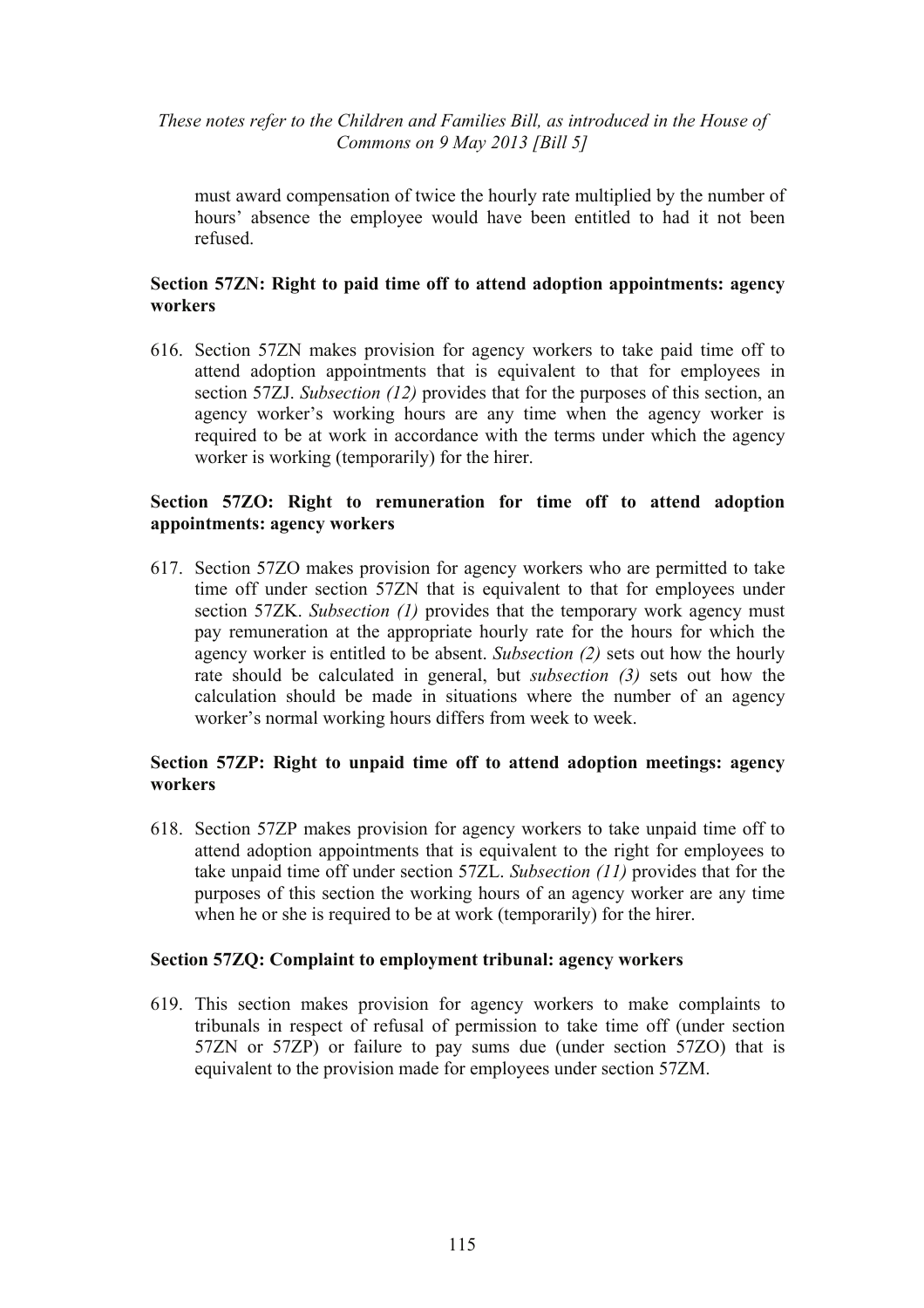must award compensation of twice the hourly rate multiplied by the number of hours' absence the employee would have been entitled to had it not been refused.

### Section 57ZN: Right to paid time off to attend adoption appointments: agency workers

616. Section 57ZN makes provision for agency workers to take paid time off to attend adoption appointments that is equivalent to that for employees in section 57ZJ. *Subsection (12)* provides that for the purposes of this section, an agency worker's working hours are any time when the agency worker is required to be at work in accordance with the terms under which the agency worker is working (temporarily) for the hirer.

### Section 57ZO: Right to remuneration for time off to attend adoption appointments: agency workers

617. Section 57ZO makes provision for agency workers who are permitted to take time off under section 57ZN that is equivalent to that for employees under section 57ZK. *Subsection (1)* provides that the temporary work agency must pay remuneration at the appropriate hourly rate for the hours for which the agency worker is entitled to be absent. *Subsection (2)* sets out how the hourly rate should be calculated in general, but *subsection (3)* sets out how the calculation should be made in situations where the number of an agency worker's normal working hours differs from week to week.

### Section 57ZP: Right to unpaid time off to attend adoption meetings: agency workers

618. Section 57ZP makes provision for agency workers to take unpaid time off to attend adoption appointments that is equivalent to the right for employees to take unpaid time off under section 57ZL. *Subsection (11)* provides that for the purposes of this section the working hours of an agency worker are any time when he or she is required to be at work (temporarily) for the hirer.

### Section 57ZQ: Complaint to employment tribunal: agency workers

619. This section makes provision for agency workers to make complaints to tribunals in respect of refusal of permission to take time off (under section 57ZN or 57ZP) or failure to pay sums due (under section 57ZO) that is equivalent to the provision made for employees under section 57ZM.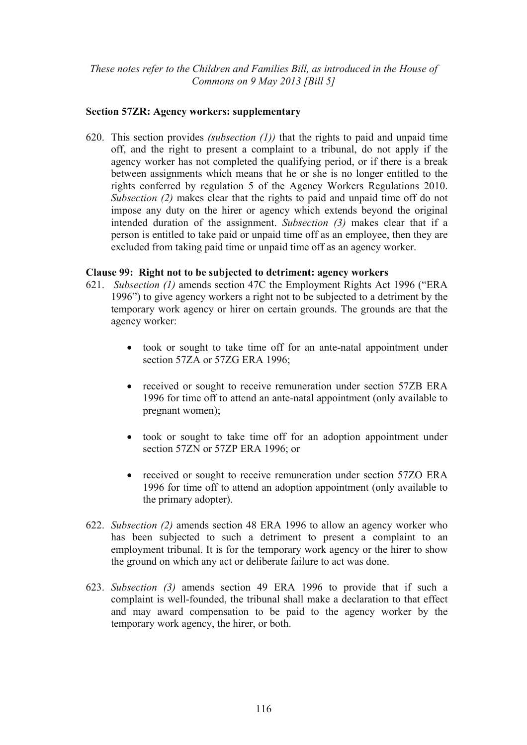**Section 57ZR: Agency workers: supplementary**

620. This section provides *(subsection (1))* that the rights to paid and unpaid time off, and the right to present a complaint to a tribunal, do not apply if the agency worker has not completed the qualifying period, or if there is a break between assignments which means that he or she is no longer entitled to the rights conferred by regulation 5 of the Agency Workers Regulations 2010. *Subsection (2)* makes clear that the rights to paid and unpaid time off do not impose any duty on the hirer or agency which extends beyond the original intended duration of the assignment. *Subsection (3)* makes clear that if a person is entitled to take paid or unpaid time off as an employee, then they are excluded from taking paid time or unpaid time off as an agency worker.

**Clause 99: Right not to be subjected to detriment: agency workers**

621. *Subsection (1)* amends section 47C the Employment Rights Act 1996 ("ERA 1996") to give agency workers a right not to be subjected to a detriment by the temporary work agency or hirer on certain grounds. The grounds are that the agency worker:

- took or sought to take time off for an ante-natal appointment under section 57ZA or 57ZG ERA 1996;
- received or sought to receive remuneration under section 57ZB ERA 1996 for time off to attend an ante-natal appointment (only available to pregnant women);
- took or sought to take time off for an adoption appointment under section 57ZN or 57ZP ERA 1996; or
- received or sought to receive remuneration under section 57ZO ERA 1996 for time off to attend an adoption appointment (only available to the primary adopter).

622. *Subsection (2)* amends section 48 ERA 1996 to allow an agency worker who has been subjected to such a detriment to present a complaint to an employment tribunal. It is for the temporary work agency or the hirer to show the ground on which any act or deliberate failure to act was done.

623. *Subsection (3)* amends section 49 ERA 1996 to provide that if such a complaint is well-founded, the tribunal shall make a declaration to that effect and may award compensation to be paid to the agency worker by the temporary work agency, the hirer, or both.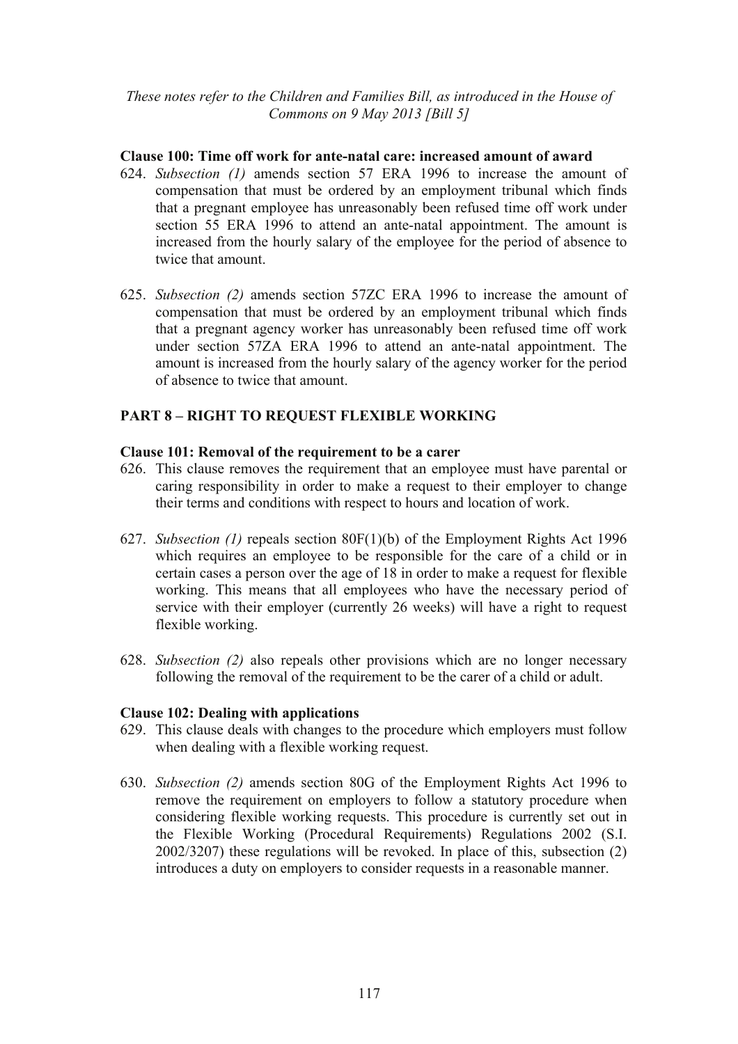**Clause 100: Time off work for ante-natal care: increased amount of award**

624. *Subsection (1)* amends section 57 ERA 1996 to increase the amount of compensation that must be ordered by an employment tribunal which finds that a pregnant employee has unreasonably been refused time off work under section 55 ERA 1996 to attend an ante-natal appointment. The amount is increased from the hourly salary of the employee for the period of absence to twice that amount.

625. *Subsection (2)* amends section 57ZC ERA 1996 to increase the amount of compensation that must be ordered by an employment tribunal which finds that a pregnant agency worker has unreasonably been refused time off work under section 57ZA ERA 1996 to attend an ante-natal appointment. The amount is increased from the hourly salary of the agency worker for the period of absence to twice that amount.

## PART 8 – RIGHT TO REQUEST FLEXIBLE WORKING

**Clause 101: Removal of the requirement to be a carer**

626. This clause removes the requirement that an employee must have parental or caring responsibility in order to make a request to their employer to change their terms and conditions with respect to hours and location of work.

627. *Subsection (1)* repeals section 80F(1)(b) of the Employment Rights Act 1996 which requires an employee to be responsible for the care of a child or in certain cases a person over the age of 18 in order to make a request for flexible working. This means that all employees who have the necessary period of service with their employer (currently 26 weeks) will have a right to request flexible working.

628. *Subsection (2)* also repeals other provisions which are no longer necessary following the removal of the requirement to be the carer of a child or adult.

**Clause 102: Dealing with applications**

629. This clause deals with changes to the procedure which employers must follow when dealing with a flexible working request.

630. *Subsection (2)* amends section 80G of the Employment Rights Act 1996 to remove the requirement on employers to follow a statutory procedure when considering flexible working requests. This procedure is currently set out in the Flexible Working (Procedural Requirements) Regulations 2002 (S.I. 2002/3207) these regulations will be revoked. In place of this, subsection (2) introduces a duty on employers to consider requests in a reasonable manner.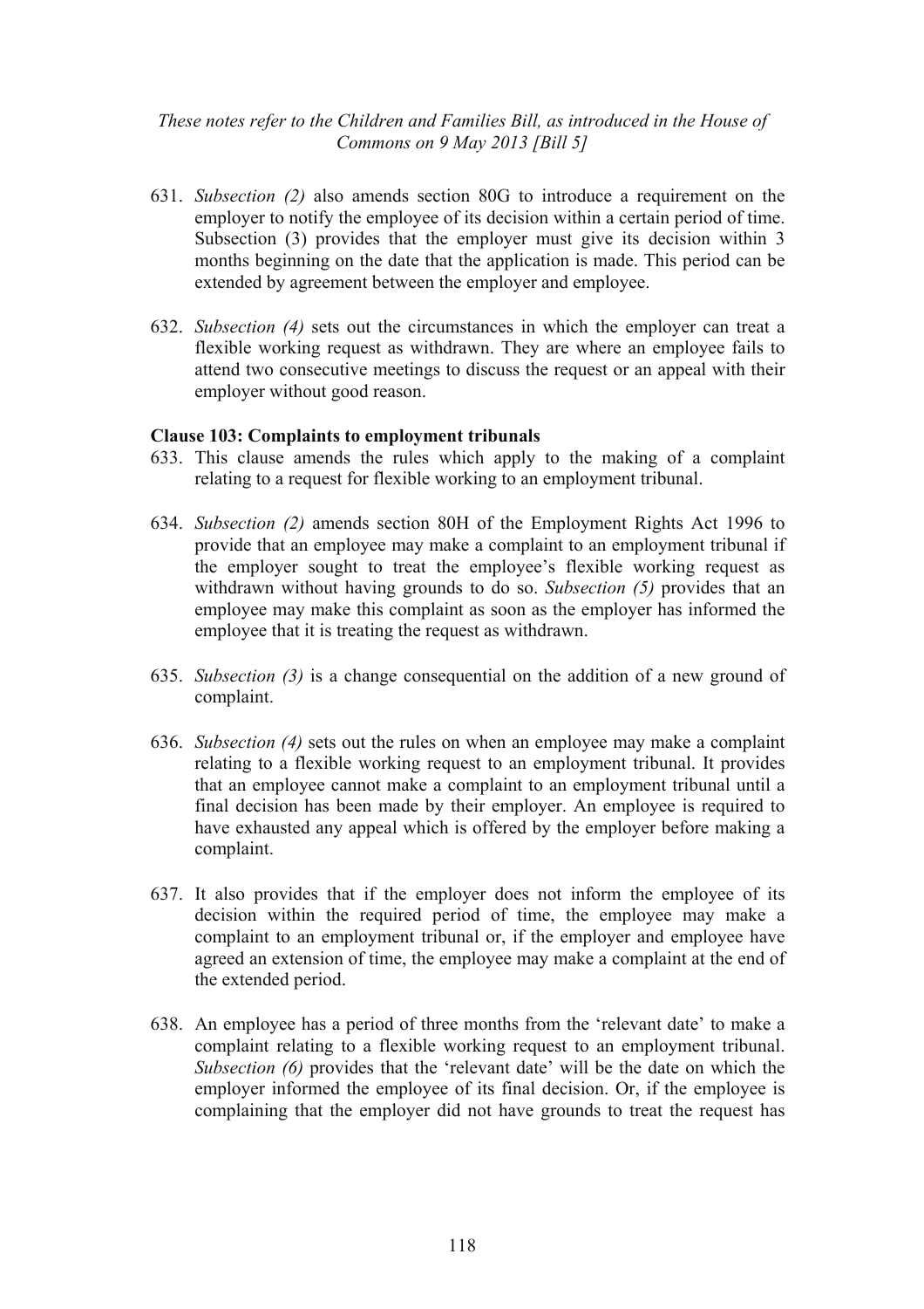631. *Subsection (2)* also amends section 80G to introduce a requirement on the employer to notify the employee of its decision within a certain period of time. Subsection (3) provides that the employer must give its decision within 3 months beginning on the date that the application is made. This period can be extended by agreement between the employer and employee.

632. *Subsection (4)* sets out the circumstances in which the employer can treat a flexible working request as withdrawn. They are where an employee fails to attend two consecutive meetings to discuss the request or an appeal with their employer without good reason.

**Clause 103: Complaints to employment tribunals**

633. This clause amends the rules which apply to the making of a complaint relating to a request for flexible working to an employment tribunal.

634. *Subsection (2)* amends section 80H of the Employment Rights Act 1996 to provide that an employee may make a complaint to an employment tribunal if the employer sought to treat the employee's flexible working request as withdrawn without having grounds to do so. *Subsection (5)* provides that an employee may make this complaint as soon as the employer has informed the employee that it is treating the request as withdrawn.

635. *Subsection (3)* is a change consequential on the addition of a new ground of complaint.

636. *Subsection (4)* sets out the rules on when an employee may make a complaint relating to a flexible working request to an employment tribunal. It provides that an employee cannot make a complaint to an employment tribunal until a final decision has been made by their employer. An employee is required to have exhausted any appeal which is offered by the employer before making a complaint.

637. It also provides that if the employer does not inform the employee of its decision within the required period of time, the employee may make a complaint to an employment tribunal or, if the employer and employee have agreed an extension of time, the employee may make a complaint at the end of the extended period.

638. An employee has a period of three months from the 'relevant date' to make a complaint relating to a flexible working request to an employment tribunal. *Subsection (6)* provides that the 'relevant date' will be the date on which the employer informed the employee of its final decision. Or, if the employee is complaining that the employer did not have grounds to treat the request has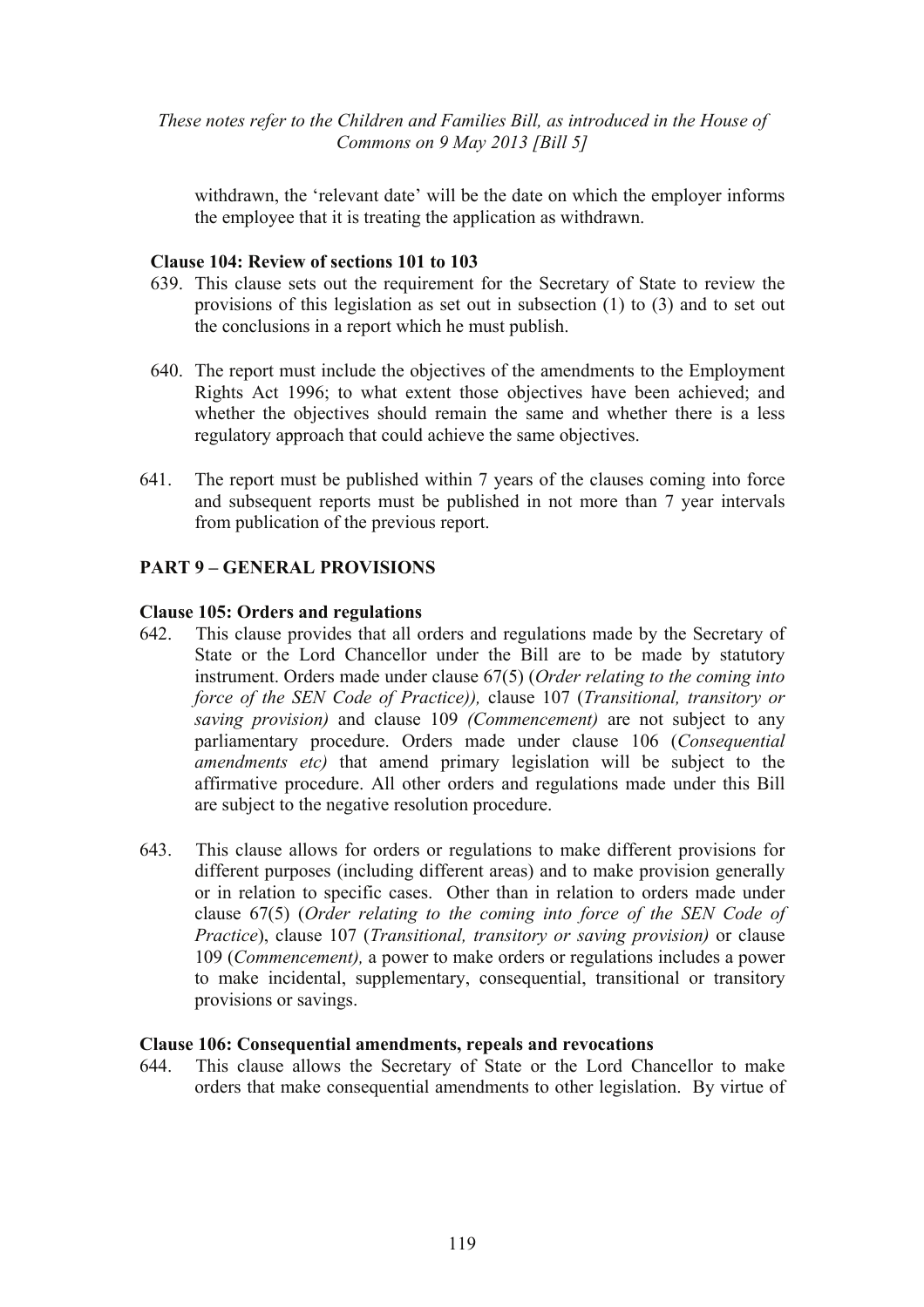withdrawn, the 'relevant date' will be the date on which the employer informs the employee that it is treating the application as withdrawn.

**Clause 104: Review of sections 101 to 103**

639. This clause sets out the requirement for the Secretary of State to review the provisions of this legislation as set out in subsection (1) to (3) and to set out the conclusions in a report which he must publish.

640. The report must include the objectives of the amendments to the Employment Rights Act 1996; to what extent those objectives have been achieved; and whether the objectives should remain the same and whether there is a less regulatory approach that could achieve the same objectives.

641. The report must be published within 7 years of the clauses coming into force and subsequent reports must be published in not more than 7 year intervals from publication of the previous report.

## PART 9 – GENERAL PROVISIONS

**Clause 105: Orders and regulations**

642. This clause provides that all orders and regulations made by the Secretary of State or the Lord Chancellor under the Bill are to be made by statutory instrument. Orders made under clause 67(5) (*Order relating to the coming into force of the SEN Code of Practice)),* clause 107 (*Transitional, transitory or saving provision)* and clause 109 *(Commencement)* are not subject to any parliamentary procedure. Orders made under clause 106 (*Consequential amendments etc)* that amend primary legislation will be subject to the affirmative procedure. All other orders and regulations made under this Bill are subject to the negative resolution procedure.

643. This clause allows for orders or regulations to make different provisions for different purposes (including different areas) and to make provision generally or in relation to specific cases. Other than in relation to orders made under clause 67(5) (*Order relating to the coming into force of the SEN Code of Practice*), clause 107 (*Transitional, transitory or saving provision)* or clause 109 (*Commencement),* a power to make orders or regulations includes a power to make incidental, supplementary, consequential, transitional or transitory provisions or savings.

**Clause 106: Consequential amendments, repeals and revocations**

644. This clause allows the Secretary of State or the Lord Chancellor to make orders that make consequential amendments to other legislation. By virtue of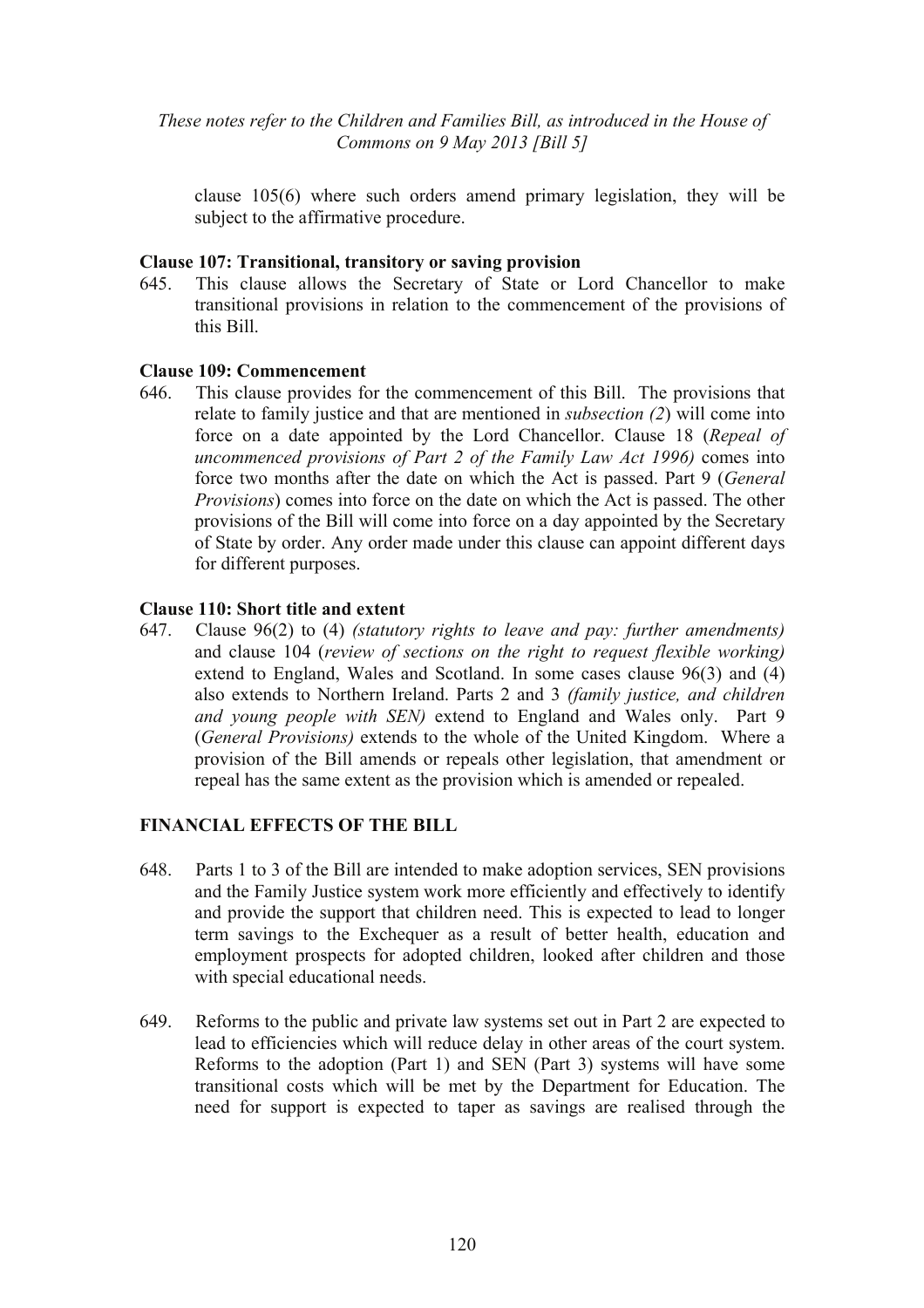clause 105(6) where such orders amend primary legislation, they will be subject to the affirmative procedure.

**Clause 107: Transitional, transitory or saving provision**

645. This clause allows the Secretary of State or Lord Chancellor to make transitional provisions in relation to the commencement of the provisions of this Bill.

**Clause 109: Commencement**

646. This clause provides for the commencement of this Bill. The provisions that relate to family justice and that are mentioned in *subsection (2*) will come into force on a date appointed by the Lord Chancellor. Clause 18 (*Repeal of uncommenced provisions of Part 2 of the Family Law Act 1996)* comes into force two months after the date on which the Act is passed. Part 9 (*General Provisions*) comes into force on the date on which the Act is passed. The other provisions of the Bill will come into force on a day appointed by the Secretary of State by order. Any order made under this clause can appoint different days for different purposes.

**Clause 110: Short title and extent**

647. Clause 96(2) to (4) *(statutory rights to leave and pay: further amendments)* and clause 104 (*review of sections on the right to request flexible working)* extend to England, Wales and Scotland. In some cases clause 96(3) and (4) also extends to Northern Ireland. Parts 2 and 3 *(family justice, and children and young people with SEN)* extend to England and Wales only. Part 9 (*General Provisions)* extends to the whole of the United Kingdom. Where a provision of the Bill amends or repeals other legislation, that amendment or repeal has the same extent as the provision which is amended or repealed.

## FINANCIAL EFFECTS OF THE BILL

648. Parts 1 to 3 of the Bill are intended to make adoption services, SEN provisions and the Family Justice system work more efficiently and effectively to identify and provide the support that children need. This is expected to lead to longer term savings to the Exchequer as a result of better health, education and employment prospects for adopted children, looked after children and those with special educational needs.

649. Reforms to the public and private law systems set out in Part 2 are expected to lead to efficiencies which will reduce delay in other areas of the court system. Reforms to the adoption (Part 1) and SEN (Part 3) systems will have some transitional costs which will be met by the Department for Education. The need for support is expected to taper as savings are realised through the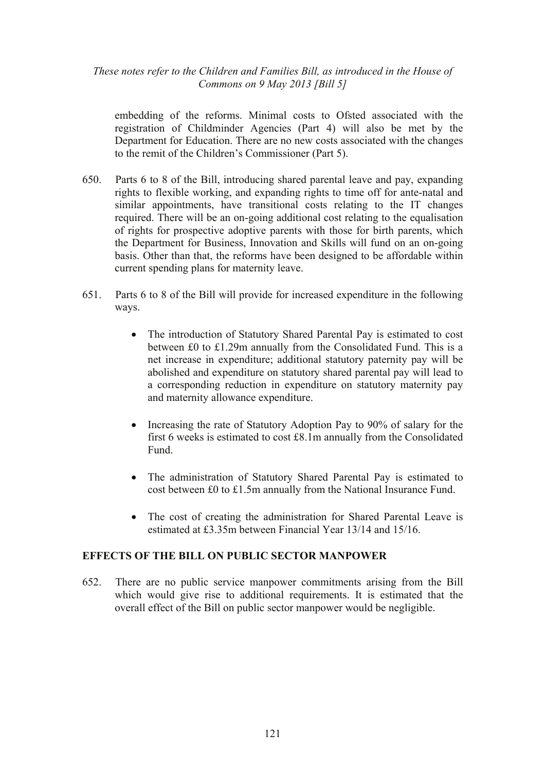embedding of the reforms. Minimal costs to Ofsted associated with the registration of Childminder Agencies (Part 4) will also be met by the Department for Education. There are no new costs associated with the changes to the remit of the Children's Commissioner (Part 5).

650. Parts 6 to 8 of the Bill, introducing shared parental leave and pay, expanding rights to flexible working, and expanding rights to time off for ante-natal and similar appointments, have transitional costs relating to the IT changes required. There will be an on-going additional cost relating to the equalisation of rights for prospective adoptive parents with those for birth parents, which the Department for Business, Innovation and Skills will fund on an on-going basis. Other than that, the reforms have been designed to be affordable within current spending plans for maternity leave.

651. Parts 6 to 8 of the Bill will provide for increased expenditure in the following ways.

- The introduction of Statutory Shared Parental Pay is estimated to cost between £0 to £1.29m annually from the Consolidated Fund. This is a net increase in expenditure; additional statutory paternity pay will be abolished and expenditure on statutory shared parental pay will lead to a corresponding reduction in expenditure on statutory maternity pay and maternity allowance expenditure.
- Increasing the rate of Statutory Adoption Pay to 90% of salary for the first 6 weeks is estimated to cost £8.1m annually from the Consolidated Fund.
- The administration of Statutory Shared Parental Pay is estimated to cost between £0 to £1.5m annually from the National Insurance Fund.
- The cost of creating the administration for Shared Parental Leave is estimated at £3.35m between Financial Year 13/14 and 15/16.

## EFFECTS OF THE BILL ON PUBLIC SECTOR MANPOWER

652. There are no public service manpower commitments arising from the Bill which would give rise to additional requirements. It is estimated that the overall effect of the Bill on public sector manpower would be negligible.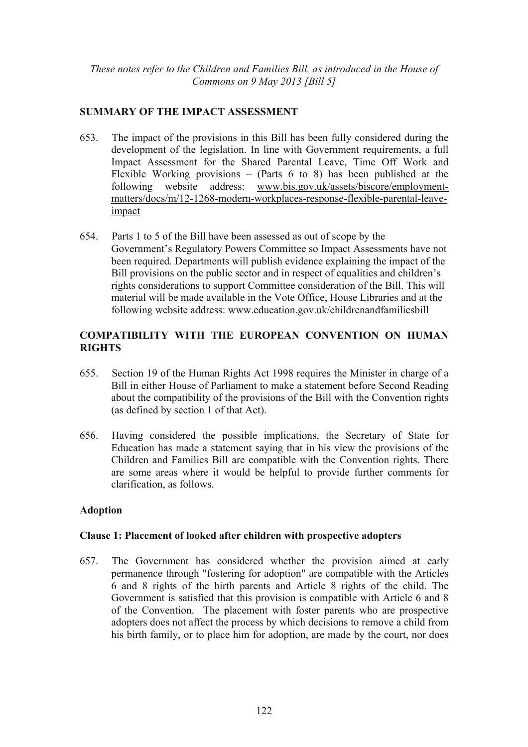*These notes refer to the Children and Families Bill, as introduced in the House of Commons on 9 May 2013 [Bill 5]*

## SUMMARY OF THE IMPACT ASSESSMENT

653. The impact of the provisions in this Bill has been fully considered during the development of the legislation. In line with Government requirements, a full Impact Assessment for the Shared Parental Leave, Time Off Work and Flexible Working provisions – (Parts 6 to 8) has been published at the following website address: www.bis.gov.uk/assets/biscore/employment-matters/docs/m/12-1268-modern-workplaces-response-flexible-parental-leave-impact

654. Parts 1 to 5 of the Bill have been assessed as out of scope by the Government's Regulatory Powers Committee so Impact Assessments have not been required. Departments will publish evidence explaining the impact of the Bill provisions on the public sector and in respect of equalities and children's rights considerations to support Committee consideration of the Bill. This will material will be made available in the Vote Office, House Libraries and at the following website address: www.education.gov.uk/childrenandfamiliesbill

## COMPATIBILITY WITH THE EUROPEAN CONVENTION ON HUMAN RIGHTS

655. Section 19 of the Human Rights Act 1998 requires the Minister in charge of a Bill in either House of Parliament to make a statement before Second Reading about the compatibility of the provisions of the Bill with the Convention rights (as defined by section 1 of that Act).

656. Having considered the possible implications, the Secretary of State for Education has made a statement saying that in his view the provisions of the Children and Families Bill are compatible with the Convention rights. There are some areas where it would be helpful to provide further comments for clarification, as follows.

### Adoption

#### Clause 1: Placement of looked after children with prospective adopters

657. The Government has considered whether the provision aimed at early permanence through "fostering for adoption" are compatible with the Articles 6 and 8 rights of the birth parents and Article 8 rights of the child. The Government is satisfied that this provision is compatible with Article 6 and 8 of the Convention. The placement with foster parents who are prospective adopters does not affect the process by which decisions to remove a child from his birth family, or to place him for adoption, are made by the court, nor does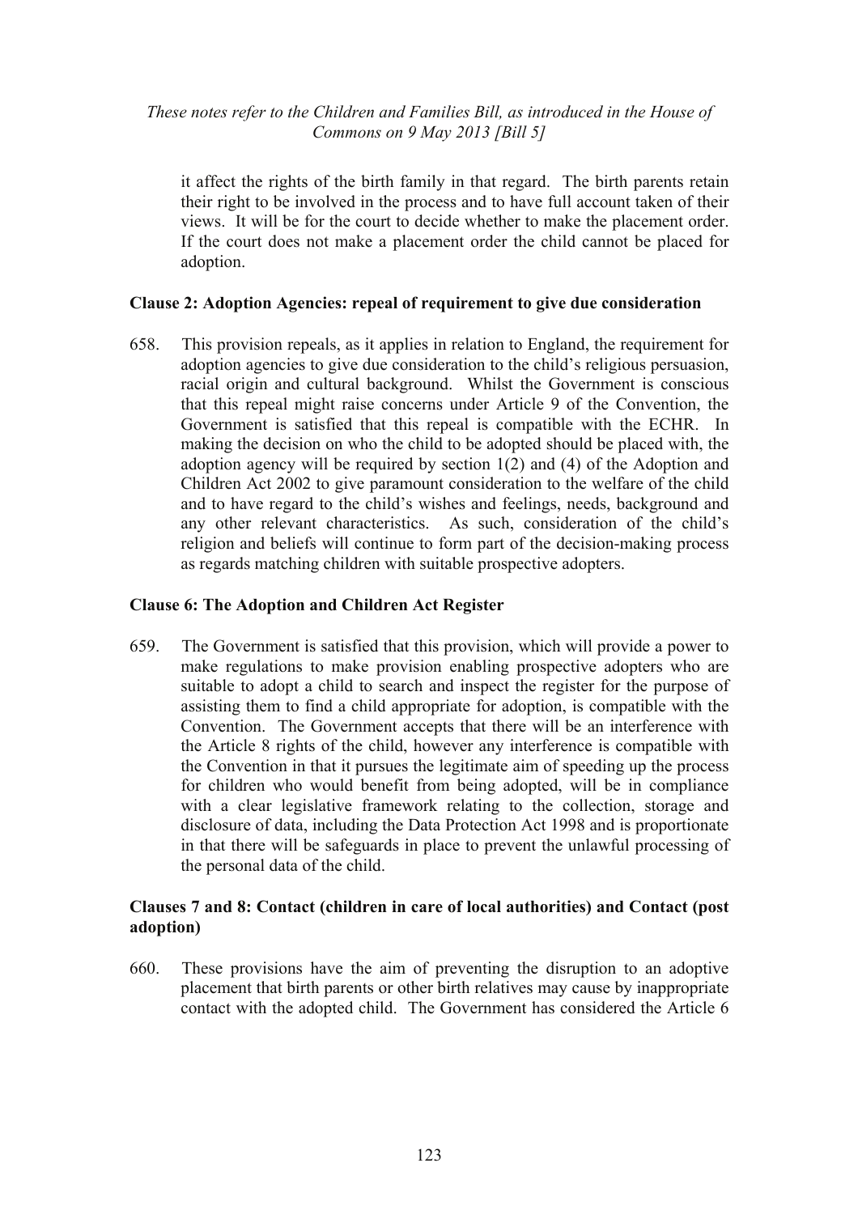it affect the rights of the birth family in that regard. The birth parents retain their right to be involved in the process and to have full account taken of their views. It will be for the court to decide whether to make the placement order. If the court does not make a placement order the child cannot be placed for adoption.

**Clause 2: Adoption Agencies: repeal of requirement to give due consideration**

658. This provision repeals, as it applies in relation to England, the requirement for adoption agencies to give due consideration to the child's religious persuasion, racial origin and cultural background. Whilst the Government is conscious that this repeal might raise concerns under Article 9 of the Convention, the Government is satisfied that this repeal is compatible with the ECHR. In making the decision on who the child to be adopted should be placed with, the adoption agency will be required by section 1(2) and (4) of the Adoption and Children Act 2002 to give paramount consideration to the welfare of the child and to have regard to the child's wishes and feelings, needs, background and any other relevant characteristics. As such, consideration of the child's religion and beliefs will continue to form part of the decision-making process as regards matching children with suitable prospective adopters.

**Clause 6: The Adoption and Children Act Register**

659. The Government is satisfied that this provision, which will provide a power to make regulations to make provision enabling prospective adopters who are suitable to adopt a child to search and inspect the register for the purpose of assisting them to find a child appropriate for adoption, is compatible with the Convention. The Government accepts that there will be an interference with the Article 8 rights of the child, however any interference is compatible with the Convention in that it pursues the legitimate aim of speeding up the process for children who would benefit from being adopted, will be in compliance with a clear legislative framework relating to the collection, storage and disclosure of data, including the Data Protection Act 1998 and is proportionate in that there will be safeguards in place to prevent the unlawful processing of the personal data of the child.

**Clauses 7 and 8: Contact (children in care of local authorities) and Contact (post adoption)**

660. These provisions have the aim of preventing the disruption to an adoptive placement that birth parents or other birth relatives may cause by inappropriate contact with the adopted child. The Government has considered the Article 6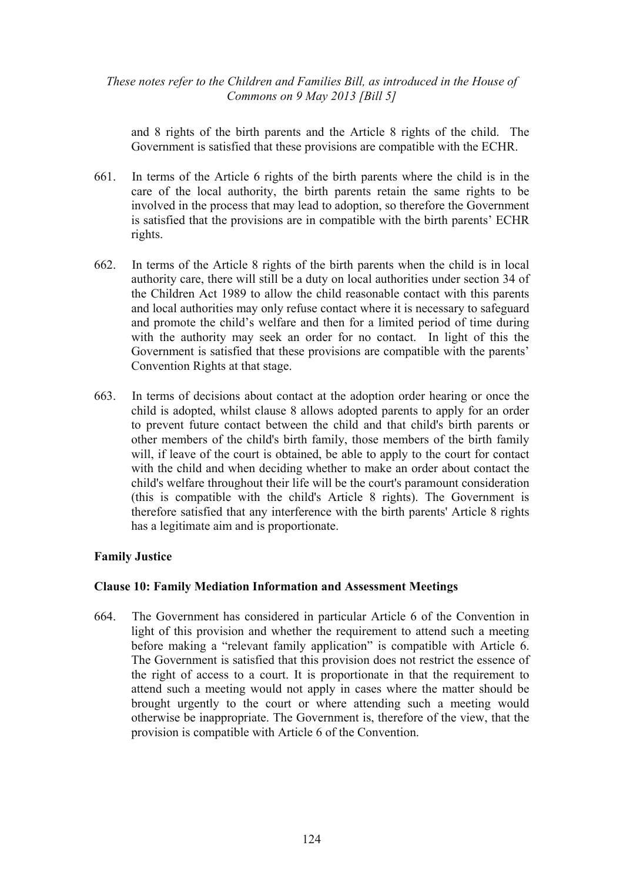and 8 rights of the birth parents and the Article 8 rights of the child. The Government is satisfied that these provisions are compatible with the ECHR.

661. In terms of the Article 6 rights of the birth parents where the child is in the care of the local authority, the birth parents retain the same rights to be involved in the process that may lead to adoption, so therefore the Government is satisfied that the provisions are in compatible with the birth parents' ECHR rights.

662. In terms of the Article 8 rights of the birth parents when the child is in local authority care, there will still be a duty on local authorities under section 34 of the Children Act 1989 to allow the child reasonable contact with this parents and local authorities may only refuse contact where it is necessary to safeguard and promote the child's welfare and then for a limited period of time during with the authority may seek an order for no contact. In light of this the Government is satisfied that these provisions are compatible with the parents' Convention Rights at that stage.

663. In terms of decisions about contact at the adoption order hearing or once the child is adopted, whilst clause 8 allows adopted parents to apply for an order to prevent future contact between the child and that child's birth parents or other members of the child's birth family, those members of the birth family will, if leave of the court is obtained, be able to apply to the court for contact with the child and when deciding whether to make an order about contact the child's welfare throughout their life will be the court's paramount consideration (this is compatible with the child's Article 8 rights). The Government is therefore satisfied that any interference with the birth parents' Article 8 rights has a legitimate aim and is proportionate.

**Family Justice**

**Clause 10: Family Mediation Information and Assessment Meetings**

664. The Government has considered in particular Article 6 of the Convention in light of this provision and whether the requirement to attend such a meeting before making a "relevant family application" is compatible with Article 6. The Government is satisfied that this provision does not restrict the essence of the right of access to a court. It is proportionate in that the requirement to attend such a meeting would not apply in cases where the matter should be brought urgently to the court or where attending such a meeting would otherwise be inappropriate. The Government is, therefore of the view, that the provision is compatible with Article 6 of the Convention.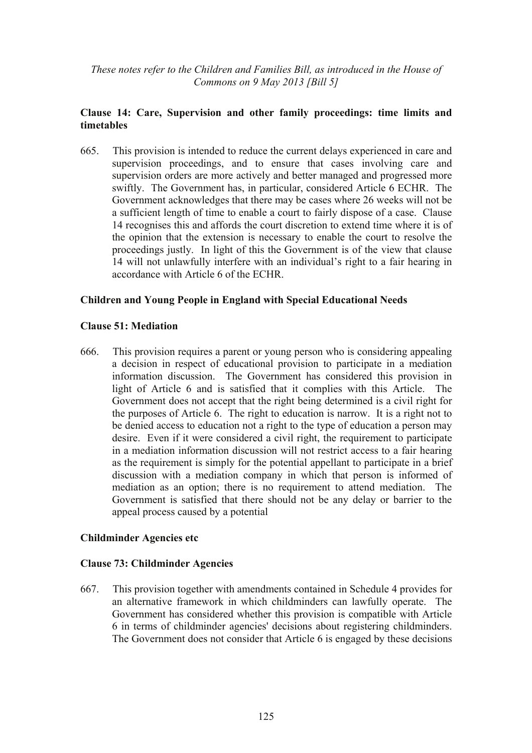*These notes refer to the Children and Families Bill, as introduced in the House of Commons on 9 May 2013 [Bill 5]*

**Clause 14: Care, Supervision and other family proceedings: time limits and timetables**

665. This provision is intended to reduce the current delays experienced in care and supervision proceedings, and to ensure that cases involving care and supervision orders are more actively and better managed and progressed more swiftly. The Government has, in particular, considered Article 6 ECHR. The Government acknowledges that there may be cases where 26 weeks will not be a sufficient length of time to enable a court to fairly dispose of a case. Clause 14 recognises this and affords the court discretion to extend time where it is of the opinion that the extension is necessary to enable the court to resolve the proceedings justly. In light of this the Government is of the view that clause 14 will not unlawfully interfere with an individual's right to a fair hearing in accordance with Article 6 of the ECHR.

**Children and Young People in England with Special Educational Needs**

**Clause 51: Mediation**

666. This provision requires a parent or young person who is considering appealing a decision in respect of educational provision to participate in a mediation information discussion. The Government has considered this provision in light of Article 6 and is satisfied that it complies with this Article. The Government does not accept that the right being determined is a civil right for the purposes of Article 6. The right to education is narrow. It is a right not to be denied access to education not a right to the type of education a person may desire. Even if it were considered a civil right, the requirement to participate in a mediation information discussion will not restrict access to a fair hearing as the requirement is simply for the potential appellant to participate in a brief discussion with a mediation company in which that person is informed of mediation as an option; there is no requirement to attend mediation. The Government is satisfied that there should not be any delay or barrier to the appeal process caused by a potential

**Childminder Agencies etc**

**Clause 73: Childminder Agencies**

667. This provision together with amendments contained in Schedule 4 provides for an alternative framework in which childminders can lawfully operate. The Government has considered whether this provision is compatible with Article 6 in terms of childminder agencies' decisions about registering childminders. The Government does not consider that Article 6 is engaged by these decisions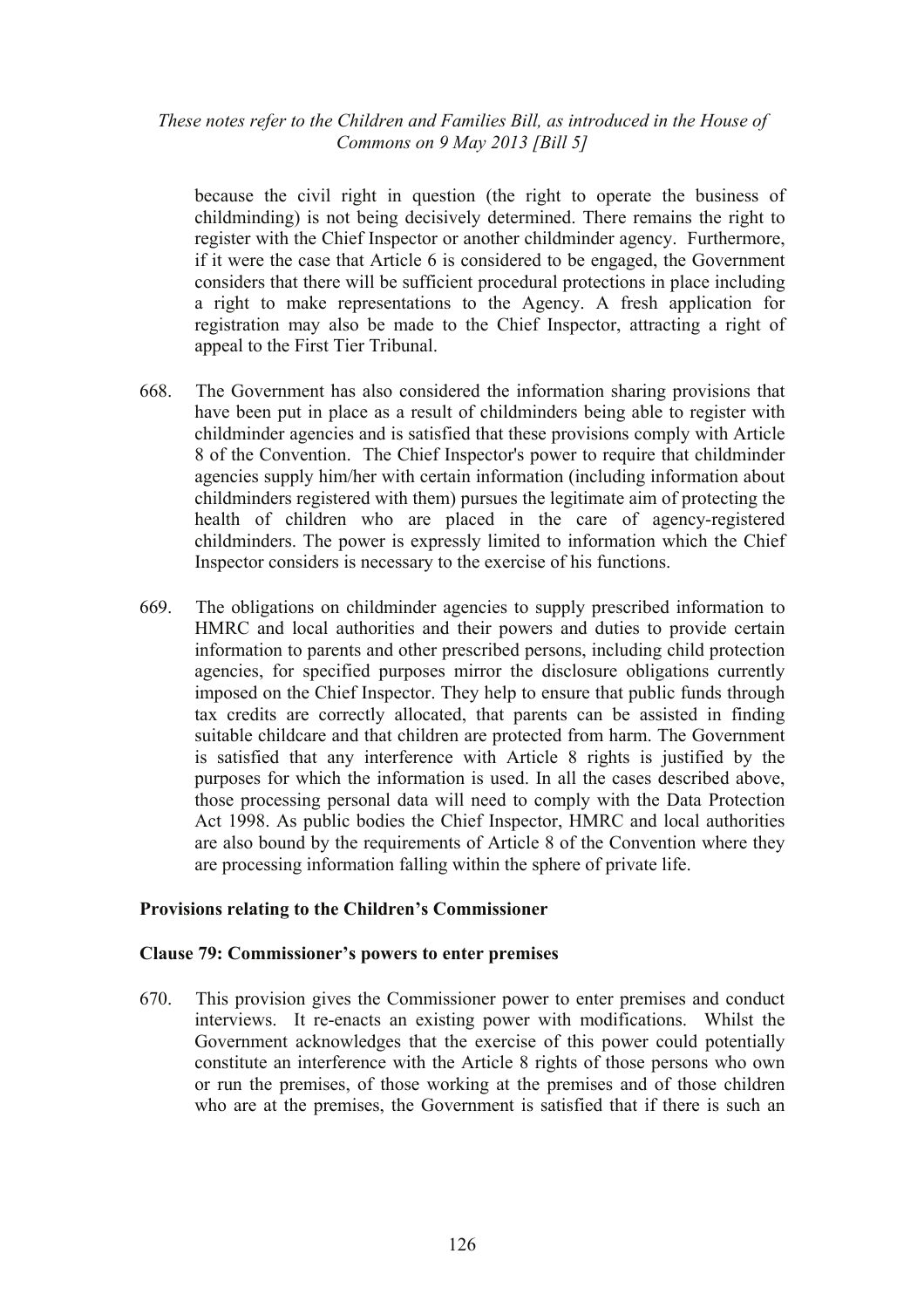because the civil right in question (the right to operate the business of childminding) is not being decisively determined. There remains the right to register with the Chief Inspector or another childminder agency. Furthermore, if it were the case that Article 6 is considered to be engaged, the Government considers that there will be sufficient procedural protections in place including a right to make representations to the Agency. A fresh application for registration may also be made to the Chief Inspector, attracting a right of appeal to the First Tier Tribunal.

668. The Government has also considered the information sharing provisions that have been put in place as a result of childminders being able to register with childminder agencies and is satisfied that these provisions comply with Article 8 of the Convention. The Chief Inspector's power to require that childminder agencies supply him/her with certain information (including information about childminders registered with them) pursues the legitimate aim of protecting the health of children who are placed in the care of agency-registered childminders. The power is expressly limited to information which the Chief Inspector considers is necessary to the exercise of his functions.

669. The obligations on childminder agencies to supply prescribed information to HMRC and local authorities and their powers and duties to provide certain information to parents and other prescribed persons, including child protection agencies, for specified purposes mirror the disclosure obligations currently imposed on the Chief Inspector. They help to ensure that public funds through tax credits are correctly allocated, that parents can be assisted in finding suitable childcare and that children are protected from harm. The Government is satisfied that any interference with Article 8 rights is justified by the purposes for which the information is used. In all the cases described above, those processing personal data will need to comply with the Data Protection Act 1998. As public bodies the Chief Inspector, HMRC and local authorities are also bound by the requirements of Article 8 of the Convention where they are processing information falling within the sphere of private life.

**Provisions relating to the Children's Commissioner**

**Clause 79: Commissioner's powers to enter premises**

670. This provision gives the Commissioner power to enter premises and conduct interviews. It re-enacts an existing power with modifications. Whilst the Government acknowledges that the exercise of this power could potentially constitute an interference with the Article 8 rights of those persons who own or run the premises, of those working at the premises and of those children who are at the premises, the Government is satisfied that if there is such an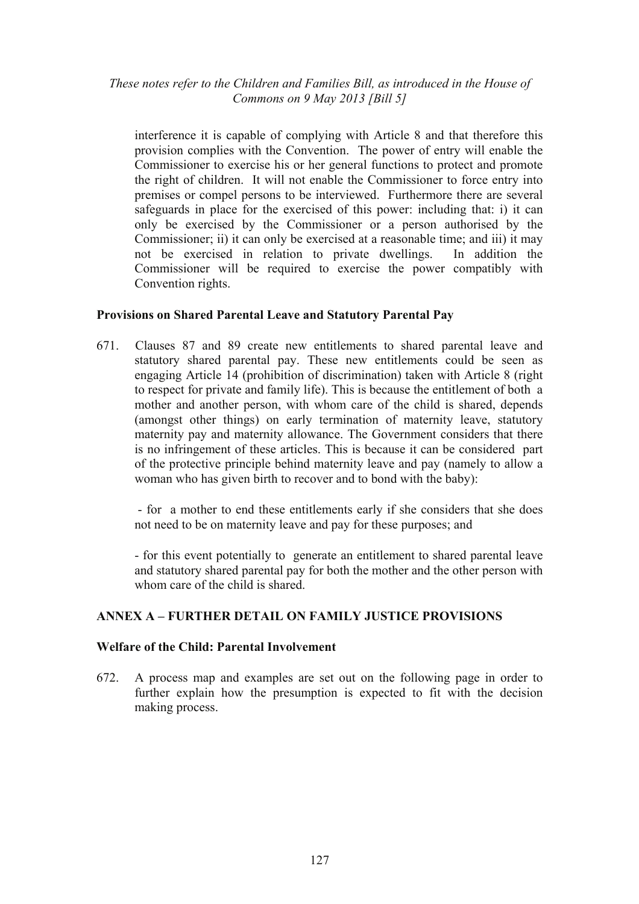interference it is capable of complying with Article 8 and that therefore this provision complies with the Convention. The power of entry will enable the Commissioner to exercise his or her general functions to protect and promote the right of children. It will not enable the Commissioner to force entry into premises or compel persons to be interviewed. Furthermore there are several safeguards in place for the exercised of this power: including that: i) it can only be exercised by the Commissioner or a person authorised by the Commissioner; ii) it can only be exercised at a reasonable time; and iii) it may not be exercised in relation to private dwellings. In addition the Commissioner will be required to exercise the power compatibly with Convention rights.

### Provisions on Shared Parental Leave and Statutory Parental Pay

671. Clauses 87 and 89 create new entitlements to shared parental leave and statutory shared parental pay. These new entitlements could be seen as engaging Article 14 (prohibition of discrimination) taken with Article 8 (right to respect for private and family life). This is because the entitlement of both a mother and another person, with whom care of the child is shared, depends (amongst other things) on early termination of maternity leave, statutory maternity pay and maternity allowance. The Government considers that there is no infringement of these articles. This is because it can be considered part of the protective principle behind maternity leave and pay (namely to allow a woman who has given birth to recover and to bond with the baby):

- for a mother to end these entitlements early if she considers that she does not need to be on maternity leave and pay for these purposes; and

- for this event potentially to generate an entitlement to shared parental leave and statutory shared parental pay for both the mother and the other person with whom care of the child is shared.

## ANNEX A – FURTHER DETAIL ON FAMILY JUSTICE PROVISIONS

### Welfare of the Child: Parental Involvement

672. A process map and examples are set out on the following page in order to further explain how the presumption is expected to fit with the decision making process.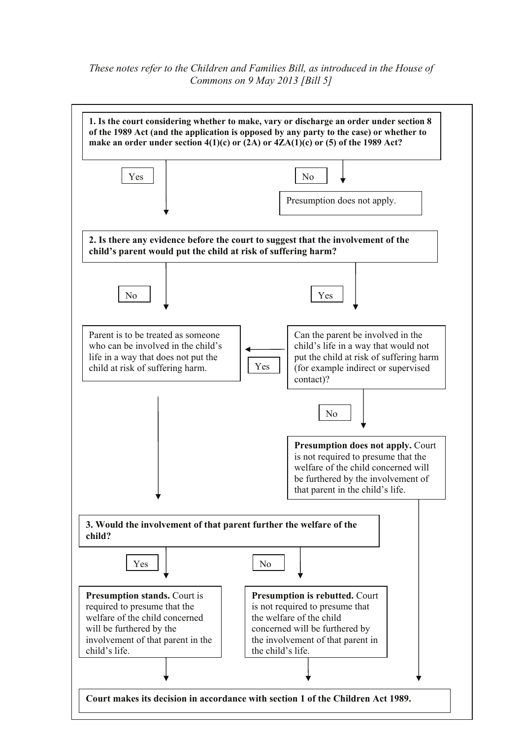*These notes refer to the Children and Families Bill, as introduced in the House of Commons on 9 May 2013 [Bill 5]*

**1. Is the court considering whether to make, vary or discharge an order under section 8 of the 1989 Act (and the application is opposed by any party to the case) or whether to make an order under section 4(1)(c) or (2A) or 4ZA(1)(c) or (5) of the 1989 Act?**

- Yes → go to question 2.
- No → Presumption does not apply.

**2. Is there any evidence before the court to suggest that the involvement of the child's parent would put the child at risk of suffering harm?**

- No → Parent is to be treated as someone who can be involved in the child's life in a way that does not put the child at risk of suffering harm. → go to question 3.
- Yes → Can the parent be involved in the child's life in a way that would not put the child at risk of suffering harm (for example indirect or supervised contact)?
  - Yes → Parent is to be treated as someone who can be involved in the child's life in a way that does not put the child at risk of suffering harm. → go to question 3.
  - No → **Presumption does not apply.** Court is not required to presume that the welfare of the child concerned will be furthered by the involvement of that parent in the child's life. → Court makes its decision in accordance with section 1 of the Children Act 1989.

**3. Would the involvement of that parent further the welfare of the child?**

- Yes → **Presumption stands.** Court is required to presume that the welfare of the child concerned will be furthered by the involvement of that parent in the child's life.
- No → **Presumption is rebutted.** Court is not required to presume that the welfare of the child concerned will be furthered by the involvement of that parent in the child's life.

**Court makes its decision in accordance with section 1 of the Children Act 1989.**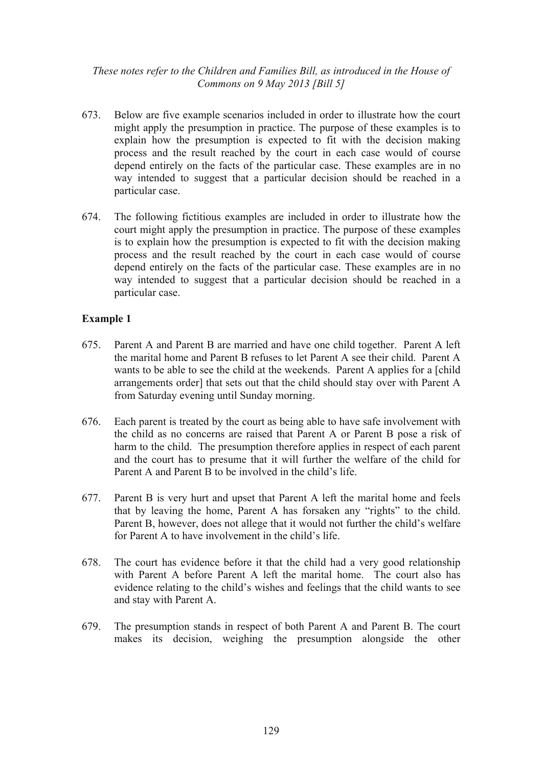673. Below are five example scenarios included in order to illustrate how the court might apply the presumption in practice. The purpose of these examples is to explain how the presumption is expected to fit with the decision making process and the result reached by the court in each case would of course depend entirely on the facts of the particular case. These examples are in no way intended to suggest that a particular decision should be reached in a particular case.

674. The following fictitious examples are included in order to illustrate how the court might apply the presumption in practice. The purpose of these examples is to explain how the presumption is expected to fit with the decision making process and the result reached by the court in each case would of course depend entirely on the facts of the particular case. These examples are in no way intended to suggest that a particular decision should be reached in a particular case.

**Example 1**

675. Parent A and Parent B are married and have one child together. Parent A left the marital home and Parent B refuses to let Parent A see their child. Parent A wants to be able to see the child at the weekends. Parent A applies for a [child arrangements order] that sets out that the child should stay over with Parent A from Saturday evening until Sunday morning.

676. Each parent is treated by the court as being able to have safe involvement with the child as no concerns are raised that Parent A or Parent B pose a risk of harm to the child. The presumption therefore applies in respect of each parent and the court has to presume that it will further the welfare of the child for Parent A and Parent B to be involved in the child's life.

677. Parent B is very hurt and upset that Parent A left the marital home and feels that by leaving the home, Parent A has forsaken any "rights" to the child. Parent B, however, does not allege that it would not further the child's welfare for Parent A to have involvement in the child's life.

678. The court has evidence before it that the child had a very good relationship with Parent A before Parent A left the marital home. The court also has evidence relating to the child's wishes and feelings that the child wants to see and stay with Parent A.

679. The presumption stands in respect of both Parent A and Parent B. The court makes its decision, weighing the presumption alongside the other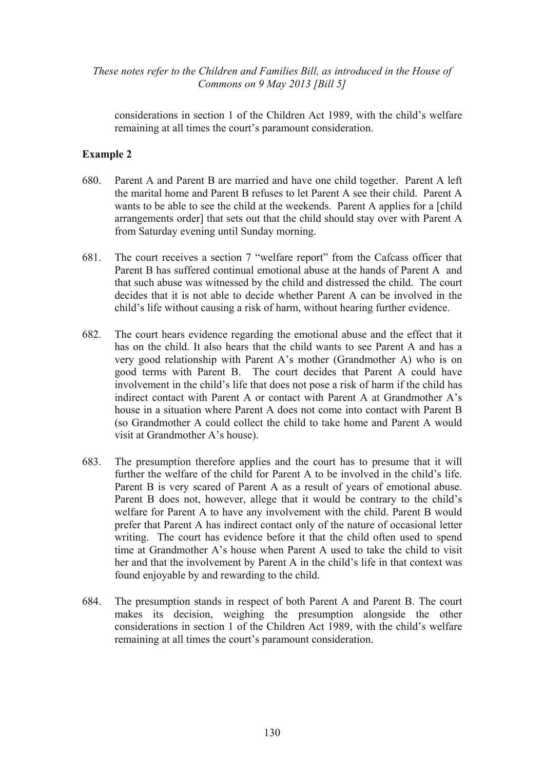considerations in section 1 of the Children Act 1989, with the child's welfare remaining at all times the court's paramount consideration.

**Example 2**

680. Parent A and Parent B are married and have one child together. Parent A left the marital home and Parent B refuses to let Parent A see their child. Parent A wants to be able to see the child at the weekends. Parent A applies for a [child arrangements order] that sets out that the child should stay over with Parent A from Saturday evening until Sunday morning.

681. The court receives a section 7 "welfare report" from the Cafcass officer that Parent B has suffered continual emotional abuse at the hands of Parent A and that such abuse was witnessed by the child and distressed the child. The court decides that it is not able to decide whether Parent A can be involved in the child's life without causing a risk of harm, without hearing further evidence.

682. The court hears evidence regarding the emotional abuse and the effect that it has on the child. It also hears that the child wants to see Parent A and has a very good relationship with Parent A's mother (Grandmother A) who is on good terms with Parent B. The court decides that Parent A could have involvement in the child's life that does not pose a risk of harm if the child has indirect contact with Parent A or contact with Parent A at Grandmother A's house in a situation where Parent A does not come into contact with Parent B (so Grandmother A could collect the child to take home and Parent A would visit at Grandmother A's house).

683. The presumption therefore applies and the court has to presume that it will further the welfare of the child for Parent A to be involved in the child's life. Parent B is very scared of Parent A as a result of years of emotional abuse. Parent B does not, however, allege that it would be contrary to the child's welfare for Parent A to have any involvement with the child. Parent B would prefer that Parent A has indirect contact only of the nature of occasional letter writing. The court has evidence before it that the child often used to spend time at Grandmother A's house when Parent A used to take the child to visit her and that the involvement by Parent A in the child's life in that context was found enjoyable by and rewarding to the child.

684. The presumption stands in respect of both Parent A and Parent B. The court makes its decision, weighing the presumption alongside the other considerations in section 1 of the Children Act 1989, with the child's welfare remaining at all times the court's paramount consideration.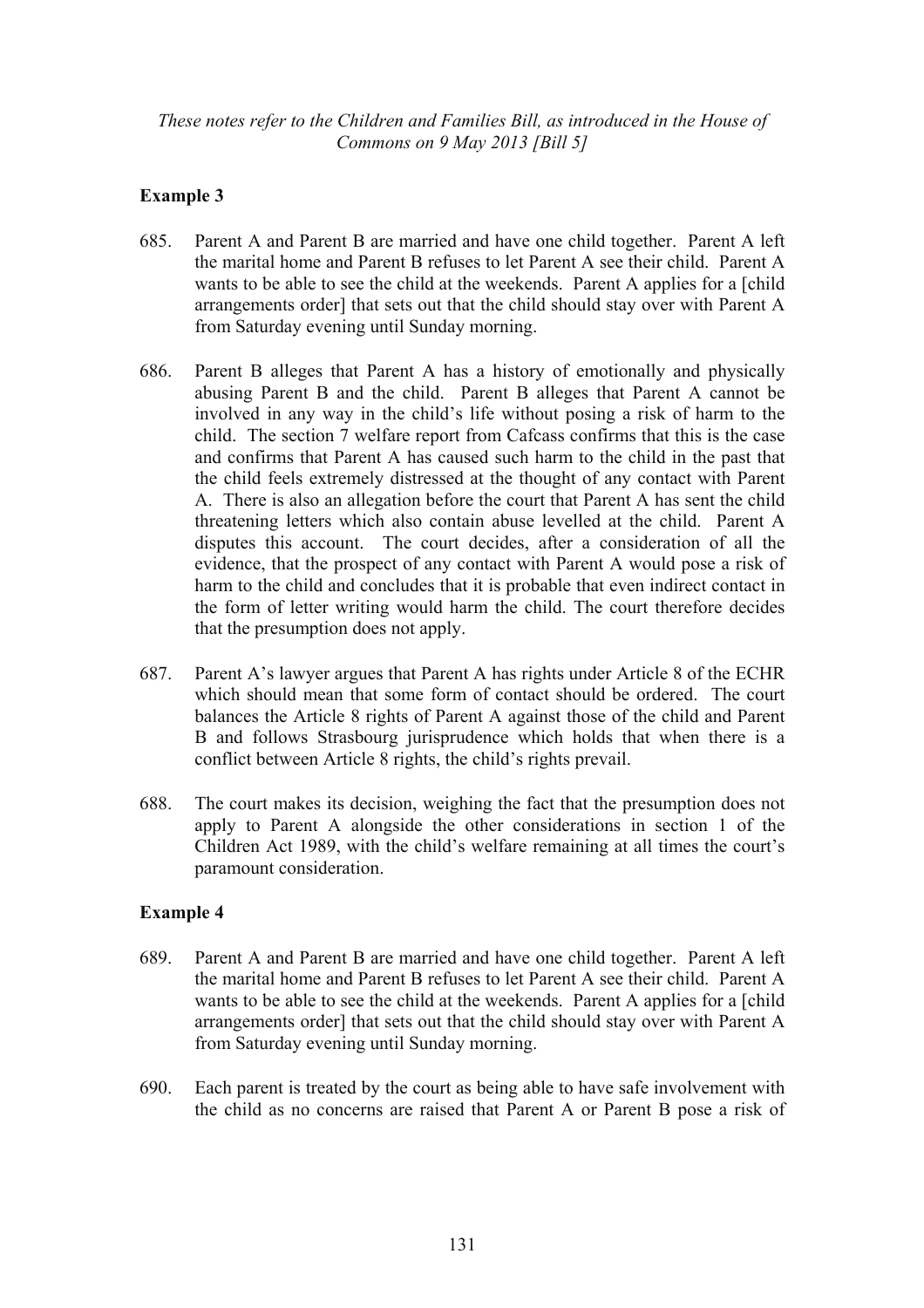## Example 3

685. Parent A and Parent B are married and have one child together. Parent A left the marital home and Parent B refuses to let Parent A see their child. Parent A wants to be able to see the child at the weekends. Parent A applies for a [child arrangements order] that sets out that the child should stay over with Parent A from Saturday evening until Sunday morning.

686. Parent B alleges that Parent A has a history of emotionally and physically abusing Parent B and the child. Parent B alleges that Parent A cannot be involved in any way in the child's life without posing a risk of harm to the child. The section 7 welfare report from Cafcass confirms that this is the case and confirms that Parent A has caused such harm to the child in the past that the child feels extremely distressed at the thought of any contact with Parent A. There is also an allegation before the court that Parent A has sent the child threatening letters which also contain abuse levelled at the child. Parent A disputes this account. The court decides, after a consideration of all the evidence, that the prospect of any contact with Parent A would pose a risk of harm to the child and concludes that it is probable that even indirect contact in the form of letter writing would harm the child. The court therefore decides that the presumption does not apply.

687. Parent A's lawyer argues that Parent A has rights under Article 8 of the ECHR which should mean that some form of contact should be ordered. The court balances the Article 8 rights of Parent A against those of the child and Parent B and follows Strasbourg jurisprudence which holds that when there is a conflict between Article 8 rights, the child's rights prevail.

688. The court makes its decision, weighing the fact that the presumption does not apply to Parent A alongside the other considerations in section 1 of the Children Act 1989, with the child's welfare remaining at all times the court's paramount consideration.

## Example 4

689. Parent A and Parent B are married and have one child together. Parent A left the marital home and Parent B refuses to let Parent A see their child. Parent A wants to be able to see the child at the weekends. Parent A applies for a [child arrangements order] that sets out that the child should stay over with Parent A from Saturday evening until Sunday morning.

690. Each parent is treated by the court as being able to have safe involvement with the child as no concerns are raised that Parent A or Parent B pose a risk of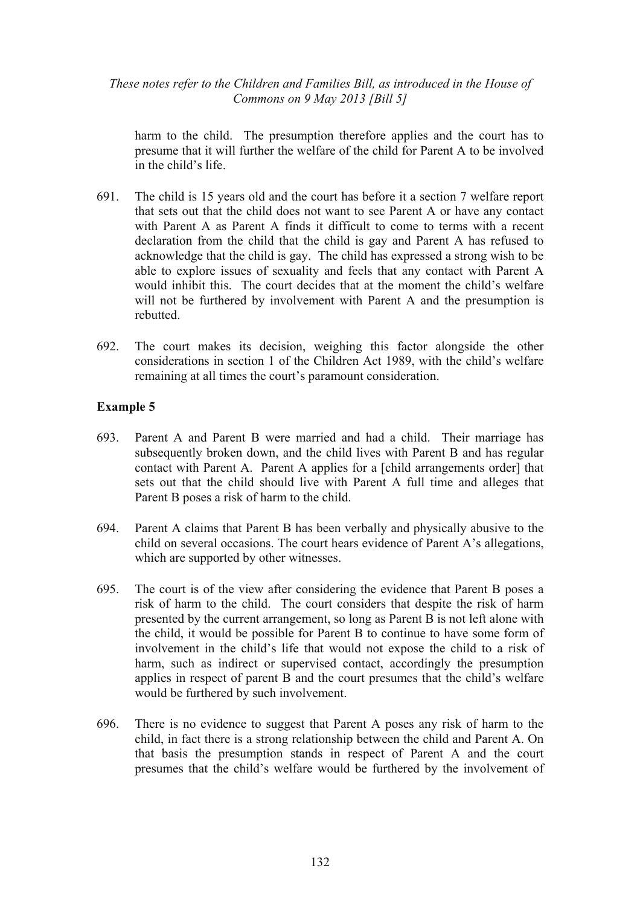harm to the child. The presumption therefore applies and the court has to presume that it will further the welfare of the child for Parent A to be involved in the child's life.

691. The child is 15 years old and the court has before it a section 7 welfare report that sets out that the child does not want to see Parent A or have any contact with Parent A as Parent A finds it difficult to come to terms with a recent declaration from the child that the child is gay and Parent A has refused to acknowledge that the child is gay. The child has expressed a strong wish to be able to explore issues of sexuality and feels that any contact with Parent A would inhibit this. The court decides that at the moment the child's welfare will not be furthered by involvement with Parent A and the presumption is rebutted.

692. The court makes its decision, weighing this factor alongside the other considerations in section 1 of the Children Act 1989, with the child's welfare remaining at all times the court's paramount consideration.

**Example 5**

693. Parent A and Parent B were married and had a child. Their marriage has subsequently broken down, and the child lives with Parent B and has regular contact with Parent A. Parent A applies for a [child arrangements order] that sets out that the child should live with Parent A full time and alleges that Parent B poses a risk of harm to the child.

694. Parent A claims that Parent B has been verbally and physically abusive to the child on several occasions. The court hears evidence of Parent A's allegations, which are supported by other witnesses.

695. The court is of the view after considering the evidence that Parent B poses a risk of harm to the child. The court considers that despite the risk of harm presented by the current arrangement, so long as Parent B is not left alone with the child, it would be possible for Parent B to continue to have some form of involvement in the child's life that would not expose the child to a risk of harm, such as indirect or supervised contact, accordingly the presumption applies in respect of parent B and the court presumes that the child's welfare would be furthered by such involvement.

696. There is no evidence to suggest that Parent A poses any risk of harm to the child, in fact there is a strong relationship between the child and Parent A. On that basis the presumption stands in respect of Parent A and the court presumes that the child's welfare would be furthered by the involvement of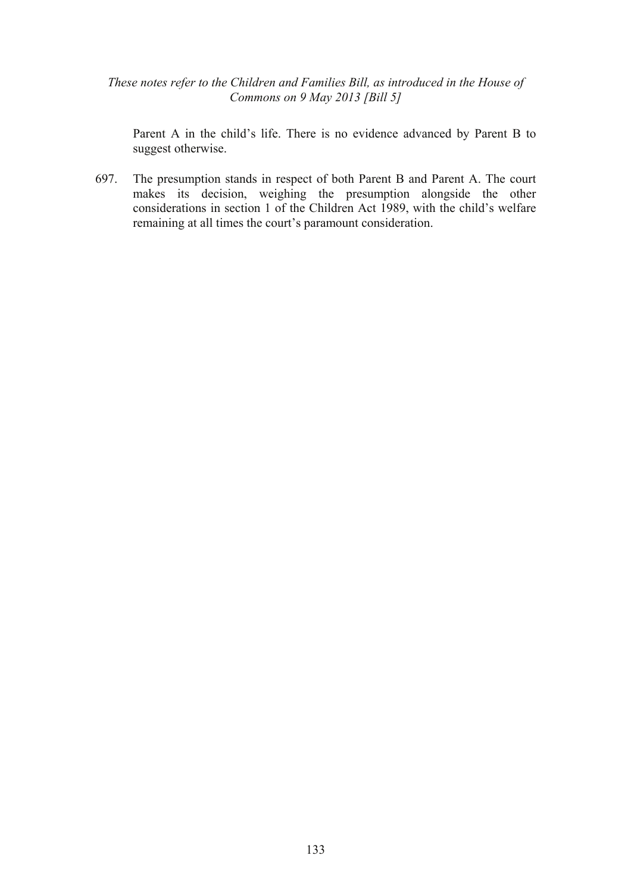Parent A in the child's life. There is no evidence advanced by Parent B to suggest otherwise.

697. The presumption stands in respect of both Parent B and Parent A. The court makes its decision, weighing the presumption alongside the other considerations in section 1 of the Children Act 1989, with the child's welfare remaining at all times the court's paramount consideration.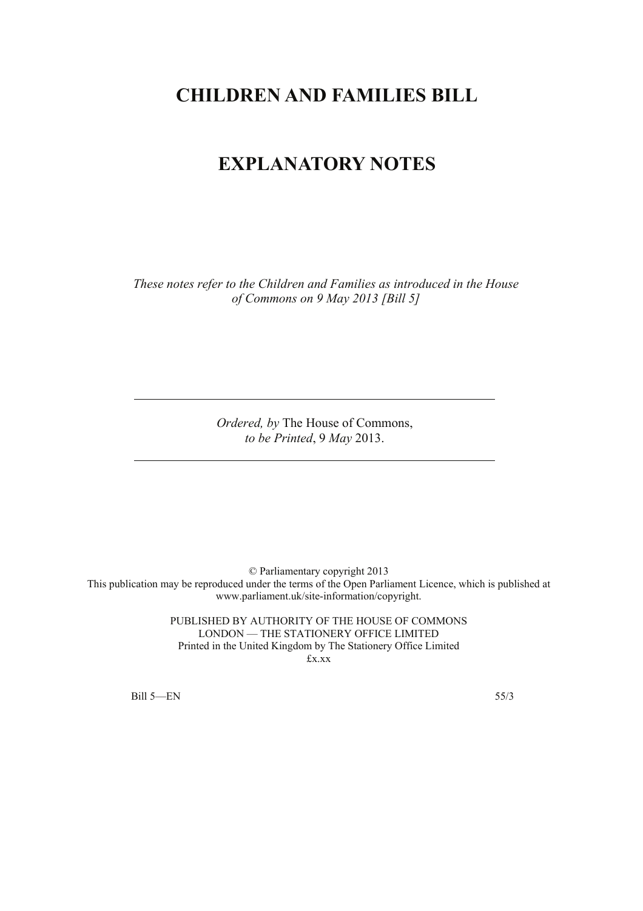# CHILDREN AND FAMILIES BILL

# EXPLANATORY NOTES

*These notes refer to the Children and Families as introduced in the House of Commons on 9 May 2013 [Bill 5]*

---

*Ordered, by* The House of Commons,
*to be Printed*, 9 *May* 2013.

---

© Parliamentary copyright 2013
This publication may be reproduced under the terms of the Open Parliament Licence, which is published at www.parliament.uk/site-information/copyright.

PUBLISHED BY AUTHORITY OF THE HOUSE OF COMMONS
LONDON — THE STATIONERY OFFICE LIMITED
Printed in the United Kingdom by The Stationery Office Limited
£x.xx

Bill 5—EN 55/3